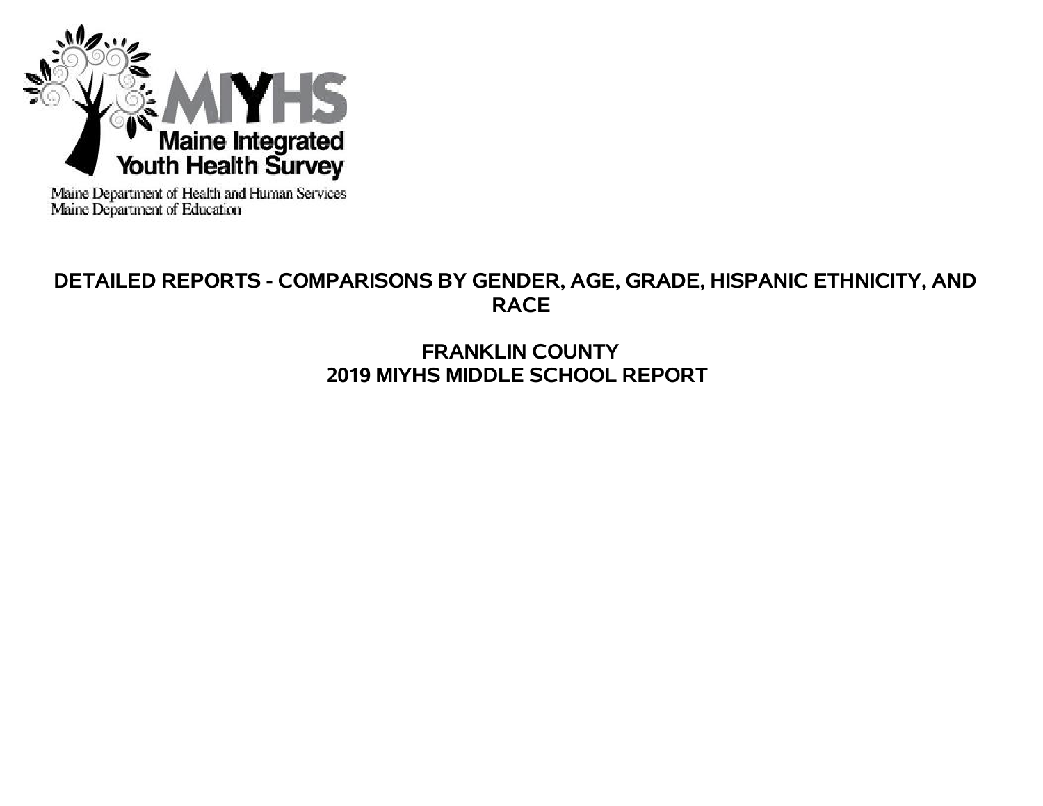MIYHS

Maine Integrated Youth Health Survey

Maine Department of Health and Human Services
Maine Department of Education

# DETAILED REPORTS - COMPARISONS BY GENDER, AGE, GRADE, HISPANIC ETHNICITY, AND RACE

## FRANKLIN COUNTY
## 2019 MIYHS MIDDLE SCHOOL REPORT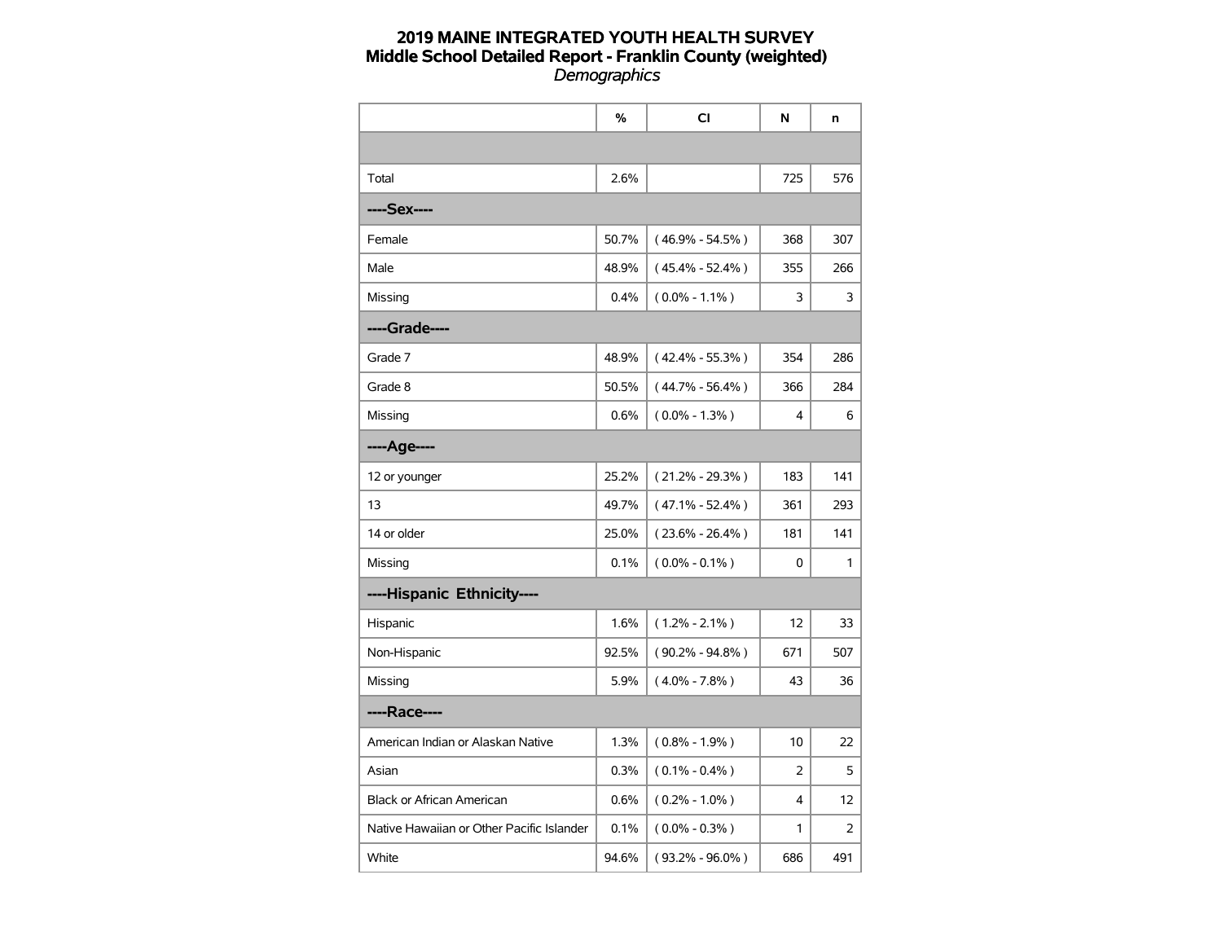# 2019 MAINE INTEGRATED YOUTH HEALTH SURVEY
## Middle School Detailed Report - Franklin County (weighted)
*Demographics*

| | % | CI | N | n |
|---|---|---|---|---|
| | | | | |
| Total | 2.6% | | 725 | 576 |
| **----Sex----** | | | | |
| Female | 50.7% | ( 46.9% - 54.5% ) | 368 | 307 |
| Male | 48.9% | ( 45.4% - 52.4% ) | 355 | 266 |
| Missing | 0.4% | ( 0.0% - 1.1% ) | 3 | 3 |
| **----Grade----** | | | | |
| Grade 7 | 48.9% | ( 42.4% - 55.3% ) | 354 | 286 |
| Grade 8 | 50.5% | ( 44.7% - 56.4% ) | 366 | 284 |
| Missing | 0.6% | ( 0.0% - 1.3% ) | 4 | 6 |
| **----Age----** | | | | |
| 12 or younger | 25.2% | ( 21.2% - 29.3% ) | 183 | 141 |
| 13 | 49.7% | ( 47.1% - 52.4% ) | 361 | 293 |
| 14 or older | 25.0% | ( 23.6% - 26.4% ) | 181 | 141 |
| Missing | 0.1% | ( 0.0% - 0.1% ) | 0 | 1 |
| **----Hispanic Ethnicity----** | | | | |
| Hispanic | 1.6% | ( 1.2% - 2.1% ) | 12 | 33 |
| Non-Hispanic | 92.5% | ( 90.2% - 94.8% ) | 671 | 507 |
| Missing | 5.9% | ( 4.0% - 7.8% ) | 43 | 36 |
| **----Race----** | | | | |
| American Indian or Alaskan Native | 1.3% | ( 0.8% - 1.9% ) | 10 | 22 |
| Asian | 0.3% | ( 0.1% - 0.4% ) | 2 | 5 |
| Black or African American | 0.6% | ( 0.2% - 1.0% ) | 4 | 12 |
| Native Hawaiian or Other Pacific Islander | 0.1% | ( 0.0% - 0.3% ) | 1 | 2 |
| White | 94.6% | ( 93.2% - 96.0% ) | 686 | 491 |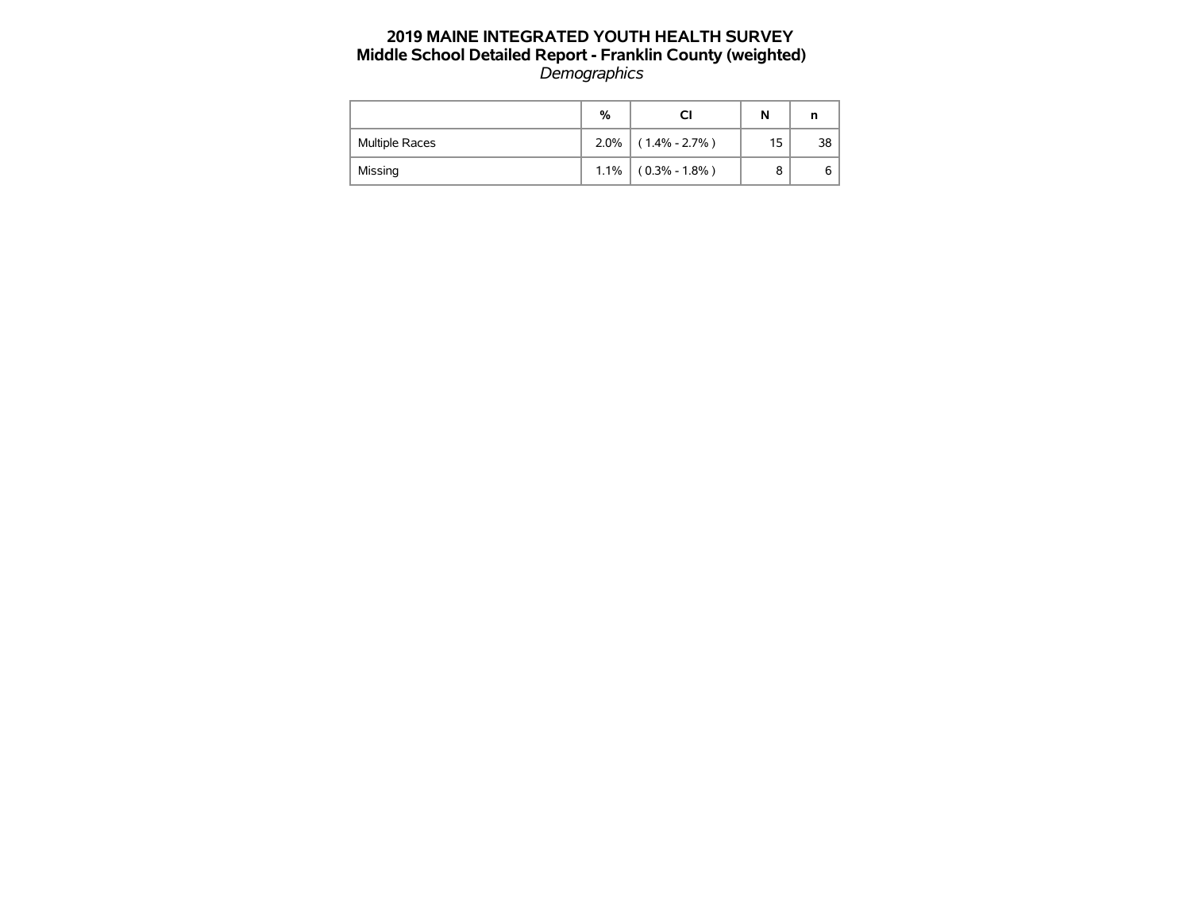# 2019 MAINE INTEGRATED YOUTH HEALTH SURVEY
## Middle School Detailed Report - Franklin County (weighted)
*Demographics*

| | % | CI | N | n |
|---|---|---|---|---|
| Multiple Races | 2.0% | ( 1.4% - 2.7% ) | 15 | 38 |
| Missing | 1.1% | ( 0.3% - 1.8% ) | 8 | 6 |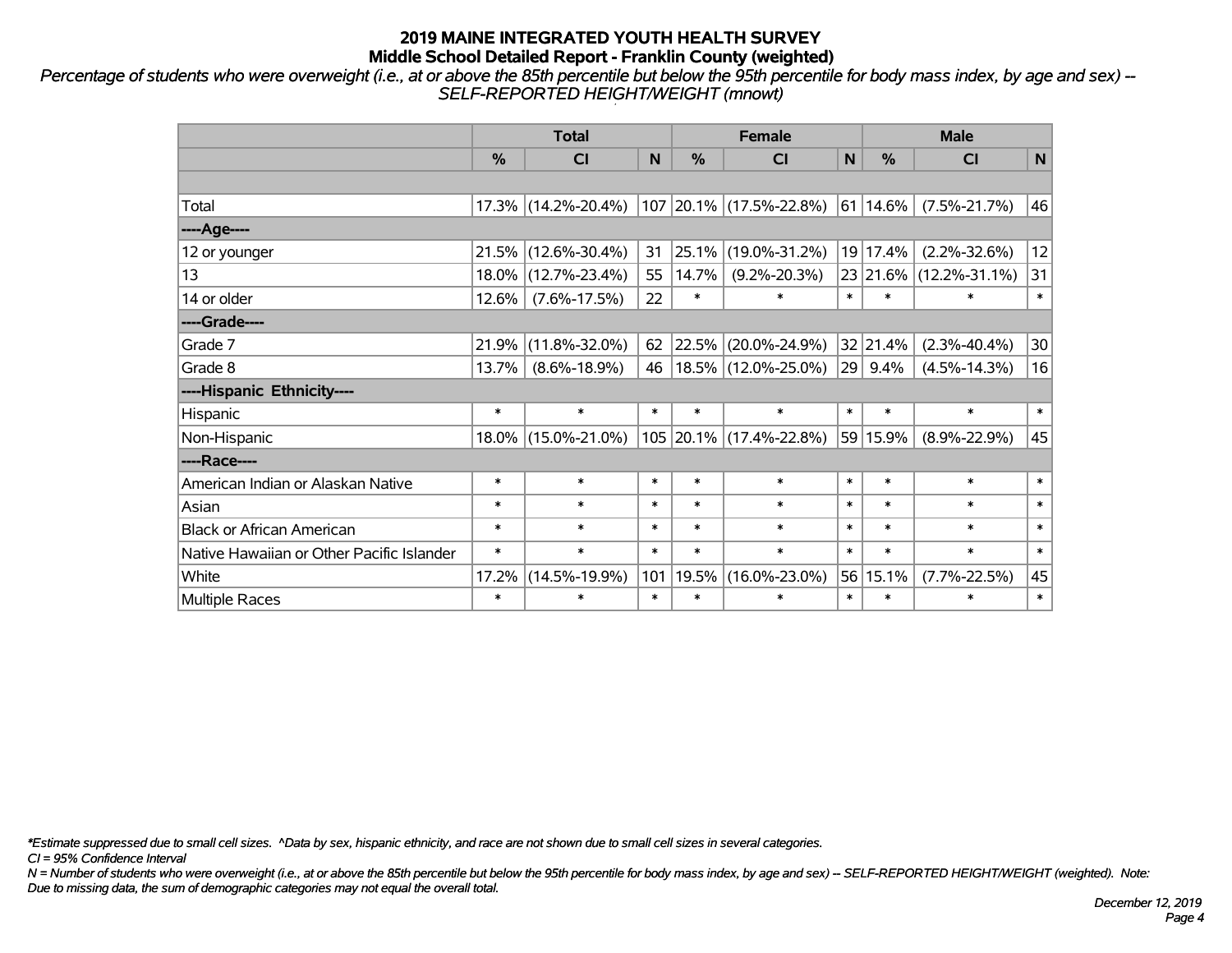# 2019 MAINE INTEGRATED YOUTH HEALTH SURVEY
## Middle School Detailed Report - Franklin County (weighted)

*Percentage of students who were overweight (i.e., at or above the 85th percentile but below the 95th percentile for body mass index, by age and sex) -- SELF-REPORTED HEIGHT/WEIGHT (mnowt)*

| | Total | | | Female | | | Male | | |
|---|---|---|---|---|---|---|---|---|---|
| | % | CI | N | % | CI | N | % | CI | N |
| | | | | | | | | | |
| Total | 17.3% | (14.2%-20.4%) | 107 | 20.1% | (17.5%-22.8%) | 61 | 14.6% | (7.5%-21.7%) | 46 |
| ----Age---- | | | | | | | | | |
| 12 or younger | 21.5% | (12.6%-30.4%) | 31 | 25.1% | (19.0%-31.2%) | 19 | 17.4% | (2.2%-32.6%) | 12 |
| 13 | 18.0% | (12.7%-23.4%) | 55 | 14.7% | (9.2%-20.3%) | 23 | 21.6% | (12.2%-31.1%) | 31 |
| 14 or older | 12.6% | (7.6%-17.5%) | 22 | * | * | * | * | * | * |
| ----Grade---- | | | | | | | | | |
| Grade 7 | 21.9% | (11.8%-32.0%) | 62 | 22.5% | (20.0%-24.9%) | 32 | 21.4% | (2.3%-40.4%) | 30 |
| Grade 8 | 13.7% | (8.6%-18.9%) | 46 | 18.5% | (12.0%-25.0%) | 29 | 9.4% | (4.5%-14.3%) | 16 |
| ----Hispanic Ethnicity---- | | | | | | | | | |
| Hispanic | * | * | * | * | * | * | * | * | * |
| Non-Hispanic | 18.0% | (15.0%-21.0%) | 105 | 20.1% | (17.4%-22.8%) | 59 | 15.9% | (8.9%-22.9%) | 45 |
| ----Race---- | | | | | | | | | |
| American Indian or Alaskan Native | * | * | * | * | * | * | * | * | * |
| Asian | * | * | * | * | * | * | * | * | * |
| Black or African American | * | * | * | * | * | * | * | * | * |
| Native Hawaiian or Other Pacific Islander | * | * | * | * | * | * | * | * | * |
| White | 17.2% | (14.5%-19.9%) | 101 | 19.5% | (16.0%-23.0%) | 56 | 15.1% | (7.7%-22.5%) | 45 |
| Multiple Races | * | * | * | * | * | * | * | * | * |

*\*Estimate suppressed due to small cell sizes. ^Data by sex, hispanic ethnicity, and race are not shown due to small cell sizes in several categories.*

*CI = 95% Confidence Interval*

*N = Number of students who were overweight (i.e., at or above the 85th percentile but below the 95th percentile for body mass index, by age and sex) -- SELF-REPORTED HEIGHT/WEIGHT (weighted). Note: Due to missing data, the sum of demographic categories may not equal the overall total.*

*December 12, 2019*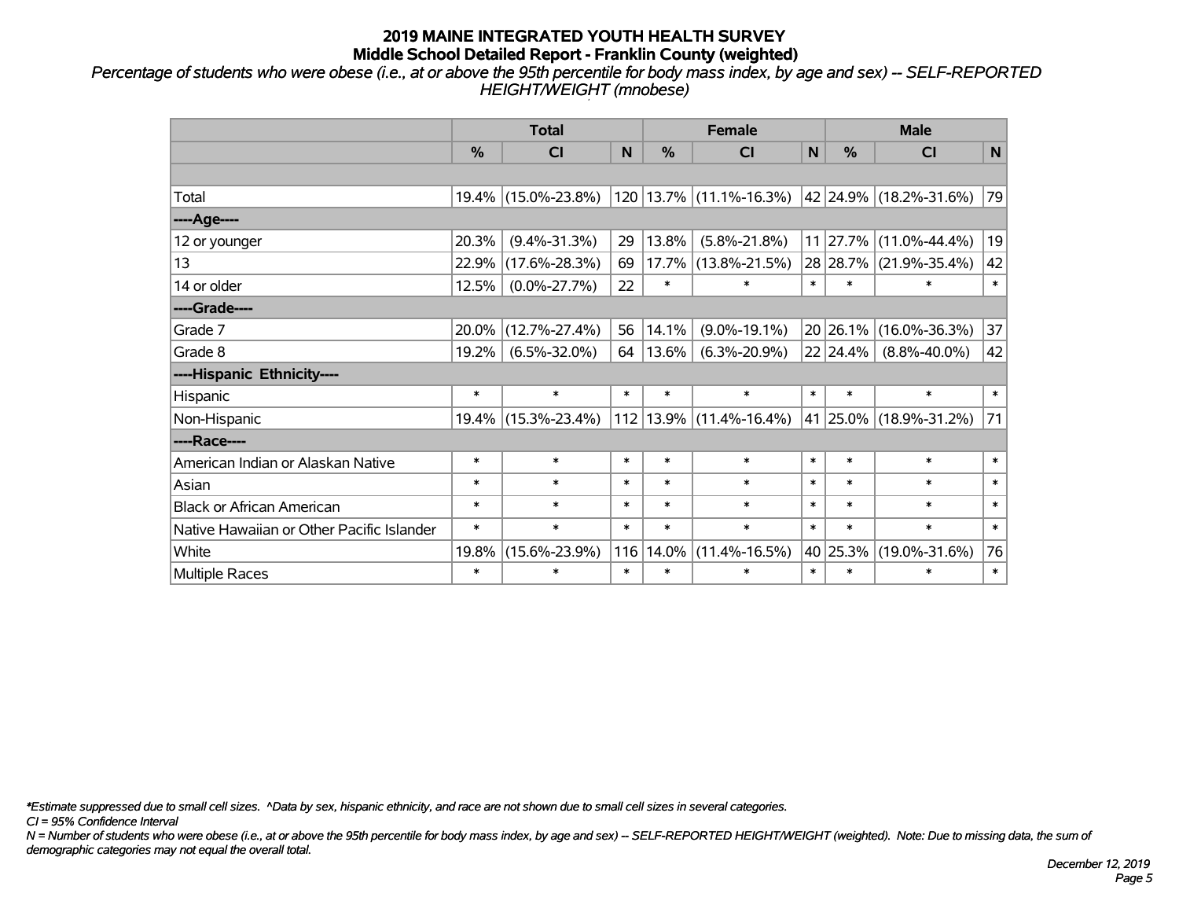# 2019 MAINE INTEGRATED YOUTH HEALTH SURVEY
## Middle School Detailed Report - Franklin County (weighted)

*Percentage of students who were obese (i.e., at or above the 95th percentile for body mass index, by age and sex) -- SELF-REPORTED HEIGHT/WEIGHT (mnobese)*

| | Total | | | Female | | | Male | | |
|---|---|---|---|---|---|---|---|---|---|
| | % | CI | N | % | CI | N | % | CI | N |
| | | | | | | | | | |
| Total | 19.4% | (15.0%-23.8%) | 120 | 13.7% | (11.1%-16.3%) | 42 | 24.9% | (18.2%-31.6%) | 79 |
| ----Age---- | | | | | | | | | |
| 12 or younger | 20.3% | (9.4%-31.3%) | 29 | 13.8% | (5.8%-21.8%) | 11 | 27.7% | (11.0%-44.4%) | 19 |
| 13 | 22.9% | (17.6%-28.3%) | 69 | 17.7% | (13.8%-21.5%) | 28 | 28.7% | (21.9%-35.4%) | 42 |
| 14 or older | 12.5% | (0.0%-27.7%) | 22 | * | * | * | * | * | * |
| ----Grade---- | | | | | | | | | |
| Grade 7 | 20.0% | (12.7%-27.4%) | 56 | 14.1% | (9.0%-19.1%) | 20 | 26.1% | (16.0%-36.3%) | 37 |
| Grade 8 | 19.2% | (6.5%-32.0%) | 64 | 13.6% | (6.3%-20.9%) | 22 | 24.4% | (8.8%-40.0%) | 42 |
| ----Hispanic Ethnicity---- | | | | | | | | | |
| Hispanic | * | * | * | * | * | * | * | * | * |
| Non-Hispanic | 19.4% | (15.3%-23.4%) | 112 | 13.9% | (11.4%-16.4%) | 41 | 25.0% | (18.9%-31.2%) | 71 |
| ----Race---- | | | | | | | | | |
| American Indian or Alaskan Native | * | * | * | * | * | * | * | * | * |
| Asian | * | * | * | * | * | * | * | * | * |
| Black or African American | * | * | * | * | * | * | * | * | * |
| Native Hawaiian or Other Pacific Islander | * | * | * | * | * | * | * | * | * |
| White | 19.8% | (15.6%-23.9%) | 116 | 14.0% | (11.4%-16.5%) | 40 | 25.3% | (19.0%-31.6%) | 76 |
| Multiple Races | * | * | * | * | * | * | * | * | * |

*\*Estimate suppressed due to small cell sizes. ^Data by sex, hispanic ethnicity, and race are not shown due to small cell sizes in several categories.*

*CI = 95% Confidence Interval*

*N = Number of students who were obese (i.e., at or above the 95th percentile for body mass index, by age and sex) -- SELF-REPORTED HEIGHT/WEIGHT (weighted). Note: Due to missing data, the sum of demographic categories may not equal the overall total.*

*December 12, 2019*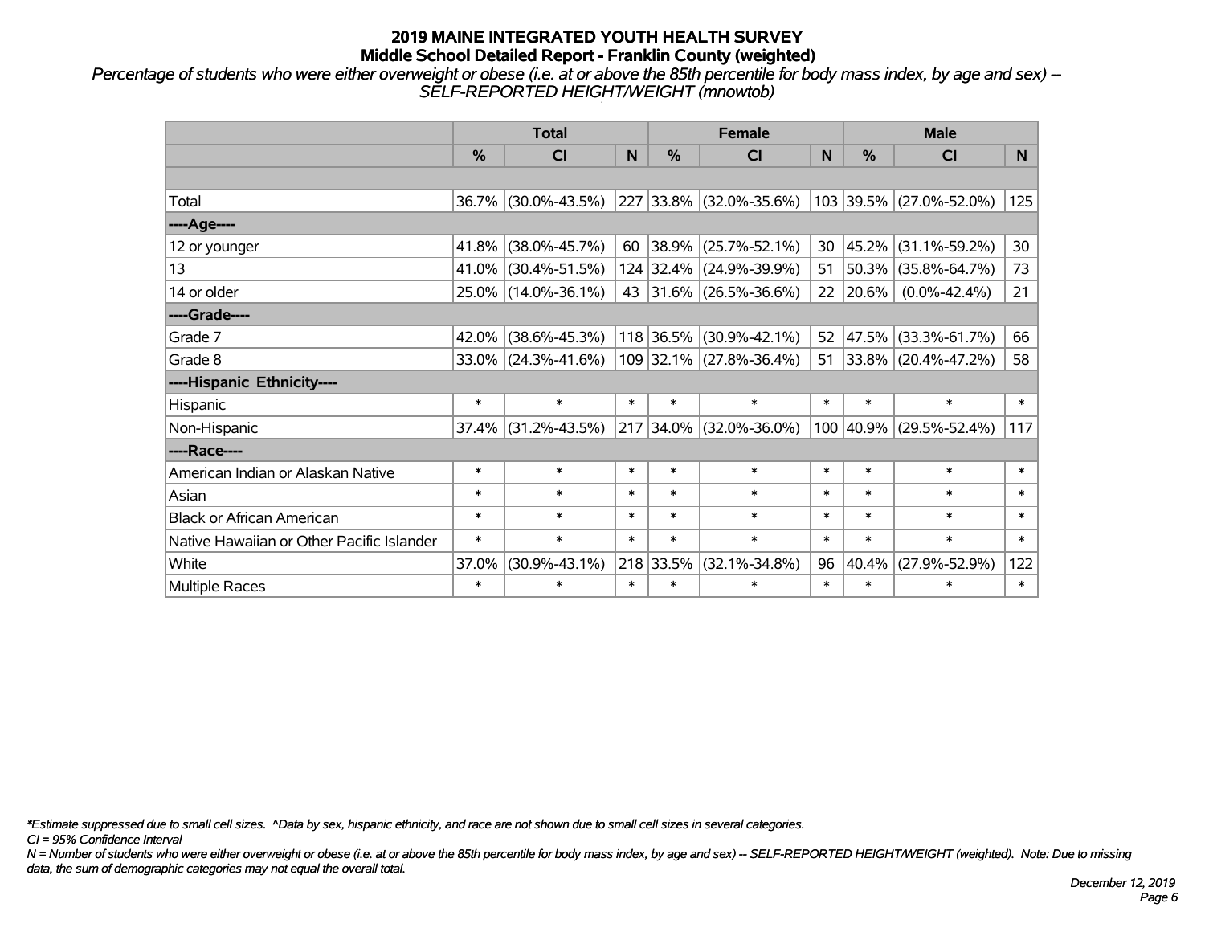# 2019 MAINE INTEGRATED YOUTH HEALTH SURVEY
## Middle School Detailed Report - Franklin County (weighted)

*Percentage of students who were either overweight or obese (i.e. at or above the 85th percentile for body mass index, by age and sex) -- SELF-REPORTED HEIGHT/WEIGHT (mnowtob)*

| | Total | | | Female | | | Male | | |
|---|---|---|---|---|---|---|---|---|---|
| | % | CI | N | % | CI | N | % | CI | N |
| | | | | | | | | | |
| Total | 36.7% | (30.0%-43.5%) | 227 | 33.8% | (32.0%-35.6%) | 103 | 39.5% | (27.0%-52.0%) | 125 |
| ----Age---- | | | | | | | | | |
| 12 or younger | 41.8% | (38.0%-45.7%) | 60 | 38.9% | (25.7%-52.1%) | 30 | 45.2% | (31.1%-59.2%) | 30 |
| 13 | 41.0% | (30.4%-51.5%) | 124 | 32.4% | (24.9%-39.9%) | 51 | 50.3% | (35.8%-64.7%) | 73 |
| 14 or older | 25.0% | (14.0%-36.1%) | 43 | 31.6% | (26.5%-36.6%) | 22 | 20.6% | (0.0%-42.4%) | 21 |
| ----Grade---- | | | | | | | | | |
| Grade 7 | 42.0% | (38.6%-45.3%) | 118 | 36.5% | (30.9%-42.1%) | 52 | 47.5% | (33.3%-61.7%) | 66 |
| Grade 8 | 33.0% | (24.3%-41.6%) | 109 | 32.1% | (27.8%-36.4%) | 51 | 33.8% | (20.4%-47.2%) | 58 |
| ----Hispanic Ethnicity---- | | | | | | | | | |
| Hispanic | * | * | * | * | * | * | * | * | * |
| Non-Hispanic | 37.4% | (31.2%-43.5%) | 217 | 34.0% | (32.0%-36.0%) | 100 | 40.9% | (29.5%-52.4%) | 117 |
| ----Race---- | | | | | | | | | |
| American Indian or Alaskan Native | * | * | * | * | * | * | * | * | * |
| Asian | * | * | * | * | * | * | * | * | * |
| Black or African American | * | * | * | * | * | * | * | * | * |
| Native Hawaiian or Other Pacific Islander | * | * | * | * | * | * | * | * | * |
| White | 37.0% | (30.9%-43.1%) | 218 | 33.5% | (32.1%-34.8%) | 96 | 40.4% | (27.9%-52.9%) | 122 |
| Multiple Races | * | * | * | * | * | * | * | * | * |

*\*Estimate suppressed due to small cell sizes. ^Data by sex, hispanic ethnicity, and race are not shown due to small cell sizes in several categories.*

*CI = 95% Confidence Interval*

*N = Number of students who were either overweight or obese (i.e. at or above the 85th percentile for body mass index, by age and sex) -- SELF-REPORTED HEIGHT/WEIGHT (weighted). Note: Due to missing data, the sum of demographic categories may not equal the overall total.*

*December 12, 2019*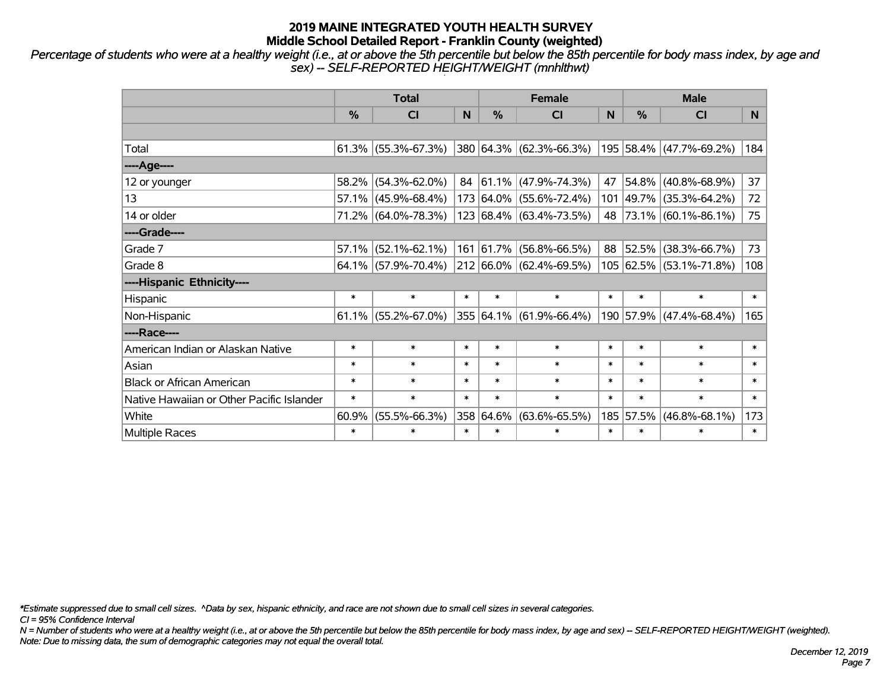# 2019 MAINE INTEGRATED YOUTH HEALTH SURVEY
## Middle School Detailed Report - Franklin County (weighted)

*Percentage of students who were at a healthy weight (i.e., at or above the 5th percentile but below the 85th percentile for body mass index, by age and sex) -- SELF-REPORTED HEIGHT/WEIGHT (mnhlthwt)*

| | Total | | | Female | | | Male | | |
|---|---|---|---|---|---|---|---|---|---|
| | % | CI | N | % | CI | N | % | CI | N |
| Total | 61.3% | (55.3%-67.3%) | 380 | 64.3% | (62.3%-66.3%) | 195 | 58.4% | (47.7%-69.2%) | 184 |
| ----Age---- | | | | | | | | | |
| 12 or younger | 58.2% | (54.3%-62.0%) | 84 | 61.1% | (47.9%-74.3%) | 47 | 54.8% | (40.8%-68.9%) | 37 |
| 13 | 57.1% | (45.9%-68.4%) | 173 | 64.0% | (55.6%-72.4%) | 101 | 49.7% | (35.3%-64.2%) | 72 |
| 14 or older | 71.2% | (64.0%-78.3%) | 123 | 68.4% | (63.4%-73.5%) | 48 | 73.1% | (60.1%-86.1%) | 75 |
| ----Grade---- | | | | | | | | | |
| Grade 7 | 57.1% | (52.1%-62.1%) | 161 | 61.7% | (56.8%-66.5%) | 88 | 52.5% | (38.3%-66.7%) | 73 |
| Grade 8 | 64.1% | (57.9%-70.4%) | 212 | 66.0% | (62.4%-69.5%) | 105 | 62.5% | (53.1%-71.8%) | 108 |
| ----Hispanic Ethnicity---- | | | | | | | | | |
| Hispanic | * | * | * | * | * | * | * | * | * |
| Non-Hispanic | 61.1% | (55.2%-67.0%) | 355 | 64.1% | (61.9%-66.4%) | 190 | 57.9% | (47.4%-68.4%) | 165 |
| ----Race---- | | | | | | | | | |
| American Indian or Alaskan Native | * | * | * | * | * | * | * | * | * |
| Asian | * | * | * | * | * | * | * | * | * |
| Black or African American | * | * | * | * | * | * | * | * | * |
| Native Hawaiian or Other Pacific Islander | * | * | * | * | * | * | * | * | * |
| White | 60.9% | (55.5%-66.3%) | 358 | 64.6% | (63.6%-65.5%) | 185 | 57.5% | (46.8%-68.1%) | 173 |
| Multiple Races | * | * | * | * | * | * | * | * | * |

*\*Estimate suppressed due to small cell sizes. ^Data by sex, hispanic ethnicity, and race are not shown due to small cell sizes in several categories.*

*CI = 95% Confidence Interval*

*N = Number of students who were at a healthy weight (i.e., at or above the 5th percentile but below the 85th percentile for body mass index, by age and sex) -- SELF-REPORTED HEIGHT/WEIGHT (weighted).*

*Note: Due to missing data, the sum of demographic categories may not equal the overall total.*

*December 12, 2019*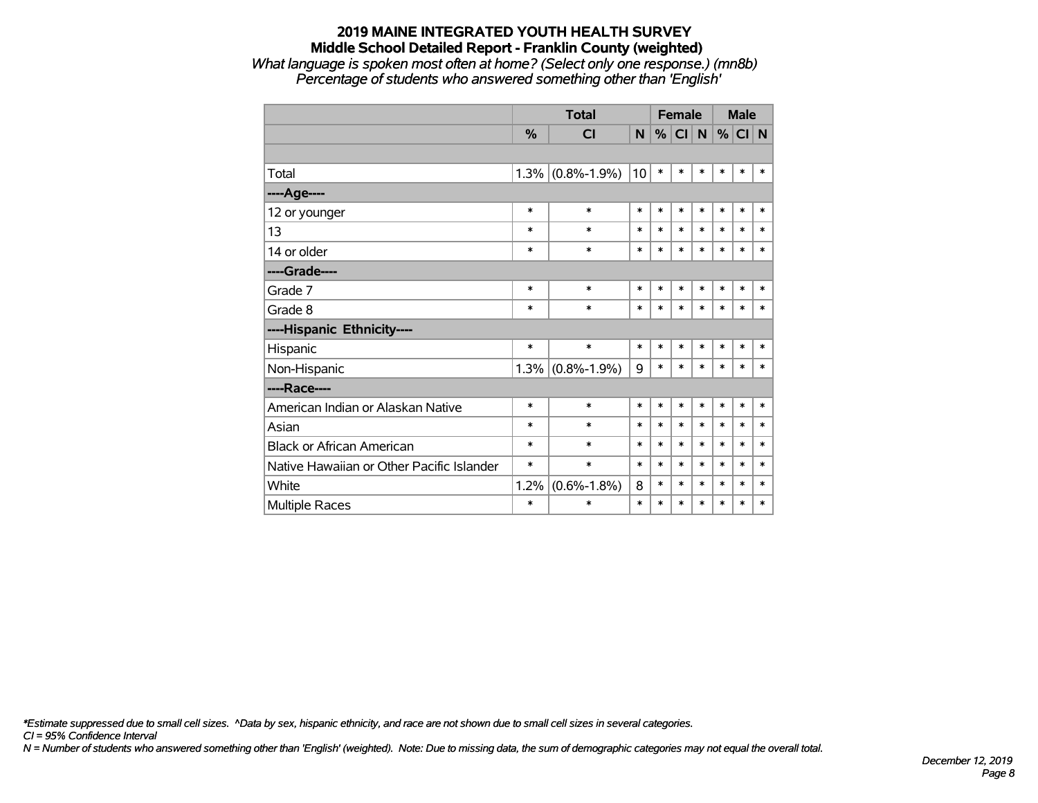# 2019 MAINE INTEGRATED YOUTH HEALTH SURVEY
## Middle School Detailed Report - Franklin County (weighted)
*What language is spoken most often at home? (Select only one response.) (mn8b)*
*Percentage of students who answered something other than 'English'*

| | Total | | | Female | | | Male | | |
|---|---|---|---|---|---|---|---|---|---|
| | % | CI | N | % | CI | N | % | CI | N |
| | | | | | | | | | |
| Total | 1.3% | (0.8%-1.9%) | 10 | * | * | * | * | * | * |
| ----Age---- | | | | | | | | | |
| 12 or younger | * | * | * | * | * | * | * | * | * |
| 13 | * | * | * | * | * | * | * | * | * |
| 14 or older | * | * | * | * | * | * | * | * | * |
| ----Grade---- | | | | | | | | | |
| Grade 7 | * | * | * | * | * | * | * | * | * |
| Grade 8 | * | * | * | * | * | * | * | * | * |
| ----Hispanic Ethnicity---- | | | | | | | | | |
| Hispanic | * | * | * | * | * | * | * | * | * |
| Non-Hispanic | 1.3% | (0.8%-1.9%) | 9 | * | * | * | * | * | * |
| ----Race---- | | | | | | | | | |
| American Indian or Alaskan Native | * | * | * | * | * | * | * | * | * |
| Asian | * | * | * | * | * | * | * | * | * |
| Black or African American | * | * | * | * | * | * | * | * | * |
| Native Hawaiian or Other Pacific Islander | * | * | * | * | * | * | * | * | * |
| White | 1.2% | (0.6%-1.8%) | 8 | * | * | * | * | * | * |
| Multiple Races | * | * | * | * | * | * | * | * | * |

*\*Estimate suppressed due to small cell sizes. ^Data by sex, hispanic ethnicity, and race are not shown due to small cell sizes in several categories.*
*CI = 95% Confidence Interval*
*N = Number of students who answered something other than 'English' (weighted). Note: Due to missing data, the sum of demographic categories may not equal the overall total.*

*December 12, 2019*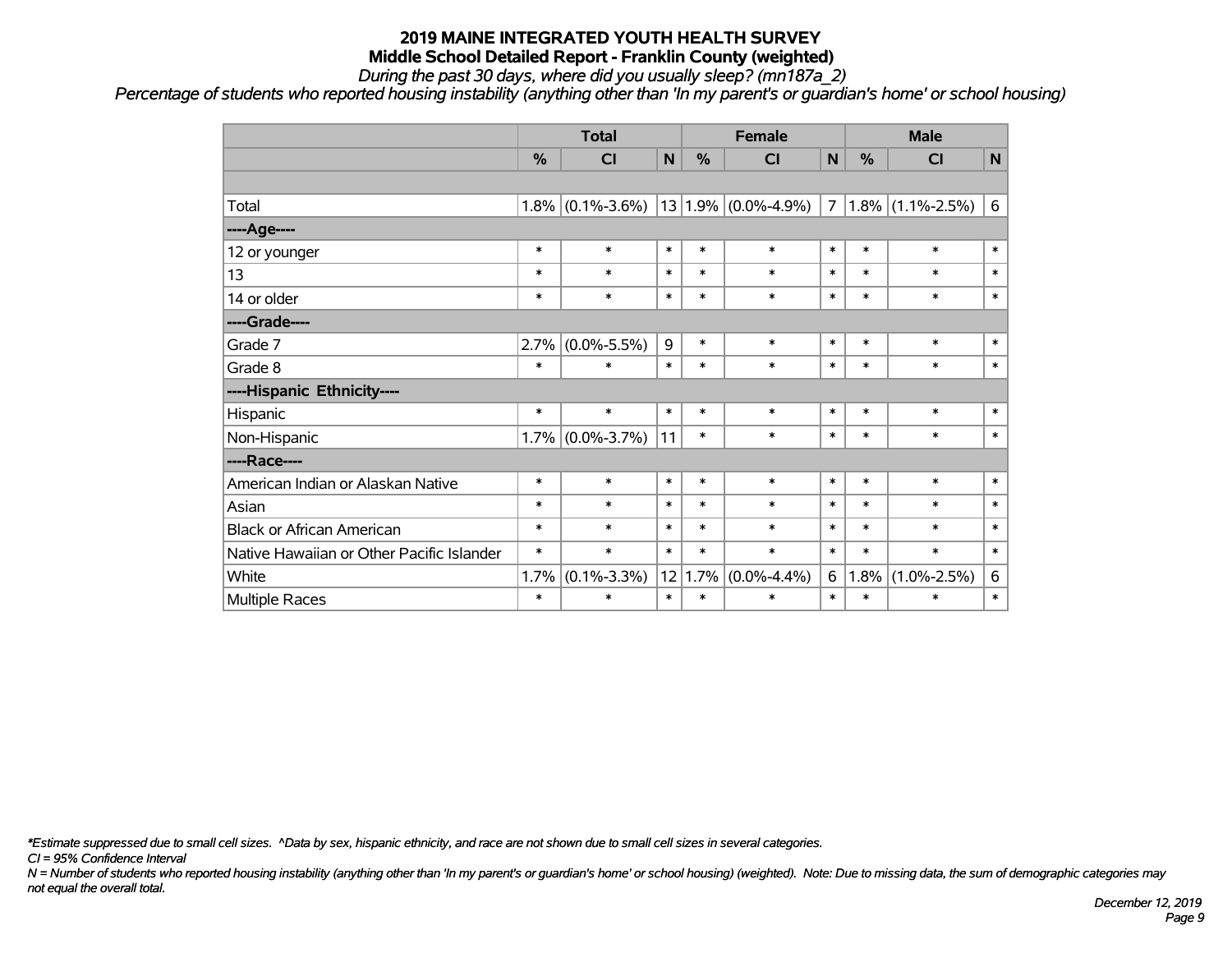# 2019 MAINE INTEGRATED YOUTH HEALTH SURVEY
## Middle School Detailed Report - Franklin County (weighted)
*During the past 30 days, where did you usually sleep? (mn187a_2)*
*Percentage of students who reported housing instability (anything other than 'In my parent's or guardian's home' or school housing)*

| | Total | | | Female | | | Male | | |
|---|---|---|---|---|---|---|---|---|---|
| | % | CI | N | % | CI | N | % | CI | N |
| | | | | | | | | | |
| Total | 1.8% | (0.1%-3.6%) | 13 | 1.9% | (0.0%-4.9%) | 7 | 1.8% | (1.1%-2.5%) | 6 |
| ----Age---- | | | | | | | | | |
| 12 or younger | * | * | * | * | * | * | * | * | * |
| 13 | * | * | * | * | * | * | * | * | * |
| 14 or older | * | * | * | * | * | * | * | * | * |
| ----Grade---- | | | | | | | | | |
| Grade 7 | 2.7% | (0.0%-5.5%) | 9 | * | * | * | * | * | * |
| Grade 8 | * | * | * | * | * | * | * | * | * |
| ----Hispanic Ethnicity---- | | | | | | | | | |
| Hispanic | * | * | * | * | * | * | * | * | * |
| Non-Hispanic | 1.7% | (0.0%-3.7%) | 11 | * | * | * | * | * | * |
| ----Race---- | | | | | | | | | |
| American Indian or Alaskan Native | * | * | * | * | * | * | * | * | * |
| Asian | * | * | * | * | * | * | * | * | * |
| Black or African American | * | * | * | * | * | * | * | * | * |
| Native Hawaiian or Other Pacific Islander | * | * | * | * | * | * | * | * | * |
| White | 1.7% | (0.1%-3.3%) | 12 | 1.7% | (0.0%-4.4%) | 6 | 1.8% | (1.0%-2.5%) | 6 |
| Multiple Races | * | * | * | * | * | * | * | * | * |

*\*Estimate suppressed due to small cell sizes. ^Data by sex, hispanic ethnicity, and race are not shown due to small cell sizes in several categories.*

*CI = 95% Confidence Interval*

*N = Number of students who reported housing instability (anything other than 'In my parent's or guardian's home' or school housing) (weighted). Note: Due to missing data, the sum of demographic categories may not equal the overall total.*

*December 12, 2019*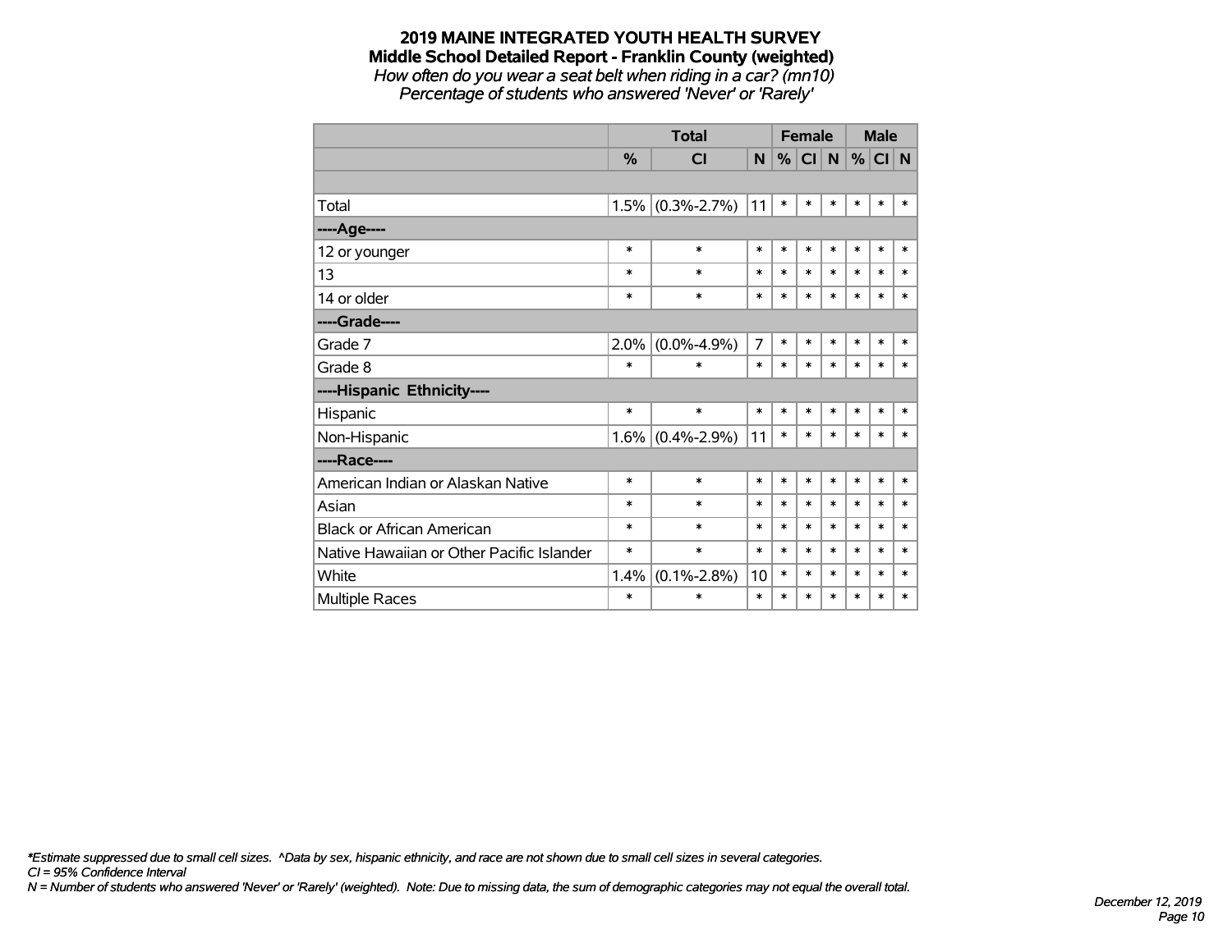**2019 MAINE INTEGRATED YOUTH HEALTH SURVEY**
**Middle School Detailed Report - Franklin County (weighted)**
*How often do you wear a seat belt when riding in a car? (mn10)*
*Percentage of students who answered 'Never' or 'Rarely'*

| | Total | | | Female | | | Male | | |
|---|---|---|---|---|---|---|---|---|---|
| | % | CI | N | % | CI | N | % | CI | N |
| | | | | | | | | | |
| Total | 1.5% | (0.3%-2.7%) | 11 | * | * | * | * | * | * |
| ----Age---- | | | | | | | | | |
| 12 or younger | * | * | * | * | * | * | * | * | * |
| 13 | * | * | * | * | * | * | * | * | * |
| 14 or older | * | * | * | * | * | * | * | * | * |
| ----Grade---- | | | | | | | | | |
| Grade 7 | 2.0% | (0.0%-4.9%) | 7 | * | * | * | * | * | * |
| Grade 8 | * | * | * | * | * | * | * | * | * |
| ----Hispanic Ethnicity---- | | | | | | | | | |
| Hispanic | * | * | * | * | * | * | * | * | * |
| Non-Hispanic | 1.6% | (0.4%-2.9%) | 11 | * | * | * | * | * | * |
| ----Race---- | | | | | | | | | |
| American Indian or Alaskan Native | * | * | * | * | * | * | * | * | * |
| Asian | * | * | * | * | * | * | * | * | * |
| Black or African American | * | * | * | * | * | * | * | * | * |
| Native Hawaiian or Other Pacific Islander | * | * | * | * | * | * | * | * | * |
| White | 1.4% | (0.1%-2.8%) | 10 | * | * | * | * | * | * |
| Multiple Races | * | * | * | * | * | * | * | * | * |

*\*Estimate suppressed due to small cell sizes. ^Data by sex, hispanic ethnicity, and race are not shown due to small cell sizes in several categories.*
*CI = 95% Confidence Interval*
*N = Number of students who answered 'Never' or 'Rarely' (weighted). Note: Due to missing data, the sum of demographic categories may not equal the overall total.*

*December 12, 2019*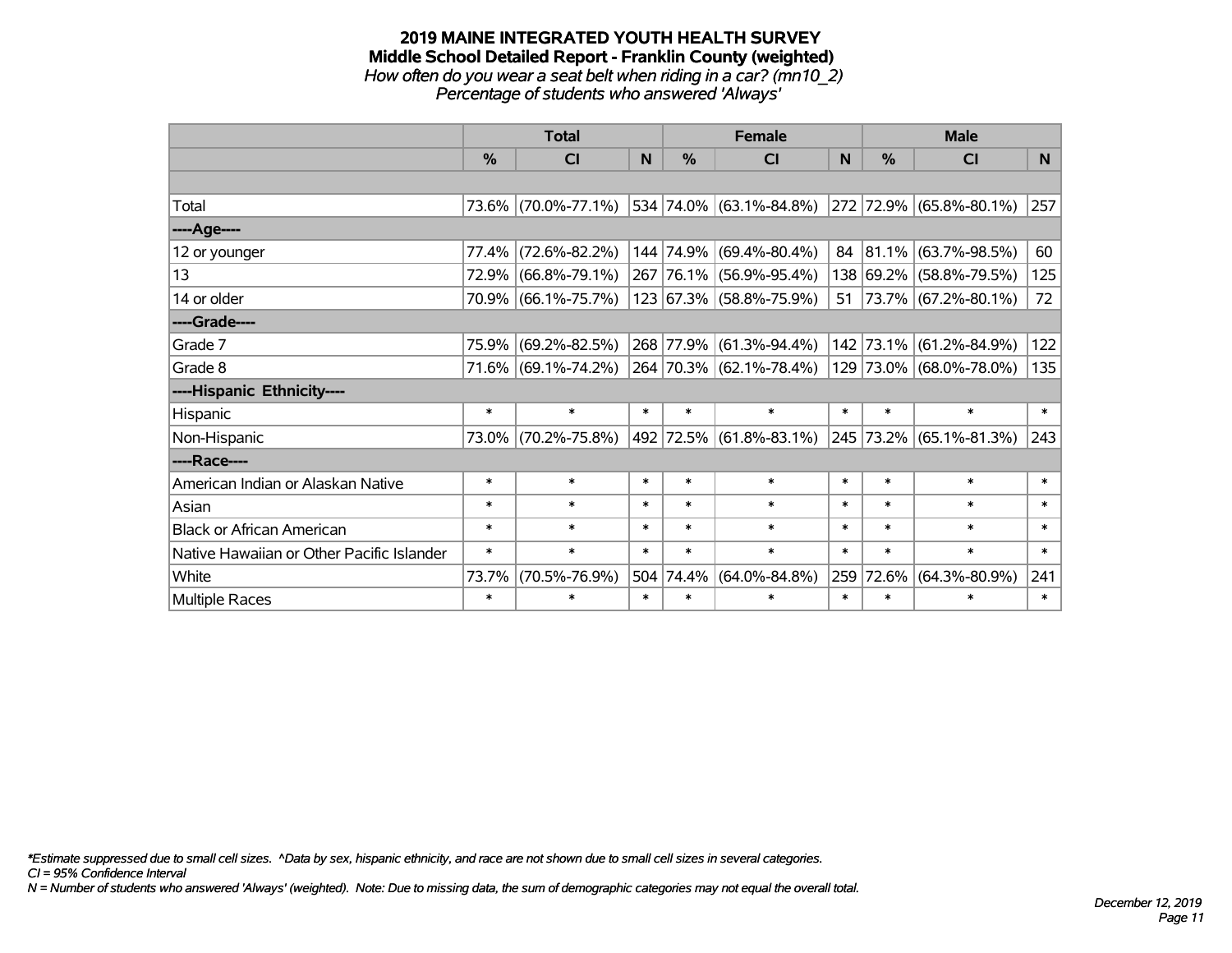# 2019 MAINE INTEGRATED YOUTH HEALTH SURVEY

## Middle School Detailed Report - Franklin County (weighted)

*How often do you wear a seat belt when riding in a car? (mn10_2)*
*Percentage of students who answered 'Always'*

| | Total | | | Female | | | Male | | |
|---|---|---|---|---|---|---|---|---|---|
| | % | CI | N | % | CI | N | % | CI | N |
| Total | 73.6% | (70.0%-77.1%) | 534 | 74.0% | (63.1%-84.8%) | 272 | 72.9% | (65.8%-80.1%) | 257 |
| ----Age---- | | | | | | | | | |
| 12 or younger | 77.4% | (72.6%-82.2%) | 144 | 74.9% | (69.4%-80.4%) | 84 | 81.1% | (63.7%-98.5%) | 60 |
| 13 | 72.9% | (66.8%-79.1%) | 267 | 76.1% | (56.9%-95.4%) | 138 | 69.2% | (58.8%-79.5%) | 125 |
| 14 or older | 70.9% | (66.1%-75.7%) | 123 | 67.3% | (58.8%-75.9%) | 51 | 73.7% | (67.2%-80.1%) | 72 |
| ----Grade---- | | | | | | | | | |
| Grade 7 | 75.9% | (69.2%-82.5%) | 268 | 77.9% | (61.3%-94.4%) | 142 | 73.1% | (61.2%-84.9%) | 122 |
| Grade 8 | 71.6% | (69.1%-74.2%) | 264 | 70.3% | (62.1%-78.4%) | 129 | 73.0% | (68.0%-78.0%) | 135 |
| ----Hispanic Ethnicity---- | | | | | | | | | |
| Hispanic | * | * | * | * | * | * | * | * | * |
| Non-Hispanic | 73.0% | (70.2%-75.8%) | 492 | 72.5% | (61.8%-83.1%) | 245 | 73.2% | (65.1%-81.3%) | 243 |
| ----Race---- | | | | | | | | | |
| American Indian or Alaskan Native | * | * | * | * | * | * | * | * | * |
| Asian | * | * | * | * | * | * | * | * | * |
| Black or African American | * | * | * | * | * | * | * | * | * |
| Native Hawaiian or Other Pacific Islander | * | * | * | * | * | * | * | * | * |
| White | 73.7% | (70.5%-76.9%) | 504 | 74.4% | (64.0%-84.8%) | 259 | 72.6% | (64.3%-80.9%) | 241 |
| Multiple Races | * | * | * | * | * | * | * | * | * |

*\*Estimate suppressed due to small cell sizes. ^Data by sex, hispanic ethnicity, and race are not shown due to small cell sizes in several categories.*
*CI = 95% Confidence Interval*
*N = Number of students who answered 'Always' (weighted). Note: Due to missing data, the sum of demographic categories may not equal the overall total.*

*December 12, 2019*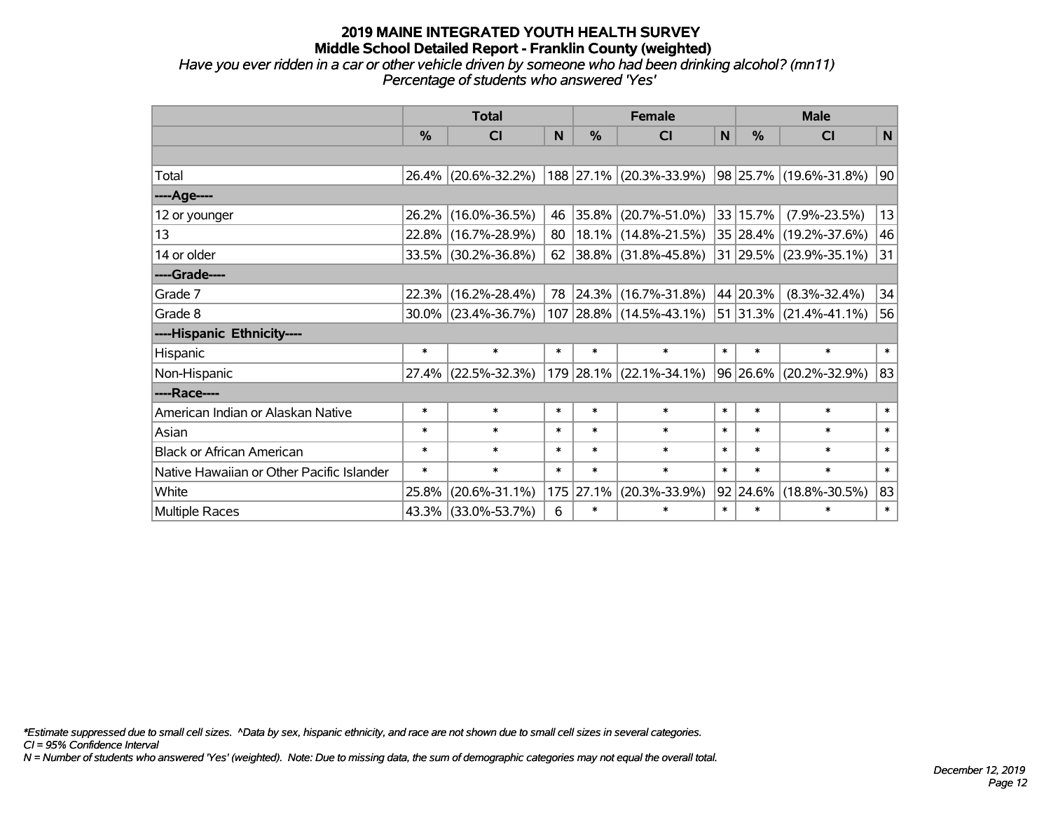# 2019 MAINE INTEGRATED YOUTH HEALTH SURVEY
## Middle School Detailed Report - Franklin County (weighted)
*Have you ever ridden in a car or other vehicle driven by someone who had been drinking alcohol? (mn11)*
*Percentage of students who answered 'Yes'*

| | Total | | | Female | | | Male | | |
|---|---|---|---|---|---|---|---|---|---|
| | % | CI | N | % | CI | N | % | CI | N |
| | | | | | | | | | |
| Total | 26.4% | (20.6%-32.2%) | 188 | 27.1% | (20.3%-33.9%) | 98 | 25.7% | (19.6%-31.8%) | 90 |
| ----Age---- | | | | | | | | | |
| 12 or younger | 26.2% | (16.0%-36.5%) | 46 | 35.8% | (20.7%-51.0%) | 33 | 15.7% | (7.9%-23.5%) | 13 |
| 13 | 22.8% | (16.7%-28.9%) | 80 | 18.1% | (14.8%-21.5%) | 35 | 28.4% | (19.2%-37.6%) | 46 |
| 14 or older | 33.5% | (30.2%-36.8%) | 62 | 38.8% | (31.8%-45.8%) | 31 | 29.5% | (23.9%-35.1%) | 31 |
| ----Grade---- | | | | | | | | | |
| Grade 7 | 22.3% | (16.2%-28.4%) | 78 | 24.3% | (16.7%-31.8%) | 44 | 20.3% | (8.3%-32.4%) | 34 |
| Grade 8 | 30.0% | (23.4%-36.7%) | 107 | 28.8% | (14.5%-43.1%) | 51 | 31.3% | (21.4%-41.1%) | 56 |
| ----Hispanic Ethnicity---- | | | | | | | | | |
| Hispanic | * | * | * | * | * | * | * | * | * |
| Non-Hispanic | 27.4% | (22.5%-32.3%) | 179 | 28.1% | (22.1%-34.1%) | 96 | 26.6% | (20.2%-32.9%) | 83 |
| ----Race---- | | | | | | | | | |
| American Indian or Alaskan Native | * | * | * | * | * | * | * | * | * |
| Asian | * | * | * | * | * | * | * | * | * |
| Black or African American | * | * | * | * | * | * | * | * | * |
| Native Hawaiian or Other Pacific Islander | * | * | * | * | * | * | * | * | * |
| White | 25.8% | (20.6%-31.1%) | 175 | 27.1% | (20.3%-33.9%) | 92 | 24.6% | (18.8%-30.5%) | 83 |
| Multiple Races | 43.3% | (33.0%-53.7%) | 6 | * | * | * | * | * | * |

*\*Estimate suppressed due to small cell sizes. ^Data by sex, hispanic ethnicity, and race are not shown due to small cell sizes in several categories.*
*CI = 95% Confidence Interval*
*N = Number of students who answered 'Yes' (weighted). Note: Due to missing data, the sum of demographic categories may not equal the overall total.*

*December 12, 2019*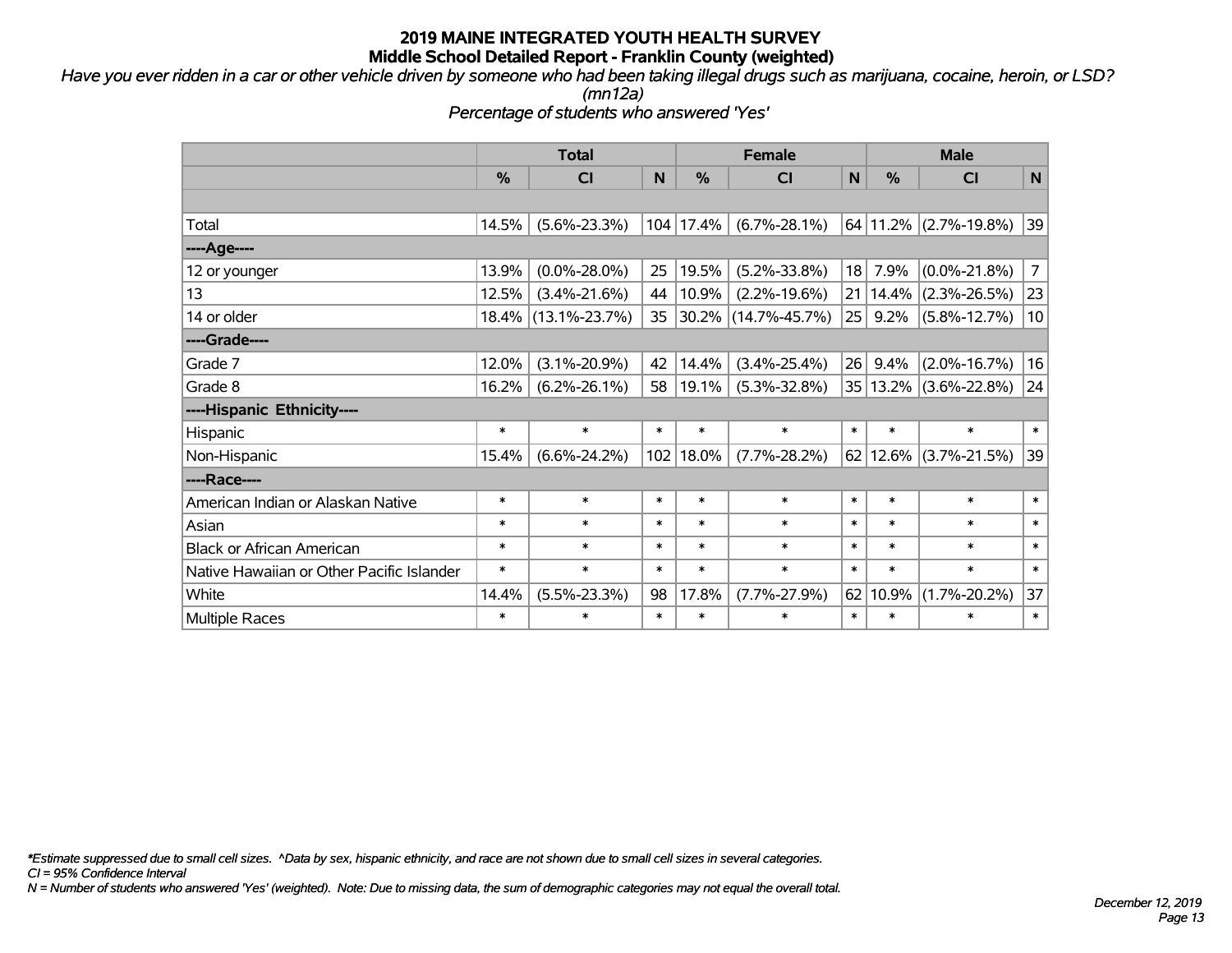# 2019 MAINE INTEGRATED YOUTH HEALTH SURVEY
## Middle School Detailed Report - Franklin County (weighted)

*Have you ever ridden in a car or other vehicle driven by someone who had been taking illegal drugs such as marijuana, cocaine, heroin, or LSD? (mn12a)*
*Percentage of students who answered 'Yes'*

| | Total | | | Female | | | Male | | |
|---|---|---|---|---|---|---|---|---|---|
| | % | CI | N | % | CI | N | % | CI | N |
| Total | 14.5% | (5.6%-23.3%) | 104 | 17.4% | (6.7%-28.1%) | 64 | 11.2% | (2.7%-19.8%) | 39 |
| ----Age---- | | | | | | | | | |
| 12 or younger | 13.9% | (0.0%-28.0%) | 25 | 19.5% | (5.2%-33.8%) | 18 | 7.9% | (0.0%-21.8%) | 7 |
| 13 | 12.5% | (3.4%-21.6%) | 44 | 10.9% | (2.2%-19.6%) | 21 | 14.4% | (2.3%-26.5%) | 23 |
| 14 or older | 18.4% | (13.1%-23.7%) | 35 | 30.2% | (14.7%-45.7%) | 25 | 9.2% | (5.8%-12.7%) | 10 |
| ----Grade---- | | | | | | | | | |
| Grade 7 | 12.0% | (3.1%-20.9%) | 42 | 14.4% | (3.4%-25.4%) | 26 | 9.4% | (2.0%-16.7%) | 16 |
| Grade 8 | 16.2% | (6.2%-26.1%) | 58 | 19.1% | (5.3%-32.8%) | 35 | 13.2% | (3.6%-22.8%) | 24 |
| ----Hispanic Ethnicity---- | | | | | | | | | |
| Hispanic | * | * | * | * | * | * | * | * | * |
| Non-Hispanic | 15.4% | (6.6%-24.2%) | 102 | 18.0% | (7.7%-28.2%) | 62 | 12.6% | (3.7%-21.5%) | 39 |
| ----Race---- | | | | | | | | | |
| American Indian or Alaskan Native | * | * | * | * | * | * | * | * | * |
| Asian | * | * | * | * | * | * | * | * | * |
| Black or African American | * | * | * | * | * | * | * | * | * |
| Native Hawaiian or Other Pacific Islander | * | * | * | * | * | * | * | * | * |
| White | 14.4% | (5.5%-23.3%) | 98 | 17.8% | (7.7%-27.9%) | 62 | 10.9% | (1.7%-20.2%) | 37 |
| Multiple Races | * | * | * | * | * | * | * | * | * |

*\*Estimate suppressed due to small cell sizes. ^Data by sex, hispanic ethnicity, and race are not shown due to small cell sizes in several categories.*
*CI = 95% Confidence Interval*
*N = Number of students who answered 'Yes' (weighted). Note: Due to missing data, the sum of demographic categories may not equal the overall total.*

*December 12, 2019*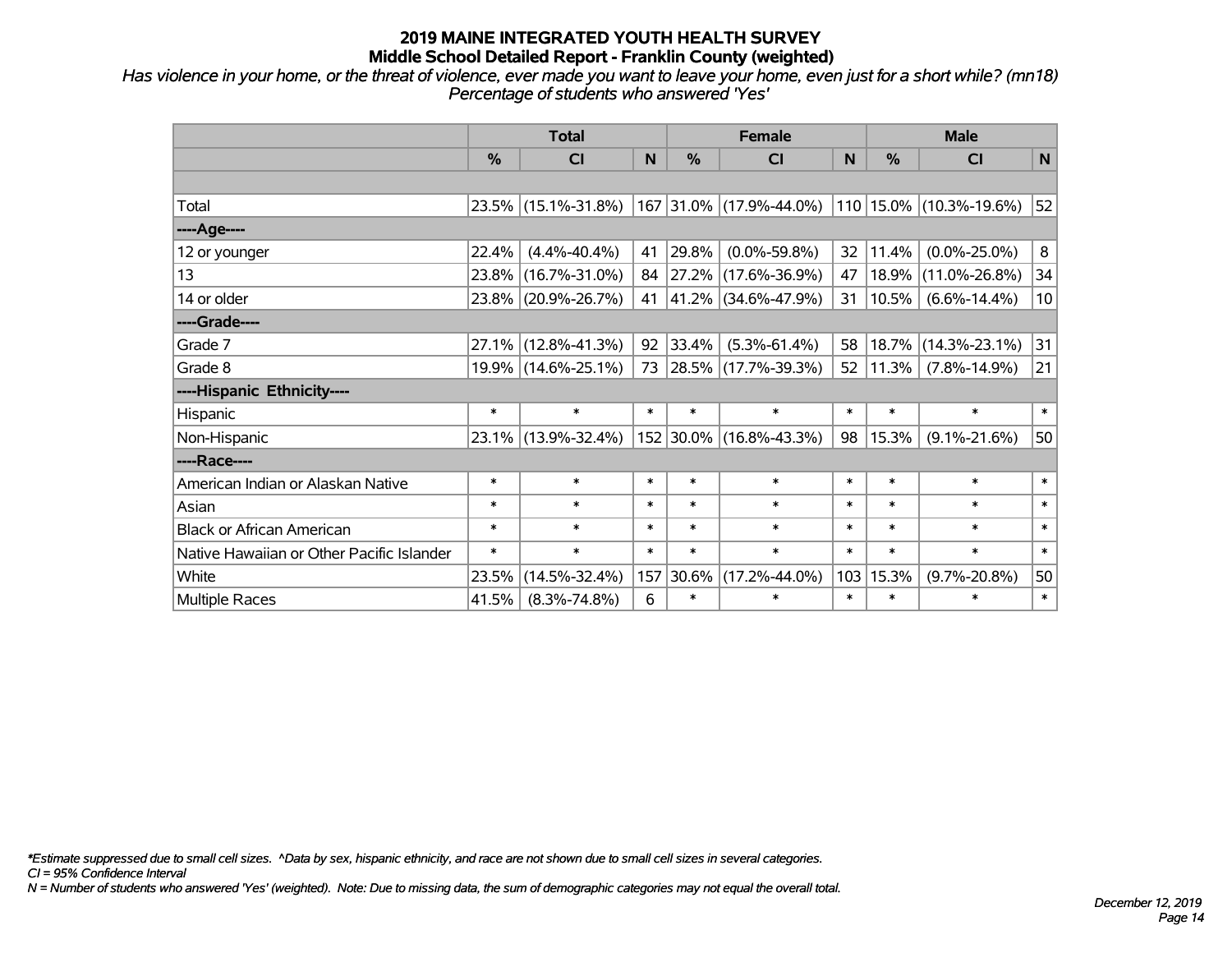# 2019 MAINE INTEGRATED YOUTH HEALTH SURVEY

## Middle School Detailed Report - Franklin County (weighted)

*Has violence in your home, or the threat of violence, ever made you want to leave your home, even just for a short while? (mn18)*
*Percentage of students who answered 'Yes'*

| | Total | | | Female | | | Male | | |
|---|---|---|---|---|---|---|---|---|---|
| | % | CI | N | % | CI | N | % | CI | N |
| | | | | | | | | | |
| Total | 23.5% | (15.1%-31.8%) | 167 | 31.0% | (17.9%-44.0%) | 110 | 15.0% | (10.3%-19.6%) | 52 |
| ----Age---- | | | | | | | | | |
| 12 or younger | 22.4% | (4.4%-40.4%) | 41 | 29.8% | (0.0%-59.8%) | 32 | 11.4% | (0.0%-25.0%) | 8 |
| 13 | 23.8% | (16.7%-31.0%) | 84 | 27.2% | (17.6%-36.9%) | 47 | 18.9% | (11.0%-26.8%) | 34 |
| 14 or older | 23.8% | (20.9%-26.7%) | 41 | 41.2% | (34.6%-47.9%) | 31 | 10.5% | (6.6%-14.4%) | 10 |
| ----Grade---- | | | | | | | | | |
| Grade 7 | 27.1% | (12.8%-41.3%) | 92 | 33.4% | (5.3%-61.4%) | 58 | 18.7% | (14.3%-23.1%) | 31 |
| Grade 8 | 19.9% | (14.6%-25.1%) | 73 | 28.5% | (17.7%-39.3%) | 52 | 11.3% | (7.8%-14.9%) | 21 |
| ----Hispanic Ethnicity---- | | | | | | | | | |
| Hispanic | * | * | * | * | * | * | * | * | * |
| Non-Hispanic | 23.1% | (13.9%-32.4%) | 152 | 30.0% | (16.8%-43.3%) | 98 | 15.3% | (9.1%-21.6%) | 50 |
| ----Race---- | | | | | | | | | |
| American Indian or Alaskan Native | * | * | * | * | * | * | * | * | * |
| Asian | * | * | * | * | * | * | * | * | * |
| Black or African American | * | * | * | * | * | * | * | * | * |
| Native Hawaiian or Other Pacific Islander | * | * | * | * | * | * | * | * | * |
| White | 23.5% | (14.5%-32.4%) | 157 | 30.6% | (17.2%-44.0%) | 103 | 15.3% | (9.7%-20.8%) | 50 |
| Multiple Races | 41.5% | (8.3%-74.8%) | 6 | * | * | * | * | * | * |

*Estimate suppressed due to small cell sizes. ^Data by sex, hispanic ethnicity, and race are not shown due to small cell sizes in several categories.
*CI = 95% Confidence Interval*
*N = Number of students who answered 'Yes' (weighted). Note: Due to missing data, the sum of demographic categories may not equal the overall total.*

*December 12, 2019*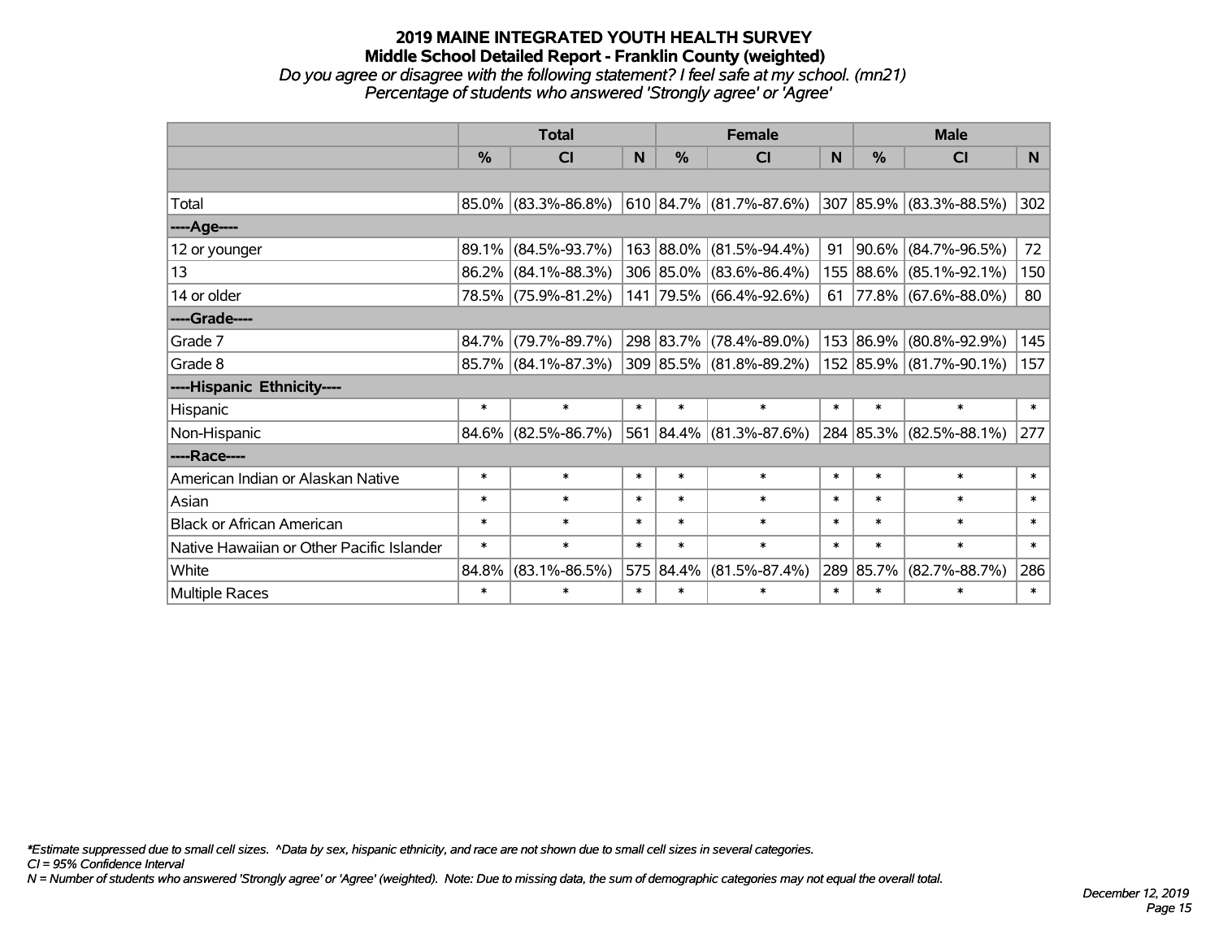# 2019 MAINE INTEGRATED YOUTH HEALTH SURVEY
## Middle School Detailed Report - Franklin County (weighted)
*Do you agree or disagree with the following statement? I feel safe at my school. (mn21)*
*Percentage of students who answered 'Strongly agree' or 'Agree'*

| | Total | | | Female | | | Male | | |
|---|---|---|---|---|---|---|---|---|---|
| | % | CI | N | % | CI | N | % | CI | N |
| Total | 85.0% | (83.3%-86.8%) | 610 | 84.7% | (81.7%-87.6%) | 307 | 85.9% | (83.3%-88.5%) | 302 |
| ----Age---- | | | | | | | | | |
| 12 or younger | 89.1% | (84.5%-93.7%) | 163 | 88.0% | (81.5%-94.4%) | 91 | 90.6% | (84.7%-96.5%) | 72 |
| 13 | 86.2% | (84.1%-88.3%) | 306 | 85.0% | (83.6%-86.4%) | 155 | 88.6% | (85.1%-92.1%) | 150 |
| 14 or older | 78.5% | (75.9%-81.2%) | 141 | 79.5% | (66.4%-92.6%) | 61 | 77.8% | (67.6%-88.0%) | 80 |
| ----Grade---- | | | | | | | | | |
| Grade 7 | 84.7% | (79.7%-89.7%) | 298 | 83.7% | (78.4%-89.0%) | 153 | 86.9% | (80.8%-92.9%) | 145 |
| Grade 8 | 85.7% | (84.1%-87.3%) | 309 | 85.5% | (81.8%-89.2%) | 152 | 85.9% | (81.7%-90.1%) | 157 |
| ----Hispanic Ethnicity---- | | | | | | | | | |
| Hispanic | * | * | * | * | * | * | * | * | * |
| Non-Hispanic | 84.6% | (82.5%-86.7%) | 561 | 84.4% | (81.3%-87.6%) | 284 | 85.3% | (82.5%-88.1%) | 277 |
| ----Race---- | | | | | | | | | |
| American Indian or Alaskan Native | * | * | * | * | * | * | * | * | * |
| Asian | * | * | * | * | * | * | * | * | * |
| Black or African American | * | * | * | * | * | * | * | * | * |
| Native Hawaiian or Other Pacific Islander | * | * | * | * | * | * | * | * | * |
| White | 84.8% | (83.1%-86.5%) | 575 | 84.4% | (81.5%-87.4%) | 289 | 85.7% | (82.7%-88.7%) | 286 |
| Multiple Races | * | * | * | * | * | * | * | * | * |

*\*Estimate suppressed due to small cell sizes. ^Data by sex, hispanic ethnicity, and race are not shown due to small cell sizes in several categories.*
*CI = 95% Confidence Interval*
*N = Number of students who answered 'Strongly agree' or 'Agree' (weighted). Note: Due to missing data, the sum of demographic categories may not equal the overall total.*

*December 12, 2019*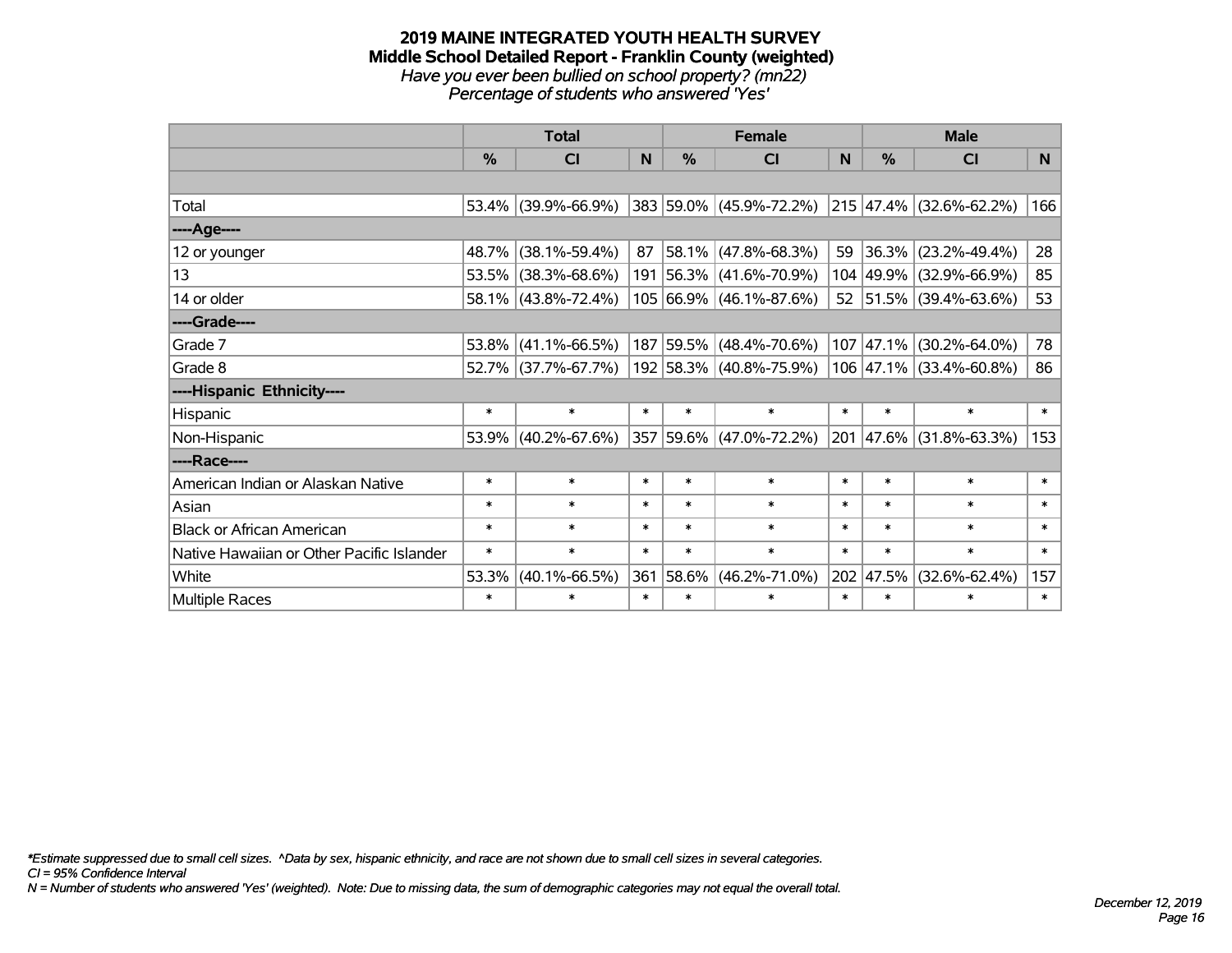# 2019 MAINE INTEGRATED YOUTH HEALTH SURVEY
## Middle School Detailed Report - Franklin County (weighted)
*Have you ever been bullied on school property? (mn22)*
*Percentage of students who answered 'Yes'*

| | Total | | | Female | | | Male | | |
|---|---|---|---|---|---|---|---|---|---|
| | % | CI | N | % | CI | N | % | CI | N |
| | | | | | | | | | |
| Total | 53.4% | (39.9%-66.9%) | 383 | 59.0% | (45.9%-72.2%) | 215 | 47.4% | (32.6%-62.2%) | 166 |
| ----Age---- | | | | | | | | | |
| 12 or younger | 48.7% | (38.1%-59.4%) | 87 | 58.1% | (47.8%-68.3%) | 59 | 36.3% | (23.2%-49.4%) | 28 |
| 13 | 53.5% | (38.3%-68.6%) | 191 | 56.3% | (41.6%-70.9%) | 104 | 49.9% | (32.9%-66.9%) | 85 |
| 14 or older | 58.1% | (43.8%-72.4%) | 105 | 66.9% | (46.1%-87.6%) | 52 | 51.5% | (39.4%-63.6%) | 53 |
| ----Grade---- | | | | | | | | | |
| Grade 7 | 53.8% | (41.1%-66.5%) | 187 | 59.5% | (48.4%-70.6%) | 107 | 47.1% | (30.2%-64.0%) | 78 |
| Grade 8 | 52.7% | (37.7%-67.7%) | 192 | 58.3% | (40.8%-75.9%) | 106 | 47.1% | (33.4%-60.8%) | 86 |
| ----Hispanic Ethnicity---- | | | | | | | | | |
| Hispanic | * | * | * | * | * | * | * | * | * |
| Non-Hispanic | 53.9% | (40.2%-67.6%) | 357 | 59.6% | (47.0%-72.2%) | 201 | 47.6% | (31.8%-63.3%) | 153 |
| ----Race---- | | | | | | | | | |
| American Indian or Alaskan Native | * | * | * | * | * | * | * | * | * |
| Asian | * | * | * | * | * | * | * | * | * |
| Black or African American | * | * | * | * | * | * | * | * | * |
| Native Hawaiian or Other Pacific Islander | * | * | * | * | * | * | * | * | * |
| White | 53.3% | (40.1%-66.5%) | 361 | 58.6% | (46.2%-71.0%) | 202 | 47.5% | (32.6%-62.4%) | 157 |
| Multiple Races | * | * | * | * | * | * | * | * | * |

*\*Estimate suppressed due to small cell sizes. ^Data by sex, hispanic ethnicity, and race are not shown due to small cell sizes in several categories.*
*CI = 95% Confidence Interval*
*N = Number of students who answered 'Yes' (weighted). Note: Due to missing data, the sum of demographic categories may not equal the overall total.*

*December 12, 2019*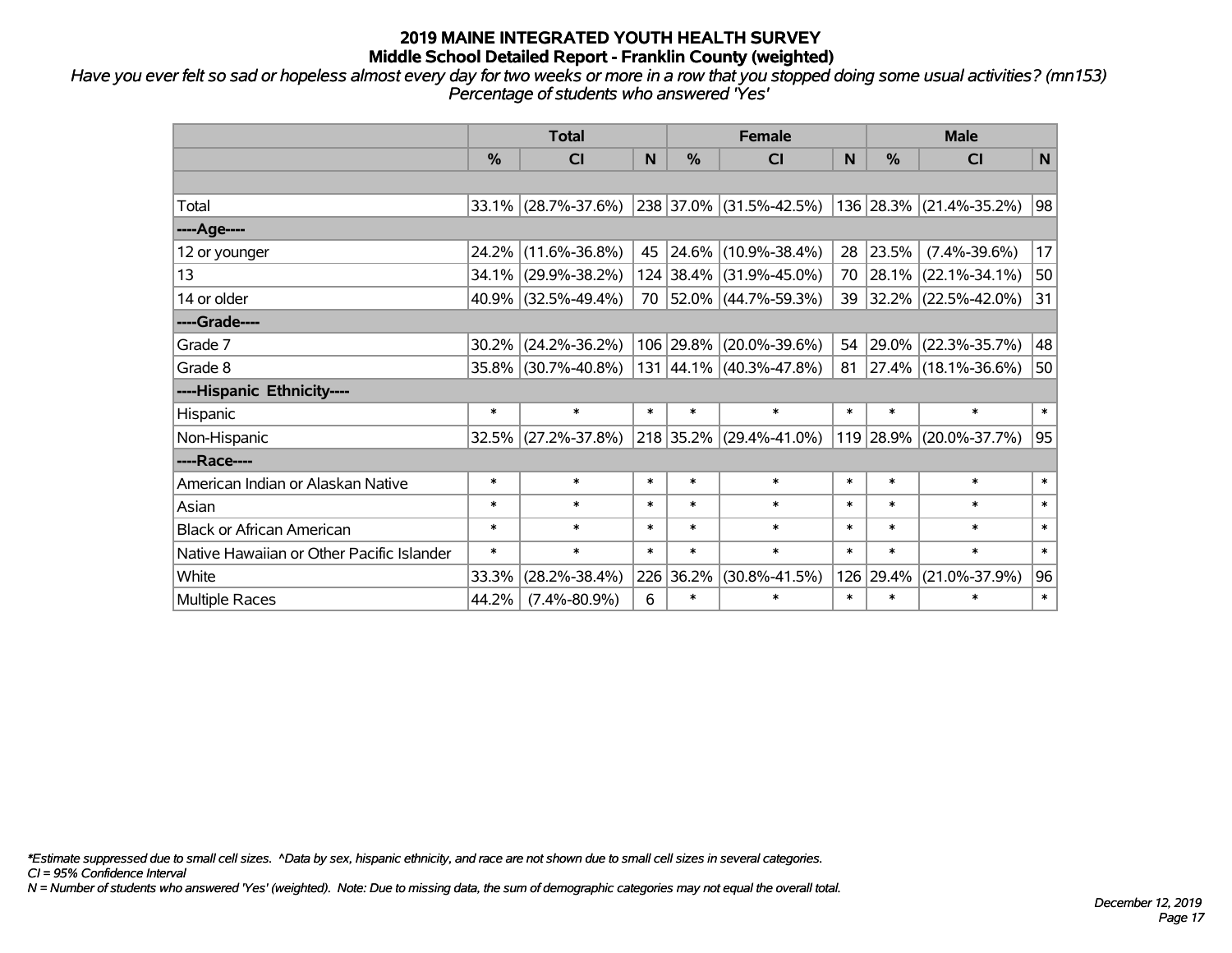# 2019 MAINE INTEGRATED YOUTH HEALTH SURVEY
## Middle School Detailed Report - Franklin County (weighted)

*Have you ever felt so sad or hopeless almost every day for two weeks or more in a row that you stopped doing some usual activities? (mn153)*
*Percentage of students who answered 'Yes'*

| | Total | | | Female | | | Male | | |
|---|---|---|---|---|---|---|---|---|---|
| | % | CI | N | % | CI | N | % | CI | N |
| Total | 33.1% | (28.7%-37.6%) | 238 | 37.0% | (31.5%-42.5%) | 136 | 28.3% | (21.4%-35.2%) | 98 |
| ----Age---- | | | | | | | | | |
| 12 or younger | 24.2% | (11.6%-36.8%) | 45 | 24.6% | (10.9%-38.4%) | 28 | 23.5% | (7.4%-39.6%) | 17 |
| 13 | 34.1% | (29.9%-38.2%) | 124 | 38.4% | (31.9%-45.0%) | 70 | 28.1% | (22.1%-34.1%) | 50 |
| 14 or older | 40.9% | (32.5%-49.4%) | 70 | 52.0% | (44.7%-59.3%) | 39 | 32.2% | (22.5%-42.0%) | 31 |
| ----Grade---- | | | | | | | | | |
| Grade 7 | 30.2% | (24.2%-36.2%) | 106 | 29.8% | (20.0%-39.6%) | 54 | 29.0% | (22.3%-35.7%) | 48 |
| Grade 8 | 35.8% | (30.7%-40.8%) | 131 | 44.1% | (40.3%-47.8%) | 81 | 27.4% | (18.1%-36.6%) | 50 |
| ----Hispanic Ethnicity---- | | | | | | | | | |
| Hispanic | * | * | * | * | * | * | * | * | * |
| Non-Hispanic | 32.5% | (27.2%-37.8%) | 218 | 35.2% | (29.4%-41.0%) | 119 | 28.9% | (20.0%-37.7%) | 95 |
| ----Race---- | | | | | | | | | |
| American Indian or Alaskan Native | * | * | * | * | * | * | * | * | * |
| Asian | * | * | * | * | * | * | * | * | * |
| Black or African American | * | * | * | * | * | * | * | * | * |
| Native Hawaiian or Other Pacific Islander | * | * | * | * | * | * | * | * | * |
| White | 33.3% | (28.2%-38.4%) | 226 | 36.2% | (30.8%-41.5%) | 126 | 29.4% | (21.0%-37.9%) | 96 |
| Multiple Races | 44.2% | (7.4%-80.9%) | 6 | * | * | * | * | * | * |

*\*Estimate suppressed due to small cell sizes. ^Data by sex, hispanic ethnicity, and race are not shown due to small cell sizes in several categories.*
*CI = 95% Confidence Interval*
*N = Number of students who answered 'Yes' (weighted). Note: Due to missing data, the sum of demographic categories may not equal the overall total.*

*December 12, 2019*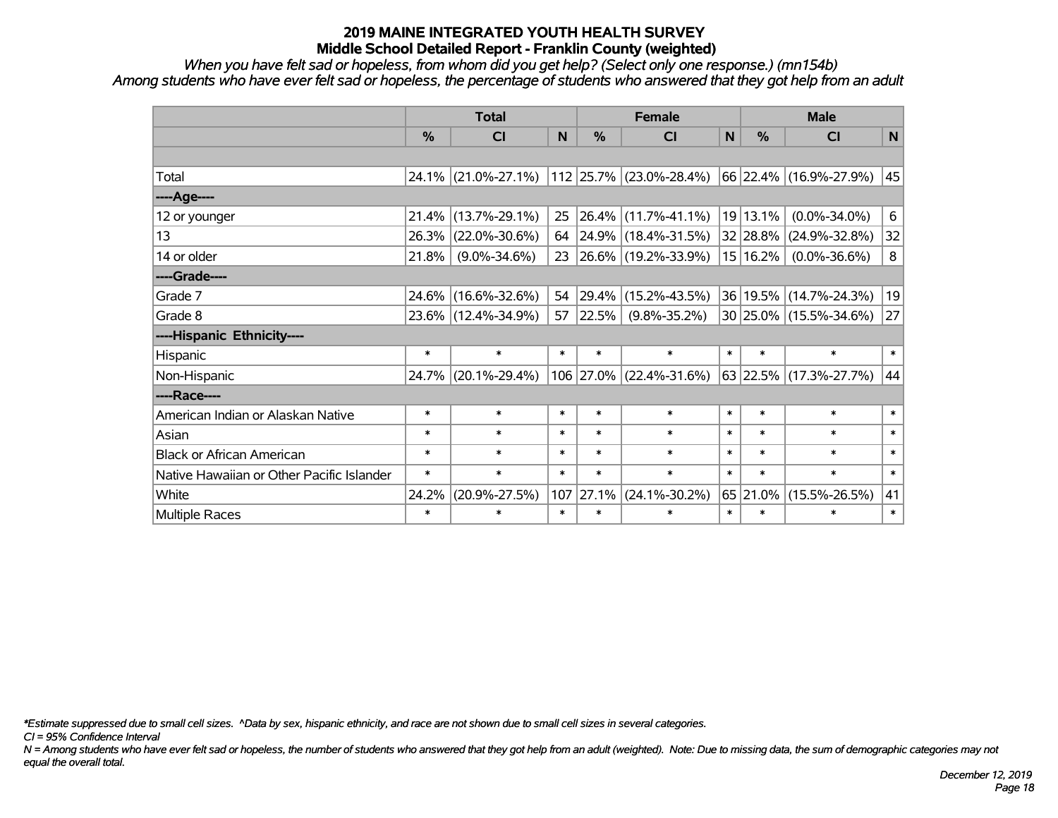# 2019 MAINE INTEGRATED YOUTH HEALTH SURVEY
## Middle School Detailed Report - Franklin County (weighted)

*When you have felt sad or hopeless, from whom did you get help? (Select only one response.) (mn154b)*
*Among students who have ever felt sad or hopeless, the percentage of students who answered that they got help from an adult*

| | Total | | | Female | | | Male | | |
|---|---|---|---|---|---|---|---|---|---|
| | % | CI | N | % | CI | N | % | CI | N |
| | | | | | | | | | |
| Total | 24.1% | (21.0%-27.1%) | 112 | 25.7% | (23.0%-28.4%) | 66 | 22.4% | (16.9%-27.9%) | 45 |
| ----Age---- | | | | | | | | | |
| 12 or younger | 21.4% | (13.7%-29.1%) | 25 | 26.4% | (11.7%-41.1%) | 19 | 13.1% | (0.0%-34.0%) | 6 |
| 13 | 26.3% | (22.0%-30.6%) | 64 | 24.9% | (18.4%-31.5%) | 32 | 28.8% | (24.9%-32.8%) | 32 |
| 14 or older | 21.8% | (9.0%-34.6%) | 23 | 26.6% | (19.2%-33.9%) | 15 | 16.2% | (0.0%-36.6%) | 8 |
| ----Grade---- | | | | | | | | | |
| Grade 7 | 24.6% | (16.6%-32.6%) | 54 | 29.4% | (15.2%-43.5%) | 36 | 19.5% | (14.7%-24.3%) | 19 |
| Grade 8 | 23.6% | (12.4%-34.9%) | 57 | 22.5% | (9.8%-35.2%) | 30 | 25.0% | (15.5%-34.6%) | 27 |
| ----Hispanic Ethnicity---- | | | | | | | | | |
| Hispanic | * | * | * | * | * | * | * | * | * |
| Non-Hispanic | 24.7% | (20.1%-29.4%) | 106 | 27.0% | (22.4%-31.6%) | 63 | 22.5% | (17.3%-27.7%) | 44 |
| ----Race---- | | | | | | | | | |
| American Indian or Alaskan Native | * | * | * | * | * | * | * | * | * |
| Asian | * | * | * | * | * | * | * | * | * |
| Black or African American | * | * | * | * | * | * | * | * | * |
| Native Hawaiian or Other Pacific Islander | * | * | * | * | * | * | * | * | * |
| White | 24.2% | (20.9%-27.5%) | 107 | 27.1% | (24.1%-30.2%) | 65 | 21.0% | (15.5%-26.5%) | 41 |
| Multiple Races | * | * | * | * | * | * | * | * | * |

*\*Estimate suppressed due to small cell sizes. ^Data by sex, hispanic ethnicity, and race are not shown due to small cell sizes in several categories.*

*CI = 95% Confidence Interval*

*N = Among students who have ever felt sad or hopeless, the number of students who answered that they got help from an adult (weighted). Note: Due to missing data, the sum of demographic categories may not equal the overall total.*

*December 12, 2019*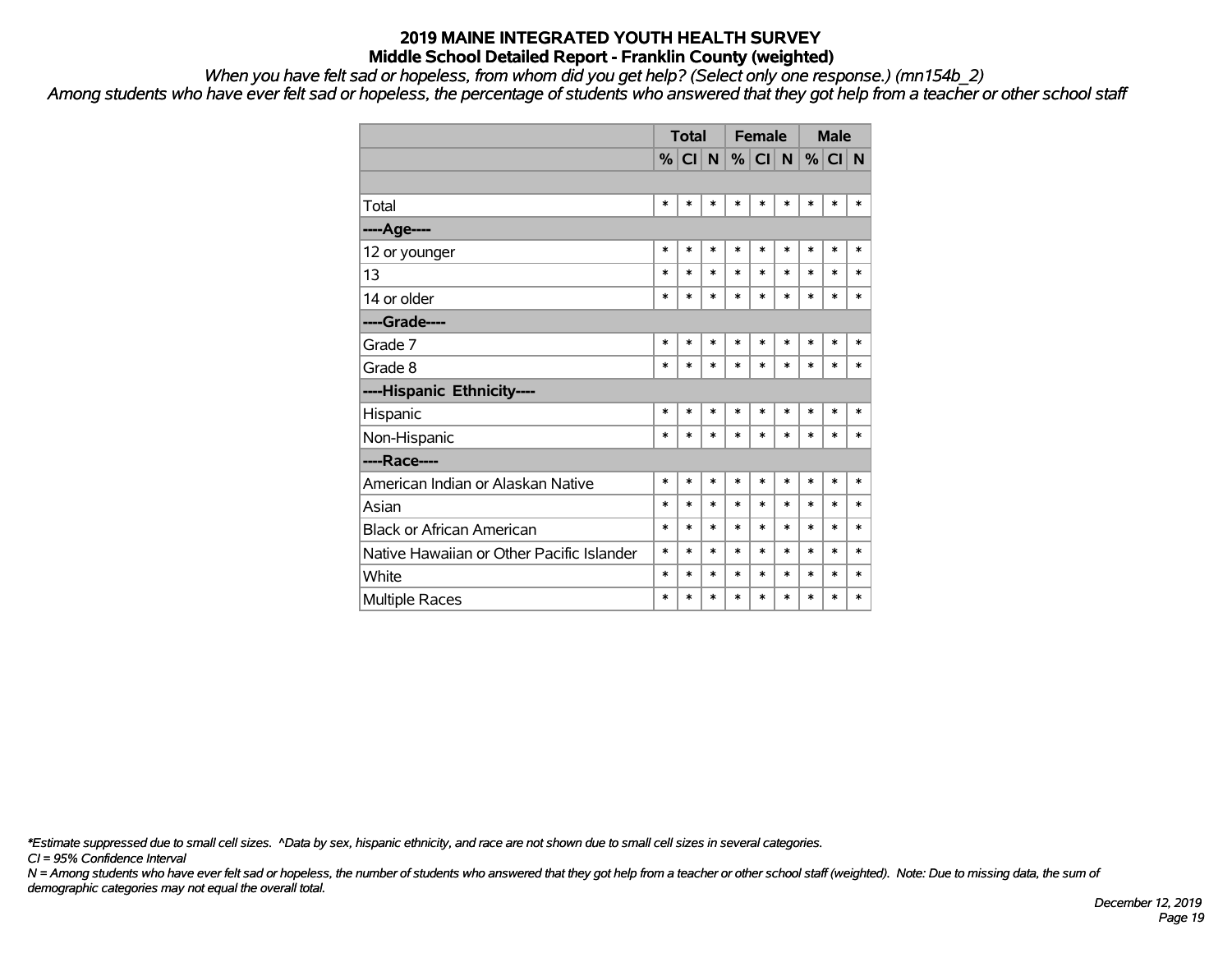# 2019 MAINE INTEGRATED YOUTH HEALTH SURVEY
## Middle School Detailed Report - Franklin County (weighted)

*When you have felt sad or hopeless, from whom did you get help? (Select only one response.) (mn154b_2)*

*Among students who have ever felt sad or hopeless, the percentage of students who answered that they got help from a teacher or other school staff*

| | Total | | | Female | | | Male | | |
|---|---|---|---|---|---|---|---|---|---|
| | % | CI | N | % | CI | N | % | CI | N |
| | | | | | | | | | |
| Total | * | * | * | * | * | * | * | * | * |
| ----Age---- | | | | | | | | | |
| 12 or younger | * | * | * | * | * | * | * | * | * |
| 13 | * | * | * | * | * | * | * | * | * |
| 14 or older | * | * | * | * | * | * | * | * | * |
| ----Grade---- | | | | | | | | | |
| Grade 7 | * | * | * | * | * | * | * | * | * |
| Grade 8 | * | * | * | * | * | * | * | * | * |
| ----Hispanic Ethnicity---- | | | | | | | | | |
| Hispanic | * | * | * | * | * | * | * | * | * |
| Non-Hispanic | * | * | * | * | * | * | * | * | * |
| ----Race---- | | | | | | | | | |
| American Indian or Alaskan Native | * | * | * | * | * | * | * | * | * |
| Asian | * | * | * | * | * | * | * | * | * |
| Black or African American | * | * | * | * | * | * | * | * | * |
| Native Hawaiian or Other Pacific Islander | * | * | * | * | * | * | * | * | * |
| White | * | * | * | * | * | * | * | * | * |
| Multiple Races | * | * | * | * | * | * | * | * | * |

*\*Estimate suppressed due to small cell sizes. ^Data by sex, hispanic ethnicity, and race are not shown due to small cell sizes in several categories.*

*CI = 95% Confidence Interval*

*N = Among students who have ever felt sad or hopeless, the number of students who answered that they got help from a teacher or other school staff (weighted). Note: Due to missing data, the sum of demographic categories may not equal the overall total.*

*December 12, 2019*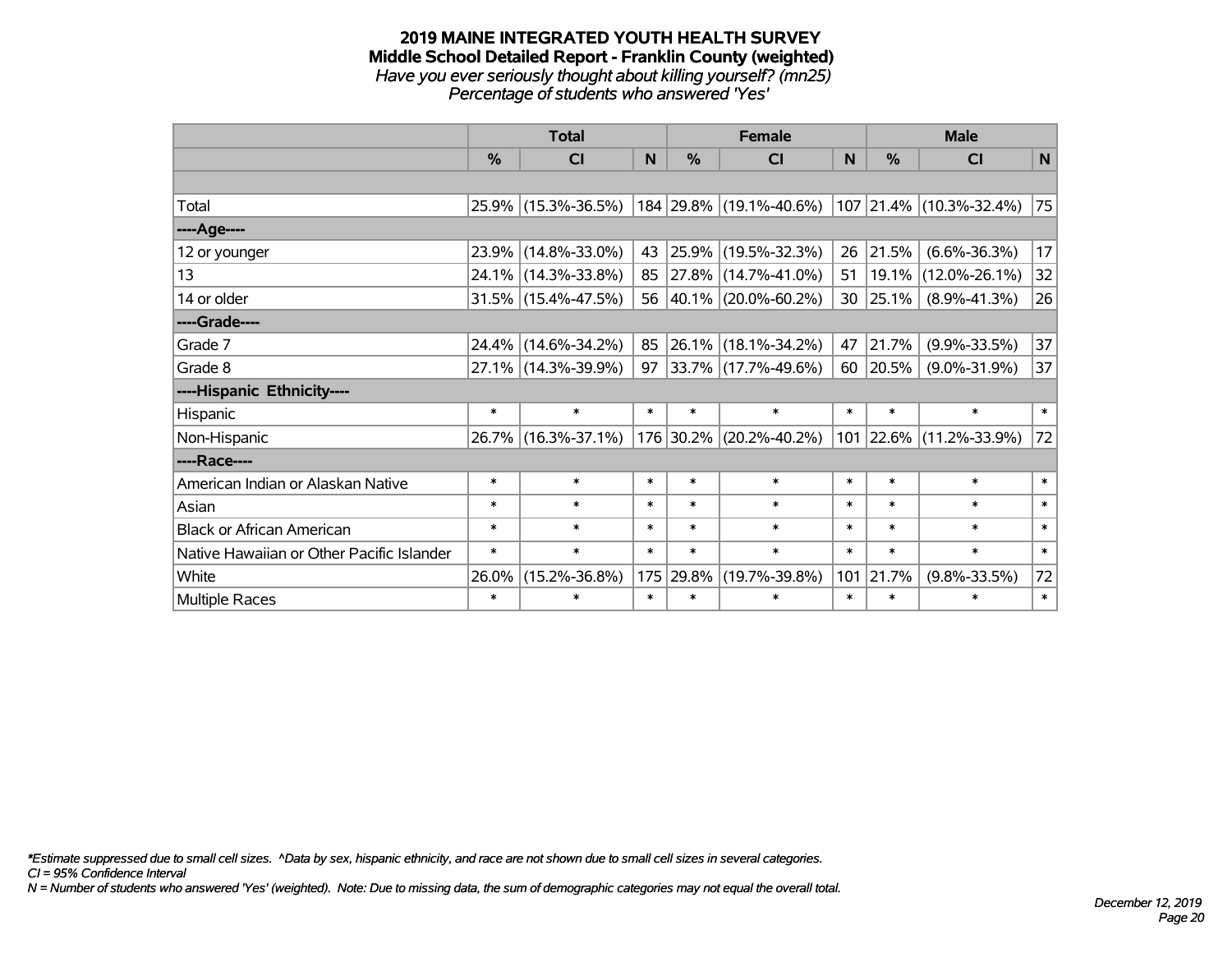**2019 MAINE INTEGRATED YOUTH HEALTH SURVEY**
**Middle School Detailed Report - Franklin County (weighted)**
*Have you ever seriously thought about killing yourself? (mn25)*
*Percentage of students who answered 'Yes'*

| | Total | | | Female | | | Male | | |
|---|---|---|---|---|---|---|---|---|---|
| | % | CI | N | % | CI | N | % | CI | N |
| Total | 25.9% | (15.3%-36.5%) | 184 | 29.8% | (19.1%-40.6%) | 107 | 21.4% | (10.3%-32.4%) | 75 |
| ----Age---- | | | | | | | | | |
| 12 or younger | 23.9% | (14.8%-33.0%) | 43 | 25.9% | (19.5%-32.3%) | 26 | 21.5% | (6.6%-36.3%) | 17 |
| 13 | 24.1% | (14.3%-33.8%) | 85 | 27.8% | (14.7%-41.0%) | 51 | 19.1% | (12.0%-26.1%) | 32 |
| 14 or older | 31.5% | (15.4%-47.5%) | 56 | 40.1% | (20.0%-60.2%) | 30 | 25.1% | (8.9%-41.3%) | 26 |
| ----Grade---- | | | | | | | | | |
| Grade 7 | 24.4% | (14.6%-34.2%) | 85 | 26.1% | (18.1%-34.2%) | 47 | 21.7% | (9.9%-33.5%) | 37 |
| Grade 8 | 27.1% | (14.3%-39.9%) | 97 | 33.7% | (17.7%-49.6%) | 60 | 20.5% | (9.0%-31.9%) | 37 |
| ----Hispanic Ethnicity---- | | | | | | | | | |
| Hispanic | * | * | * | * | * | * | * | * | * |
| Non-Hispanic | 26.7% | (16.3%-37.1%) | 176 | 30.2% | (20.2%-40.2%) | 101 | 22.6% | (11.2%-33.9%) | 72 |
| ----Race---- | | | | | | | | | |
| American Indian or Alaskan Native | * | * | * | * | * | * | * | * | * |
| Asian | * | * | * | * | * | * | * | * | * |
| Black or African American | * | * | * | * | * | * | * | * | * |
| Native Hawaiian or Other Pacific Islander | * | * | * | * | * | * | * | * | * |
| White | 26.0% | (15.2%-36.8%) | 175 | 29.8% | (19.7%-39.8%) | 101 | 21.7% | (9.8%-33.5%) | 72 |
| Multiple Races | * | * | * | * | * | * | * | * | * |

*\*Estimate suppressed due to small cell sizes. ^Data by sex, hispanic ethnicity, and race are not shown due to small cell sizes in several categories.*
*CI = 95% Confidence Interval*
*N = Number of students who answered 'Yes' (weighted). Note: Due to missing data, the sum of demographic categories may not equal the overall total.*

*December 12, 2019*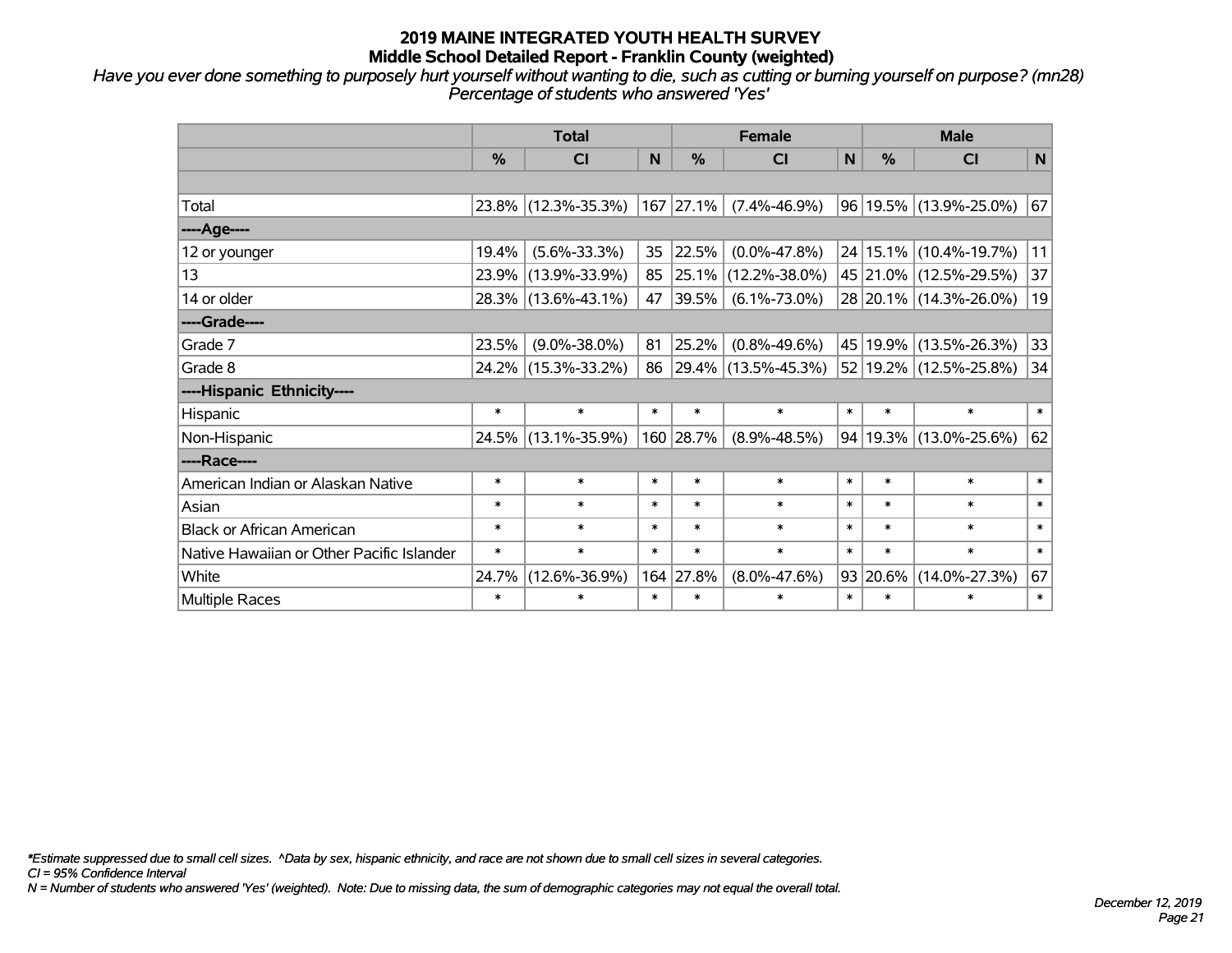# 2019 MAINE INTEGRATED YOUTH HEALTH SURVEY
## Middle School Detailed Report - Franklin County (weighted)

*Have you ever done something to purposely hurt yourself without wanting to die, such as cutting or burning yourself on purpose? (mn28)*
*Percentage of students who answered 'Yes'*

| | Total | | | Female | | | Male | | |
|---|---|---|---|---|---|---|---|---|---|
| | % | CI | N | % | CI | N | % | CI | N |
| | | | | | | | | | |
| Total | 23.8% | (12.3%-35.3%) | 167 | 27.1% | (7.4%-46.9%) | 96 | 19.5% | (13.9%-25.0%) | 67 |
| ----Age---- | | | | | | | | | |
| 12 or younger | 19.4% | (5.6%-33.3%) | 35 | 22.5% | (0.0%-47.8%) | 24 | 15.1% | (10.4%-19.7%) | 11 |
| 13 | 23.9% | (13.9%-33.9%) | 85 | 25.1% | (12.2%-38.0%) | 45 | 21.0% | (12.5%-29.5%) | 37 |
| 14 or older | 28.3% | (13.6%-43.1%) | 47 | 39.5% | (6.1%-73.0%) | 28 | 20.1% | (14.3%-26.0%) | 19 |
| ----Grade---- | | | | | | | | | |
| Grade 7 | 23.5% | (9.0%-38.0%) | 81 | 25.2% | (0.8%-49.6%) | 45 | 19.9% | (13.5%-26.3%) | 33 |
| Grade 8 | 24.2% | (15.3%-33.2%) | 86 | 29.4% | (13.5%-45.3%) | 52 | 19.2% | (12.5%-25.8%) | 34 |
| ----Hispanic Ethnicity---- | | | | | | | | | |
| Hispanic | * | * | * | * | * | * | * | * | * |
| Non-Hispanic | 24.5% | (13.1%-35.9%) | 160 | 28.7% | (8.9%-48.5%) | 94 | 19.3% | (13.0%-25.6%) | 62 |
| ----Race---- | | | | | | | | | |
| American Indian or Alaskan Native | * | * | * | * | * | * | * | * | * |
| Asian | * | * | * | * | * | * | * | * | * |
| Black or African American | * | * | * | * | * | * | * | * | * |
| Native Hawaiian or Other Pacific Islander | * | * | * | * | * | * | * | * | * |
| White | 24.7% | (12.6%-36.9%) | 164 | 27.8% | (8.0%-47.6%) | 93 | 20.6% | (14.0%-27.3%) | 67 |
| Multiple Races | * | * | * | * | * | * | * | * | * |

*\*Estimate suppressed due to small cell sizes. ^Data by sex, hispanic ethnicity, and race are not shown due to small cell sizes in several categories.*
*CI = 95% Confidence Interval*
*N = Number of students who answered 'Yes' (weighted). Note: Due to missing data, the sum of demographic categories may not equal the overall total.*

*December 12, 2019*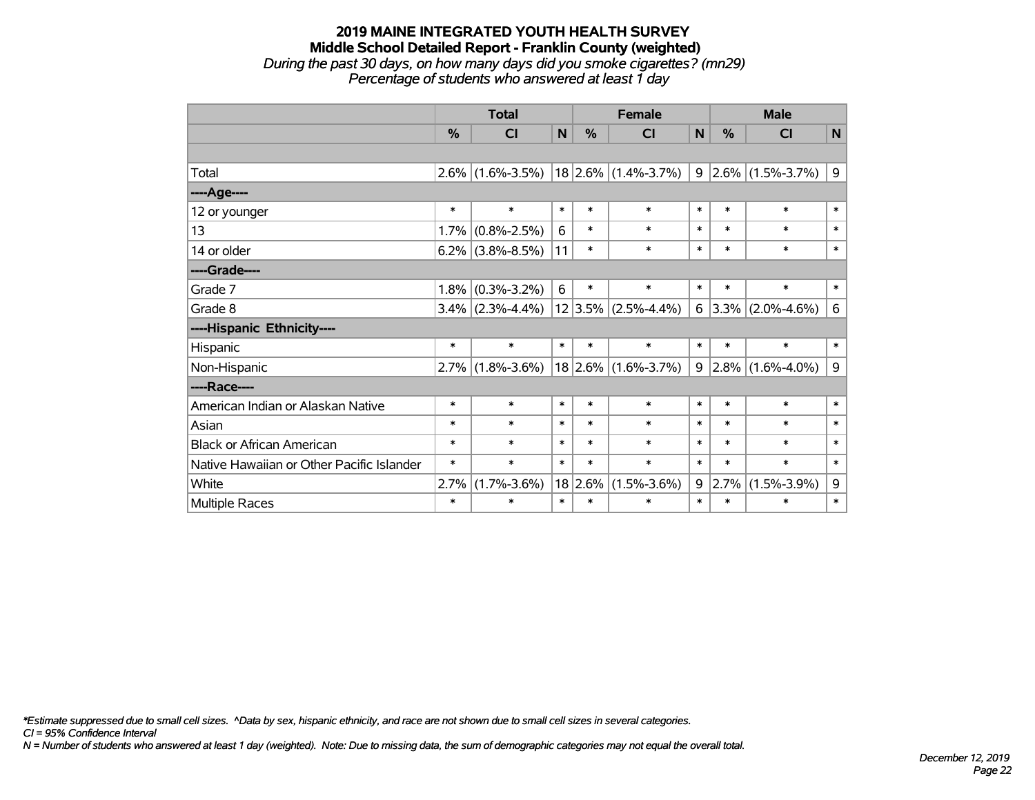# 2019 MAINE INTEGRATED YOUTH HEALTH SURVEY
## Middle School Detailed Report - Franklin County (weighted)
*During the past 30 days, on how many days did you smoke cigarettes? (mn29)*
*Percentage of students who answered at least 1 day*

| | Total | | | Female | | | Male | | |
|---|---|---|---|---|---|---|---|---|---|
| | % | CI | N | % | CI | N | % | CI | N |
| | | | | | | | | | |
| Total | 2.6% | (1.6%-3.5%) | 18 | 2.6% | (1.4%-3.7%) | 9 | 2.6% | (1.5%-3.7%) | 9 |
| ----Age---- | | | | | | | | | |
| 12 or younger | * | * | * | * | * | * | * | * | * |
| 13 | 1.7% | (0.8%-2.5%) | 6 | * | * | * | * | * | * |
| 14 or older | 6.2% | (3.8%-8.5%) | 11 | * | * | * | * | * | * |
| ----Grade---- | | | | | | | | | |
| Grade 7 | 1.8% | (0.3%-3.2%) | 6 | * | * | * | * | * | * |
| Grade 8 | 3.4% | (2.3%-4.4%) | 12 | 3.5% | (2.5%-4.4%) | 6 | 3.3% | (2.0%-4.6%) | 6 |
| ----Hispanic Ethnicity---- | | | | | | | | | |
| Hispanic | * | * | * | * | * | * | * | * | * |
| Non-Hispanic | 2.7% | (1.8%-3.6%) | 18 | 2.6% | (1.6%-3.7%) | 9 | 2.8% | (1.6%-4.0%) | 9 |
| ----Race---- | | | | | | | | | |
| American Indian or Alaskan Native | * | * | * | * | * | * | * | * | * |
| Asian | * | * | * | * | * | * | * | * | * |
| Black or African American | * | * | * | * | * | * | * | * | * |
| Native Hawaiian or Other Pacific Islander | * | * | * | * | * | * | * | * | * |
| White | 2.7% | (1.7%-3.6%) | 18 | 2.6% | (1.5%-3.6%) | 9 | 2.7% | (1.5%-3.9%) | 9 |
| Multiple Races | * | * | * | * | * | * | * | * | * |

*\*Estimate suppressed due to small cell sizes. ^Data by sex, hispanic ethnicity, and race are not shown due to small cell sizes in several categories.*
*CI = 95% Confidence Interval*
*N = Number of students who answered at least 1 day (weighted). Note: Due to missing data, the sum of demographic categories may not equal the overall total.*

*December 12, 2019*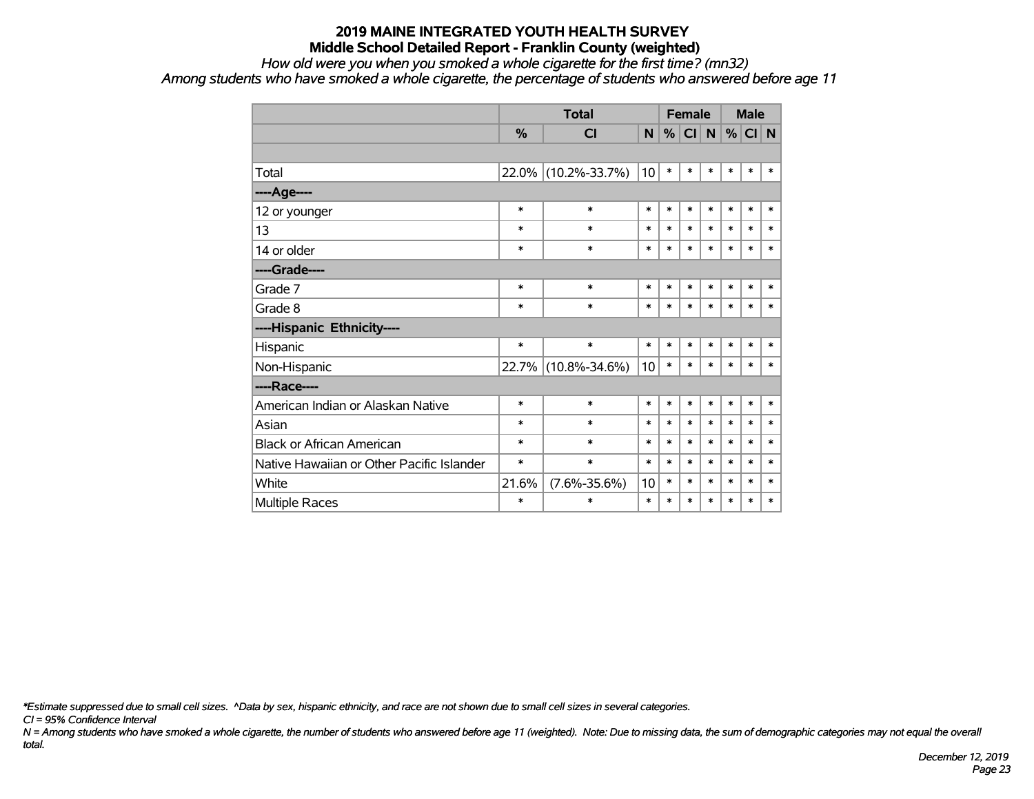# 2019 MAINE INTEGRATED YOUTH HEALTH SURVEY
## Middle School Detailed Report - Franklin County (weighted)

*How old were you when you smoked a whole cigarette for the first time? (mn32)*

*Among students who have smoked a whole cigarette, the percentage of students who answered before age 11*

| | Total | | | Female | | | Male | | |
|---|---|---|---|---|---|---|---|---|---|
| | % | CI | N | % | CI | N | % | CI | N |
| | | | | | | | | | |
| Total | 22.0% | (10.2%-33.7%) | 10 | * | * | * | * | * | * |
| ----Age---- | | | | | | | | | |
| 12 or younger | * | * | * | * | * | * | * | * | * |
| 13 | * | * | * | * | * | * | * | * | * |
| 14 or older | * | * | * | * | * | * | * | * | * |
| ----Grade---- | | | | | | | | | |
| Grade 7 | * | * | * | * | * | * | * | * | * |
| Grade 8 | * | * | * | * | * | * | * | * | * |
| ----Hispanic Ethnicity---- | | | | | | | | | |
| Hispanic | * | * | * | * | * | * | * | * | * |
| Non-Hispanic | 22.7% | (10.8%-34.6%) | 10 | * | * | * | * | * | * |
| ----Race---- | | | | | | | | | |
| American Indian or Alaskan Native | * | * | * | * | * | * | * | * | * |
| Asian | * | * | * | * | * | * | * | * | * |
| Black or African American | * | * | * | * | * | * | * | * | * |
| Native Hawaiian or Other Pacific Islander | * | * | * | * | * | * | * | * | * |
| White | 21.6% | (7.6%-35.6%) | 10 | * | * | * | * | * | * |
| Multiple Races | * | * | * | * | * | * | * | * | * |

*\*Estimate suppressed due to small cell sizes. ^Data by sex, hispanic ethnicity, and race are not shown due to small cell sizes in several categories.*

*CI = 95% Confidence Interval*

*N = Among students who have smoked a whole cigarette, the number of students who answered before age 11 (weighted). Note: Due to missing data, the sum of demographic categories may not equal the overall total.*

*December 12, 2019*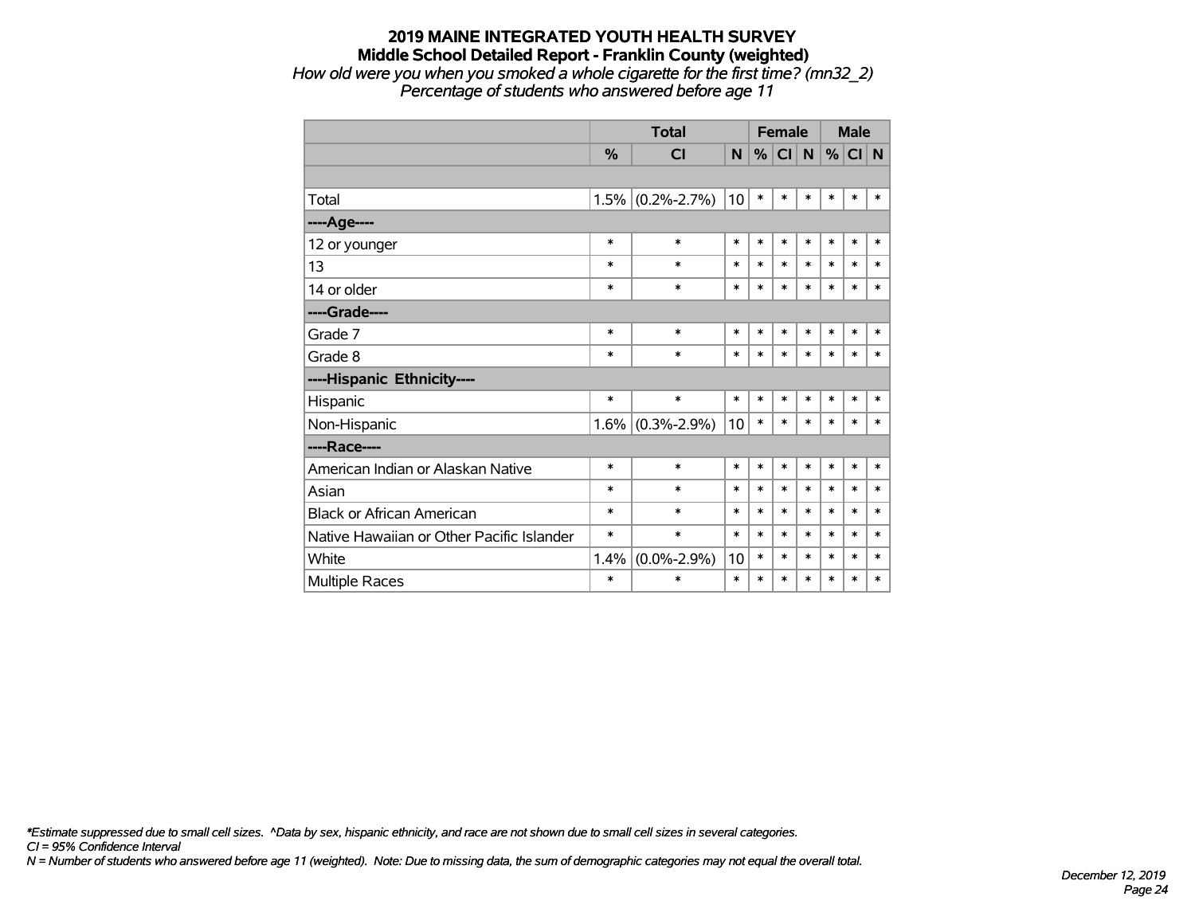# 2019 MAINE INTEGRATED YOUTH HEALTH SURVEY
## Middle School Detailed Report - Franklin County (weighted)

*How old were you when you smoked a whole cigarette for the first time? (mn32_2)*
*Percentage of students who answered before age 11*

| | Total | | | Female | | | Male | | |
|---|---|---|---|---|---|---|---|---|---|
| | % | CI | N | % | CI | N | % | CI | N |
| Total | 1.5% | (0.2%-2.7%) | 10 | * | * | * | * | * | * |
| ----Age---- | | | | | | | | | |
| 12 or younger | * | * | * | * | * | * | * | * | * |
| 13 | * | * | * | * | * | * | * | * | * |
| 14 or older | * | * | * | * | * | * | * | * | * |
| ----Grade---- | | | | | | | | | |
| Grade 7 | * | * | * | * | * | * | * | * | * |
| Grade 8 | * | * | * | * | * | * | * | * | * |
| ----Hispanic Ethnicity---- | | | | | | | | | |
| Hispanic | * | * | * | * | * | * | * | * | * |
| Non-Hispanic | 1.6% | (0.3%-2.9%) | 10 | * | * | * | * | * | * |
| ----Race---- | | | | | | | | | |
| American Indian or Alaskan Native | * | * | * | * | * | * | * | * | * |
| Asian | * | * | * | * | * | * | * | * | * |
| Black or African American | * | * | * | * | * | * | * | * | * |
| Native Hawaiian or Other Pacific Islander | * | * | * | * | * | * | * | * | * |
| White | 1.4% | (0.0%-2.9%) | 10 | * | * | * | * | * | * |
| Multiple Races | * | * | * | * | * | * | * | * | * |

*\*Estimate suppressed due to small cell sizes. ^Data by sex, hispanic ethnicity, and race are not shown due to small cell sizes in several categories.*
*CI = 95% Confidence Interval*
*N = Number of students who answered before age 11 (weighted). Note: Due to missing data, the sum of demographic categories may not equal the overall total.*

*December 12, 2019*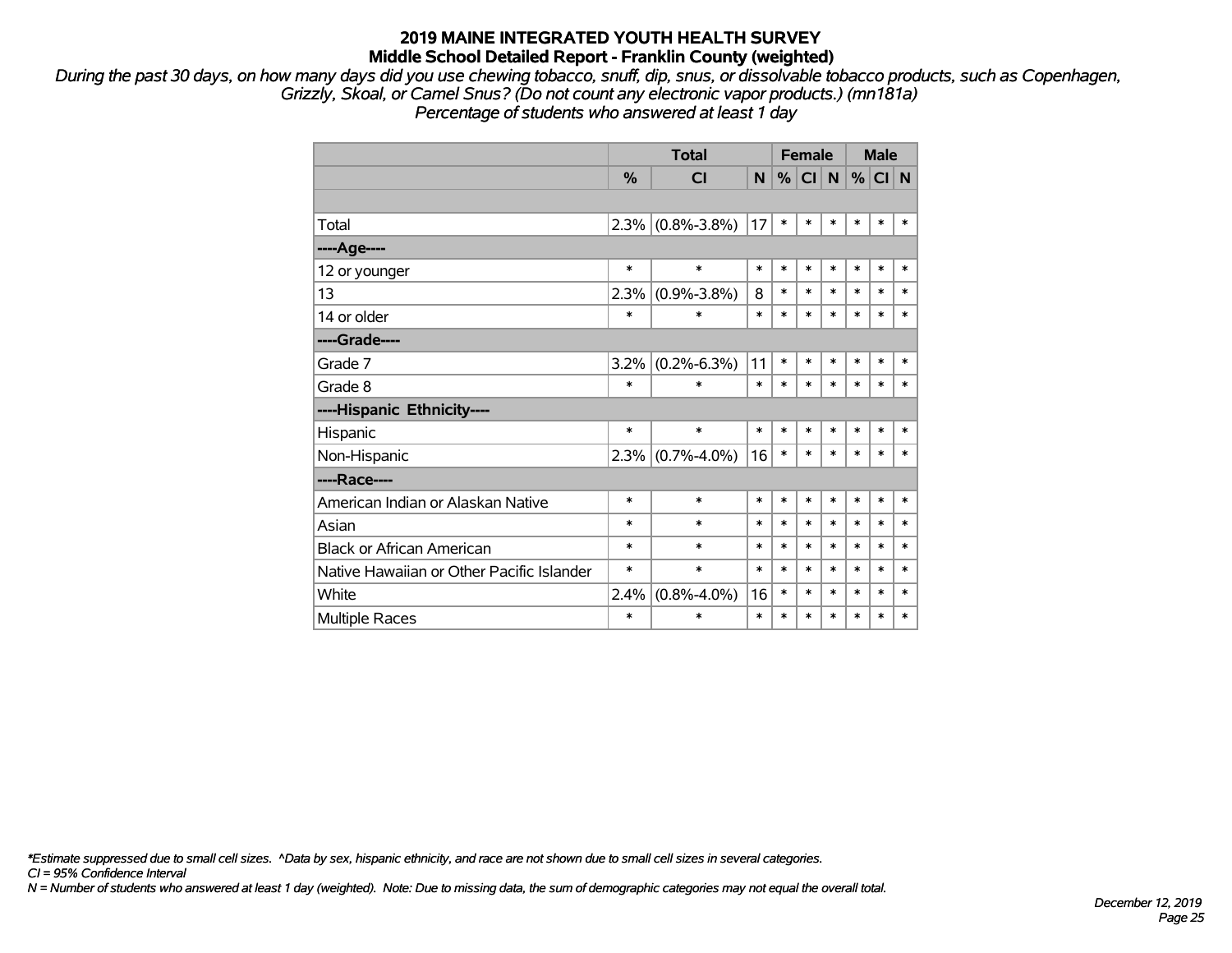# 2019 MAINE INTEGRATED YOUTH HEALTH SURVEY

## Middle School Detailed Report - Franklin County (weighted)

*During the past 30 days, on how many days did you use chewing tobacco, snuff, dip, snus, or dissolvable tobacco products, such as Copenhagen, Grizzly, Skoal, or Camel Snus? (Do not count any electronic vapor products.) (mn181a)*
*Percentage of students who answered at least 1 day*

| | Total | | | Female | | | Male | | |
|---|---|---|---|---|---|---|---|---|---|
| | % | CI | N | % | CI | N | % | CI | N |
| | | | | | | | | | |
| Total | 2.3% | (0.8%-3.8%) | 17 | * | * | * | * | * | * |
| ----Age---- | | | | | | | | | |
| 12 or younger | * | * | * | * | * | * | * | * | * |
| 13 | 2.3% | (0.9%-3.8%) | 8 | * | * | * | * | * | * |
| 14 or older | * | * | * | * | * | * | * | * | * |
| ----Grade---- | | | | | | | | | |
| Grade 7 | 3.2% | (0.2%-6.3%) | 11 | * | * | * | * | * | * |
| Grade 8 | * | * | * | * | * | * | * | * | * |
| ----Hispanic Ethnicity---- | | | | | | | | | |
| Hispanic | * | * | * | * | * | * | * | * | * |
| Non-Hispanic | 2.3% | (0.7%-4.0%) | 16 | * | * | * | * | * | * |
| ----Race---- | | | | | | | | | |
| American Indian or Alaskan Native | * | * | * | * | * | * | * | * | * |
| Asian | * | * | * | * | * | * | * | * | * |
| Black or African American | * | * | * | * | * | * | * | * | * |
| Native Hawaiian or Other Pacific Islander | * | * | * | * | * | * | * | * | * |
| White | 2.4% | (0.8%-4.0%) | 16 | * | * | * | * | * | * |
| Multiple Races | * | * | * | * | * | * | * | * | * |

*\*Estimate suppressed due to small cell sizes. ^Data by sex, hispanic ethnicity, and race are not shown due to small cell sizes in several categories.*
*CI = 95% Confidence Interval*
*N = Number of students who answered at least 1 day (weighted). Note: Due to missing data, the sum of demographic categories may not equal the overall total.*

*December 12, 2019*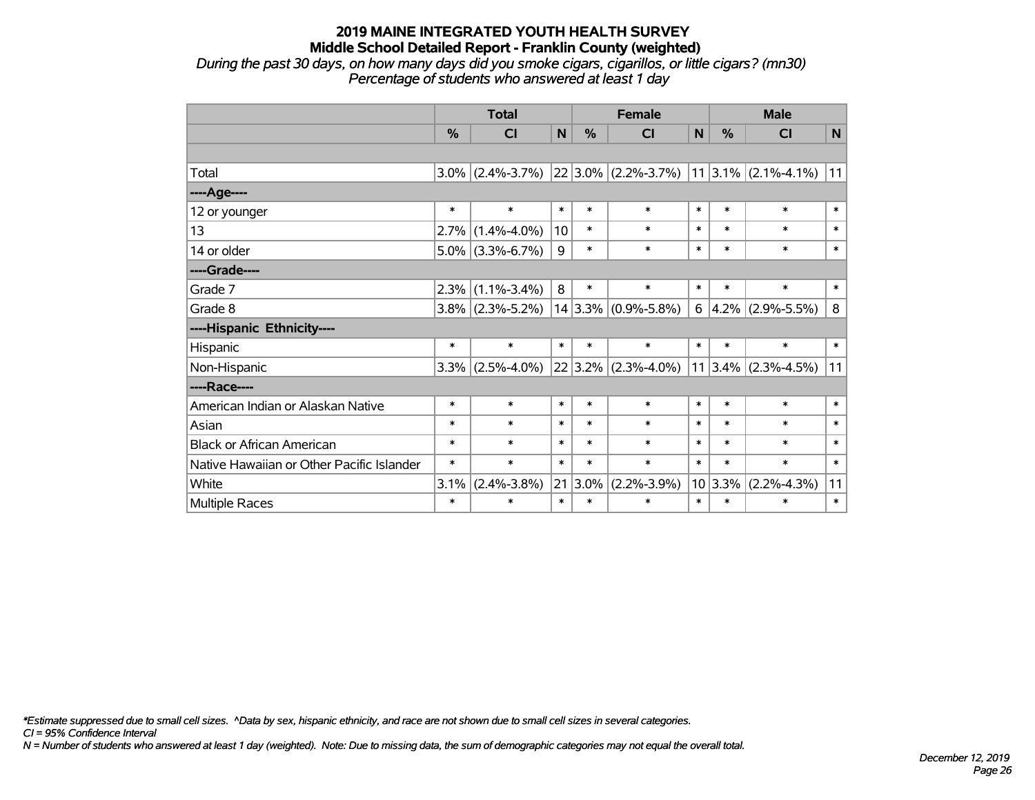# 2019 MAINE INTEGRATED YOUTH HEALTH SURVEY
## Middle School Detailed Report - Franklin County (weighted)

*During the past 30 days, on how many days did you smoke cigars, cigarillos, or little cigars? (mn30)*
*Percentage of students who answered at least 1 day*

| | Total | | | Female | | | Male | | |
|---|---|---|---|---|---|---|---|---|---|
| | % | CI | N | % | CI | N | % | CI | N |
| | | | | | | | | | |
| Total | 3.0% | (2.4%-3.7%) | 22 | 3.0% | (2.2%-3.7%) | 11 | 3.1% | (2.1%-4.1%) | 11 |
| ----Age---- | | | | | | | | | |
| 12 or younger | * | * | * | * | * | * | * | * | * |
| 13 | 2.7% | (1.4%-4.0%) | 10 | * | * | * | * | * | * |
| 14 or older | 5.0% | (3.3%-6.7%) | 9 | * | * | * | * | * | * |
| ----Grade---- | | | | | | | | | |
| Grade 7 | 2.3% | (1.1%-3.4%) | 8 | * | * | * | * | * | * |
| Grade 8 | 3.8% | (2.3%-5.2%) | 14 | 3.3% | (0.9%-5.8%) | 6 | 4.2% | (2.9%-5.5%) | 8 |
| ----Hispanic Ethnicity---- | | | | | | | | | |
| Hispanic | * | * | * | * | * | * | * | * | * |
| Non-Hispanic | 3.3% | (2.5%-4.0%) | 22 | 3.2% | (2.3%-4.0%) | 11 | 3.4% | (2.3%-4.5%) | 11 |
| ----Race---- | | | | | | | | | |
| American Indian or Alaskan Native | * | * | * | * | * | * | * | * | * |
| Asian | * | * | * | * | * | * | * | * | * |
| Black or African American | * | * | * | * | * | * | * | * | * |
| Native Hawaiian or Other Pacific Islander | * | * | * | * | * | * | * | * | * |
| White | 3.1% | (2.4%-3.8%) | 21 | 3.0% | (2.2%-3.9%) | 10 | 3.3% | (2.2%-4.3%) | 11 |
| Multiple Races | * | * | * | * | * | * | * | * | * |

*\*Estimate suppressed due to small cell sizes. ^Data by sex, hispanic ethnicity, and race are not shown due to small cell sizes in several categories.*
*CI = 95% Confidence Interval*
*N = Number of students who answered at least 1 day (weighted). Note: Due to missing data, the sum of demographic categories may not equal the overall total.*

*December 12, 2019*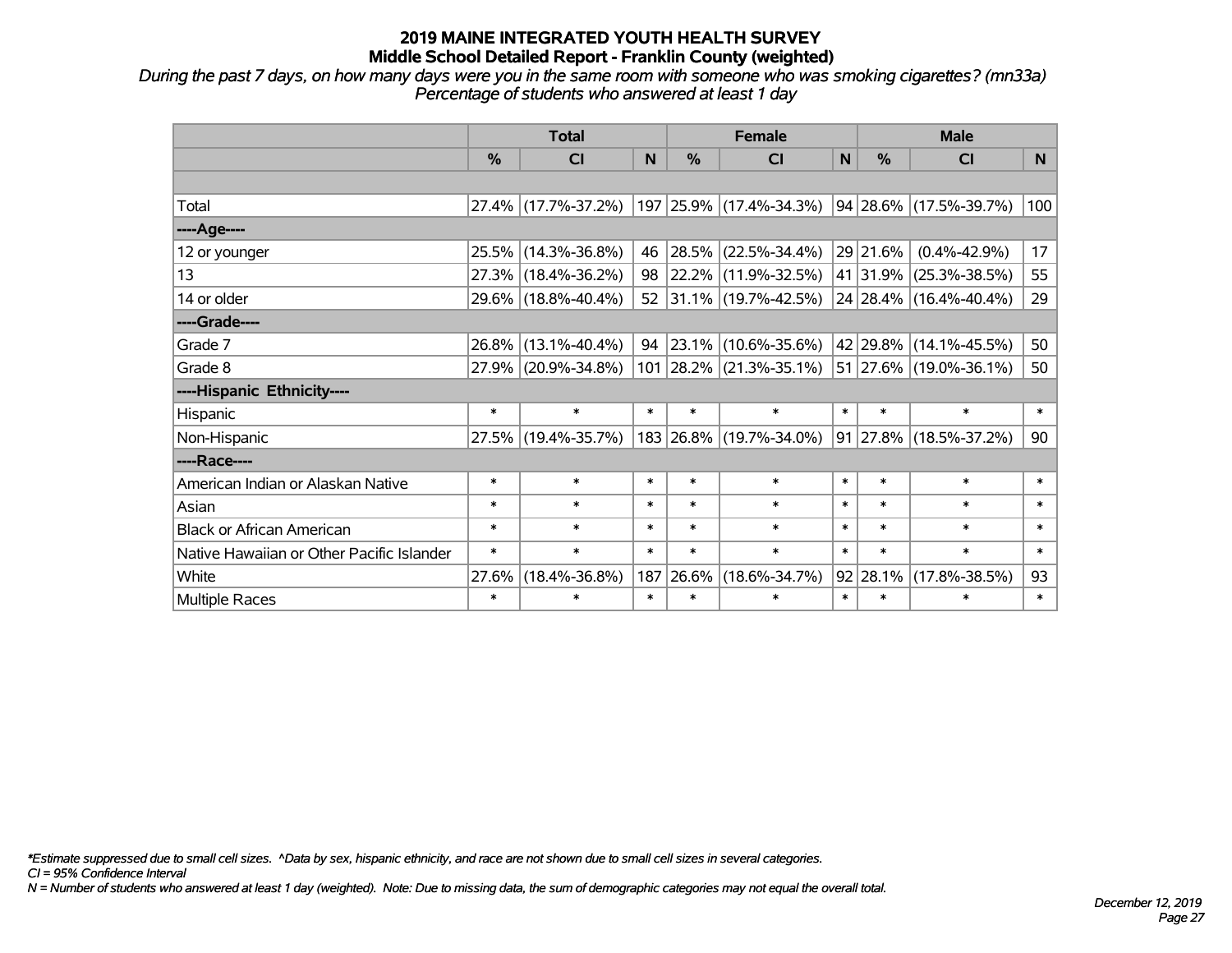# 2019 MAINE INTEGRATED YOUTH HEALTH SURVEY
## Middle School Detailed Report - Franklin County (weighted)

*During the past 7 days, on how many days were you in the same room with someone who was smoking cigarettes? (mn33a)*
*Percentage of students who answered at least 1 day*

| | Total | | | Female | | | Male | | |
|---|---|---|---|---|---|---|---|---|---|
| | % | CI | N | % | CI | N | % | CI | N |
| | | | | | | | | | |
| Total | 27.4% | (17.7%-37.2%) | 197 | 25.9% | (17.4%-34.3%) | 94 | 28.6% | (17.5%-39.7%) | 100 |
| ----Age---- | | | | | | | | | |
| 12 or younger | 25.5% | (14.3%-36.8%) | 46 | 28.5% | (22.5%-34.4%) | 29 | 21.6% | (0.4%-42.9%) | 17 |
| 13 | 27.3% | (18.4%-36.2%) | 98 | 22.2% | (11.9%-32.5%) | 41 | 31.9% | (25.3%-38.5%) | 55 |
| 14 or older | 29.6% | (18.8%-40.4%) | 52 | 31.1% | (19.7%-42.5%) | 24 | 28.4% | (16.4%-40.4%) | 29 |
| ----Grade---- | | | | | | | | | |
| Grade 7 | 26.8% | (13.1%-40.4%) | 94 | 23.1% | (10.6%-35.6%) | 42 | 29.8% | (14.1%-45.5%) | 50 |
| Grade 8 | 27.9% | (20.9%-34.8%) | 101 | 28.2% | (21.3%-35.1%) | 51 | 27.6% | (19.0%-36.1%) | 50 |
| ----Hispanic Ethnicity---- | | | | | | | | | |
| Hispanic | * | * | * | * | * | * | * | * | * |
| Non-Hispanic | 27.5% | (19.4%-35.7%) | 183 | 26.8% | (19.7%-34.0%) | 91 | 27.8% | (18.5%-37.2%) | 90 |
| ----Race---- | | | | | | | | | |
| American Indian or Alaskan Native | * | * | * | * | * | * | * | * | * |
| Asian | * | * | * | * | * | * | * | * | * |
| Black or African American | * | * | * | * | * | * | * | * | * |
| Native Hawaiian or Other Pacific Islander | * | * | * | * | * | * | * | * | * |
| White | 27.6% | (18.4%-36.8%) | 187 | 26.6% | (18.6%-34.7%) | 92 | 28.1% | (17.8%-38.5%) | 93 |
| Multiple Races | * | * | * | * | * | * | * | * | * |

*Estimate suppressed due to small cell sizes. ^Data by sex, hispanic ethnicity, and race are not shown due to small cell sizes in several categories.
CI = 95% Confidence Interval
N = Number of students who answered at least 1 day (weighted). Note: Due to missing data, the sum of demographic categories may not equal the overall total.

December 12, 2019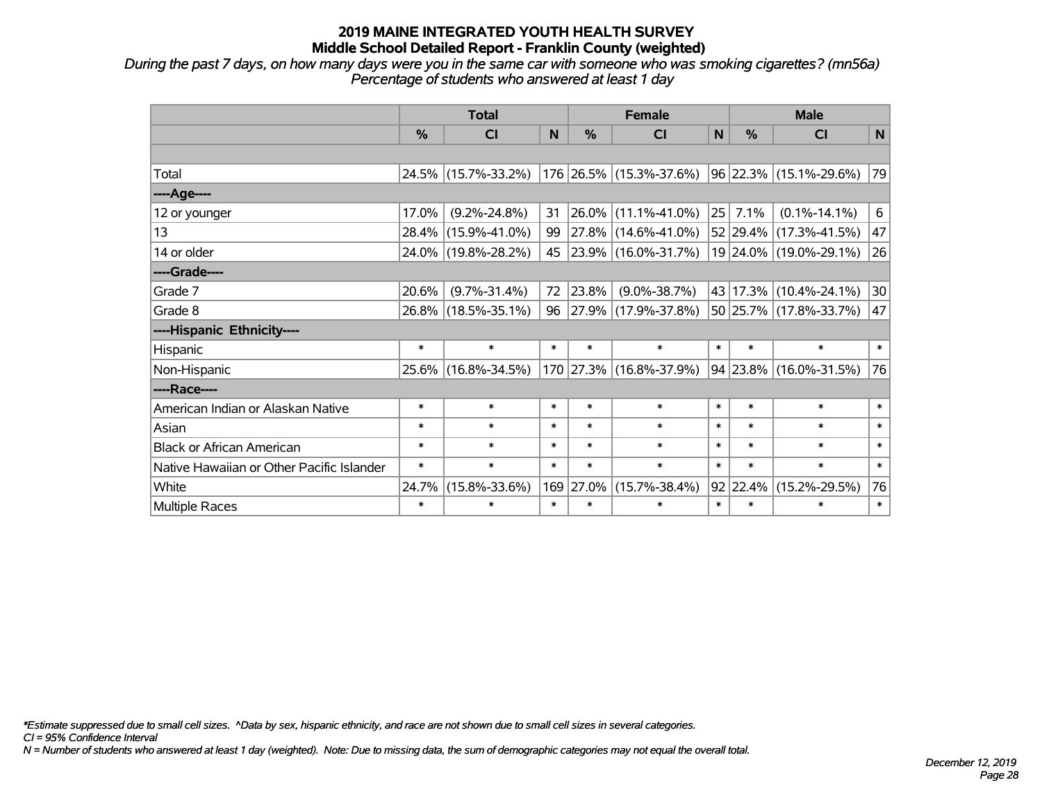# 2019 MAINE INTEGRATED YOUTH HEALTH SURVEY
## Middle School Detailed Report - Franklin County (weighted)

*During the past 7 days, on how many days were you in the same car with someone who was smoking cigarettes? (mn56a)*
*Percentage of students who answered at least 1 day*

| | Total | | | Female | | | Male | | |
|---|---|---|---|---|---|---|---|---|---|
| | % | CI | N | % | CI | N | % | CI | N |
| | | | | | | | | | |
| Total | 24.5% | (15.7%-33.2%) | 176 | 26.5% | (15.3%-37.6%) | 96 | 22.3% | (15.1%-29.6%) | 79 |
| ----Age---- | | | | | | | | | |
| 12 or younger | 17.0% | (9.2%-24.8%) | 31 | 26.0% | (11.1%-41.0%) | 25 | 7.1% | (0.1%-14.1%) | 6 |
| 13 | 28.4% | (15.9%-41.0%) | 99 | 27.8% | (14.6%-41.0%) | 52 | 29.4% | (17.3%-41.5%) | 47 |
| 14 or older | 24.0% | (19.8%-28.2%) | 45 | 23.9% | (16.0%-31.7%) | 19 | 24.0% | (19.0%-29.1%) | 26 |
| ----Grade---- | | | | | | | | | |
| Grade 7 | 20.6% | (9.7%-31.4%) | 72 | 23.8% | (9.0%-38.7%) | 43 | 17.3% | (10.4%-24.1%) | 30 |
| Grade 8 | 26.8% | (18.5%-35.1%) | 96 | 27.9% | (17.9%-37.8%) | 50 | 25.7% | (17.8%-33.7%) | 47 |
| ----Hispanic Ethnicity---- | | | | | | | | | |
| Hispanic | * | * | * | * | * | * | * | * | * |
| Non-Hispanic | 25.6% | (16.8%-34.5%) | 170 | 27.3% | (16.8%-37.9%) | 94 | 23.8% | (16.0%-31.5%) | 76 |
| ----Race---- | | | | | | | | | |
| American Indian or Alaskan Native | * | * | * | * | * | * | * | * | * |
| Asian | * | * | * | * | * | * | * | * | * |
| Black or African American | * | * | * | * | * | * | * | * | * |
| Native Hawaiian or Other Pacific Islander | * | * | * | * | * | * | * | * | * |
| White | 24.7% | (15.8%-33.6%) | 169 | 27.0% | (15.7%-38.4%) | 92 | 22.4% | (15.2%-29.5%) | 76 |
| Multiple Races | * | * | * | * | * | * | * | * | * |

*\*Estimate suppressed due to small cell sizes. ^Data by sex, hispanic ethnicity, and race are not shown due to small cell sizes in several categories.*
*CI = 95% Confidence Interval*
*N = Number of students who answered at least 1 day (weighted). Note: Due to missing data, the sum of demographic categories may not equal the overall total.*

*December 12, 2019*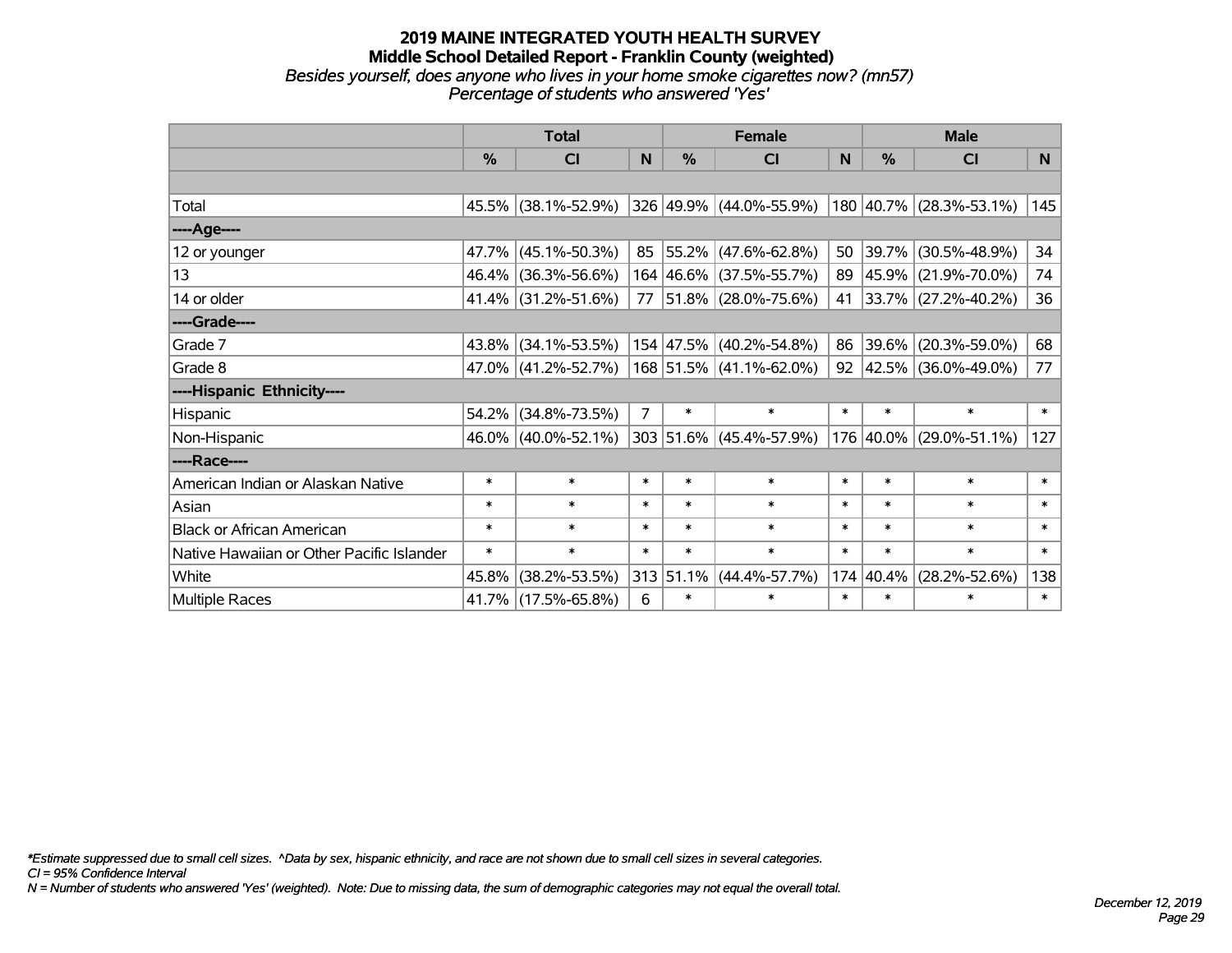# 2019 MAINE INTEGRATED YOUTH HEALTH SURVEY

## Middle School Detailed Report - Franklin County (weighted)

*Besides yourself, does anyone who lives in your home smoke cigarettes now? (mn57)*
*Percentage of students who answered 'Yes'*

| | Total | | | Female | | | Male | | |
|---|---|---|---|---|---|---|---|---|---|
| | % | CI | N | % | CI | N | % | CI | N |
| | | | | | | | | | |
| Total | 45.5% | (38.1%-52.9%) | 326 | 49.9% | (44.0%-55.9%) | 180 | 40.7% | (28.3%-53.1%) | 145 |
| ----Age---- | | | | | | | | | |
| 12 or younger | 47.7% | (45.1%-50.3%) | 85 | 55.2% | (47.6%-62.8%) | 50 | 39.7% | (30.5%-48.9%) | 34 |
| 13 | 46.4% | (36.3%-56.6%) | 164 | 46.6% | (37.5%-55.7%) | 89 | 45.9% | (21.9%-70.0%) | 74 |
| 14 or older | 41.4% | (31.2%-51.6%) | 77 | 51.8% | (28.0%-75.6%) | 41 | 33.7% | (27.2%-40.2%) | 36 |
| ----Grade---- | | | | | | | | | |
| Grade 7 | 43.8% | (34.1%-53.5%) | 154 | 47.5% | (40.2%-54.8%) | 86 | 39.6% | (20.3%-59.0%) | 68 |
| Grade 8 | 47.0% | (41.2%-52.7%) | 168 | 51.5% | (41.1%-62.0%) | 92 | 42.5% | (36.0%-49.0%) | 77 |
| ----Hispanic Ethnicity---- | | | | | | | | | |
| Hispanic | 54.2% | (34.8%-73.5%) | 7 | * | * | * | * | * | * |
| Non-Hispanic | 46.0% | (40.0%-52.1%) | 303 | 51.6% | (45.4%-57.9%) | 176 | 40.0% | (29.0%-51.1%) | 127 |
| ----Race---- | | | | | | | | | |
| American Indian or Alaskan Native | * | * | * | * | * | * | * | * | * |
| Asian | * | * | * | * | * | * | * | * | * |
| Black or African American | * | * | * | * | * | * | * | * | * |
| Native Hawaiian or Other Pacific Islander | * | * | * | * | * | * | * | * | * |
| White | 45.8% | (38.2%-53.5%) | 313 | 51.1% | (44.4%-57.7%) | 174 | 40.4% | (28.2%-52.6%) | 138 |
| Multiple Races | 41.7% | (17.5%-65.8%) | 6 | * | * | * | * | * | * |

*\*Estimate suppressed due to small cell sizes. ^Data by sex, hispanic ethnicity, and race are not shown due to small cell sizes in several categories.*
*CI = 95% Confidence Interval*
*N = Number of students who answered 'Yes' (weighted). Note: Due to missing data, the sum of demographic categories may not equal the overall total.*

*December 12, 2019*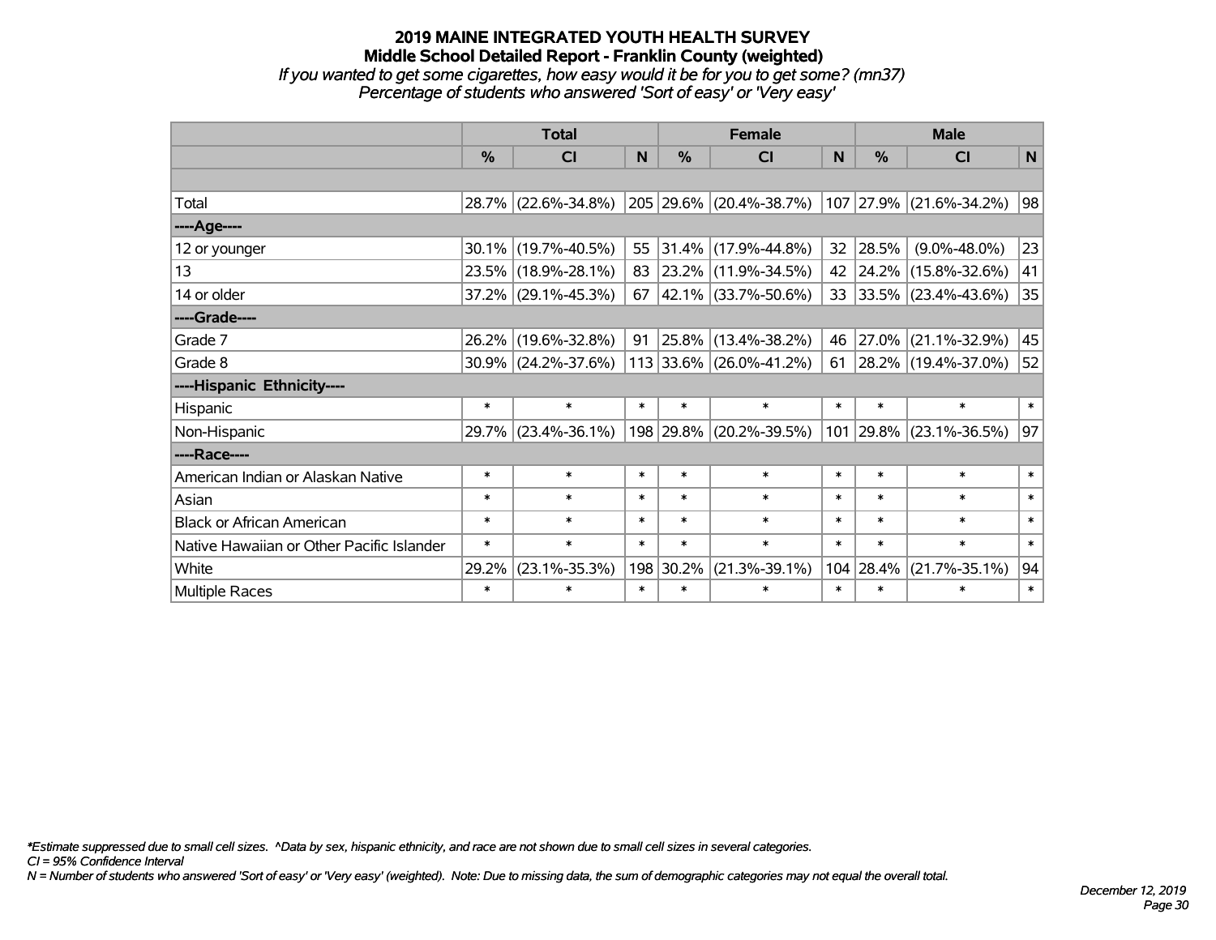# 2019 MAINE INTEGRATED YOUTH HEALTH SURVEY
## Middle School Detailed Report - Franklin County (weighted)
*If you wanted to get some cigarettes, how easy would it be for you to get some? (mn37)*
*Percentage of students who answered 'Sort of easy' or 'Very easy'*

| | Total | | | Female | | | Male | | |
|---|---|---|---|---|---|---|---|---|---|
| | % | CI | N | % | CI | N | % | CI | N |
| | | | | | | | | | |
| Total | 28.7% | (22.6%-34.8%) | 205 | 29.6% | (20.4%-38.7%) | 107 | 27.9% | (21.6%-34.2%) | 98 |
| ----Age---- | | | | | | | | | |
| 12 or younger | 30.1% | (19.7%-40.5%) | 55 | 31.4% | (17.9%-44.8%) | 32 | 28.5% | (9.0%-48.0%) | 23 |
| 13 | 23.5% | (18.9%-28.1%) | 83 | 23.2% | (11.9%-34.5%) | 42 | 24.2% | (15.8%-32.6%) | 41 |
| 14 or older | 37.2% | (29.1%-45.3%) | 67 | 42.1% | (33.7%-50.6%) | 33 | 33.5% | (23.4%-43.6%) | 35 |
| ----Grade---- | | | | | | | | | |
| Grade 7 | 26.2% | (19.6%-32.8%) | 91 | 25.8% | (13.4%-38.2%) | 46 | 27.0% | (21.1%-32.9%) | 45 |
| Grade 8 | 30.9% | (24.2%-37.6%) | 113 | 33.6% | (26.0%-41.2%) | 61 | 28.2% | (19.4%-37.0%) | 52 |
| ----Hispanic Ethnicity---- | | | | | | | | | |
| Hispanic | * | * | * | * | * | * | * | * | * |
| Non-Hispanic | 29.7% | (23.4%-36.1%) | 198 | 29.8% | (20.2%-39.5%) | 101 | 29.8% | (23.1%-36.5%) | 97 |
| ----Race---- | | | | | | | | | |
| American Indian or Alaskan Native | * | * | * | * | * | * | * | * | * |
| Asian | * | * | * | * | * | * | * | * | * |
| Black or African American | * | * | * | * | * | * | * | * | * |
| Native Hawaiian or Other Pacific Islander | * | * | * | * | * | * | * | * | * |
| White | 29.2% | (23.1%-35.3%) | 198 | 30.2% | (21.3%-39.1%) | 104 | 28.4% | (21.7%-35.1%) | 94 |
| Multiple Races | * | * | * | * | * | * | * | * | * |

*\*Estimate suppressed due to small cell sizes. ^Data by sex, hispanic ethnicity, and race are not shown due to small cell sizes in several categories.*
*CI = 95% Confidence Interval*
*N = Number of students who answered 'Sort of easy' or 'Very easy' (weighted). Note: Due to missing data, the sum of demographic categories may not equal the overall total.*

*December 12, 2019*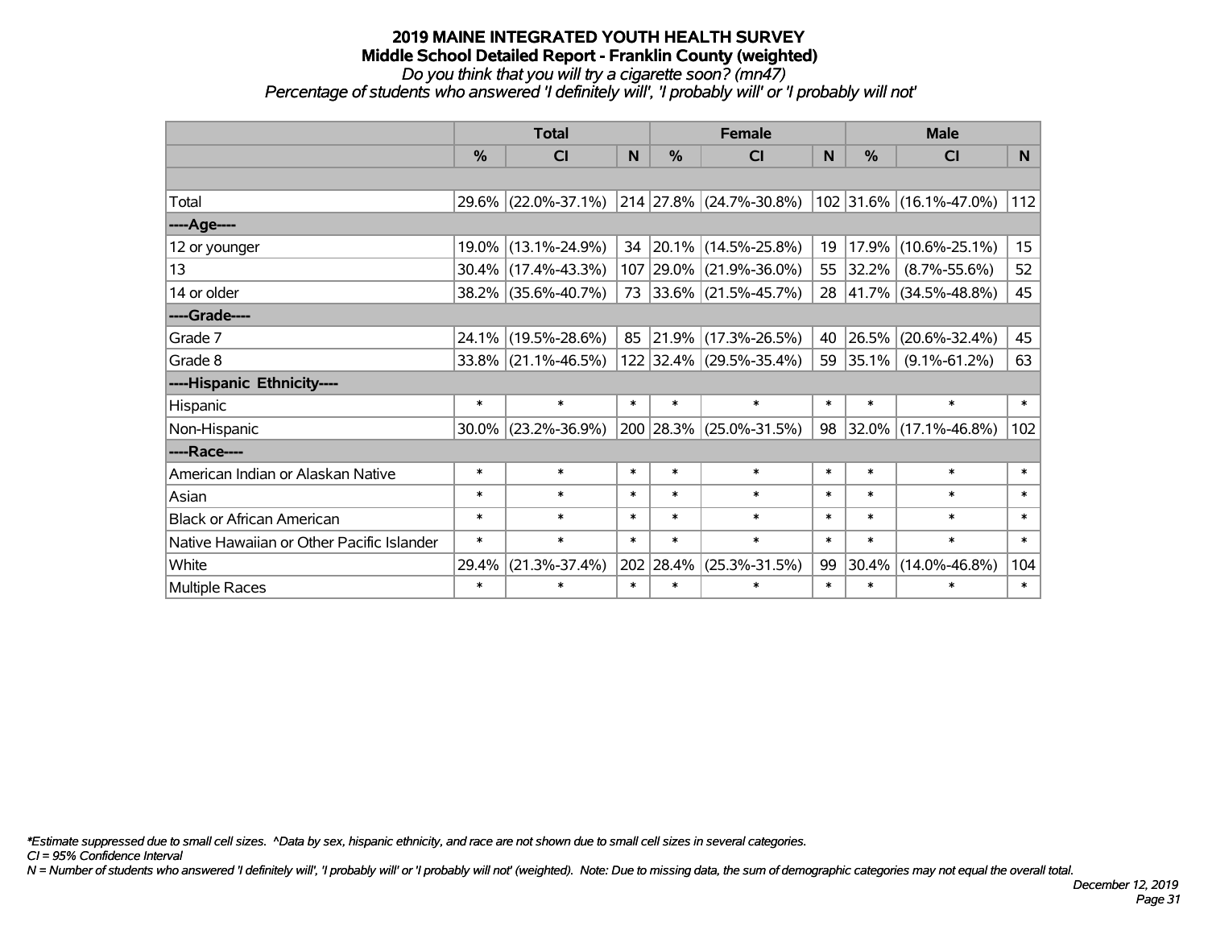# 2019 MAINE INTEGRATED YOUTH HEALTH SURVEY

## Middle School Detailed Report - Franklin County (weighted)

*Do you think that you will try a cigarette soon? (mn47)*

*Percentage of students who answered 'I definitely will', 'I probably will' or 'I probably will not'*

| | Total | | | Female | | | Male | | |
|---|---|---|---|---|---|---|---|---|---|
| | % | CI | N | % | CI | N | % | CI | N |
| Total | 29.6% | (22.0%-37.1%) | 214 | 27.8% | (24.7%-30.8%) | 102 | 31.6% | (16.1%-47.0%) | 112 |
| ----Age---- | | | | | | | | | |
| 12 or younger | 19.0% | (13.1%-24.9%) | 34 | 20.1% | (14.5%-25.8%) | 19 | 17.9% | (10.6%-25.1%) | 15 |
| 13 | 30.4% | (17.4%-43.3%) | 107 | 29.0% | (21.9%-36.0%) | 55 | 32.2% | (8.7%-55.6%) | 52 |
| 14 or older | 38.2% | (35.6%-40.7%) | 73 | 33.6% | (21.5%-45.7%) | 28 | 41.7% | (34.5%-48.8%) | 45 |
| ----Grade---- | | | | | | | | | |
| Grade 7 | 24.1% | (19.5%-28.6%) | 85 | 21.9% | (17.3%-26.5%) | 40 | 26.5% | (20.6%-32.4%) | 45 |
| Grade 8 | 33.8% | (21.1%-46.5%) | 122 | 32.4% | (29.5%-35.4%) | 59 | 35.1% | (9.1%-61.2%) | 63 |
| ----Hispanic Ethnicity---- | | | | | | | | | |
| Hispanic | * | * | * | * | * | * | * | * | * |
| Non-Hispanic | 30.0% | (23.2%-36.9%) | 200 | 28.3% | (25.0%-31.5%) | 98 | 32.0% | (17.1%-46.8%) | 102 |
| ----Race---- | | | | | | | | | |
| American Indian or Alaskan Native | * | * | * | * | * | * | * | * | * |
| Asian | * | * | * | * | * | * | * | * | * |
| Black or African American | * | * | * | * | * | * | * | * | * |
| Native Hawaiian or Other Pacific Islander | * | * | * | * | * | * | * | * | * |
| White | 29.4% | (21.3%-37.4%) | 202 | 28.4% | (25.3%-31.5%) | 99 | 30.4% | (14.0%-46.8%) | 104 |
| Multiple Races | * | * | * | * | * | * | * | * | * |

*\*Estimate suppressed due to small cell sizes. ^Data by sex, hispanic ethnicity, and race are not shown due to small cell sizes in several categories.*

*CI = 95% Confidence Interval*

*N = Number of students who answered 'I definitely will', 'I probably will' or 'I probably will not' (weighted). Note: Due to missing data, the sum of demographic categories may not equal the overall total.*

*December 12, 2019*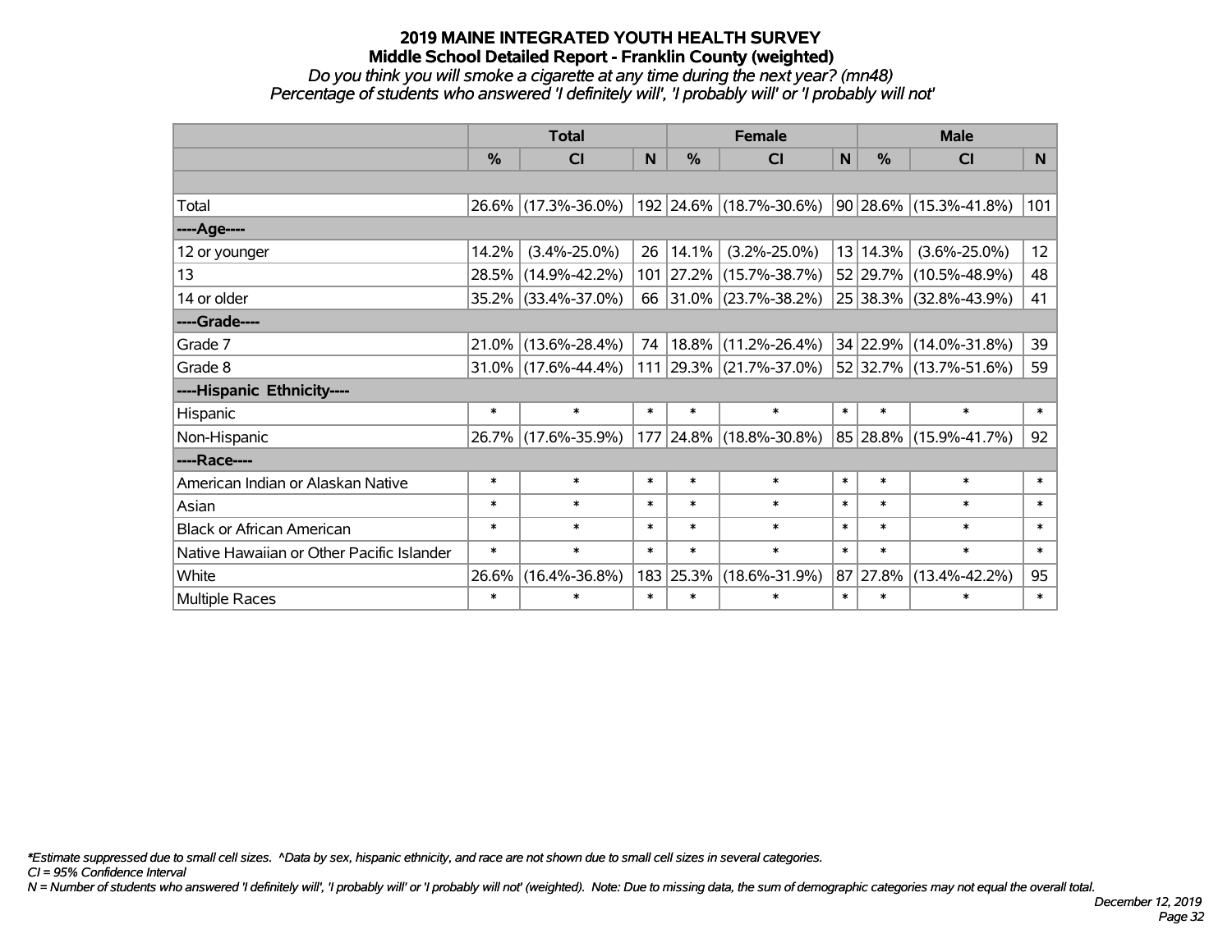# 2019 MAINE INTEGRATED YOUTH HEALTH SURVEY
## Middle School Detailed Report - Franklin County (weighted)
*Do you think you will smoke a cigarette at any time during the next year? (mn48)*
*Percentage of students who answered 'I definitely will', 'I probably will' or 'I probably will not'*

| | Total | | | Female | | | Male | | |
|---|---|---|---|---|---|---|---|---|---|
| | % | CI | N | % | CI | N | % | CI | N |
| | | | | | | | | | |
| Total | 26.6% | (17.3%-36.0%) | 192 | 24.6% | (18.7%-30.6%) | 90 | 28.6% | (15.3%-41.8%) | 101 |
| ----Age---- | | | | | | | | | |
| 12 or younger | 14.2% | (3.4%-25.0%) | 26 | 14.1% | (3.2%-25.0%) | 13 | 14.3% | (3.6%-25.0%) | 12 |
| 13 | 28.5% | (14.9%-42.2%) | 101 | 27.2% | (15.7%-38.7%) | 52 | 29.7% | (10.5%-48.9%) | 48 |
| 14 or older | 35.2% | (33.4%-37.0%) | 66 | 31.0% | (23.7%-38.2%) | 25 | 38.3% | (32.8%-43.9%) | 41 |
| ----Grade---- | | | | | | | | | |
| Grade 7 | 21.0% | (13.6%-28.4%) | 74 | 18.8% | (11.2%-26.4%) | 34 | 22.9% | (14.0%-31.8%) | 39 |
| Grade 8 | 31.0% | (17.6%-44.4%) | 111 | 29.3% | (21.7%-37.0%) | 52 | 32.7% | (13.7%-51.6%) | 59 |
| ----Hispanic Ethnicity---- | | | | | | | | | |
| Hispanic | * | * | * | * | * | * | * | * | * |
| Non-Hispanic | 26.7% | (17.6%-35.9%) | 177 | 24.8% | (18.8%-30.8%) | 85 | 28.8% | (15.9%-41.7%) | 92 |
| ----Race---- | | | | | | | | | |
| American Indian or Alaskan Native | * | * | * | * | * | * | * | * | * |
| Asian | * | * | * | * | * | * | * | * | * |
| Black or African American | * | * | * | * | * | * | * | * | * |
| Native Hawaiian or Other Pacific Islander | * | * | * | * | * | * | * | * | * |
| White | 26.6% | (16.4%-36.8%) | 183 | 25.3% | (18.6%-31.9%) | 87 | 27.8% | (13.4%-42.2%) | 95 |
| Multiple Races | * | * | * | * | * | * | * | * | * |

*\*Estimate suppressed due to small cell sizes. ^Data by sex, hispanic ethnicity, and race are not shown due to small cell sizes in several categories.*
*CI = 95% Confidence Interval*
*N = Number of students who answered 'I definitely will', 'I probably will' or 'I probably will not' (weighted). Note: Due to missing data, the sum of demographic categories may not equal the overall total.*

*December 12, 2019*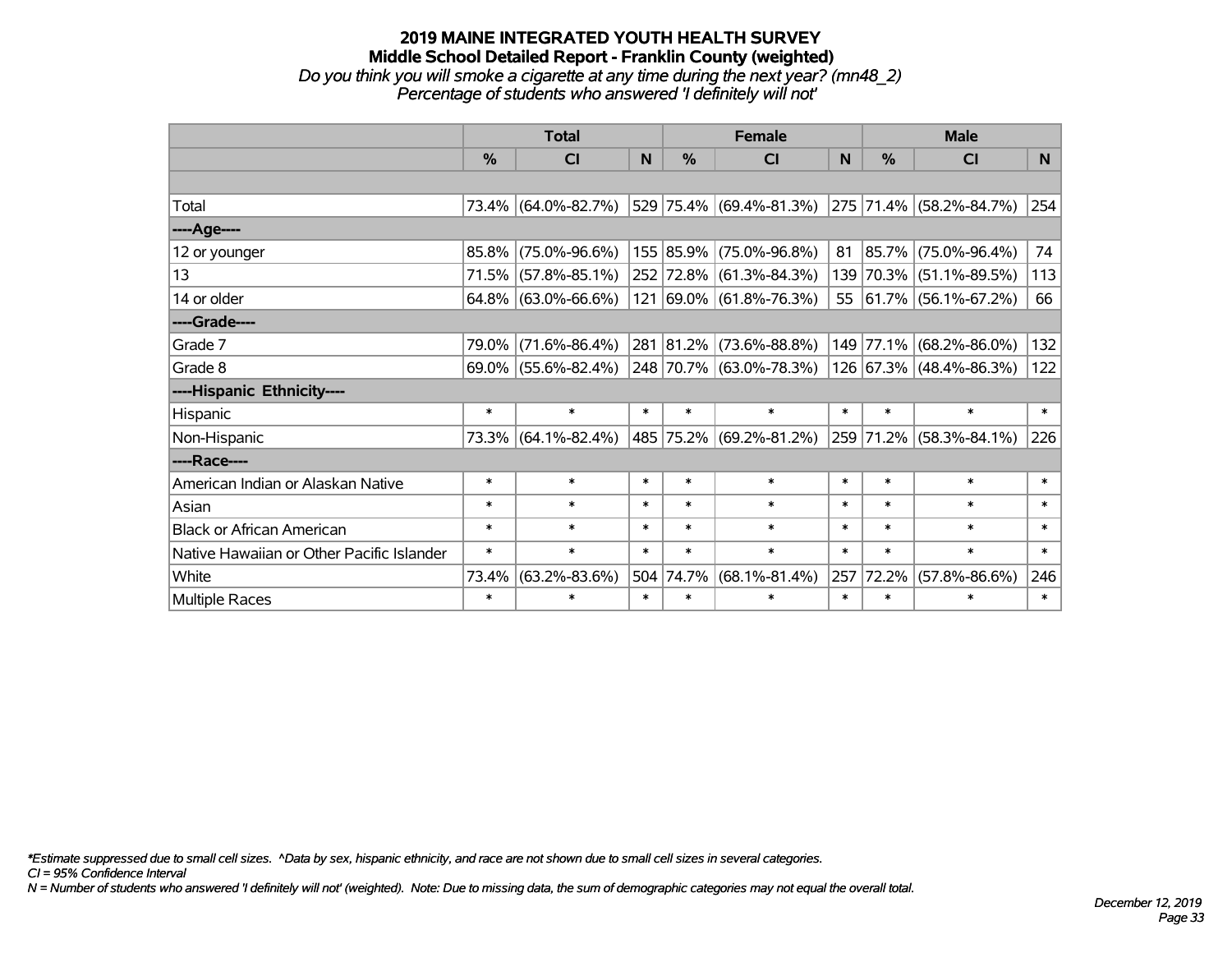# 2019 MAINE INTEGRATED YOUTH HEALTH SURVEY

## Middle School Detailed Report - Franklin County (weighted)

*Do you think you will smoke a cigarette at any time during the next year? (mn48_2)*

*Percentage of students who answered 'I definitely will not'*

| | Total | | | Female | | | Male | | |
|---|---|---|---|---|---|---|---|---|---|
| | % | CI | N | % | CI | N | % | CI | N |
| | | | | | | | | | |
| Total | 73.4% | (64.0%-82.7%) | 529 | 75.4% | (69.4%-81.3%) | 275 | 71.4% | (58.2%-84.7%) | 254 |
| ----Age---- | | | | | | | | | |
| 12 or younger | 85.8% | (75.0%-96.6%) | 155 | 85.9% | (75.0%-96.8%) | 81 | 85.7% | (75.0%-96.4%) | 74 |
| 13 | 71.5% | (57.8%-85.1%) | 252 | 72.8% | (61.3%-84.3%) | 139 | 70.3% | (51.1%-89.5%) | 113 |
| 14 or older | 64.8% | (63.0%-66.6%) | 121 | 69.0% | (61.8%-76.3%) | 55 | 61.7% | (56.1%-67.2%) | 66 |
| ----Grade---- | | | | | | | | | |
| Grade 7 | 79.0% | (71.6%-86.4%) | 281 | 81.2% | (73.6%-88.8%) | 149 | 77.1% | (68.2%-86.0%) | 132 |
| Grade 8 | 69.0% | (55.6%-82.4%) | 248 | 70.7% | (63.0%-78.3%) | 126 | 67.3% | (48.4%-86.3%) | 122 |
| ----Hispanic Ethnicity---- | | | | | | | | | |
| Hispanic | * | * | * | * | * | * | * | * | * |
| Non-Hispanic | 73.3% | (64.1%-82.4%) | 485 | 75.2% | (69.2%-81.2%) | 259 | 71.2% | (58.3%-84.1%) | 226 |
| ----Race---- | | | | | | | | | |
| American Indian or Alaskan Native | * | * | * | * | * | * | * | * | * |
| Asian | * | * | * | * | * | * | * | * | * |
| Black or African American | * | * | * | * | * | * | * | * | * |
| Native Hawaiian or Other Pacific Islander | * | * | * | * | * | * | * | * | * |
| White | 73.4% | (63.2%-83.6%) | 504 | 74.7% | (68.1%-81.4%) | 257 | 72.2% | (57.8%-86.6%) | 246 |
| Multiple Races | * | * | * | * | * | * | * | * | * |

*\*Estimate suppressed due to small cell sizes. ^Data by sex, hispanic ethnicity, and race are not shown due to small cell sizes in several categories.*

*CI = 95% Confidence Interval*

*N = Number of students who answered 'I definitely will not' (weighted). Note: Due to missing data, the sum of demographic categories may not equal the overall total.*

*December 12, 2019*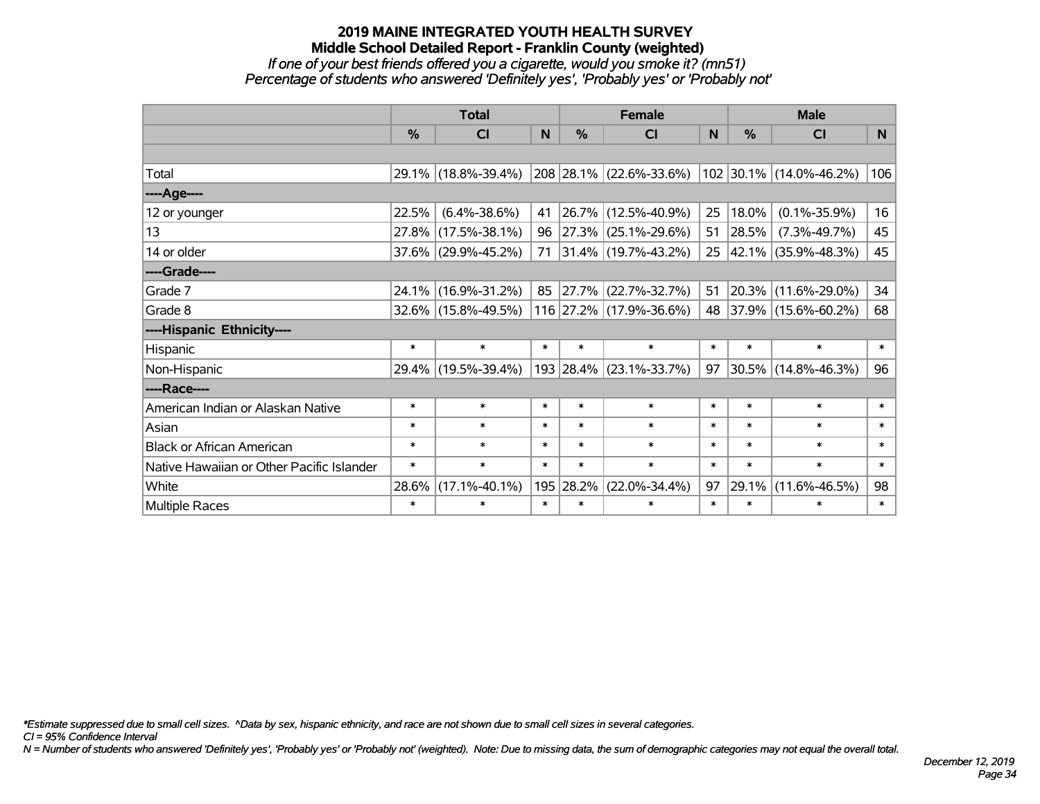# 2019 MAINE INTEGRATED YOUTH HEALTH SURVEY
## Middle School Detailed Report - Franklin County (weighted)
*If one of your best friends offered you a cigarette, would you smoke it? (mn51)*
*Percentage of students who answered 'Definitely yes', 'Probably yes' or 'Probably not'*

| | Total | | | Female | | | Male | | |
|---|---|---|---|---|---|---|---|---|---|
| | % | CI | N | % | CI | N | % | CI | N |
| | | | | | | | | | |
| Total | 29.1% | (18.8%-39.4%) | 208 | 28.1% | (22.6%-33.6%) | 102 | 30.1% | (14.0%-46.2%) | 106 |
| ----Age---- | | | | | | | | | |
| 12 or younger | 22.5% | (6.4%-38.6%) | 41 | 26.7% | (12.5%-40.9%) | 25 | 18.0% | (0.1%-35.9%) | 16 |
| 13 | 27.8% | (17.5%-38.1%) | 96 | 27.3% | (25.1%-29.6%) | 51 | 28.5% | (7.3%-49.7%) | 45 |
| 14 or older | 37.6% | (29.9%-45.2%) | 71 | 31.4% | (19.7%-43.2%) | 25 | 42.1% | (35.9%-48.3%) | 45 |
| ----Grade---- | | | | | | | | | |
| Grade 7 | 24.1% | (16.9%-31.2%) | 85 | 27.7% | (22.7%-32.7%) | 51 | 20.3% | (11.6%-29.0%) | 34 |
| Grade 8 | 32.6% | (15.8%-49.5%) | 116 | 27.2% | (17.9%-36.6%) | 48 | 37.9% | (15.6%-60.2%) | 68 |
| ----Hispanic Ethnicity---- | | | | | | | | | |
| Hispanic | * | * | * | * | * | * | * | * | * |
| Non-Hispanic | 29.4% | (19.5%-39.4%) | 193 | 28.4% | (23.1%-33.7%) | 97 | 30.5% | (14.8%-46.3%) | 96 |
| ----Race---- | | | | | | | | | |
| American Indian or Alaskan Native | * | * | * | * | * | * | * | * | * |
| Asian | * | * | * | * | * | * | * | * | * |
| Black or African American | * | * | * | * | * | * | * | * | * |
| Native Hawaiian or Other Pacific Islander | * | * | * | * | * | * | * | * | * |
| White | 28.6% | (17.1%-40.1%) | 195 | 28.2% | (22.0%-34.4%) | 97 | 29.1% | (11.6%-46.5%) | 98 |
| Multiple Races | * | * | * | * | * | * | * | * | * |

*\*Estimate suppressed due to small cell sizes. ^Data by sex, hispanic ethnicity, and race are not shown due to small cell sizes in several categories.*
*CI = 95% Confidence Interval*
*N = Number of students who answered 'Definitely yes', 'Probably yes' or 'Probably not' (weighted). Note: Due to missing data, the sum of demographic categories may not equal the overall total.*

*December 12, 2019*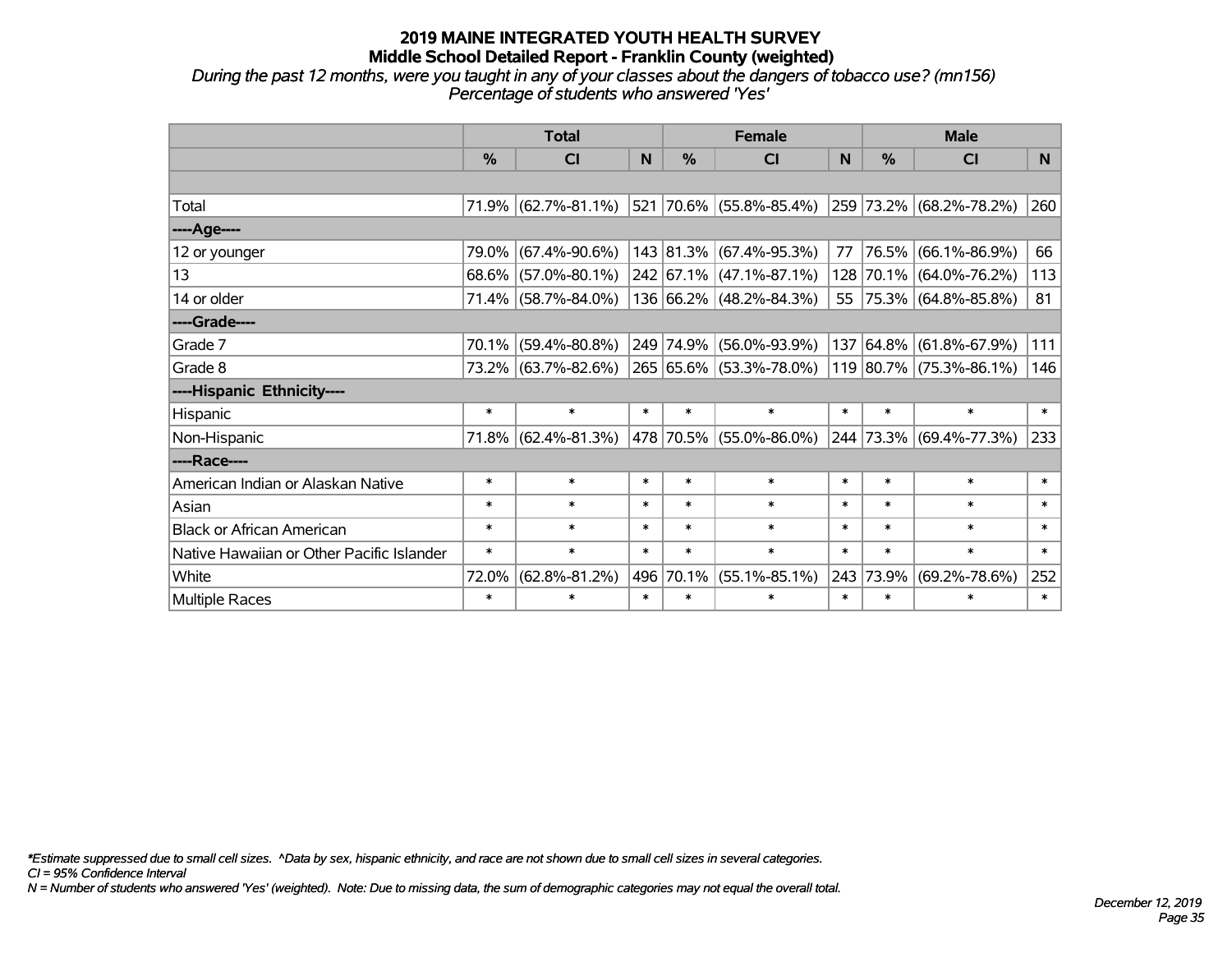# 2019 MAINE INTEGRATED YOUTH HEALTH SURVEY
## Middle School Detailed Report - Franklin County (weighted)

*During the past 12 months, were you taught in any of your classes about the dangers of tobacco use? (mn156)*
*Percentage of students who answered 'Yes'*

| | Total | | | Female | | | Male | | |
|---|---|---|---|---|---|---|---|---|---|
| | % | CI | N | % | CI | N | % | CI | N |
| | | | | | | | | | |
| Total | 71.9% | (62.7%-81.1%) | 521 | 70.6% | (55.8%-85.4%) | 259 | 73.2% | (68.2%-78.2%) | 260 |
| ----Age---- | | | | | | | | | |
| 12 or younger | 79.0% | (67.4%-90.6%) | 143 | 81.3% | (67.4%-95.3%) | 77 | 76.5% | (66.1%-86.9%) | 66 |
| 13 | 68.6% | (57.0%-80.1%) | 242 | 67.1% | (47.1%-87.1%) | 128 | 70.1% | (64.0%-76.2%) | 113 |
| 14 or older | 71.4% | (58.7%-84.0%) | 136 | 66.2% | (48.2%-84.3%) | 55 | 75.3% | (64.8%-85.8%) | 81 |
| ----Grade---- | | | | | | | | | |
| Grade 7 | 70.1% | (59.4%-80.8%) | 249 | 74.9% | (56.0%-93.9%) | 137 | 64.8% | (61.8%-67.9%) | 111 |
| Grade 8 | 73.2% | (63.7%-82.6%) | 265 | 65.6% | (53.3%-78.0%) | 119 | 80.7% | (75.3%-86.1%) | 146 |
| ----Hispanic Ethnicity---- | | | | | | | | | |
| Hispanic | * | * | * | * | * | * | * | * | * |
| Non-Hispanic | 71.8% | (62.4%-81.3%) | 478 | 70.5% | (55.0%-86.0%) | 244 | 73.3% | (69.4%-77.3%) | 233 |
| ----Race---- | | | | | | | | | |
| American Indian or Alaskan Native | * | * | * | * | * | * | * | * | * |
| Asian | * | * | * | * | * | * | * | * | * |
| Black or African American | * | * | * | * | * | * | * | * | * |
| Native Hawaiian or Other Pacific Islander | * | * | * | * | * | * | * | * | * |
| White | 72.0% | (62.8%-81.2%) | 496 | 70.1% | (55.1%-85.1%) | 243 | 73.9% | (69.2%-78.6%) | 252 |
| Multiple Races | * | * | * | * | * | * | * | * | * |

*\*Estimate suppressed due to small cell sizes. ^Data by sex, hispanic ethnicity, and race are not shown due to small cell sizes in several categories.*
*CI = 95% Confidence Interval*
*N = Number of students who answered 'Yes' (weighted). Note: Due to missing data, the sum of demographic categories may not equal the overall total.*

*December 12, 2019*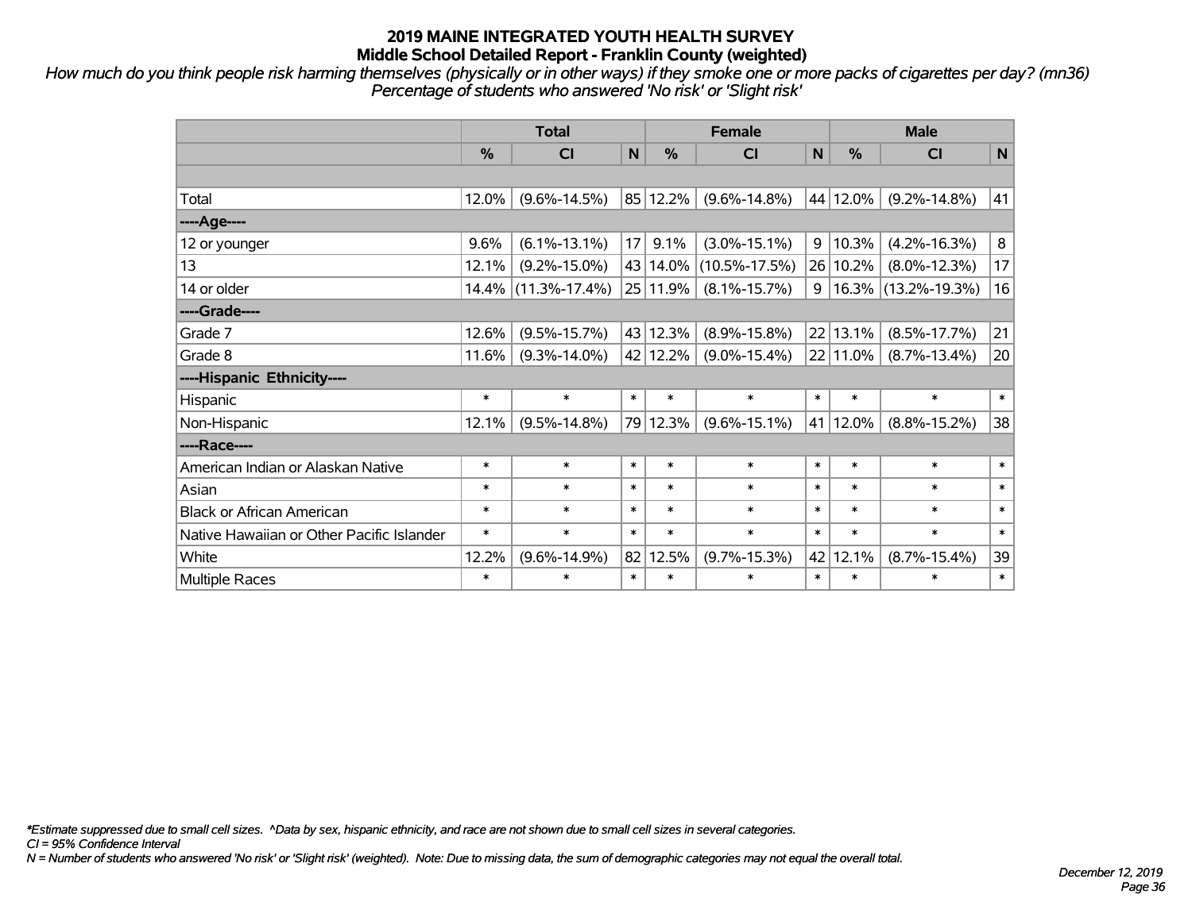# 2019 MAINE INTEGRATED YOUTH HEALTH SURVEY
## Middle School Detailed Report - Franklin County (weighted)

*How much do you think people risk harming themselves (physically or in other ways) if they smoke one or more packs of cigarettes per day? (mn36) Percentage of students who answered 'No risk' or 'Slight risk'*

| | Total | | | Female | | | Male | | |
|---|---|---|---|---|---|---|---|---|---|
| | % | CI | N | % | CI | N | % | CI | N |
| | | | | | | | | | |
| Total | 12.0% | (9.6%-14.5%) | 85 | 12.2% | (9.6%-14.8%) | 44 | 12.0% | (9.2%-14.8%) | 41 |
| ----Age---- | | | | | | | | | |
| 12 or younger | 9.6% | (6.1%-13.1%) | 17 | 9.1% | (3.0%-15.1%) | 9 | 10.3% | (4.2%-16.3%) | 8 |
| 13 | 12.1% | (9.2%-15.0%) | 43 | 14.0% | (10.5%-17.5%) | 26 | 10.2% | (8.0%-12.3%) | 17 |
| 14 or older | 14.4% | (11.3%-17.4%) | 25 | 11.9% | (8.1%-15.7%) | 9 | 16.3% | (13.2%-19.3%) | 16 |
| ----Grade---- | | | | | | | | | |
| Grade 7 | 12.6% | (9.5%-15.7%) | 43 | 12.3% | (8.9%-15.8%) | 22 | 13.1% | (8.5%-17.7%) | 21 |
| Grade 8 | 11.6% | (9.3%-14.0%) | 42 | 12.2% | (9.0%-15.4%) | 22 | 11.0% | (8.7%-13.4%) | 20 |
| ----Hispanic Ethnicity---- | | | | | | | | | |
| Hispanic | * | * | * | * | * | * | * | * | * |
| Non-Hispanic | 12.1% | (9.5%-14.8%) | 79 | 12.3% | (9.6%-15.1%) | 41 | 12.0% | (8.8%-15.2%) | 38 |
| ----Race---- | | | | | | | | | |
| American Indian or Alaskan Native | * | * | * | * | * | * | * | * | * |
| Asian | * | * | * | * | * | * | * | * | * |
| Black or African American | * | * | * | * | * | * | * | * | * |
| Native Hawaiian or Other Pacific Islander | * | * | * | * | * | * | * | * | * |
| White | 12.2% | (9.6%-14.9%) | 82 | 12.5% | (9.7%-15.3%) | 42 | 12.1% | (8.7%-15.4%) | 39 |
| Multiple Races | * | * | * | * | * | * | * | * | * |

*\*Estimate suppressed due to small cell sizes. ^Data by sex, hispanic ethnicity, and race are not shown due to small cell sizes in several categories.*

*CI = 95% Confidence Interval*

*N = Number of students who answered 'No risk' or 'Slight risk' (weighted). Note: Due to missing data, the sum of demographic categories may not equal the overall total.*

*December 12, 2019*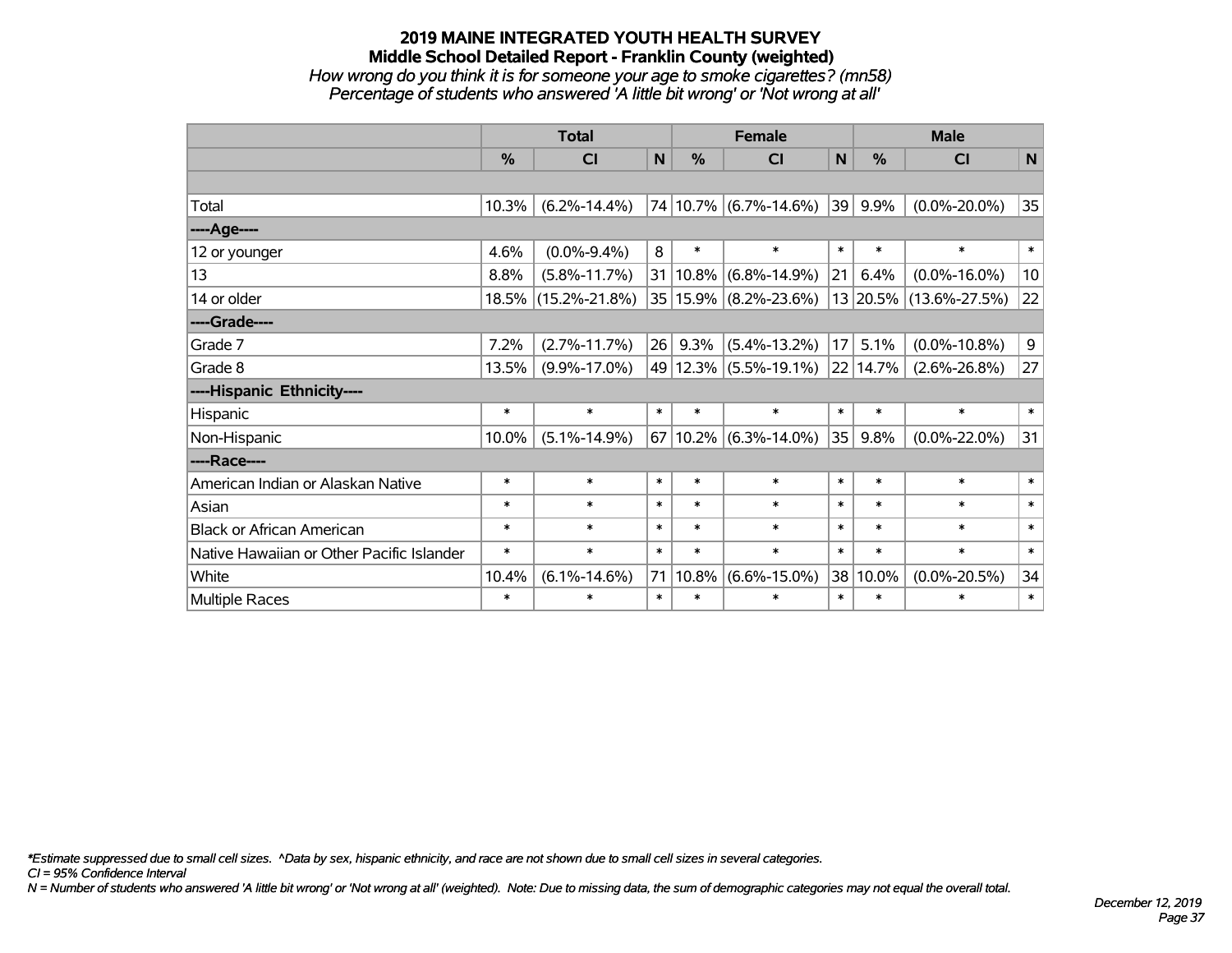# 2019 MAINE INTEGRATED YOUTH HEALTH SURVEY
## Middle School Detailed Report - Franklin County (weighted)

*How wrong do you think it is for someone your age to smoke cigarettes? (mn58)*
*Percentage of students who answered 'A little bit wrong' or 'Not wrong at all'*

| | Total | | | Female | | | Male | | |
|---|---|---|---|---|---|---|---|---|---|
| | % | CI | N | % | CI | N | % | CI | N |
| | | | | | | | | | |
| Total | 10.3% | (6.2%-14.4%) | 74 | 10.7% | (6.7%-14.6%) | 39 | 9.9% | (0.0%-20.0%) | 35 |
| ----Age---- | | | | | | | | | |
| 12 or younger | 4.6% | (0.0%-9.4%) | 8 | * | * | * | * | * | * |
| 13 | 8.8% | (5.8%-11.7%) | 31 | 10.8% | (6.8%-14.9%) | 21 | 6.4% | (0.0%-16.0%) | 10 |
| 14 or older | 18.5% | (15.2%-21.8%) | 35 | 15.9% | (8.2%-23.6%) | 13 | 20.5% | (13.6%-27.5%) | 22 |
| ----Grade---- | | | | | | | | | |
| Grade 7 | 7.2% | (2.7%-11.7%) | 26 | 9.3% | (5.4%-13.2%) | 17 | 5.1% | (0.0%-10.8%) | 9 |
| Grade 8 | 13.5% | (9.9%-17.0%) | 49 | 12.3% | (5.5%-19.1%) | 22 | 14.7% | (2.6%-26.8%) | 27 |
| ----Hispanic Ethnicity---- | | | | | | | | | |
| Hispanic | * | * | * | * | * | * | * | * | * |
| Non-Hispanic | 10.0% | (5.1%-14.9%) | 67 | 10.2% | (6.3%-14.0%) | 35 | 9.8% | (0.0%-22.0%) | 31 |
| ----Race---- | | | | | | | | | |
| American Indian or Alaskan Native | * | * | * | * | * | * | * | * | * |
| Asian | * | * | * | * | * | * | * | * | * |
| Black or African American | * | * | * | * | * | * | * | * | * |
| Native Hawaiian or Other Pacific Islander | * | * | * | * | * | * | * | * | * |
| White | 10.4% | (6.1%-14.6%) | 71 | 10.8% | (6.6%-15.0%) | 38 | 10.0% | (0.0%-20.5%) | 34 |
| Multiple Races | * | * | * | * | * | * | * | * | * |

*\*Estimate suppressed due to small cell sizes. ^Data by sex, hispanic ethnicity, and race are not shown due to small cell sizes in several categories.*
*CI = 95% Confidence Interval*
*N = Number of students who answered 'A little bit wrong' or 'Not wrong at all' (weighted). Note: Due to missing data, the sum of demographic categories may not equal the overall total.*

*December 12, 2019*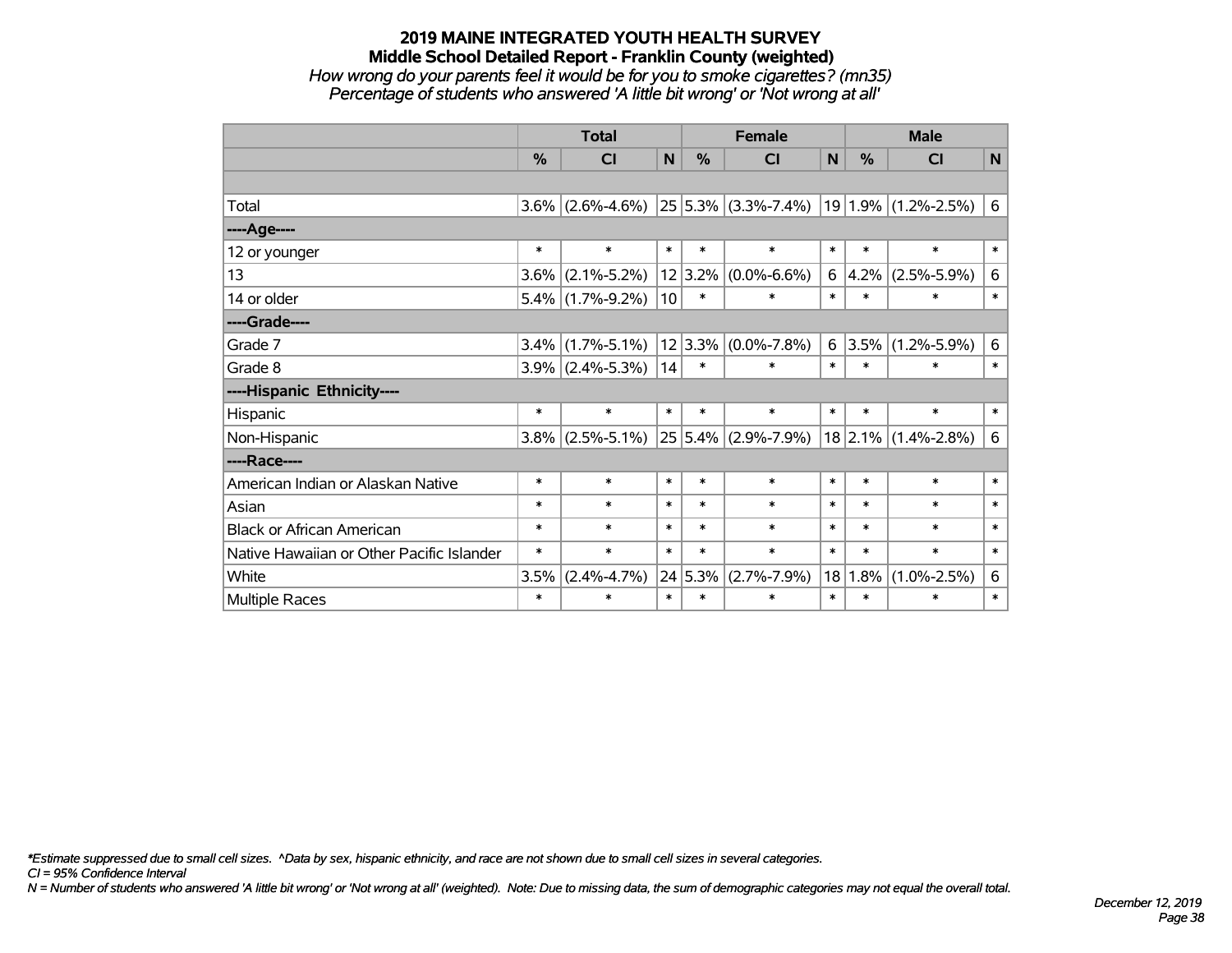# 2019 MAINE INTEGRATED YOUTH HEALTH SURVEY
## Middle School Detailed Report - Franklin County (weighted)
*How wrong do your parents feel it would be for you to smoke cigarettes? (mn35)*
*Percentage of students who answered 'A little bit wrong' or 'Not wrong at all'*

| | Total | | | Female | | | Male | | |
|---|---|---|---|---|---|---|---|---|---|
| | % | CI | N | % | CI | N | % | CI | N |
| | | | | | | | | | |
| Total | 3.6% | (2.6%-4.6%) | 25 | 5.3% | (3.3%-7.4%) | 19 | 1.9% | (1.2%-2.5%) | 6 |
| ----Age---- | | | | | | | | | |
| 12 or younger | * | * | * | * | * | * | * | * | * |
| 13 | 3.6% | (2.1%-5.2%) | 12 | 3.2% | (0.0%-6.6%) | 6 | 4.2% | (2.5%-5.9%) | 6 |
| 14 or older | 5.4% | (1.7%-9.2%) | 10 | * | * | * | * | * | * |
| ----Grade---- | | | | | | | | | |
| Grade 7 | 3.4% | (1.7%-5.1%) | 12 | 3.3% | (0.0%-7.8%) | 6 | 3.5% | (1.2%-5.9%) | 6 |
| Grade 8 | 3.9% | (2.4%-5.3%) | 14 | * | * | * | * | * | * |
| ----Hispanic Ethnicity---- | | | | | | | | | |
| Hispanic | * | * | * | * | * | * | * | * | * |
| Non-Hispanic | 3.8% | (2.5%-5.1%) | 25 | 5.4% | (2.9%-7.9%) | 18 | 2.1% | (1.4%-2.8%) | 6 |
| ----Race---- | | | | | | | | | |
| American Indian or Alaskan Native | * | * | * | * | * | * | * | * | * |
| Asian | * | * | * | * | * | * | * | * | * |
| Black or African American | * | * | * | * | * | * | * | * | * |
| Native Hawaiian or Other Pacific Islander | * | * | * | * | * | * | * | * | * |
| White | 3.5% | (2.4%-4.7%) | 24 | 5.3% | (2.7%-7.9%) | 18 | 1.8% | (1.0%-2.5%) | 6 |
| Multiple Races | * | * | * | * | * | * | * | * | * |

*\*Estimate suppressed due to small cell sizes. ^Data by sex, hispanic ethnicity, and race are not shown due to small cell sizes in several categories.*
*CI = 95% Confidence Interval*
*N = Number of students who answered 'A little bit wrong' or 'Not wrong at all' (weighted). Note: Due to missing data, the sum of demographic categories may not equal the overall total.*

*December 12, 2019*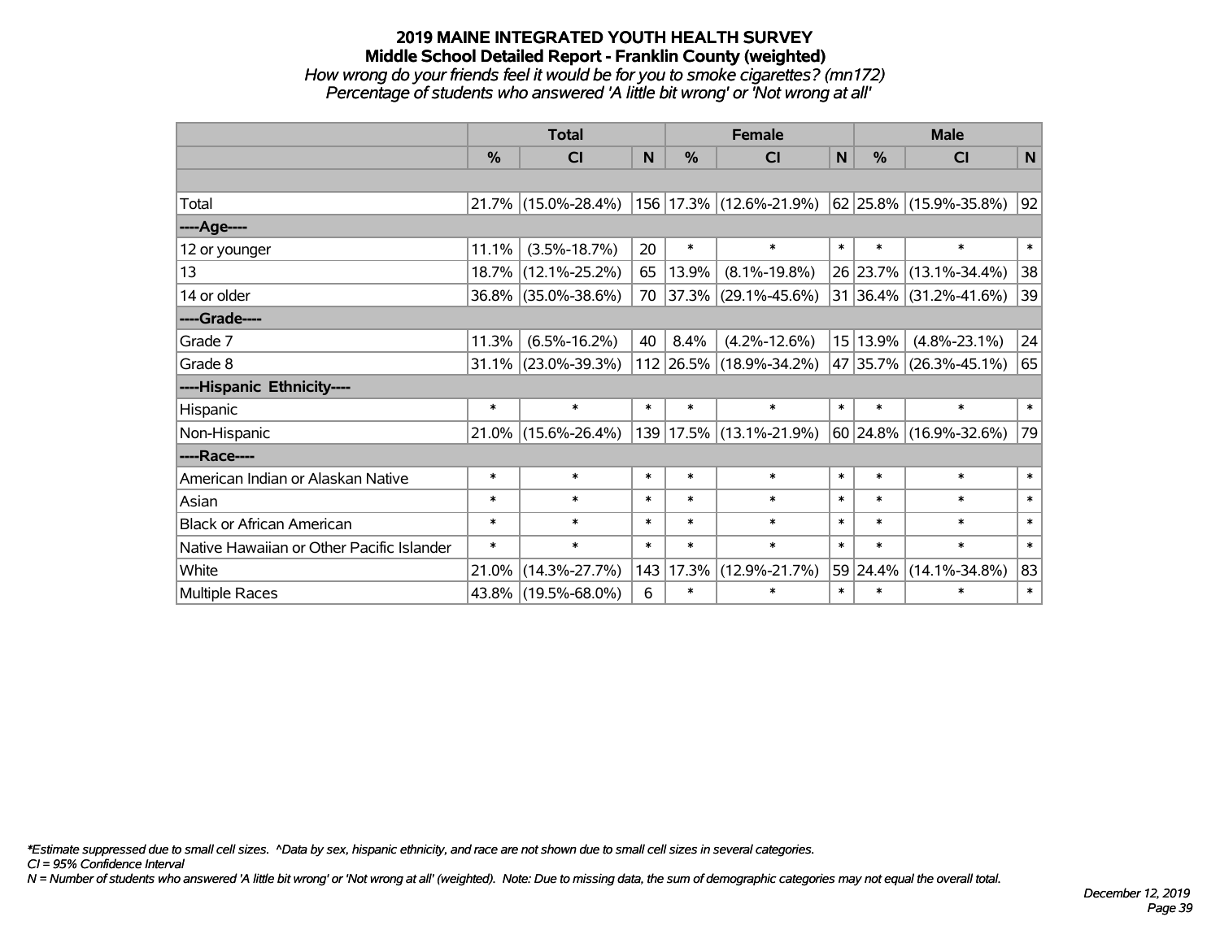# 2019 MAINE INTEGRATED YOUTH HEALTH SURVEY

## Middle School Detailed Report - Franklin County (weighted)

*How wrong do your friends feel it would be for you to smoke cigarettes? (mn172)*

*Percentage of students who answered 'A little bit wrong' or 'Not wrong at all'*

| | Total | | | Female | | | Male | | |
|---|---|---|---|---|---|---|---|---|---|
| | % | CI | N | % | CI | N | % | CI | N |
| | | | | | | | | | |
| Total | 21.7% | (15.0%-28.4%) | 156 | 17.3% | (12.6%-21.9%) | 62 | 25.8% | (15.9%-35.8%) | 92 |
| ----Age---- | | | | | | | | | |
| 12 or younger | 11.1% | (3.5%-18.7%) | 20 | * | * | * | * | * | * |
| 13 | 18.7% | (12.1%-25.2%) | 65 | 13.9% | (8.1%-19.8%) | 26 | 23.7% | (13.1%-34.4%) | 38 |
| 14 or older | 36.8% | (35.0%-38.6%) | 70 | 37.3% | (29.1%-45.6%) | 31 | 36.4% | (31.2%-41.6%) | 39 |
| ----Grade---- | | | | | | | | | |
| Grade 7 | 11.3% | (6.5%-16.2%) | 40 | 8.4% | (4.2%-12.6%) | 15 | 13.9% | (4.8%-23.1%) | 24 |
| Grade 8 | 31.1% | (23.0%-39.3%) | 112 | 26.5% | (18.9%-34.2%) | 47 | 35.7% | (26.3%-45.1%) | 65 |
| ----Hispanic Ethnicity---- | | | | | | | | | |
| Hispanic | * | * | * | * | * | * | * | * | * |
| Non-Hispanic | 21.0% | (15.6%-26.4%) | 139 | 17.5% | (13.1%-21.9%) | 60 | 24.8% | (16.9%-32.6%) | 79 |
| ----Race---- | | | | | | | | | |
| American Indian or Alaskan Native | * | * | * | * | * | * | * | * | * |
| Asian | * | * | * | * | * | * | * | * | * |
| Black or African American | * | * | * | * | * | * | * | * | * |
| Native Hawaiian or Other Pacific Islander | * | * | * | * | * | * | * | * | * |
| White | 21.0% | (14.3%-27.7%) | 143 | 17.3% | (12.9%-21.7%) | 59 | 24.4% | (14.1%-34.8%) | 83 |
| Multiple Races | 43.8% | (19.5%-68.0%) | 6 | * | * | * | * | * | * |

*\*Estimate suppressed due to small cell sizes. ^Data by sex, hispanic ethnicity, and race are not shown due to small cell sizes in several categories.*

*CI = 95% Confidence Interval*

*N = Number of students who answered 'A little bit wrong' or 'Not wrong at all' (weighted). Note: Due to missing data, the sum of demographic categories may not equal the overall total.*

*December 12, 2019*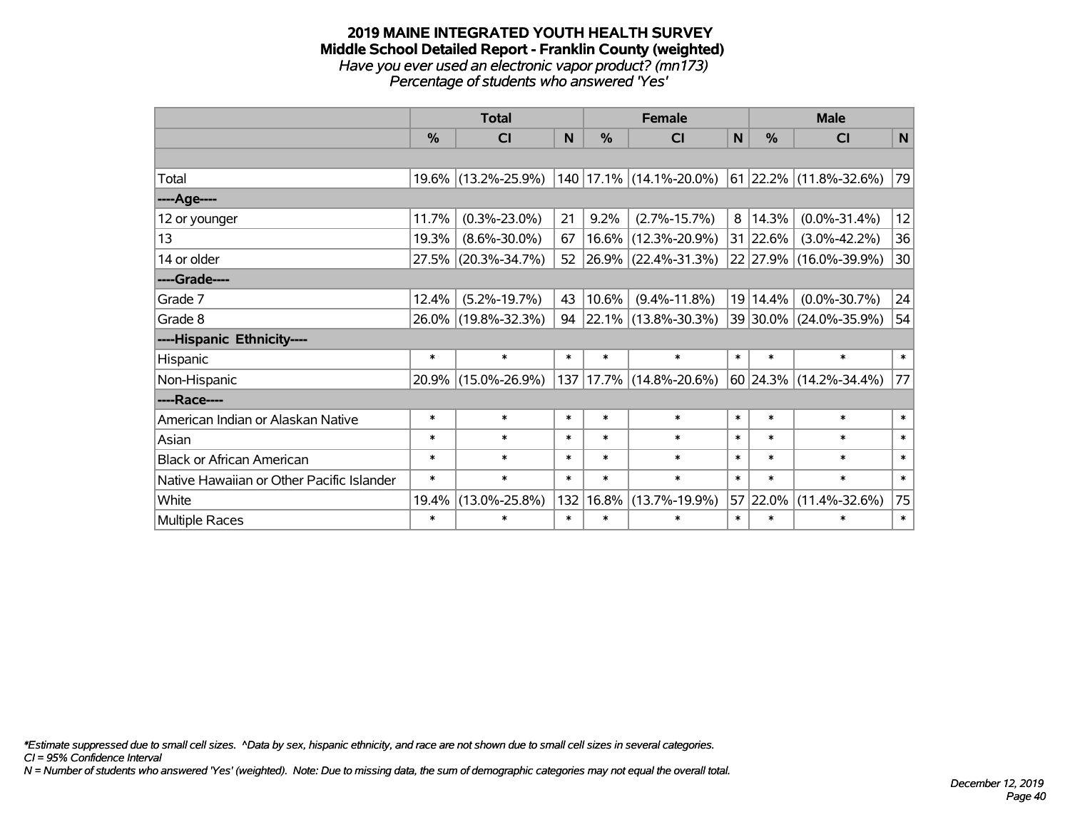# 2019 MAINE INTEGRATED YOUTH HEALTH SURVEY
## Middle School Detailed Report - Franklin County (weighted)
*Have you ever used an electronic vapor product? (mn173)*
*Percentage of students who answered 'Yes'*

| | Total | | | Female | | | Male | | |
|---|---|---|---|---|---|---|---|---|---|
| | % | CI | N | % | CI | N | % | CI | N |
| | | | | | | | | | |
| Total | 19.6% | (13.2%-25.9%) | 140 | 17.1% | (14.1%-20.0%) | 61 | 22.2% | (11.8%-32.6%) | 79 |
| ----Age---- | | | | | | | | | |
| 12 or younger | 11.7% | (0.3%-23.0%) | 21 | 9.2% | (2.7%-15.7%) | 8 | 14.3% | (0.0%-31.4%) | 12 |
| 13 | 19.3% | (8.6%-30.0%) | 67 | 16.6% | (12.3%-20.9%) | 31 | 22.6% | (3.0%-42.2%) | 36 |
| 14 or older | 27.5% | (20.3%-34.7%) | 52 | 26.9% | (22.4%-31.3%) | 22 | 27.9% | (16.0%-39.9%) | 30 |
| ----Grade---- | | | | | | | | | |
| Grade 7 | 12.4% | (5.2%-19.7%) | 43 | 10.6% | (9.4%-11.8%) | 19 | 14.4% | (0.0%-30.7%) | 24 |
| Grade 8 | 26.0% | (19.8%-32.3%) | 94 | 22.1% | (13.8%-30.3%) | 39 | 30.0% | (24.0%-35.9%) | 54 |
| ----Hispanic Ethnicity---- | | | | | | | | | |
| Hispanic | * | * | * | * | * | * | * | * | * |
| Non-Hispanic | 20.9% | (15.0%-26.9%) | 137 | 17.7% | (14.8%-20.6%) | 60 | 24.3% | (14.2%-34.4%) | 77 |
| ----Race---- | | | | | | | | | |
| American Indian or Alaskan Native | * | * | * | * | * | * | * | * | * |
| Asian | * | * | * | * | * | * | * | * | * |
| Black or African American | * | * | * | * | * | * | * | * | * |
| Native Hawaiian or Other Pacific Islander | * | * | * | * | * | * | * | * | * |
| White | 19.4% | (13.0%-25.8%) | 132 | 16.8% | (13.7%-19.9%) | 57 | 22.0% | (11.4%-32.6%) | 75 |
| Multiple Races | * | * | * | * | * | * | * | * | * |

*\*Estimate suppressed due to small cell sizes. ^Data by sex, hispanic ethnicity, and race are not shown due to small cell sizes in several categories.*
*CI = 95% Confidence Interval*
*N = Number of students who answered 'Yes' (weighted). Note: Due to missing data, the sum of demographic categories may not equal the overall total.*

*December 12, 2019*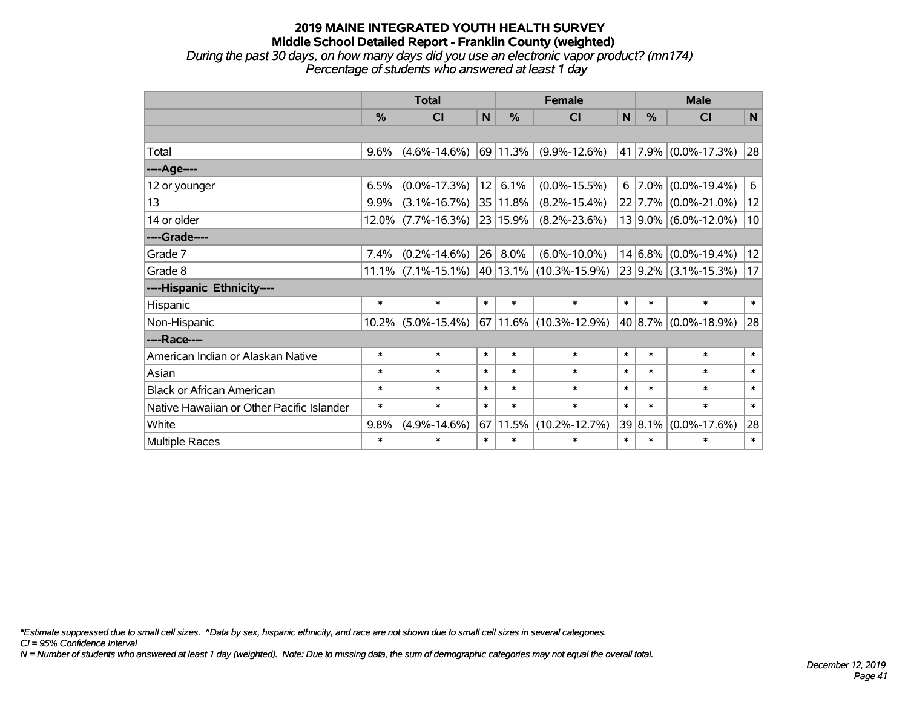# 2019 MAINE INTEGRATED YOUTH HEALTH SURVEY
## Middle School Detailed Report - Franklin County (weighted)
*During the past 30 days, on how many days did you use an electronic vapor product? (mn174)*
*Percentage of students who answered at least 1 day*

| | Total | | | Female | | | Male | | |
|---|---|---|---|---|---|---|---|---|---|
| | % | CI | N | % | CI | N | % | CI | N |
| | | | | | | | | | |
| Total | 9.6% | (4.6%-14.6%) | 69 | 11.3% | (9.9%-12.6%) | 41 | 7.9% | (0.0%-17.3%) | 28 |
| ----Age---- | | | | | | | | | |
| 12 or younger | 6.5% | (0.0%-17.3%) | 12 | 6.1% | (0.0%-15.5%) | 6 | 7.0% | (0.0%-19.4%) | 6 |
| 13 | 9.9% | (3.1%-16.7%) | 35 | 11.8% | (8.2%-15.4%) | 22 | 7.7% | (0.0%-21.0%) | 12 |
| 14 or older | 12.0% | (7.7%-16.3%) | 23 | 15.9% | (8.2%-23.6%) | 13 | 9.0% | (6.0%-12.0%) | 10 |
| ----Grade---- | | | | | | | | | |
| Grade 7 | 7.4% | (0.2%-14.6%) | 26 | 8.0% | (6.0%-10.0%) | 14 | 6.8% | (0.0%-19.4%) | 12 |
| Grade 8 | 11.1% | (7.1%-15.1%) | 40 | 13.1% | (10.3%-15.9%) | 23 | 9.2% | (3.1%-15.3%) | 17 |
| ----Hispanic Ethnicity---- | | | | | | | | | |
| Hispanic | * | * | * | * | * | * | * | * | * |
| Non-Hispanic | 10.2% | (5.0%-15.4%) | 67 | 11.6% | (10.3%-12.9%) | 40 | 8.7% | (0.0%-18.9%) | 28 |
| ----Race---- | | | | | | | | | |
| American Indian or Alaskan Native | * | * | * | * | * | * | * | * | * |
| Asian | * | * | * | * | * | * | * | * | * |
| Black or African American | * | * | * | * | * | * | * | * | * |
| Native Hawaiian or Other Pacific Islander | * | * | * | * | * | * | * | * | * |
| White | 9.8% | (4.9%-14.6%) | 67 | 11.5% | (10.2%-12.7%) | 39 | 8.1% | (0.0%-17.6%) | 28 |
| Multiple Races | * | * | * | * | * | * | * | * | * |

*\*Estimate suppressed due to small cell sizes. ^Data by sex, hispanic ethnicity, and race are not shown due to small cell sizes in several categories.*
*CI = 95% Confidence Interval*
*N = Number of students who answered at least 1 day (weighted). Note: Due to missing data, the sum of demographic categories may not equal the overall total.*

*December 12, 2019*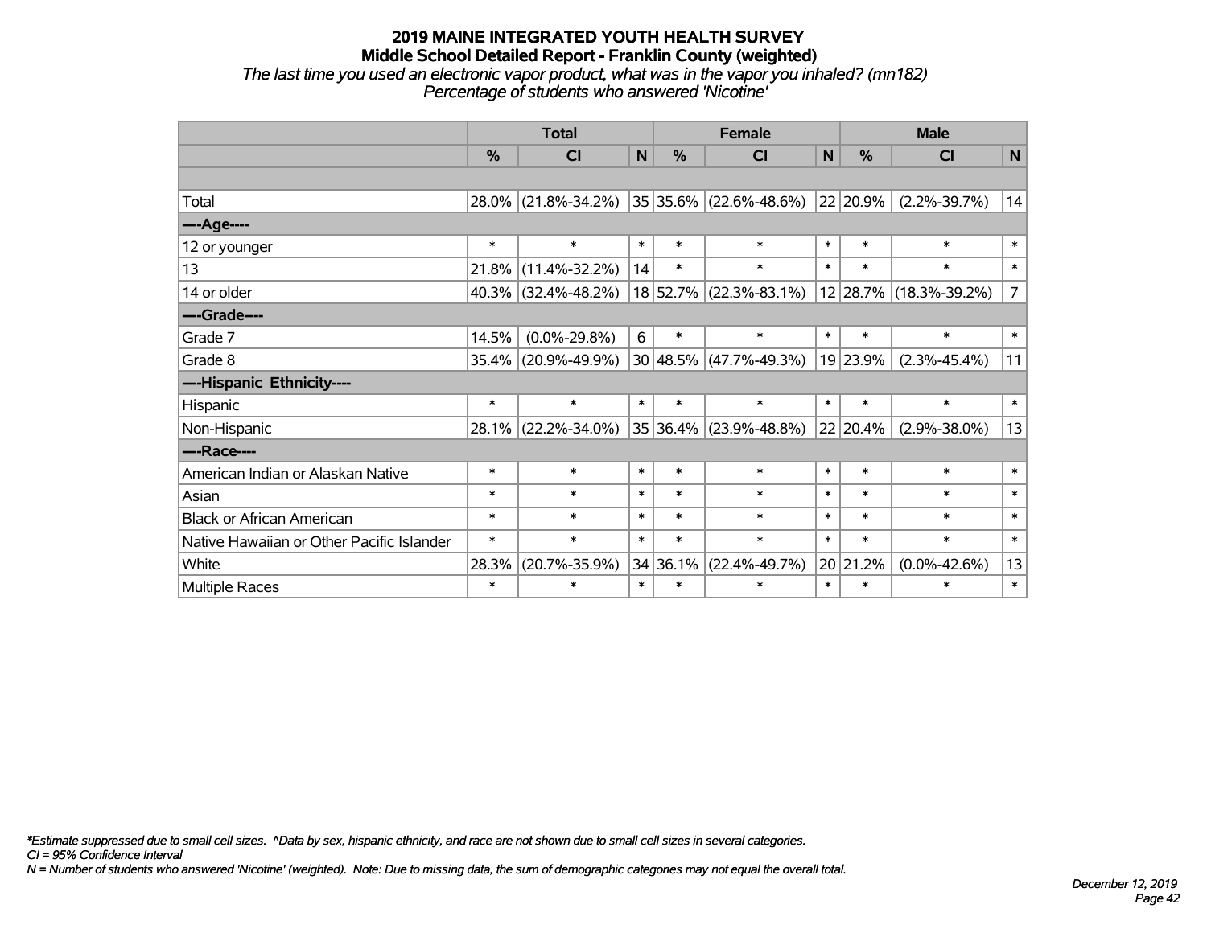# 2019 MAINE INTEGRATED YOUTH HEALTH SURVEY
## Middle School Detailed Report - Franklin County (weighted)
*The last time you used an electronic vapor product, what was in the vapor you inhaled? (mn182)*
*Percentage of students who answered 'Nicotine'*

| | Total | | | Female | | | Male | | |
|---|---|---|---|---|---|---|---|---|---|
| | % | CI | N | % | CI | N | % | CI | N |
| | | | | | | | | | |
| Total | 28.0% | (21.8%-34.2%) | 35 | 35.6% | (22.6%-48.6%) | 22 | 20.9% | (2.2%-39.7%) | 14 |
| ----Age---- | | | | | | | | | |
| 12 or younger | * | * | * | * | * | * | * | * | * |
| 13 | 21.8% | (11.4%-32.2%) | 14 | * | * | * | * | * | * |
| 14 or older | 40.3% | (32.4%-48.2%) | 18 | 52.7% | (22.3%-83.1%) | 12 | 28.7% | (18.3%-39.2%) | 7 |
| ----Grade---- | | | | | | | | | |
| Grade 7 | 14.5% | (0.0%-29.8%) | 6 | * | * | * | * | * | * |
| Grade 8 | 35.4% | (20.9%-49.9%) | 30 | 48.5% | (47.7%-49.3%) | 19 | 23.9% | (2.3%-45.4%) | 11 |
| ----Hispanic Ethnicity---- | | | | | | | | | |
| Hispanic | * | * | * | * | * | * | * | * | * |
| Non-Hispanic | 28.1% | (22.2%-34.0%) | 35 | 36.4% | (23.9%-48.8%) | 22 | 20.4% | (2.9%-38.0%) | 13 |
| ----Race---- | | | | | | | | | |
| American Indian or Alaskan Native | * | * | * | * | * | * | * | * | * |
| Asian | * | * | * | * | * | * | * | * | * |
| Black or African American | * | * | * | * | * | * | * | * | * |
| Native Hawaiian or Other Pacific Islander | * | * | * | * | * | * | * | * | * |
| White | 28.3% | (20.7%-35.9%) | 34 | 36.1% | (22.4%-49.7%) | 20 | 21.2% | (0.0%-42.6%) | 13 |
| Multiple Races | * | * | * | * | * | * | * | * | * |

*\*Estimate suppressed due to small cell sizes. ^Data by sex, hispanic ethnicity, and race are not shown due to small cell sizes in several categories.*
*CI = 95% Confidence Interval*
*N = Number of students who answered 'Nicotine' (weighted). Note: Due to missing data, the sum of demographic categories may not equal the overall total.*

*December 12, 2019*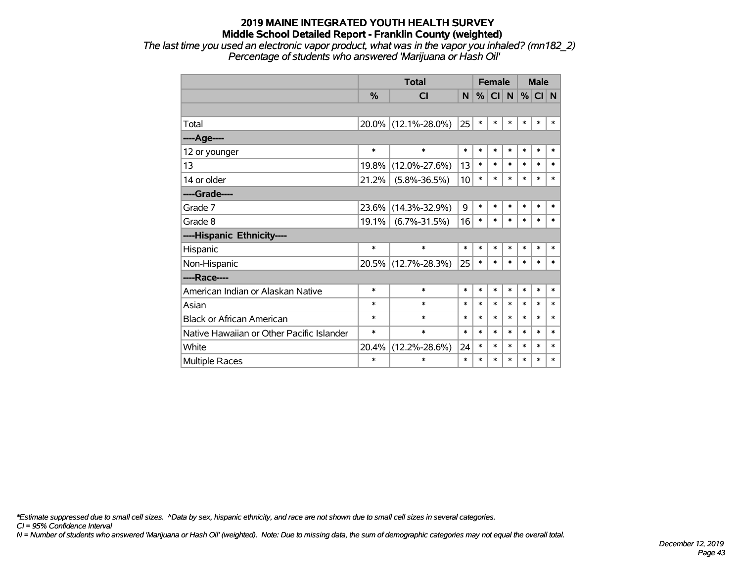# 2019 MAINE INTEGRATED YOUTH HEALTH SURVEY
## Middle School Detailed Report - Franklin County (weighted)

*The last time you used an electronic vapor product, what was in the vapor you inhaled? (mn182_2)*
*Percentage of students who answered 'Marijuana or Hash Oil'*

| | Total | | | Female | | | Male | | |
|---|---|---|---|---|---|---|---|---|---|
| | % | CI | N | % | CI | N | % | CI | N |
| | | | | | | | | | |
| Total | 20.0% | (12.1%-28.0%) | 25 | * | * | * | * | * | * |
| ----Age---- | | | | | | | | | |
| 12 or younger | * | * | * | * | * | * | * | * | * |
| 13 | 19.8% | (12.0%-27.6%) | 13 | * | * | * | * | * | * |
| 14 or older | 21.2% | (5.8%-36.5%) | 10 | * | * | * | * | * | * |
| ----Grade---- | | | | | | | | | |
| Grade 7 | 23.6% | (14.3%-32.9%) | 9 | * | * | * | * | * | * |
| Grade 8 | 19.1% | (6.7%-31.5%) | 16 | * | * | * | * | * | * |
| ----Hispanic Ethnicity---- | | | | | | | | | |
| Hispanic | * | * | * | * | * | * | * | * | * |
| Non-Hispanic | 20.5% | (12.7%-28.3%) | 25 | * | * | * | * | * | * |
| ----Race---- | | | | | | | | | |
| American Indian or Alaskan Native | * | * | * | * | * | * | * | * | * |
| Asian | * | * | * | * | * | * | * | * | * |
| Black or African American | * | * | * | * | * | * | * | * | * |
| Native Hawaiian or Other Pacific Islander | * | * | * | * | * | * | * | * | * |
| White | 20.4% | (12.2%-28.6%) | 24 | * | * | * | * | * | * |
| Multiple Races | * | * | * | * | * | * | * | * | * |

*\*Estimate suppressed due to small cell sizes. ^Data by sex, hispanic ethnicity, and race are not shown due to small cell sizes in several categories.*
*CI = 95% Confidence Interval*
*N = Number of students who answered 'Marijuana or Hash Oil' (weighted). Note: Due to missing data, the sum of demographic categories may not equal the overall total.*

*December 12, 2019*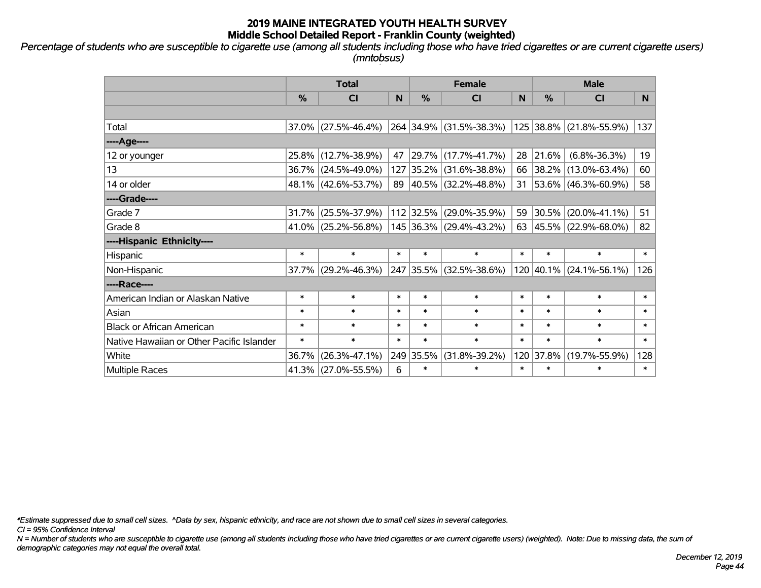# 2019 MAINE INTEGRATED YOUTH HEALTH SURVEY
## Middle School Detailed Report - Franklin County (weighted)

*Percentage of students who are susceptible to cigarette use (among all students including those who have tried cigarettes or are current cigarette users) (mntobsus)*

| | Total | | | Female | | | Male | | |
|---|---|---|---|---|---|---|---|---|---|
| | % | CI | N | % | CI | N | % | CI | N |
| | | | | | | | | | |
| Total | 37.0% | (27.5%-46.4%) | 264 | 34.9% | (31.5%-38.3%) | 125 | 38.8% | (21.8%-55.9%) | 137 |
| ----Age---- | | | | | | | | | |
| 12 or younger | 25.8% | (12.7%-38.9%) | 47 | 29.7% | (17.7%-41.7%) | 28 | 21.6% | (6.8%-36.3%) | 19 |
| 13 | 36.7% | (24.5%-49.0%) | 127 | 35.2% | (31.6%-38.8%) | 66 | 38.2% | (13.0%-63.4%) | 60 |
| 14 or older | 48.1% | (42.6%-53.7%) | 89 | 40.5% | (32.2%-48.8%) | 31 | 53.6% | (46.3%-60.9%) | 58 |
| ----Grade---- | | | | | | | | | |
| Grade 7 | 31.7% | (25.5%-37.9%) | 112 | 32.5% | (29.0%-35.9%) | 59 | 30.5% | (20.0%-41.1%) | 51 |
| Grade 8 | 41.0% | (25.2%-56.8%) | 145 | 36.3% | (29.4%-43.2%) | 63 | 45.5% | (22.9%-68.0%) | 82 |
| ----Hispanic Ethnicity---- | | | | | | | | | |
| Hispanic | * | * | * | * | * | * | * | * | * |
| Non-Hispanic | 37.7% | (29.2%-46.3%) | 247 | 35.5% | (32.5%-38.6%) | 120 | 40.1% | (24.1%-56.1%) | 126 |
| ----Race---- | | | | | | | | | |
| American Indian or Alaskan Native | * | * | * | * | * | * | * | * | * |
| Asian | * | * | * | * | * | * | * | * | * |
| Black or African American | * | * | * | * | * | * | * | * | * |
| Native Hawaiian or Other Pacific Islander | * | * | * | * | * | * | * | * | * |
| White | 36.7% | (26.3%-47.1%) | 249 | 35.5% | (31.8%-39.2%) | 120 | 37.8% | (19.7%-55.9%) | 128 |
| Multiple Races | 41.3% | (27.0%-55.5%) | 6 | * | * | * | * | * | * |

*\*Estimate suppressed due to small cell sizes. ^Data by sex, hispanic ethnicity, and race are not shown due to small cell sizes in several categories.*

*CI = 95% Confidence Interval*

*N = Number of students who are susceptible to cigarette use (among all students including those who have tried cigarettes or are current cigarette users) (weighted). Note: Due to missing data, the sum of demographic categories may not equal the overall total.*

*December 12, 2019*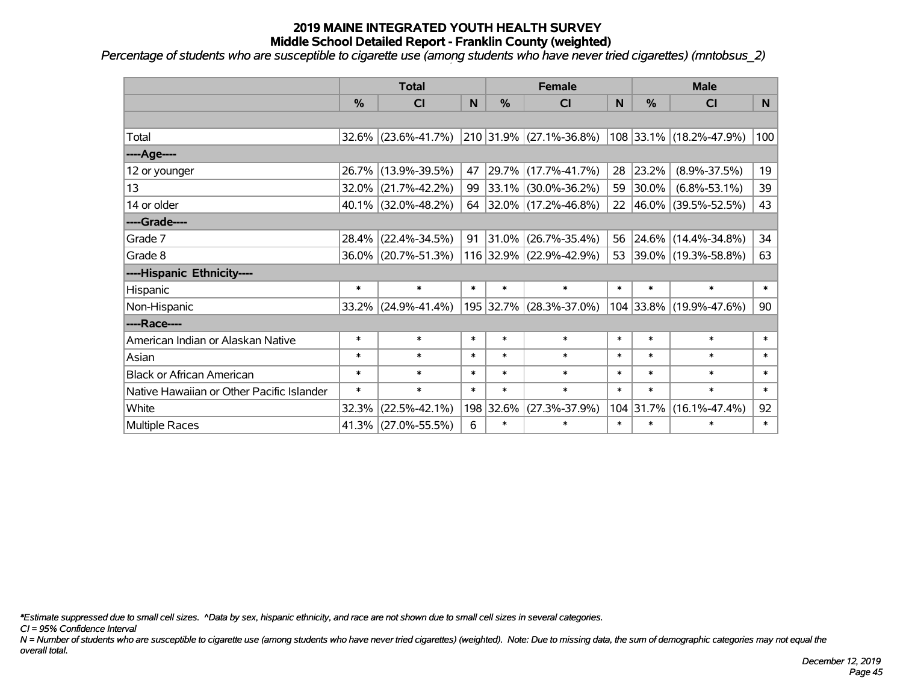# 2019 MAINE INTEGRATED YOUTH HEALTH SURVEY

## Middle School Detailed Report - Franklin County (weighted)

*Percentage of students who are susceptible to cigarette use (among students who have never tried cigarettes) (mntobsus_2)*

| | Total | | | Female | | | Male | | |
|---|---|---|---|---|---|---|---|---|---|
| | % | CI | N | % | CI | N | % | CI | N |
| | | | | | | | | | |
| Total | 32.6% | (23.6%-41.7%) | 210 | 31.9% | (27.1%-36.8%) | 108 | 33.1% | (18.2%-47.9%) | 100 |
| ----Age---- | | | | | | | | | |
| 12 or younger | 26.7% | (13.9%-39.5%) | 47 | 29.7% | (17.7%-41.7%) | 28 | 23.2% | (8.9%-37.5%) | 19 |
| 13 | 32.0% | (21.7%-42.2%) | 99 | 33.1% | (30.0%-36.2%) | 59 | 30.0% | (6.8%-53.1%) | 39 |
| 14 or older | 40.1% | (32.0%-48.2%) | 64 | 32.0% | (17.2%-46.8%) | 22 | 46.0% | (39.5%-52.5%) | 43 |
| ----Grade---- | | | | | | | | | |
| Grade 7 | 28.4% | (22.4%-34.5%) | 91 | 31.0% | (26.7%-35.4%) | 56 | 24.6% | (14.4%-34.8%) | 34 |
| Grade 8 | 36.0% | (20.7%-51.3%) | 116 | 32.9% | (22.9%-42.9%) | 53 | 39.0% | (19.3%-58.8%) | 63 |
| ----Hispanic Ethnicity---- | | | | | | | | | |
| Hispanic | * | * | * | * | * | * | * | * | * |
| Non-Hispanic | 33.2% | (24.9%-41.4%) | 195 | 32.7% | (28.3%-37.0%) | 104 | 33.8% | (19.9%-47.6%) | 90 |
| ----Race---- | | | | | | | | | |
| American Indian or Alaskan Native | * | * | * | * | * | * | * | * | * |
| Asian | * | * | * | * | * | * | * | * | * |
| Black or African American | * | * | * | * | * | * | * | * | * |
| Native Hawaiian or Other Pacific Islander | * | * | * | * | * | * | * | * | * |
| White | 32.3% | (22.5%-42.1%) | 198 | 32.6% | (27.3%-37.9%) | 104 | 31.7% | (16.1%-47.4%) | 92 |
| Multiple Races | 41.3% | (27.0%-55.5%) | 6 | * | * | * | * | * | * |

*\*Estimate suppressed due to small cell sizes. ^Data by sex, hispanic ethnicity, and race are not shown due to small cell sizes in several categories.*

*CI = 95% Confidence Interval*

*N = Number of students who are susceptible to cigarette use (among students who have never tried cigarettes) (weighted). Note: Due to missing data, the sum of demographic categories may not equal the overall total.*

*December 12, 2019*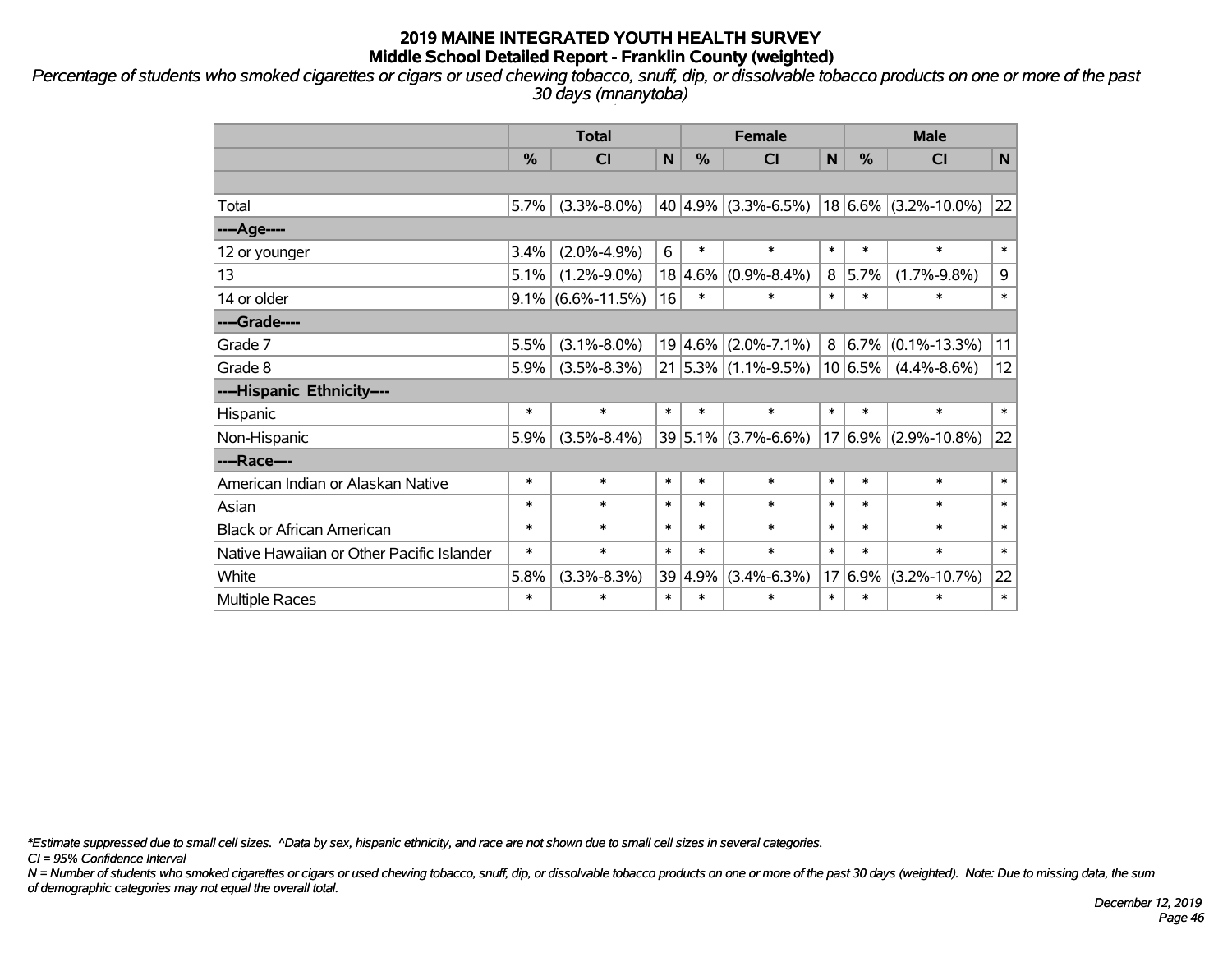# 2019 MAINE INTEGRATED YOUTH HEALTH SURVEY
## Middle School Detailed Report - Franklin County (weighted)

*Percentage of students who smoked cigarettes or cigars or used chewing tobacco, snuff, dip, or dissolvable tobacco products on one or more of the past 30 days (mnanytoba)*

| | Total | | | Female | | | Male | | |
|---|---|---|---|---|---|---|---|---|---|
| | % | CI | N | % | CI | N | % | CI | N |
| | | | | | | | | | |
| Total | 5.7% | (3.3%-8.0%) | 40 | 4.9% | (3.3%-6.5%) | 18 | 6.6% | (3.2%-10.0%) | 22 |
| ----Age---- | | | | | | | | | |
| 12 or younger | 3.4% | (2.0%-4.9%) | 6 | * | * | * | * | * | * |
| 13 | 5.1% | (1.2%-9.0%) | 18 | 4.6% | (0.9%-8.4%) | 8 | 5.7% | (1.7%-9.8%) | 9 |
| 14 or older | 9.1% | (6.6%-11.5%) | 16 | * | * | * | * | * | * |
| ----Grade---- | | | | | | | | | |
| Grade 7 | 5.5% | (3.1%-8.0%) | 19 | 4.6% | (2.0%-7.1%) | 8 | 6.7% | (0.1%-13.3%) | 11 |
| Grade 8 | 5.9% | (3.5%-8.3%) | 21 | 5.3% | (1.1%-9.5%) | 10 | 6.5% | (4.4%-8.6%) | 12 |
| ----Hispanic Ethnicity---- | | | | | | | | | |
| Hispanic | * | * | * | * | * | * | * | * | * |
| Non-Hispanic | 5.9% | (3.5%-8.4%) | 39 | 5.1% | (3.7%-6.6%) | 17 | 6.9% | (2.9%-10.8%) | 22 |
| ----Race---- | | | | | | | | | |
| American Indian or Alaskan Native | * | * | * | * | * | * | * | * | * |
| Asian | * | * | * | * | * | * | * | * | * |
| Black or African American | * | * | * | * | * | * | * | * | * |
| Native Hawaiian or Other Pacific Islander | * | * | * | * | * | * | * | * | * |
| White | 5.8% | (3.3%-8.3%) | 39 | 4.9% | (3.4%-6.3%) | 17 | 6.9% | (3.2%-10.7%) | 22 |
| Multiple Races | * | * | * | * | * | * | * | * | * |

*Estimate suppressed due to small cell sizes. ^Data by sex, hispanic ethnicity, and race are not shown due to small cell sizes in several categories.

CI = 95% Confidence Interval

N = Number of students who smoked cigarettes or cigars or used chewing tobacco, snuff, dip, or dissolvable tobacco products on one or more of the past 30 days (weighted). Note: Due to missing data, the sum of demographic categories may not equal the overall total.

December 12, 2019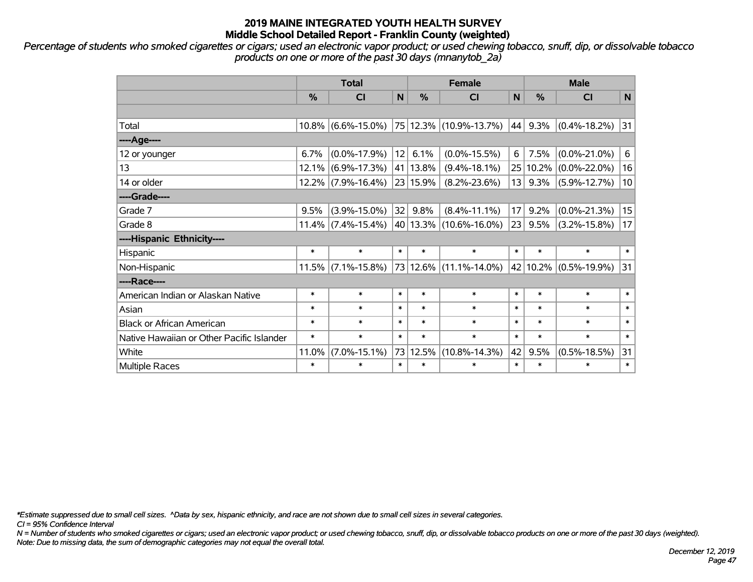# 2019 MAINE INTEGRATED YOUTH HEALTH SURVEY
## Middle School Detailed Report - Franklin County (weighted)

*Percentage of students who smoked cigarettes or cigars; used an electronic vapor product; or used chewing tobacco, snuff, dip, or dissolvable tobacco products on one or more of the past 30 days (mnanytob_2a)*

| | Total | | | Female | | | Male | | |
|---|---|---|---|---|---|---|---|---|---|
| | % | CI | N | % | CI | N | % | CI | N |
| Total | 10.8% | (6.6%-15.0%) | 75 | 12.3% | (10.9%-13.7%) | 44 | 9.3% | (0.4%-18.2%) | 31 |
| ----Age---- | | | | | | | | | |
| 12 or younger | 6.7% | (0.0%-17.9%) | 12 | 6.1% | (0.0%-15.5%) | 6 | 7.5% | (0.0%-21.0%) | 6 |
| 13 | 12.1% | (6.9%-17.3%) | 41 | 13.8% | (9.4%-18.1%) | 25 | 10.2% | (0.0%-22.0%) | 16 |
| 14 or older | 12.2% | (7.9%-16.4%) | 23 | 15.9% | (8.2%-23.6%) | 13 | 9.3% | (5.9%-12.7%) | 10 |
| ----Grade---- | | | | | | | | | |
| Grade 7 | 9.5% | (3.9%-15.0%) | 32 | 9.8% | (8.4%-11.1%) | 17 | 9.2% | (0.0%-21.3%) | 15 |
| Grade 8 | 11.4% | (7.4%-15.4%) | 40 | 13.3% | (10.6%-16.0%) | 23 | 9.5% | (3.2%-15.8%) | 17 |
| ----Hispanic Ethnicity---- | | | | | | | | | |
| Hispanic | * | * | * | * | * | * | * | * | * |
| Non-Hispanic | 11.5% | (7.1%-15.8%) | 73 | 12.6% | (11.1%-14.0%) | 42 | 10.2% | (0.5%-19.9%) | 31 |
| ----Race---- | | | | | | | | | |
| American Indian or Alaskan Native | * | * | * | * | * | * | * | * | * |
| Asian | * | * | * | * | * | * | * | * | * |
| Black or African American | * | * | * | * | * | * | * | * | * |
| Native Hawaiian or Other Pacific Islander | * | * | * | * | * | * | * | * | * |
| White | 11.0% | (7.0%-15.1%) | 73 | 12.5% | (10.8%-14.3%) | 42 | 9.5% | (0.5%-18.5%) | 31 |
| Multiple Races | * | * | * | * | * | * | * | * | * |

*Estimate suppressed due to small cell sizes. ^Data by sex, hispanic ethnicity, and race are not shown due to small cell sizes in several categories.

CI = 95% Confidence Interval

N = Number of students who smoked cigarettes or cigars; used an electronic vapor product; or used chewing tobacco, snuff, dip, or dissolvable tobacco products on one or more of the past 30 days (weighted).

Note: Due to missing data, the sum of demographic categories may not equal the overall total.

December 12, 2019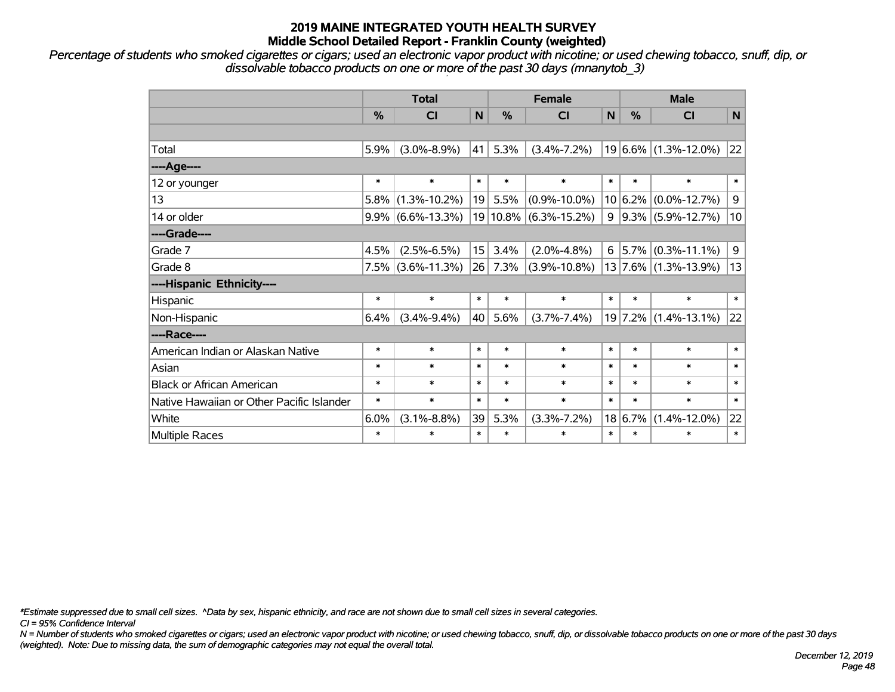# 2019 MAINE INTEGRATED YOUTH HEALTH SURVEY
## Middle School Detailed Report - Franklin County (weighted)

*Percentage of students who smoked cigarettes or cigars; used an electronic vapor product with nicotine; or used chewing tobacco, snuff, dip, or dissolvable tobacco products on one or more of the past 30 days (mnanytob_3)*

| | Total | | | Female | | | Male | | |
|---|---|---|---|---|---|---|---|---|---|
| | % | CI | N | % | CI | N | % | CI | N |
| | | | | | | | | | |
| Total | 5.9% | (3.0%-8.9%) | 41 | 5.3% | (3.4%-7.2%) | 19 | 6.6% | (1.3%-12.0%) | 22 |
| ----Age---- | | | | | | | | | |
| 12 or younger | * | * | * | * | * | * | * | * | * |
| 13 | 5.8% | (1.3%-10.2%) | 19 | 5.5% | (0.9%-10.0%) | 10 | 6.2% | (0.0%-12.7%) | 9 |
| 14 or older | 9.9% | (6.6%-13.3%) | 19 | 10.8% | (6.3%-15.2%) | 9 | 9.3% | (5.9%-12.7%) | 10 |
| ----Grade---- | | | | | | | | | |
| Grade 7 | 4.5% | (2.5%-6.5%) | 15 | 3.4% | (2.0%-4.8%) | 6 | 5.7% | (0.3%-11.1%) | 9 |
| Grade 8 | 7.5% | (3.6%-11.3%) | 26 | 7.3% | (3.9%-10.8%) | 13 | 7.6% | (1.3%-13.9%) | 13 |
| ----Hispanic Ethnicity---- | | | | | | | | | |
| Hispanic | * | * | * | * | * | * | * | * | * |
| Non-Hispanic | 6.4% | (3.4%-9.4%) | 40 | 5.6% | (3.7%-7.4%) | 19 | 7.2% | (1.4%-13.1%) | 22 |
| ----Race---- | | | | | | | | | |
| American Indian or Alaskan Native | * | * | * | * | * | * | * | * | * |
| Asian | * | * | * | * | * | * | * | * | * |
| Black or African American | * | * | * | * | * | * | * | * | * |
| Native Hawaiian or Other Pacific Islander | * | * | * | * | * | * | * | * | * |
| White | 6.0% | (3.1%-8.8%) | 39 | 5.3% | (3.3%-7.2%) | 18 | 6.7% | (1.4%-12.0%) | 22 |
| Multiple Races | * | * | * | * | * | * | * | * | * |

*\*Estimate suppressed due to small cell sizes. ^Data by sex, hispanic ethnicity, and race are not shown due to small cell sizes in several categories.*
*CI = 95% Confidence Interval*
*N = Number of students who smoked cigarettes or cigars; used an electronic vapor product with nicotine; or used chewing tobacco, snuff, dip, or dissolvable tobacco products on one or more of the past 30 days (weighted). Note: Due to missing data, the sum of demographic categories may not equal the overall total.*

*December 12, 2019*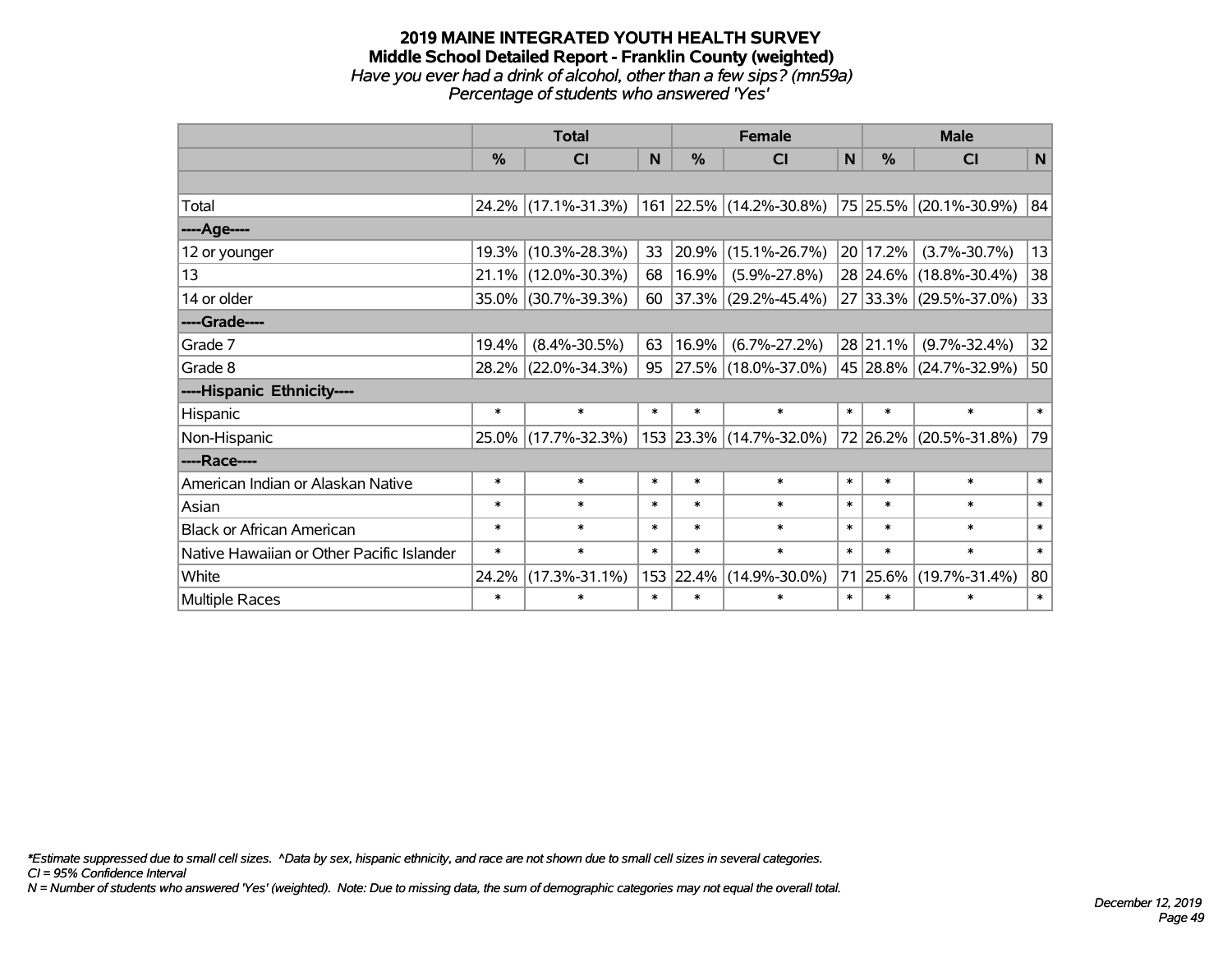# 2019 MAINE INTEGRATED YOUTH HEALTH SURVEY
## Middle School Detailed Report - Franklin County (weighted)
*Have you ever had a drink of alcohol, other than a few sips? (mn59a)*
*Percentage of students who answered 'Yes'*

| | Total | | | Female | | | Male | | |
|---|---|---|---|---|---|---|---|---|---|
| | % | CI | N | % | CI | N | % | CI | N |
| | | | | | | | | | |
| Total | 24.2% | (17.1%-31.3%) | 161 | 22.5% | (14.2%-30.8%) | 75 | 25.5% | (20.1%-30.9%) | 84 |
| ----Age---- | | | | | | | | | |
| 12 or younger | 19.3% | (10.3%-28.3%) | 33 | 20.9% | (15.1%-26.7%) | 20 | 17.2% | (3.7%-30.7%) | 13 |
| 13 | 21.1% | (12.0%-30.3%) | 68 | 16.9% | (5.9%-27.8%) | 28 | 24.6% | (18.8%-30.4%) | 38 |
| 14 or older | 35.0% | (30.7%-39.3%) | 60 | 37.3% | (29.2%-45.4%) | 27 | 33.3% | (29.5%-37.0%) | 33 |
| ----Grade---- | | | | | | | | | |
| Grade 7 | 19.4% | (8.4%-30.5%) | 63 | 16.9% | (6.7%-27.2%) | 28 | 21.1% | (9.7%-32.4%) | 32 |
| Grade 8 | 28.2% | (22.0%-34.3%) | 95 | 27.5% | (18.0%-37.0%) | 45 | 28.8% | (24.7%-32.9%) | 50 |
| ----Hispanic Ethnicity---- | | | | | | | | | |
| Hispanic | * | * | * | * | * | * | * | * | * |
| Non-Hispanic | 25.0% | (17.7%-32.3%) | 153 | 23.3% | (14.7%-32.0%) | 72 | 26.2% | (20.5%-31.8%) | 79 |
| ----Race---- | | | | | | | | | |
| American Indian or Alaskan Native | * | * | * | * | * | * | * | * | * |
| Asian | * | * | * | * | * | * | * | * | * |
| Black or African American | * | * | * | * | * | * | * | * | * |
| Native Hawaiian or Other Pacific Islander | * | * | * | * | * | * | * | * | * |
| White | 24.2% | (17.3%-31.1%) | 153 | 22.4% | (14.9%-30.0%) | 71 | 25.6% | (19.7%-31.4%) | 80 |
| Multiple Races | * | * | * | * | * | * | * | * | * |

*\*Estimate suppressed due to small cell sizes. ^Data by sex, hispanic ethnicity, and race are not shown due to small cell sizes in several categories.*
*CI = 95% Confidence Interval*
*N = Number of students who answered 'Yes' (weighted). Note: Due to missing data, the sum of demographic categories may not equal the overall total.*

*December 12, 2019*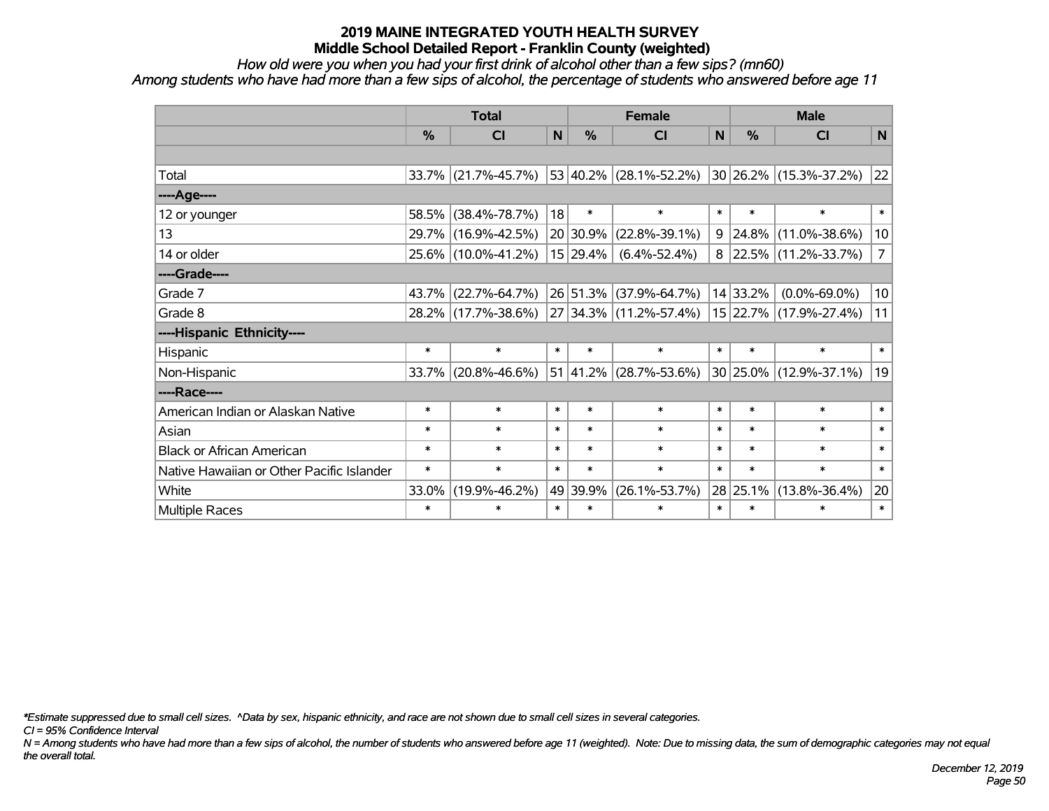# 2019 MAINE INTEGRATED YOUTH HEALTH SURVEY

## Middle School Detailed Report - Franklin County (weighted)

*How old were you when you had your first drink of alcohol other than a few sips? (mn60)*

*Among students who have had more than a few sips of alcohol, the percentage of students who answered before age 11*

| | Total | | | Female | | | Male | | |
|---|---|---|---|---|---|---|---|---|---|
| | % | CI | N | % | CI | N | % | CI | N |
| | | | | | | | | | |
| Total | 33.7% | (21.7%-45.7%) | 53 | 40.2% | (28.1%-52.2%) | 30 | 26.2% | (15.3%-37.2%) | 22 |
| ----Age---- | | | | | | | | | |
| 12 or younger | 58.5% | (38.4%-78.7%) | 18 | * | * | * | * | * | * |
| 13 | 29.7% | (16.9%-42.5%) | 20 | 30.9% | (22.8%-39.1%) | 9 | 24.8% | (11.0%-38.6%) | 10 |
| 14 or older | 25.6% | (10.0%-41.2%) | 15 | 29.4% | (6.4%-52.4%) | 8 | 22.5% | (11.2%-33.7%) | 7 |
| ----Grade---- | | | | | | | | | |
| Grade 7 | 43.7% | (22.7%-64.7%) | 26 | 51.3% | (37.9%-64.7%) | 14 | 33.2% | (0.0%-69.0%) | 10 |
| Grade 8 | 28.2% | (17.7%-38.6%) | 27 | 34.3% | (11.2%-57.4%) | 15 | 22.7% | (17.9%-27.4%) | 11 |
| ----Hispanic Ethnicity---- | | | | | | | | | |
| Hispanic | * | * | * | * | * | * | * | * | * |
| Non-Hispanic | 33.7% | (20.8%-46.6%) | 51 | 41.2% | (28.7%-53.6%) | 30 | 25.0% | (12.9%-37.1%) | 19 |
| ----Race---- | | | | | | | | | |
| American Indian or Alaskan Native | * | * | * | * | * | * | * | * | * |
| Asian | * | * | * | * | * | * | * | * | * |
| Black or African American | * | * | * | * | * | * | * | * | * |
| Native Hawaiian or Other Pacific Islander | * | * | * | * | * | * | * | * | * |
| White | 33.0% | (19.9%-46.2%) | 49 | 39.9% | (26.1%-53.7%) | 28 | 25.1% | (13.8%-36.4%) | 20 |
| Multiple Races | * | * | * | * | * | * | * | * | * |

*\*Estimate suppressed due to small cell sizes. ^Data by sex, hispanic ethnicity, and race are not shown due to small cell sizes in several categories.*

*CI = 95% Confidence Interval*

*N = Among students who have had more than a few sips of alcohol, the number of students who answered before age 11 (weighted). Note: Due to missing data, the sum of demographic categories may not equal the overall total.*

*December 12, 2019*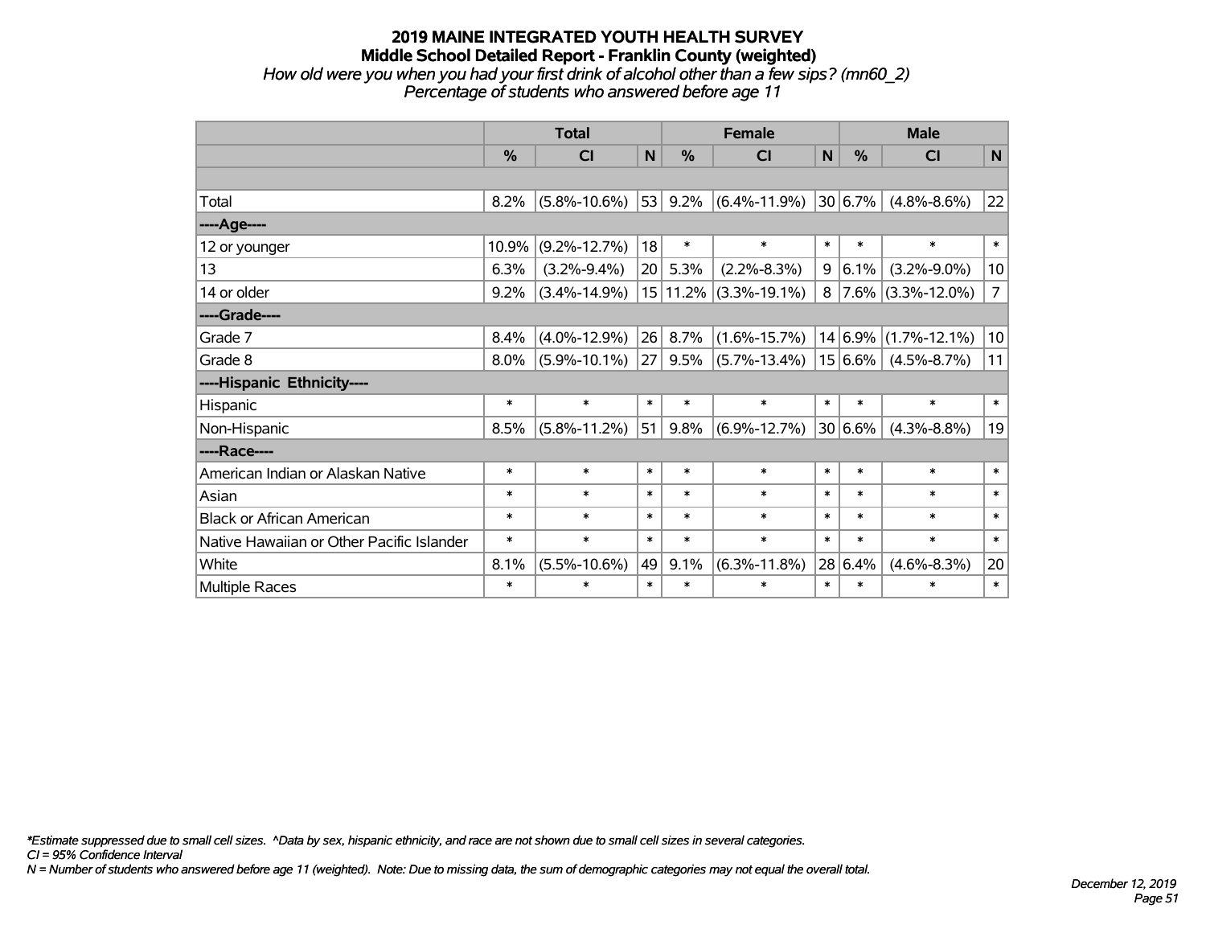# 2019 MAINE INTEGRATED YOUTH HEALTH SURVEY
## Middle School Detailed Report - Franklin County (weighted)
*How old were you when you had your first drink of alcohol other than a few sips? (mn60_2)*
*Percentage of students who answered before age 11*

| | Total | | | Female | | | Male | | |
|---|---|---|---|---|---|---|---|---|---|
| | % | CI | N | % | CI | N | % | CI | N |
| | | | | | | | | | |
| Total | 8.2% | (5.8%-10.6%) | 53 | 9.2% | (6.4%-11.9%) | 30 | 6.7% | (4.8%-8.6%) | 22 |
| ----Age---- | | | | | | | | | |
| 12 or younger | 10.9% | (9.2%-12.7%) | 18 | * | * | * | * | * | * |
| 13 | 6.3% | (3.2%-9.4%) | 20 | 5.3% | (2.2%-8.3%) | 9 | 6.1% | (3.2%-9.0%) | 10 |
| 14 or older | 9.2% | (3.4%-14.9%) | 15 | 11.2% | (3.3%-19.1%) | 8 | 7.6% | (3.3%-12.0%) | 7 |
| ----Grade---- | | | | | | | | | |
| Grade 7 | 8.4% | (4.0%-12.9%) | 26 | 8.7% | (1.6%-15.7%) | 14 | 6.9% | (1.7%-12.1%) | 10 |
| Grade 8 | 8.0% | (5.9%-10.1%) | 27 | 9.5% | (5.7%-13.4%) | 15 | 6.6% | (4.5%-8.7%) | 11 |
| ----Hispanic Ethnicity---- | | | | | | | | | |
| Hispanic | * | * | * | * | * | * | * | * | * |
| Non-Hispanic | 8.5% | (5.8%-11.2%) | 51 | 9.8% | (6.9%-12.7%) | 30 | 6.6% | (4.3%-8.8%) | 19 |
| ----Race---- | | | | | | | | | |
| American Indian or Alaskan Native | * | * | * | * | * | * | * | * | * |
| Asian | * | * | * | * | * | * | * | * | * |
| Black or African American | * | * | * | * | * | * | * | * | * |
| Native Hawaiian or Other Pacific Islander | * | * | * | * | * | * | * | * | * |
| White | 8.1% | (5.5%-10.6%) | 49 | 9.1% | (6.3%-11.8%) | 28 | 6.4% | (4.6%-8.3%) | 20 |
| Multiple Races | * | * | * | * | * | * | * | * | * |

*\*Estimate suppressed due to small cell sizes. ^Data by sex, hispanic ethnicity, and race are not shown due to small cell sizes in several categories.*
*CI = 95% Confidence Interval*
*N = Number of students who answered before age 11 (weighted). Note: Due to missing data, the sum of demographic categories may not equal the overall total.*

*December 12, 2019*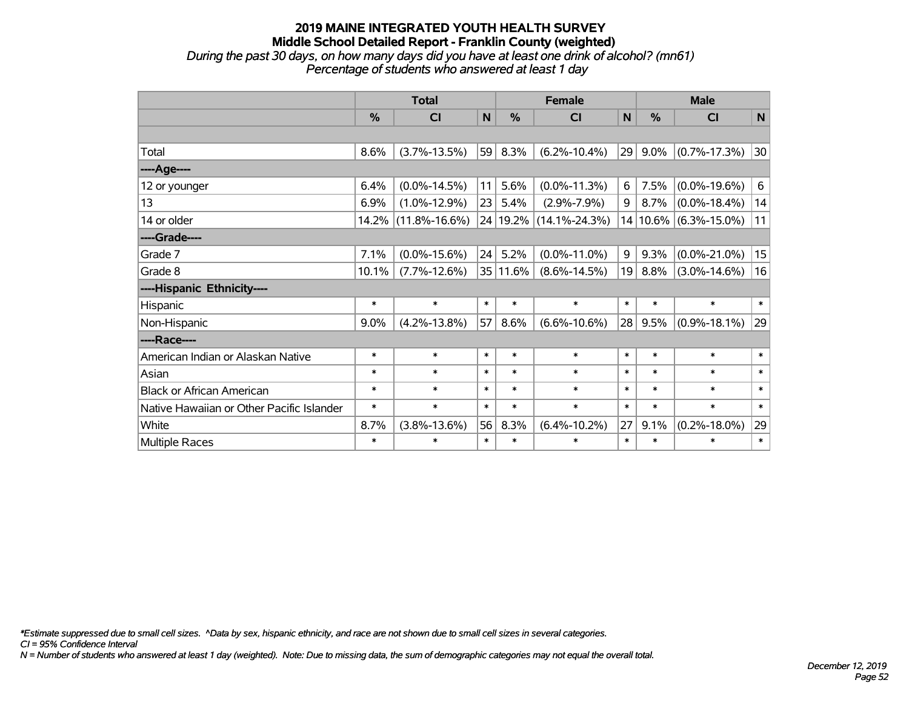# 2019 MAINE INTEGRATED YOUTH HEALTH SURVEY

## Middle School Detailed Report - Franklin County (weighted)

*During the past 30 days, on how many days did you have at least one drink of alcohol? (mn61)*

*Percentage of students who answered at least 1 day*

| | Total | | | Female | | | Male | | |
|---|---|---|---|---|---|---|---|---|---|
| | % | CI | N | % | CI | N | % | CI | N |
| | | | | | | | | | |
| Total | 8.6% | (3.7%-13.5%) | 59 | 8.3% | (6.2%-10.4%) | 29 | 9.0% | (0.7%-17.3%) | 30 |
| ----Age---- | | | | | | | | | |
| 12 or younger | 6.4% | (0.0%-14.5%) | 11 | 5.6% | (0.0%-11.3%) | 6 | 7.5% | (0.0%-19.6%) | 6 |
| 13 | 6.9% | (1.0%-12.9%) | 23 | 5.4% | (2.9%-7.9%) | 9 | 8.7% | (0.0%-18.4%) | 14 |
| 14 or older | 14.2% | (11.8%-16.6%) | 24 | 19.2% | (14.1%-24.3%) | 14 | 10.6% | (6.3%-15.0%) | 11 |
| ----Grade---- | | | | | | | | | |
| Grade 7 | 7.1% | (0.0%-15.6%) | 24 | 5.2% | (0.0%-11.0%) | 9 | 9.3% | (0.0%-21.0%) | 15 |
| Grade 8 | 10.1% | (7.7%-12.6%) | 35 | 11.6% | (8.6%-14.5%) | 19 | 8.8% | (3.0%-14.6%) | 16 |
| ----Hispanic Ethnicity---- | | | | | | | | | |
| Hispanic | * | * | * | * | * | * | * | * | * |
| Non-Hispanic | 9.0% | (4.2%-13.8%) | 57 | 8.6% | (6.6%-10.6%) | 28 | 9.5% | (0.9%-18.1%) | 29 |
| ----Race---- | | | | | | | | | |
| American Indian or Alaskan Native | * | * | * | * | * | * | * | * | * |
| Asian | * | * | * | * | * | * | * | * | * |
| Black or African American | * | * | * | * | * | * | * | * | * |
| Native Hawaiian or Other Pacific Islander | * | * | * | * | * | * | * | * | * |
| White | 8.7% | (3.8%-13.6%) | 56 | 8.3% | (6.4%-10.2%) | 27 | 9.1% | (0.2%-18.0%) | 29 |
| Multiple Races | * | * | * | * | * | * | * | * | * |

*\*Estimate suppressed due to small cell sizes. ^Data by sex, hispanic ethnicity, and race are not shown due to small cell sizes in several categories.*

*CI = 95% Confidence Interval*

*N = Number of students who answered at least 1 day (weighted). Note: Due to missing data, the sum of demographic categories may not equal the overall total.*

*December 12, 2019*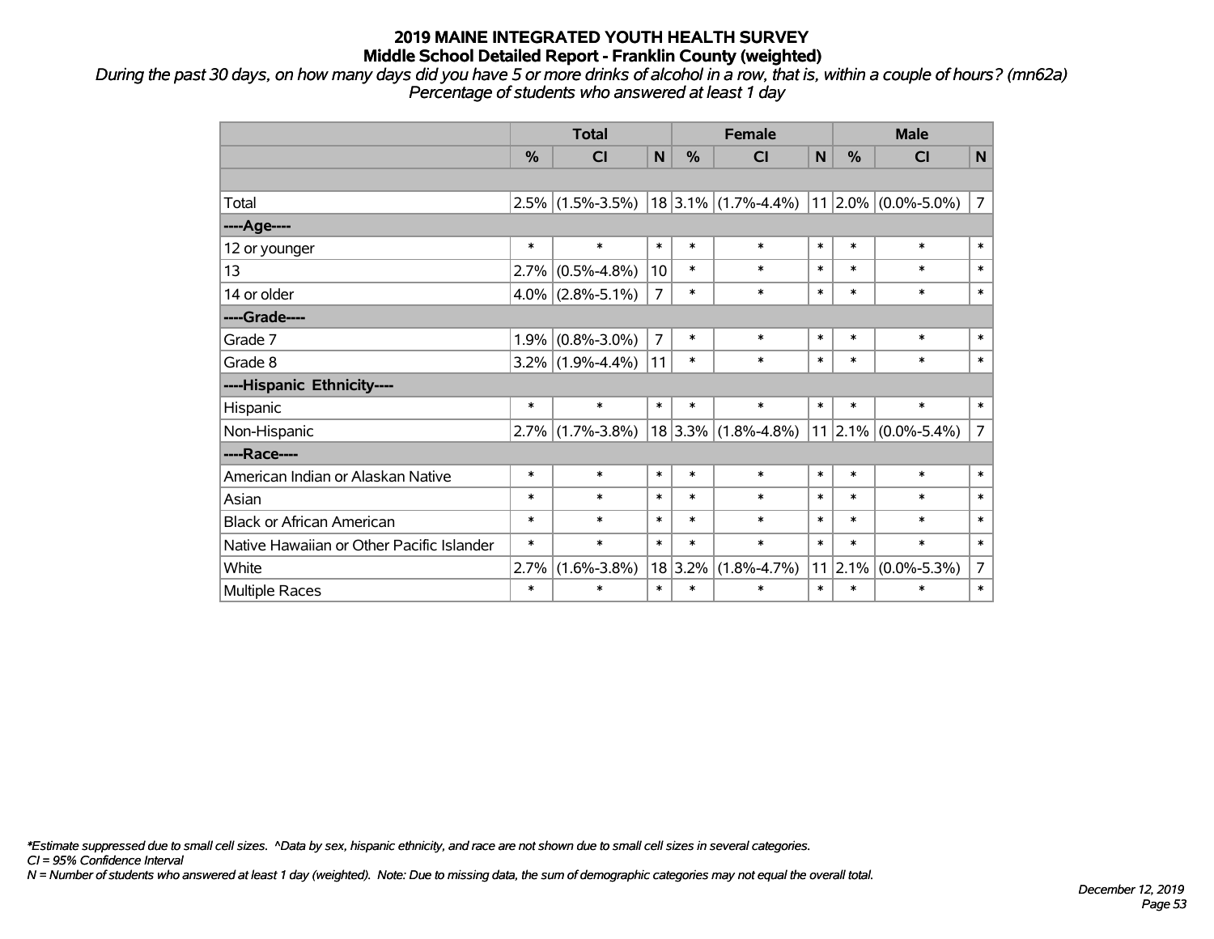# 2019 MAINE INTEGRATED YOUTH HEALTH SURVEY
## Middle School Detailed Report - Franklin County (weighted)

*During the past 30 days, on how many days did you have 5 or more drinks of alcohol in a row, that is, within a couple of hours? (mn62a)*
*Percentage of students who answered at least 1 day*

| | Total | | | Female | | | Male | | |
|---|---|---|---|---|---|---|---|---|---|
| | % | CI | N | % | CI | N | % | CI | N |
| | | | | | | | | | |
| Total | 2.5% | (1.5%-3.5%) | 18 | 3.1% | (1.7%-4.4%) | 11 | 2.0% | (0.0%-5.0%) | 7 |
| ----Age---- | | | | | | | | | |
| 12 or younger | * | * | * | * | * | * | * | * | * |
| 13 | 2.7% | (0.5%-4.8%) | 10 | * | * | * | * | * | * |
| 14 or older | 4.0% | (2.8%-5.1%) | 7 | * | * | * | * | * | * |
| ----Grade---- | | | | | | | | | |
| Grade 7 | 1.9% | (0.8%-3.0%) | 7 | * | * | * | * | * | * |
| Grade 8 | 3.2% | (1.9%-4.4%) | 11 | * | * | * | * | * | * |
| ----Hispanic Ethnicity---- | | | | | | | | | |
| Hispanic | * | * | * | * | * | * | * | * | * |
| Non-Hispanic | 2.7% | (1.7%-3.8%) | 18 | 3.3% | (1.8%-4.8%) | 11 | 2.1% | (0.0%-5.4%) | 7 |
| ----Race---- | | | | | | | | | |
| American Indian or Alaskan Native | * | * | * | * | * | * | * | * | * |
| Asian | * | * | * | * | * | * | * | * | * |
| Black or African American | * | * | * | * | * | * | * | * | * |
| Native Hawaiian or Other Pacific Islander | * | * | * | * | * | * | * | * | * |
| White | 2.7% | (1.6%-3.8%) | 18 | 3.2% | (1.8%-4.7%) | 11 | 2.1% | (0.0%-5.3%) | 7 |
| Multiple Races | * | * | * | * | * | * | * | * | * |

*\*Estimate suppressed due to small cell sizes. ^Data by sex, hispanic ethnicity, and race are not shown due to small cell sizes in several categories.*
*CI = 95% Confidence Interval*
*N = Number of students who answered at least 1 day (weighted). Note: Due to missing data, the sum of demographic categories may not equal the overall total.*

*December 12, 2019*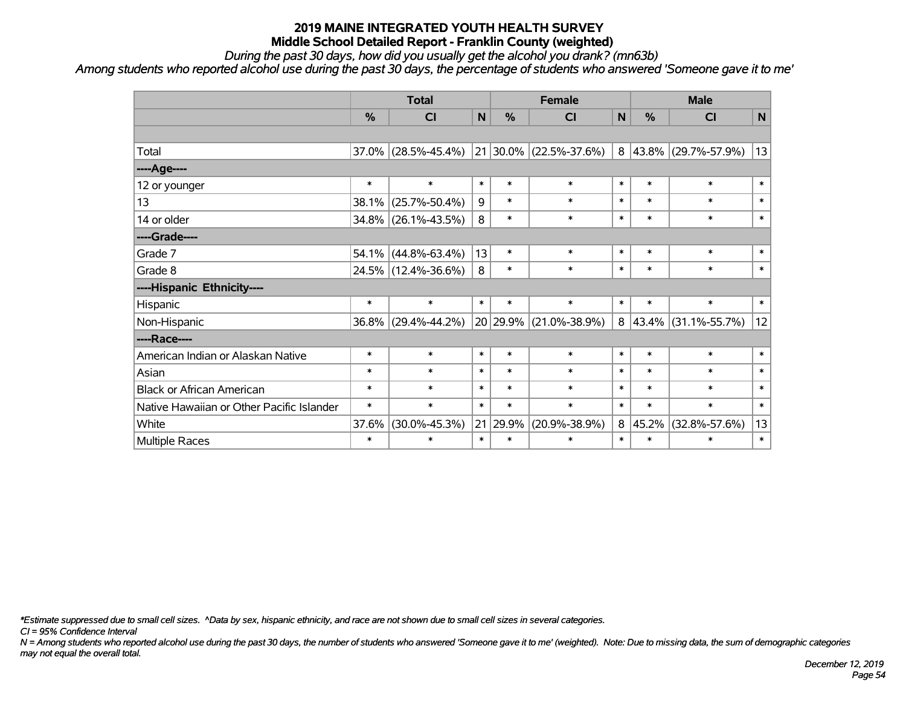# 2019 MAINE INTEGRATED YOUTH HEALTH SURVEY
## Middle School Detailed Report - Franklin County (weighted)

*During the past 30 days, how did you usually get the alcohol you drank? (mn63b)*

*Among students who reported alcohol use during the past 30 days, the percentage of students who answered 'Someone gave it to me'*

| | Total | | | Female | | | Male | | |
|---|---|---|---|---|---|---|---|---|---|
| | % | CI | N | % | CI | N | % | CI | N |
| | | | | | | | | | |
| Total | 37.0% | (28.5%-45.4%) | 21 | 30.0% | (22.5%-37.6%) | 8 | 43.8% | (29.7%-57.9%) | 13 |
| ----Age---- | | | | | | | | | |
| 12 or younger | * | * | * | * | * | * | * | * | * |
| 13 | 38.1% | (25.7%-50.4%) | 9 | * | * | * | * | * | * |
| 14 or older | 34.8% | (26.1%-43.5%) | 8 | * | * | * | * | * | * |
| ----Grade---- | | | | | | | | | |
| Grade 7 | 54.1% | (44.8%-63.4%) | 13 | * | * | * | * | * | * |
| Grade 8 | 24.5% | (12.4%-36.6%) | 8 | * | * | * | * | * | * |
| ----Hispanic Ethnicity---- | | | | | | | | | |
| Hispanic | * | * | * | * | * | * | * | * | * |
| Non-Hispanic | 36.8% | (29.4%-44.2%) | 20 | 29.9% | (21.0%-38.9%) | 8 | 43.4% | (31.1%-55.7%) | 12 |
| ----Race---- | | | | | | | | | |
| American Indian or Alaskan Native | * | * | * | * | * | * | * | * | * |
| Asian | * | * | * | * | * | * | * | * | * |
| Black or African American | * | * | * | * | * | * | * | * | * |
| Native Hawaiian or Other Pacific Islander | * | * | * | * | * | * | * | * | * |
| White | 37.6% | (30.0%-45.3%) | 21 | 29.9% | (20.9%-38.9%) | 8 | 45.2% | (32.8%-57.6%) | 13 |
| Multiple Races | * | * | * | * | * | * | * | * | * |

*\*Estimate suppressed due to small cell sizes. ^Data by sex, hispanic ethnicity, and race are not shown due to small cell sizes in several categories.*

*CI = 95% Confidence Interval*

*N = Among students who reported alcohol use during the past 30 days, the number of students who answered 'Someone gave it to me' (weighted). Note: Due to missing data, the sum of demographic categories may not equal the overall total.*

*December 12, 2019*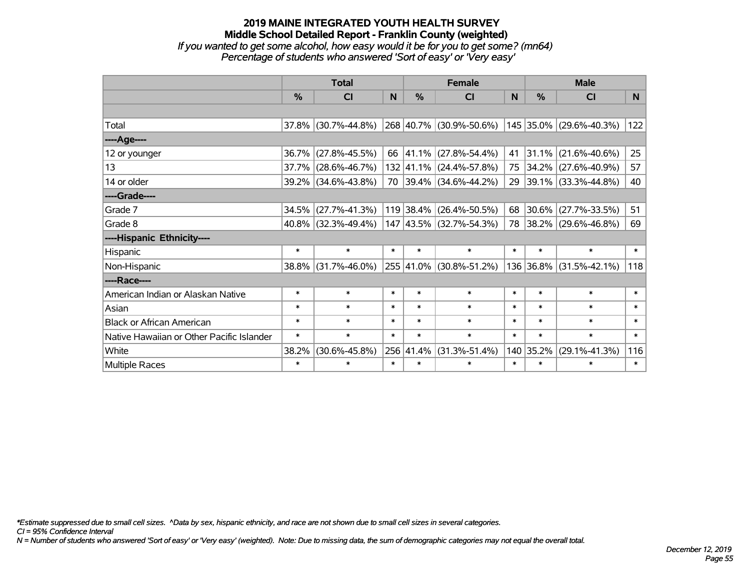**2019 MAINE INTEGRATED YOUTH HEALTH SURVEY**
**Middle School Detailed Report - Franklin County (weighted)**
*If you wanted to get some alcohol, how easy would it be for you to get some? (mn64)*
*Percentage of students who answered 'Sort of easy' or 'Very easy'*

| | Total | | | Female | | | Male | | |
|---|---|---|---|---|---|---|---|---|---|
| | % | CI | N | % | CI | N | % | CI | N |
| Total | 37.8% | (30.7%-44.8%) | 268 | 40.7% | (30.9%-50.6%) | 145 | 35.0% | (29.6%-40.3%) | 122 |
| ----Age---- | | | | | | | | | |
| 12 or younger | 36.7% | (27.8%-45.5%) | 66 | 41.1% | (27.8%-54.4%) | 41 | 31.1% | (21.6%-40.6%) | 25 |
| 13 | 37.7% | (28.6%-46.7%) | 132 | 41.1% | (24.4%-57.8%) | 75 | 34.2% | (27.6%-40.9%) | 57 |
| 14 or older | 39.2% | (34.6%-43.8%) | 70 | 39.4% | (34.6%-44.2%) | 29 | 39.1% | (33.3%-44.8%) | 40 |
| ----Grade---- | | | | | | | | | |
| Grade 7 | 34.5% | (27.7%-41.3%) | 119 | 38.4% | (26.4%-50.5%) | 68 | 30.6% | (27.7%-33.5%) | 51 |
| Grade 8 | 40.8% | (32.3%-49.4%) | 147 | 43.5% | (32.7%-54.3%) | 78 | 38.2% | (29.6%-46.8%) | 69 |
| ----Hispanic Ethnicity---- | | | | | | | | | |
| Hispanic | * | * | * | * | * | * | * | * | * |
| Non-Hispanic | 38.8% | (31.7%-46.0%) | 255 | 41.0% | (30.8%-51.2%) | 136 | 36.8% | (31.5%-42.1%) | 118 |
| ----Race---- | | | | | | | | | |
| American Indian or Alaskan Native | * | * | * | * | * | * | * | * | * |
| Asian | * | * | * | * | * | * | * | * | * |
| Black or African American | * | * | * | * | * | * | * | * | * |
| Native Hawaiian or Other Pacific Islander | * | * | * | * | * | * | * | * | * |
| White | 38.2% | (30.6%-45.8%) | 256 | 41.4% | (31.3%-51.4%) | 140 | 35.2% | (29.1%-41.3%) | 116 |
| Multiple Races | * | * | * | * | * | * | * | * | * |

*\*Estimate suppressed due to small cell sizes. ^Data by sex, hispanic ethnicity, and race are not shown due to small cell sizes in several categories.*
*CI = 95% Confidence Interval*
*N = Number of students who answered 'Sort of easy' or 'Very easy' (weighted). Note: Due to missing data, the sum of demographic categories may not equal the overall total.*

*December 12, 2019*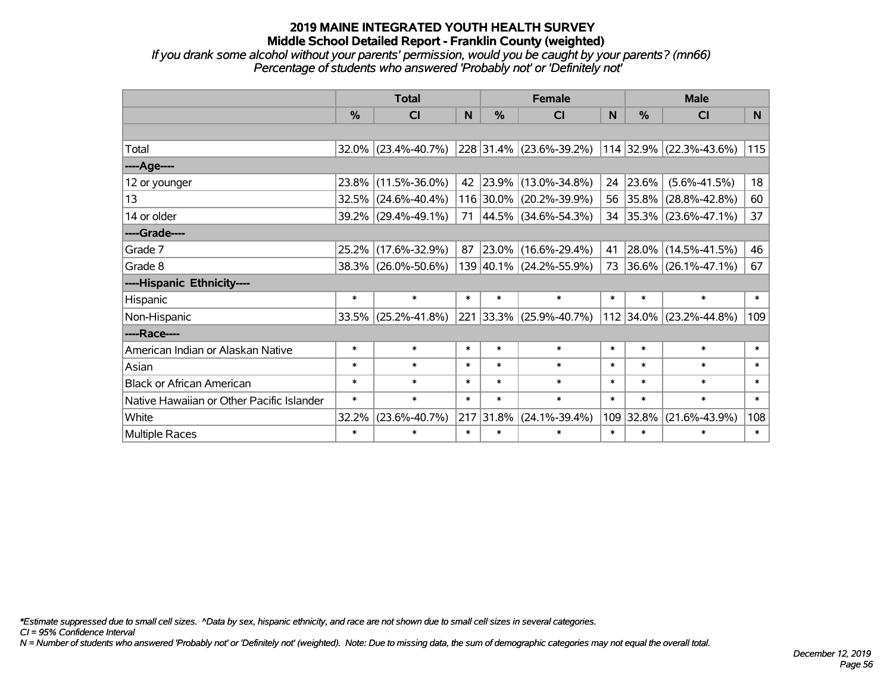# 2019 MAINE INTEGRATED YOUTH HEALTH SURVEY
## Middle School Detailed Report - Franklin County (weighted)
*If you drank some alcohol without your parents' permission, would you be caught by your parents? (mn66)*
*Percentage of students who answered 'Probably not' or 'Definitely not'*

| | Total | | | Female | | | Male | | |
|---|---|---|---|---|---|---|---|---|---|
| | % | CI | N | % | CI | N | % | CI | N |
| | | | | | | | | | |
| Total | 32.0% | (23.4%-40.7%) | 228 | 31.4% | (23.6%-39.2%) | 114 | 32.9% | (22.3%-43.6%) | 115 |
| ----Age---- | | | | | | | | | |
| 12 or younger | 23.8% | (11.5%-36.0%) | 42 | 23.9% | (13.0%-34.8%) | 24 | 23.6% | (5.6%-41.5%) | 18 |
| 13 | 32.5% | (24.6%-40.4%) | 116 | 30.0% | (20.2%-39.9%) | 56 | 35.8% | (28.8%-42.8%) | 60 |
| 14 or older | 39.2% | (29.4%-49.1%) | 71 | 44.5% | (34.6%-54.3%) | 34 | 35.3% | (23.6%-47.1%) | 37 |
| ----Grade---- | | | | | | | | | |
| Grade 7 | 25.2% | (17.6%-32.9%) | 87 | 23.0% | (16.6%-29.4%) | 41 | 28.0% | (14.5%-41.5%) | 46 |
| Grade 8 | 38.3% | (26.0%-50.6%) | 139 | 40.1% | (24.2%-55.9%) | 73 | 36.6% | (26.1%-47.1%) | 67 |
| ----Hispanic Ethnicity---- | | | | | | | | | |
| Hispanic | * | * | * | * | * | * | * | * | * |
| Non-Hispanic | 33.5% | (25.2%-41.8%) | 221 | 33.3% | (25.9%-40.7%) | 112 | 34.0% | (23.2%-44.8%) | 109 |
| ----Race---- | | | | | | | | | |
| American Indian or Alaskan Native | * | * | * | * | * | * | * | * | * |
| Asian | * | * | * | * | * | * | * | * | * |
| Black or African American | * | * | * | * | * | * | * | * | * |
| Native Hawaiian or Other Pacific Islander | * | * | * | * | * | * | * | * | * |
| White | 32.2% | (23.6%-40.7%) | 217 | 31.8% | (24.1%-39.4%) | 109 | 32.8% | (21.6%-43.9%) | 108 |
| Multiple Races | * | * | * | * | * | * | * | * | * |

*\*Estimate suppressed due to small cell sizes. ^Data by sex, hispanic ethnicity, and race are not shown due to small cell sizes in several categories.*
*CI = 95% Confidence Interval*
*N = Number of students who answered 'Probably not' or 'Definitely not' (weighted). Note: Due to missing data, the sum of demographic categories may not equal the overall total.*

*December 12, 2019*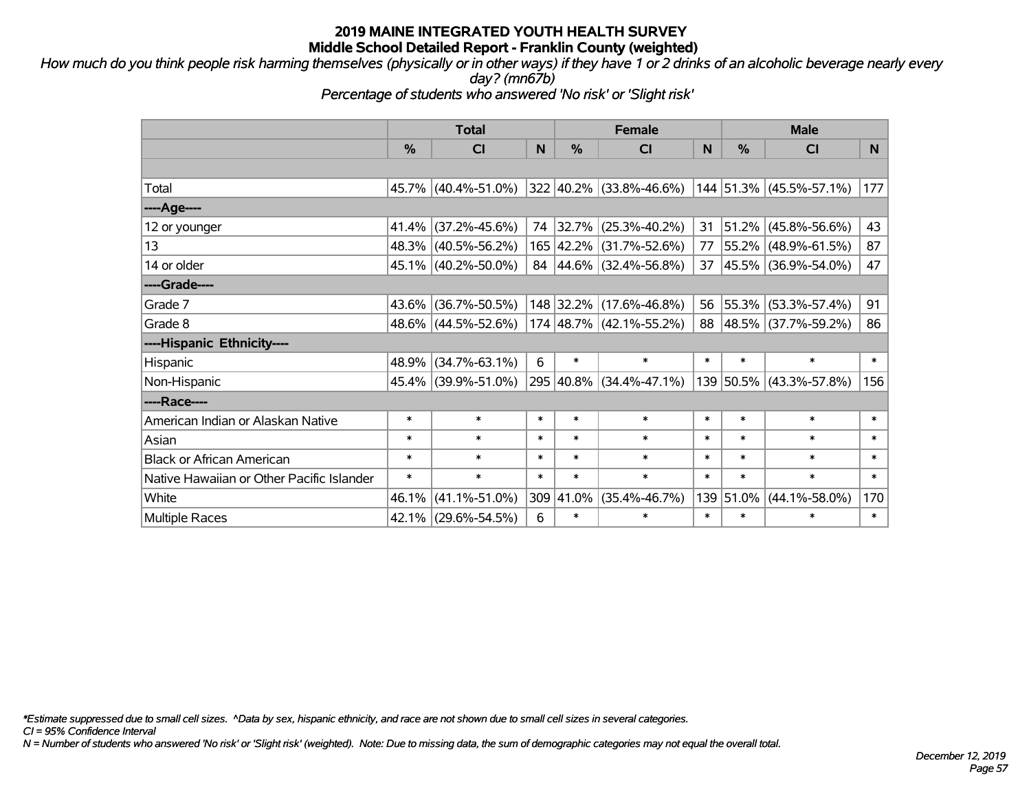# 2019 MAINE INTEGRATED YOUTH HEALTH SURVEY
## Middle School Detailed Report - Franklin County (weighted)

*How much do you think people risk harming themselves (physically or in other ways) if they have 1 or 2 drinks of an alcoholic beverage nearly every day? (mn67b)*

*Percentage of students who answered 'No risk' or 'Slight risk'*

| | Total | | | Female | | | Male | | |
|---|---|---|---|---|---|---|---|---|---|
| | % | CI | N | % | CI | N | % | CI | N |
| Total | 45.7% | (40.4%-51.0%) | 322 | 40.2% | (33.8%-46.6%) | 144 | 51.3% | (45.5%-57.1%) | 177 |
| ----Age---- | | | | | | | | | |
| 12 or younger | 41.4% | (37.2%-45.6%) | 74 | 32.7% | (25.3%-40.2%) | 31 | 51.2% | (45.8%-56.6%) | 43 |
| 13 | 48.3% | (40.5%-56.2%) | 165 | 42.2% | (31.7%-52.6%) | 77 | 55.2% | (48.9%-61.5%) | 87 |
| 14 or older | 45.1% | (40.2%-50.0%) | 84 | 44.6% | (32.4%-56.8%) | 37 | 45.5% | (36.9%-54.0%) | 47 |
| ----Grade---- | | | | | | | | | |
| Grade 7 | 43.6% | (36.7%-50.5%) | 148 | 32.2% | (17.6%-46.8%) | 56 | 55.3% | (53.3%-57.4%) | 91 |
| Grade 8 | 48.6% | (44.5%-52.6%) | 174 | 48.7% | (42.1%-55.2%) | 88 | 48.5% | (37.7%-59.2%) | 86 |
| ----Hispanic Ethnicity---- | | | | | | | | | |
| Hispanic | 48.9% | (34.7%-63.1%) | 6 | * | * | * | * | * | * |
| Non-Hispanic | 45.4% | (39.9%-51.0%) | 295 | 40.8% | (34.4%-47.1%) | 139 | 50.5% | (43.3%-57.8%) | 156 |
| ----Race---- | | | | | | | | | |
| American Indian or Alaskan Native | * | * | * | * | * | * | * | * | * |
| Asian | * | * | * | * | * | * | * | * | * |
| Black or African American | * | * | * | * | * | * | * | * | * |
| Native Hawaiian or Other Pacific Islander | * | * | * | * | * | * | * | * | * |
| White | 46.1% | (41.1%-51.0%) | 309 | 41.0% | (35.4%-46.7%) | 139 | 51.0% | (44.1%-58.0%) | 170 |
| Multiple Races | 42.1% | (29.6%-54.5%) | 6 | * | * | * | * | * | * |

*\*Estimate suppressed due to small cell sizes. ^Data by sex, hispanic ethnicity, and race are not shown due to small cell sizes in several categories.*

*CI = 95% Confidence Interval*

*N = Number of students who answered 'No risk' or 'Slight risk' (weighted). Note: Due to missing data, the sum of demographic categories may not equal the overall total.*

*December 12, 2019*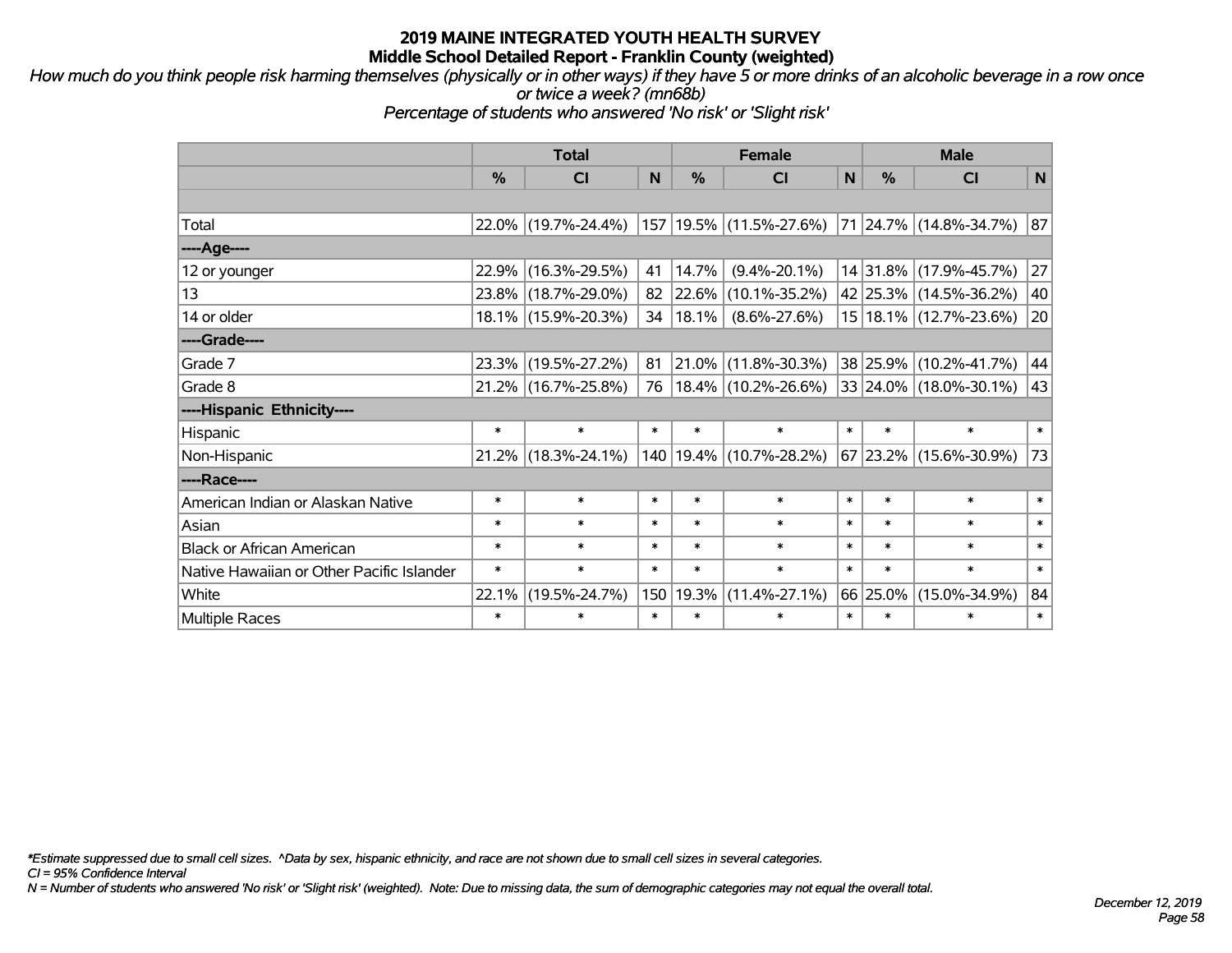# 2019 MAINE INTEGRATED YOUTH HEALTH SURVEY
## Middle School Detailed Report - Franklin County (weighted)

*How much do you think people risk harming themselves (physically or in other ways) if they have 5 or more drinks of an alcoholic beverage in a row once or twice a week? (mn68b)*
*Percentage of students who answered 'No risk' or 'Slight risk'*

| | Total | | | Female | | | Male | | |
|---|---|---|---|---|---|---|---|---|---|
| | % | CI | N | % | CI | N | % | CI | N |
| Total | 22.0% | (19.7%-24.4%) | 157 | 19.5% | (11.5%-27.6%) | 71 | 24.7% | (14.8%-34.7%) | 87 |
| ----Age---- | | | | | | | | | |
| 12 or younger | 22.9% | (16.3%-29.5%) | 41 | 14.7% | (9.4%-20.1%) | 14 | 31.8% | (17.9%-45.7%) | 27 |
| 13 | 23.8% | (18.7%-29.0%) | 82 | 22.6% | (10.1%-35.2%) | 42 | 25.3% | (14.5%-36.2%) | 40 |
| 14 or older | 18.1% | (15.9%-20.3%) | 34 | 18.1% | (8.6%-27.6%) | 15 | 18.1% | (12.7%-23.6%) | 20 |
| ----Grade---- | | | | | | | | | |
| Grade 7 | 23.3% | (19.5%-27.2%) | 81 | 21.0% | (11.8%-30.3%) | 38 | 25.9% | (10.2%-41.7%) | 44 |
| Grade 8 | 21.2% | (16.7%-25.8%) | 76 | 18.4% | (10.2%-26.6%) | 33 | 24.0% | (18.0%-30.1%) | 43 |
| ----Hispanic Ethnicity---- | | | | | | | | | |
| Hispanic | * | * | * | * | * | * | * | * | * |
| Non-Hispanic | 21.2% | (18.3%-24.1%) | 140 | 19.4% | (10.7%-28.2%) | 67 | 23.2% | (15.6%-30.9%) | 73 |
| ----Race---- | | | | | | | | | |
| American Indian or Alaskan Native | * | * | * | * | * | * | * | * | * |
| Asian | * | * | * | * | * | * | * | * | * |
| Black or African American | * | * | * | * | * | * | * | * | * |
| Native Hawaiian or Other Pacific Islander | * | * | * | * | * | * | * | * | * |
| White | 22.1% | (19.5%-24.7%) | 150 | 19.3% | (11.4%-27.1%) | 66 | 25.0% | (15.0%-34.9%) | 84 |
| Multiple Races | * | * | * | * | * | * | * | * | * |

*\*Estimate suppressed due to small cell sizes. ^Data by sex, hispanic ethnicity, and race are not shown due to small cell sizes in several categories.*
*CI = 95% Confidence Interval*
*N = Number of students who answered 'No risk' or 'Slight risk' (weighted). Note: Due to missing data, the sum of demographic categories may not equal the overall total.*

*December 12, 2019*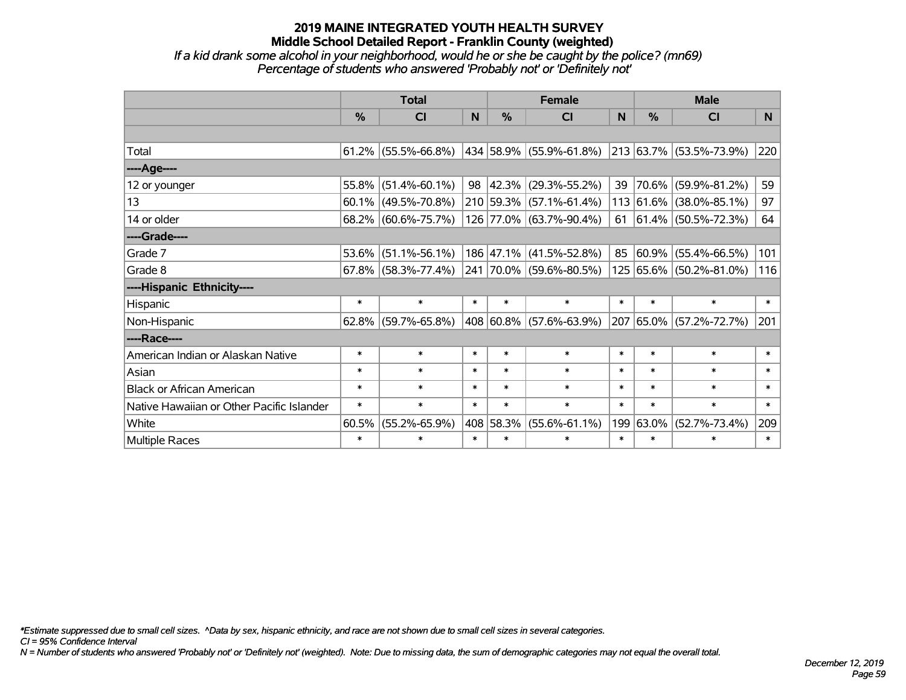# 2019 MAINE INTEGRATED YOUTH HEALTH SURVEY
## Middle School Detailed Report - Franklin County (weighted)

*If a kid drank some alcohol in your neighborhood, would he or she be caught by the police? (mn69)*
*Percentage of students who answered 'Probably not' or 'Definitely not'*

| | Total | | | Female | | | Male | | |
|---|---|---|---|---|---|---|---|---|---|
| | % | CI | N | % | CI | N | % | CI | N |
| | | | | | | | | | |
| Total | 61.2% | (55.5%-66.8%) | 434 | 58.9% | (55.9%-61.8%) | 213 | 63.7% | (53.5%-73.9%) | 220 |
| ----Age---- | | | | | | | | | |
| 12 or younger | 55.8% | (51.4%-60.1%) | 98 | 42.3% | (29.3%-55.2%) | 39 | 70.6% | (59.9%-81.2%) | 59 |
| 13 | 60.1% | (49.5%-70.8%) | 210 | 59.3% | (57.1%-61.4%) | 113 | 61.6% | (38.0%-85.1%) | 97 |
| 14 or older | 68.2% | (60.6%-75.7%) | 126 | 77.0% | (63.7%-90.4%) | 61 | 61.4% | (50.5%-72.3%) | 64 |
| ----Grade---- | | | | | | | | | |
| Grade 7 | 53.6% | (51.1%-56.1%) | 186 | 47.1% | (41.5%-52.8%) | 85 | 60.9% | (55.4%-66.5%) | 101 |
| Grade 8 | 67.8% | (58.3%-77.4%) | 241 | 70.0% | (59.6%-80.5%) | 125 | 65.6% | (50.2%-81.0%) | 116 |
| ----Hispanic Ethnicity---- | | | | | | | | | |
| Hispanic | * | * | * | * | * | * | * | * | * |
| Non-Hispanic | 62.8% | (59.7%-65.8%) | 408 | 60.8% | (57.6%-63.9%) | 207 | 65.0% | (57.2%-72.7%) | 201 |
| ----Race---- | | | | | | | | | |
| American Indian or Alaskan Native | * | * | * | * | * | * | * | * | * |
| Asian | * | * | * | * | * | * | * | * | * |
| Black or African American | * | * | * | * | * | * | * | * | * |
| Native Hawaiian or Other Pacific Islander | * | * | * | * | * | * | * | * | * |
| White | 60.5% | (55.2%-65.9%) | 408 | 58.3% | (55.6%-61.1%) | 199 | 63.0% | (52.7%-73.4%) | 209 |
| Multiple Races | * | * | * | * | * | * | * | * | * |

*\*Estimate suppressed due to small cell sizes. ^Data by sex, hispanic ethnicity, and race are not shown due to small cell sizes in several categories.*
*CI = 95% Confidence Interval*
*N = Number of students who answered 'Probably not' or 'Definitely not' (weighted). Note: Due to missing data, the sum of demographic categories may not equal the overall total.*

*December 12, 2019*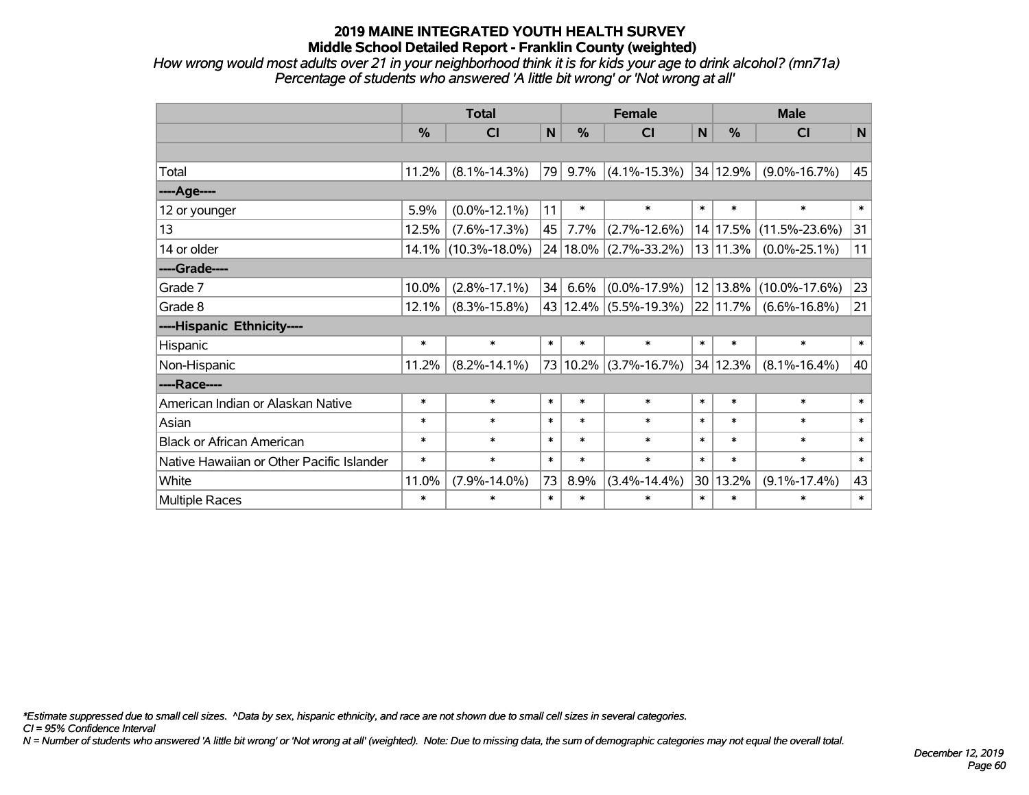# 2019 MAINE INTEGRATED YOUTH HEALTH SURVEY
## Middle School Detailed Report - Franklin County (weighted)

*How wrong would most adults over 21 in your neighborhood think it is for kids your age to drink alcohol? (mn71a)*
*Percentage of students who answered 'A little bit wrong' or 'Not wrong at all'*

| | Total | | | Female | | | Male | | |
|---|---|---|---|---|---|---|---|---|---|
| | % | CI | N | % | CI | N | % | CI | N |
| | | | | | | | | | |
| Total | 11.2% | (8.1%-14.3%) | 79 | 9.7% | (4.1%-15.3%) | 34 | 12.9% | (9.0%-16.7%) | 45 |
| ----Age---- | | | | | | | | | |
| 12 or younger | 5.9% | (0.0%-12.1%) | 11 | * | * | * | * | * | * |
| 13 | 12.5% | (7.6%-17.3%) | 45 | 7.7% | (2.7%-12.6%) | 14 | 17.5% | (11.5%-23.6%) | 31 |
| 14 or older | 14.1% | (10.3%-18.0%) | 24 | 18.0% | (2.7%-33.2%) | 13 | 11.3% | (0.0%-25.1%) | 11 |
| ----Grade---- | | | | | | | | | |
| Grade 7 | 10.0% | (2.8%-17.1%) | 34 | 6.6% | (0.0%-17.9%) | 12 | 13.8% | (10.0%-17.6%) | 23 |
| Grade 8 | 12.1% | (8.3%-15.8%) | 43 | 12.4% | (5.5%-19.3%) | 22 | 11.7% | (6.6%-16.8%) | 21 |
| ----Hispanic Ethnicity---- | | | | | | | | | |
| Hispanic | * | * | * | * | * | * | * | * | * |
| Non-Hispanic | 11.2% | (8.2%-14.1%) | 73 | 10.2% | (3.7%-16.7%) | 34 | 12.3% | (8.1%-16.4%) | 40 |
| ----Race---- | | | | | | | | | |
| American Indian or Alaskan Native | * | * | * | * | * | * | * | * | * |
| Asian | * | * | * | * | * | * | * | * | * |
| Black or African American | * | * | * | * | * | * | * | * | * |
| Native Hawaiian or Other Pacific Islander | * | * | * | * | * | * | * | * | * |
| White | 11.0% | (7.9%-14.0%) | 73 | 8.9% | (3.4%-14.4%) | 30 | 13.2% | (9.1%-17.4%) | 43 |
| Multiple Races | * | * | * | * | * | * | * | * | * |

*\*Estimate suppressed due to small cell sizes. ^Data by sex, hispanic ethnicity, and race are not shown due to small cell sizes in several categories.*
*CI = 95% Confidence Interval*
*N = Number of students who answered 'A little bit wrong' or 'Not wrong at all' (weighted). Note: Due to missing data, the sum of demographic categories may not equal the overall total.*

*December 12, 2019*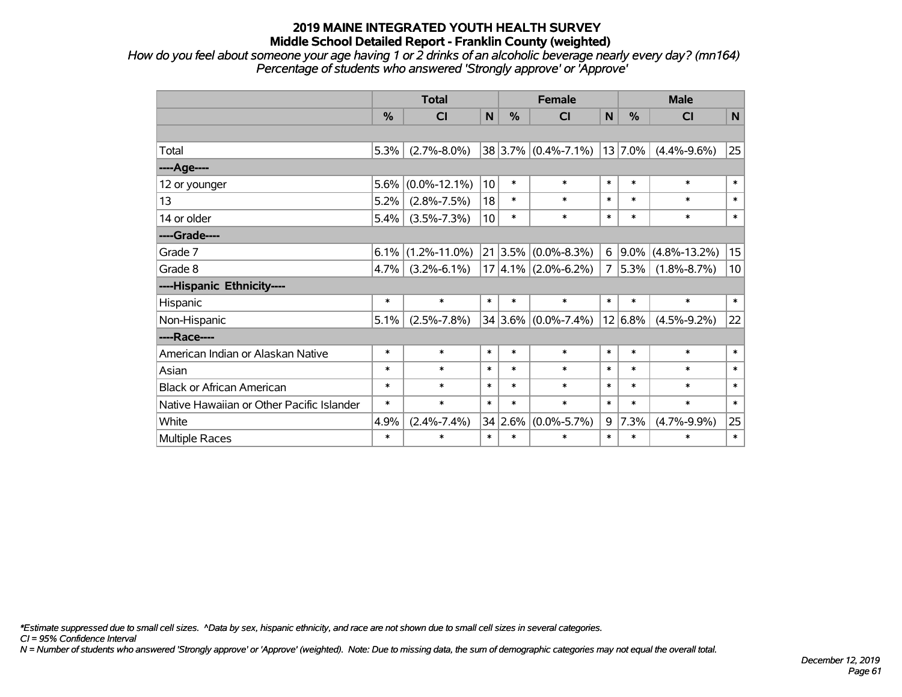# 2019 MAINE INTEGRATED YOUTH HEALTH SURVEY
## Middle School Detailed Report - Franklin County (weighted)

*How do you feel about someone your age having 1 or 2 drinks of an alcoholic beverage nearly every day? (mn164)*
*Percentage of students who answered 'Strongly approve' or 'Approve'*

| | Total | | | Female | | | Male | | |
|---|---|---|---|---|---|---|---|---|---|
| | % | CI | N | % | CI | N | % | CI | N |
| Total | 5.3% | (2.7%-8.0%) | 38 | 3.7% | (0.4%-7.1%) | 13 | 7.0% | (4.4%-9.6%) | 25 |
| ----Age---- | | | | | | | | | |
| 12 or younger | 5.6% | (0.0%-12.1%) | 10 | * | * | * | * | * | * |
| 13 | 5.2% | (2.8%-7.5%) | 18 | * | * | * | * | * | * |
| 14 or older | 5.4% | (3.5%-7.3%) | 10 | * | * | * | * | * | * |
| ----Grade---- | | | | | | | | | |
| Grade 7 | 6.1% | (1.2%-11.0%) | 21 | 3.5% | (0.0%-8.3%) | 6 | 9.0% | (4.8%-13.2%) | 15 |
| Grade 8 | 4.7% | (3.2%-6.1%) | 17 | 4.1% | (2.0%-6.2%) | 7 | 5.3% | (1.8%-8.7%) | 10 |
| ----Hispanic Ethnicity---- | | | | | | | | | |
| Hispanic | * | * | * | * | * | * | * | * | * |
| Non-Hispanic | 5.1% | (2.5%-7.8%) | 34 | 3.6% | (0.0%-7.4%) | 12 | 6.8% | (4.5%-9.2%) | 22 |
| ----Race---- | | | | | | | | | |
| American Indian or Alaskan Native | * | * | * | * | * | * | * | * | * |
| Asian | * | * | * | * | * | * | * | * | * |
| Black or African American | * | * | * | * | * | * | * | * | * |
| Native Hawaiian or Other Pacific Islander | * | * | * | * | * | * | * | * | * |
| White | 4.9% | (2.4%-7.4%) | 34 | 2.6% | (0.0%-5.7%) | 9 | 7.3% | (4.7%-9.9%) | 25 |
| Multiple Races | * | * | * | * | * | * | * | * | * |

*\*Estimate suppressed due to small cell sizes. ^Data by sex, hispanic ethnicity, and race are not shown due to small cell sizes in several categories.*

*CI = 95% Confidence Interval*

*N = Number of students who answered 'Strongly approve' or 'Approve' (weighted). Note: Due to missing data, the sum of demographic categories may not equal the overall total.*

*December 12, 2019*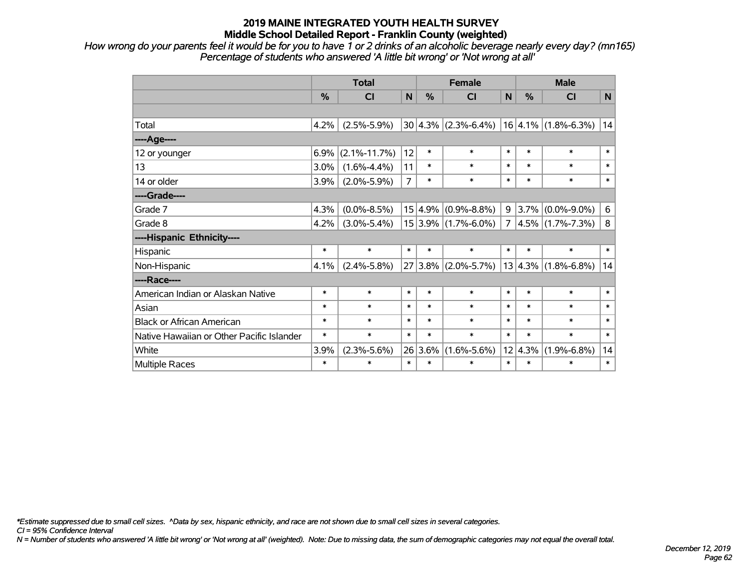# 2019 MAINE INTEGRATED YOUTH HEALTH SURVEY
## Middle School Detailed Report - Franklin County (weighted)

*How wrong do your parents feel it would be for you to have 1 or 2 drinks of an alcoholic beverage nearly every day? (mn165)*
*Percentage of students who answered 'A little bit wrong' or 'Not wrong at all'*

| | Total | | | Female | | | Male | | |
|---|---|---|---|---|---|---|---|---|---|
| | % | CI | N | % | CI | N | % | CI | N |
| | | | | | | | | | |
| Total | 4.2% | (2.5%-5.9%) | 30 | 4.3% | (2.3%-6.4%) | 16 | 4.1% | (1.8%-6.3%) | 14 |
| ----Age---- | | | | | | | | | |
| 12 or younger | 6.9% | (2.1%-11.7%) | 12 | * | * | * | * | * | * |
| 13 | 3.0% | (1.6%-4.4%) | 11 | * | * | * | * | * | * |
| 14 or older | 3.9% | (2.0%-5.9%) | 7 | * | * | * | * | * | * |
| ----Grade---- | | | | | | | | | |
| Grade 7 | 4.3% | (0.0%-8.5%) | 15 | 4.9% | (0.9%-8.8%) | 9 | 3.7% | (0.0%-9.0%) | 6 |
| Grade 8 | 4.2% | (3.0%-5.4%) | 15 | 3.9% | (1.7%-6.0%) | 7 | 4.5% | (1.7%-7.3%) | 8 |
| ----Hispanic Ethnicity---- | | | | | | | | | |
| Hispanic | * | * | * | * | * | * | * | * | * |
| Non-Hispanic | 4.1% | (2.4%-5.8%) | 27 | 3.8% | (2.0%-5.7%) | 13 | 4.3% | (1.8%-6.8%) | 14 |
| ----Race---- | | | | | | | | | |
| American Indian or Alaskan Native | * | * | * | * | * | * | * | * | * |
| Asian | * | * | * | * | * | * | * | * | * |
| Black or African American | * | * | * | * | * | * | * | * | * |
| Native Hawaiian or Other Pacific Islander | * | * | * | * | * | * | * | * | * |
| White | 3.9% | (2.3%-5.6%) | 26 | 3.6% | (1.6%-5.6%) | 12 | 4.3% | (1.9%-6.8%) | 14 |
| Multiple Races | * | * | * | * | * | * | * | * | * |

*\*Estimate suppressed due to small cell sizes. ^Data by sex, hispanic ethnicity, and race are not shown due to small cell sizes in several categories.*
*CI = 95% Confidence Interval*
*N = Number of students who answered 'A little bit wrong' or 'Not wrong at all' (weighted). Note: Due to missing data, the sum of demographic categories may not equal the overall total.*

*December 12, 2019*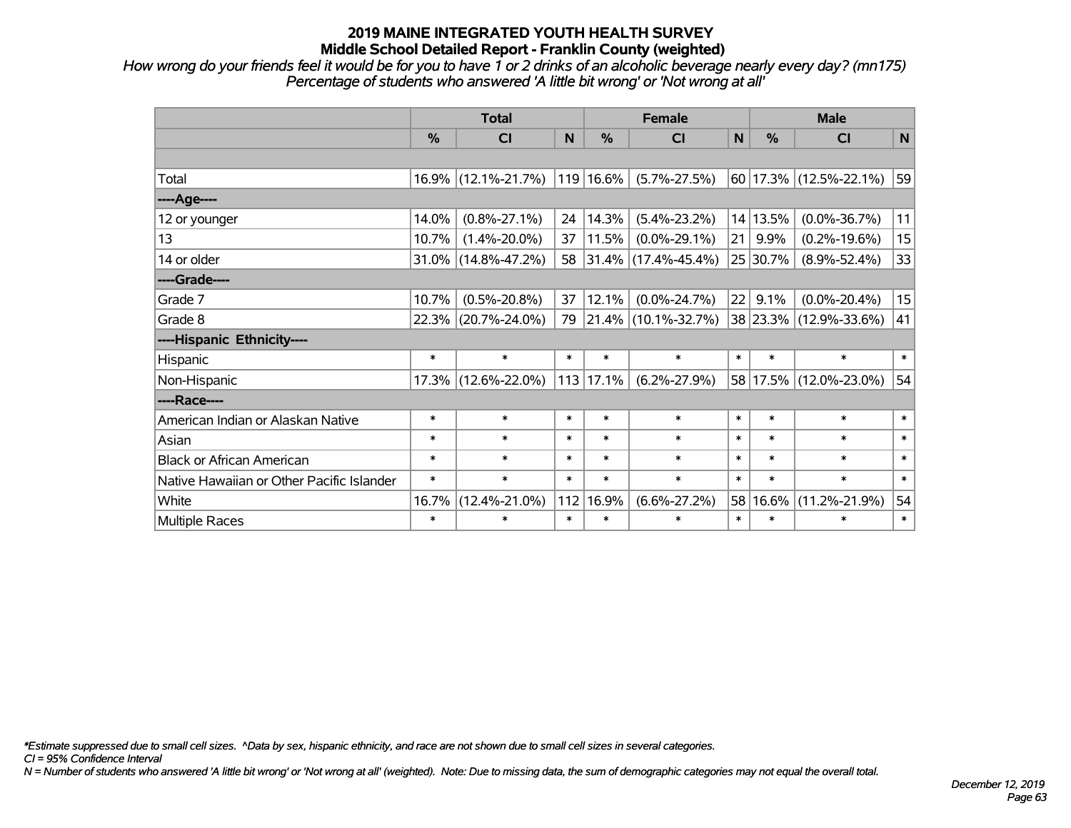# 2019 MAINE INTEGRATED YOUTH HEALTH SURVEY
## Middle School Detailed Report - Franklin County (weighted)

*How wrong do your friends feel it would be for you to have 1 or 2 drinks of an alcoholic beverage nearly every day? (mn175)*
*Percentage of students who answered 'A little bit wrong' or 'Not wrong at all'*

| | Total | | | Female | | | Male | | |
|---|---|---|---|---|---|---|---|---|---|
| | % | CI | N | % | CI | N | % | CI | N |
| | | | | | | | | | |
| Total | 16.9% | (12.1%-21.7%) | 119 | 16.6% | (5.7%-27.5%) | 60 | 17.3% | (12.5%-22.1%) | 59 |
| ----Age---- | | | | | | | | | |
| 12 or younger | 14.0% | (0.8%-27.1%) | 24 | 14.3% | (5.4%-23.2%) | 14 | 13.5% | (0.0%-36.7%) | 11 |
| 13 | 10.7% | (1.4%-20.0%) | 37 | 11.5% | (0.0%-29.1%) | 21 | 9.9% | (0.2%-19.6%) | 15 |
| 14 or older | 31.0% | (14.8%-47.2%) | 58 | 31.4% | (17.4%-45.4%) | 25 | 30.7% | (8.9%-52.4%) | 33 |
| ----Grade---- | | | | | | | | | |
| Grade 7 | 10.7% | (0.5%-20.8%) | 37 | 12.1% | (0.0%-24.7%) | 22 | 9.1% | (0.0%-20.4%) | 15 |
| Grade 8 | 22.3% | (20.7%-24.0%) | 79 | 21.4% | (10.1%-32.7%) | 38 | 23.3% | (12.9%-33.6%) | 41 |
| ----Hispanic Ethnicity---- | | | | | | | | | |
| Hispanic | * | * | * | * | * | * | * | * | * |
| Non-Hispanic | 17.3% | (12.6%-22.0%) | 113 | 17.1% | (6.2%-27.9%) | 58 | 17.5% | (12.0%-23.0%) | 54 |
| ----Race---- | | | | | | | | | |
| American Indian or Alaskan Native | * | * | * | * | * | * | * | * | * |
| Asian | * | * | * | * | * | * | * | * | * |
| Black or African American | * | * | * | * | * | * | * | * | * |
| Native Hawaiian or Other Pacific Islander | * | * | * | * | * | * | * | * | * |
| White | 16.7% | (12.4%-21.0%) | 112 | 16.9% | (6.6%-27.2%) | 58 | 16.6% | (11.2%-21.9%) | 54 |
| Multiple Races | * | * | * | * | * | * | * | * | * |

*\*Estimate suppressed due to small cell sizes. ^Data by sex, hispanic ethnicity, and race are not shown due to small cell sizes in several categories.*
*CI = 95% Confidence Interval*
*N = Number of students who answered 'A little bit wrong' or 'Not wrong at all' (weighted). Note: Due to missing data, the sum of demographic categories may not equal the overall total.*

*December 12, 2019*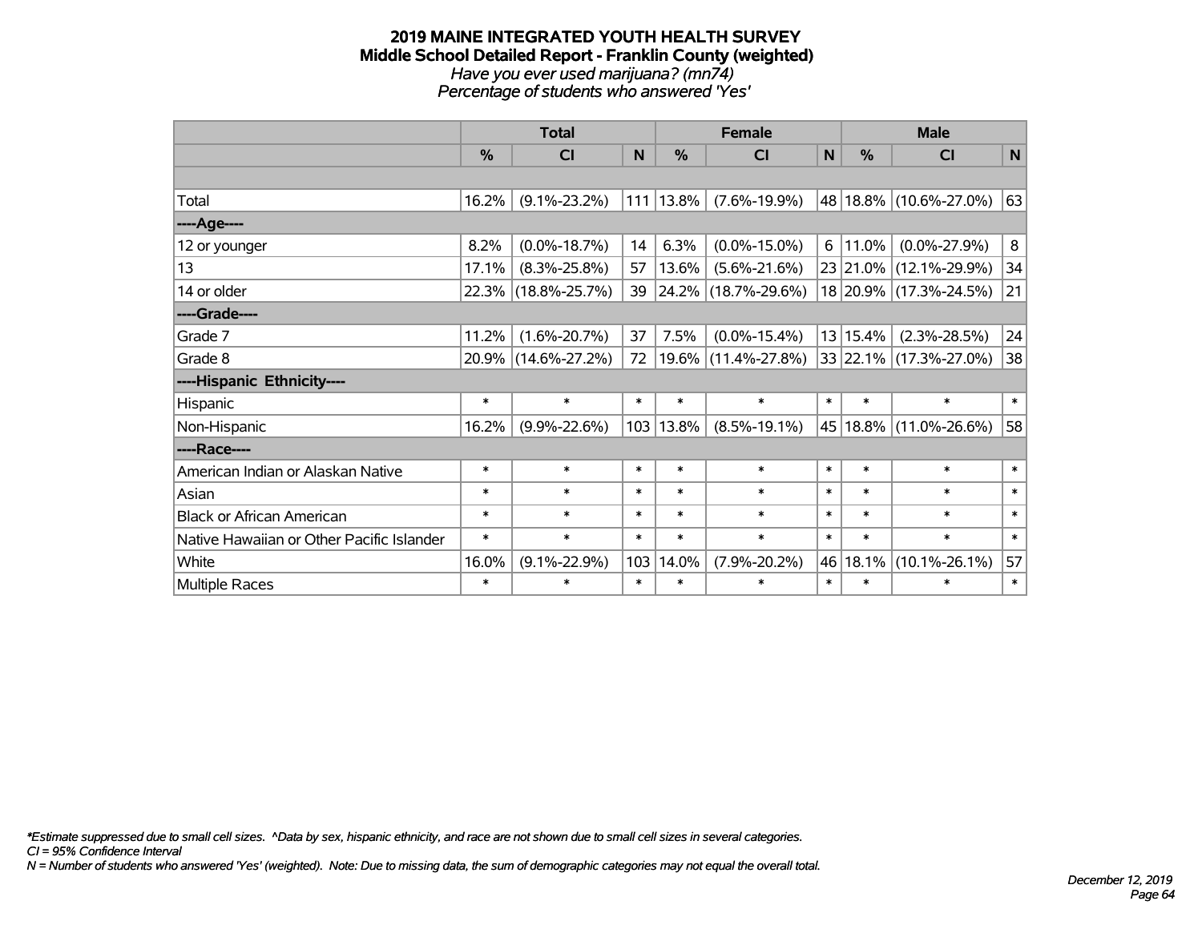# 2019 MAINE INTEGRATED YOUTH HEALTH SURVEY
## Middle School Detailed Report - Franklin County (weighted)
*Have you ever used marijuana? (mn74)*
*Percentage of students who answered 'Yes'*

| | Total | | | Female | | | Male | | |
|---|---|---|---|---|---|---|---|---|---|
| | % | CI | N | % | CI | N | % | CI | N |
| | | | | | | | | | |
| Total | 16.2% | (9.1%-23.2%) | 111 | 13.8% | (7.6%-19.9%) | 48 | 18.8% | (10.6%-27.0%) | 63 |
| ----Age---- | | | | | | | | | |
| 12 or younger | 8.2% | (0.0%-18.7%) | 14 | 6.3% | (0.0%-15.0%) | 6 | 11.0% | (0.0%-27.9%) | 8 |
| 13 | 17.1% | (8.3%-25.8%) | 57 | 13.6% | (5.6%-21.6%) | 23 | 21.0% | (12.1%-29.9%) | 34 |
| 14 or older | 22.3% | (18.8%-25.7%) | 39 | 24.2% | (18.7%-29.6%) | 18 | 20.9% | (17.3%-24.5%) | 21 |
| ----Grade---- | | | | | | | | | |
| Grade 7 | 11.2% | (1.6%-20.7%) | 37 | 7.5% | (0.0%-15.4%) | 13 | 15.4% | (2.3%-28.5%) | 24 |
| Grade 8 | 20.9% | (14.6%-27.2%) | 72 | 19.6% | (11.4%-27.8%) | 33 | 22.1% | (17.3%-27.0%) | 38 |
| ----Hispanic Ethnicity---- | | | | | | | | | |
| Hispanic | * | * | * | * | * | * | * | * | * |
| Non-Hispanic | 16.2% | (9.9%-22.6%) | 103 | 13.8% | (8.5%-19.1%) | 45 | 18.8% | (11.0%-26.6%) | 58 |
| ----Race---- | | | | | | | | | |
| American Indian or Alaskan Native | * | * | * | * | * | * | * | * | * |
| Asian | * | * | * | * | * | * | * | * | * |
| Black or African American | * | * | * | * | * | * | * | * | * |
| Native Hawaiian or Other Pacific Islander | * | * | * | * | * | * | * | * | * |
| White | 16.0% | (9.1%-22.9%) | 103 | 14.0% | (7.9%-20.2%) | 46 | 18.1% | (10.1%-26.1%) | 57 |
| Multiple Races | * | * | * | * | * | * | * | * | * |

*\*Estimate suppressed due to small cell sizes. ^Data by sex, hispanic ethnicity, and race are not shown due to small cell sizes in several categories.*
*CI = 95% Confidence Interval*
*N = Number of students who answered 'Yes' (weighted). Note: Due to missing data, the sum of demographic categories may not equal the overall total.*

*December 12, 2019*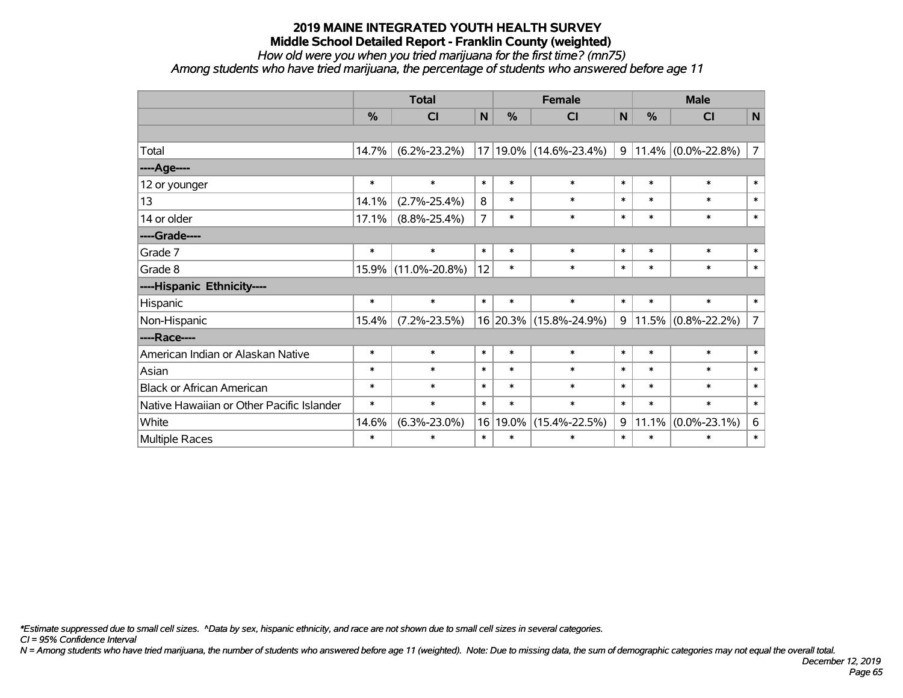# 2019 MAINE INTEGRATED YOUTH HEALTH SURVEY
## Middle School Detailed Report - Franklin County (weighted)
*How old were you when you tried marijuana for the first time? (mn75)*
*Among students who have tried marijuana, the percentage of students who answered before age 11*

| | Total | | | Female | | | Male | | |
|---|---|---|---|---|---|---|---|---|---|
| | % | CI | N | % | CI | N | % | CI | N |
| | | | | | | | | | |
| Total | 14.7% | (6.2%-23.2%) | 17 | 19.0% | (14.6%-23.4%) | 9 | 11.4% | (0.0%-22.8%) | 7 |
| ----Age---- | | | | | | | | | |
| 12 or younger | * | * | * | * | * | * | * | * | * |
| 13 | 14.1% | (2.7%-25.4%) | 8 | * | * | * | * | * | * |
| 14 or older | 17.1% | (8.8%-25.4%) | 7 | * | * | * | * | * | * |
| ----Grade---- | | | | | | | | | |
| Grade 7 | * | * | * | * | * | * | * | * | * |
| Grade 8 | 15.9% | (11.0%-20.8%) | 12 | * | * | * | * | * | * |
| ----Hispanic Ethnicity---- | | | | | | | | | |
| Hispanic | * | * | * | * | * | * | * | * | * |
| Non-Hispanic | 15.4% | (7.2%-23.5%) | 16 | 20.3% | (15.8%-24.9%) | 9 | 11.5% | (0.8%-22.2%) | 7 |
| ----Race---- | | | | | | | | | |
| American Indian or Alaskan Native | * | * | * | * | * | * | * | * | * |
| Asian | * | * | * | * | * | * | * | * | * |
| Black or African American | * | * | * | * | * | * | * | * | * |
| Native Hawaiian or Other Pacific Islander | * | * | * | * | * | * | * | * | * |
| White | 14.6% | (6.3%-23.0%) | 16 | 19.0% | (15.4%-22.5%) | 9 | 11.1% | (0.0%-23.1%) | 6 |
| Multiple Races | * | * | * | * | * | * | * | * | * |

*\*Estimate suppressed due to small cell sizes. ^Data by sex, hispanic ethnicity, and race are not shown due to small cell sizes in several categories.*
*CI = 95% Confidence Interval*
*N = Among students who have tried marijuana, the number of students who answered before age 11 (weighted). Note: Due to missing data, the sum of demographic categories may not equal the overall total.*

*December 12, 2019*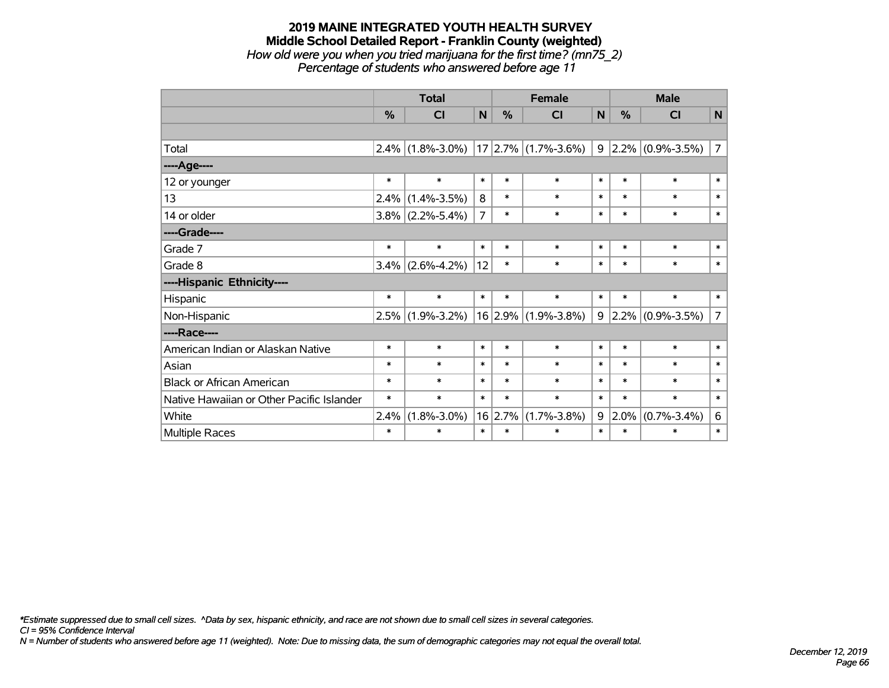# 2019 MAINE INTEGRATED YOUTH HEALTH SURVEY
## Middle School Detailed Report - Franklin County (weighted)
*How old were you when you tried marijuana for the first time? (mn75_2)*
*Percentage of students who answered before age 11*

| | Total | | | Female | | | Male | | |
|---|---|---|---|---|---|---|---|---|---|
| | % | CI | N | % | CI | N | % | CI | N |
| | | | | | | | | | |
| Total | 2.4% | (1.8%-3.0%) | 17 | 2.7% | (1.7%-3.6%) | 9 | 2.2% | (0.9%-3.5%) | 7 |
| ----Age---- | | | | | | | | | |
| 12 or younger | * | * | * | * | * | * | * | * | * |
| 13 | 2.4% | (1.4%-3.5%) | 8 | * | * | * | * | * | * |
| 14 or older | 3.8% | (2.2%-5.4%) | 7 | * | * | * | * | * | * |
| ----Grade---- | | | | | | | | | |
| Grade 7 | * | * | * | * | * | * | * | * | * |
| Grade 8 | 3.4% | (2.6%-4.2%) | 12 | * | * | * | * | * | * |
| ----Hispanic Ethnicity---- | | | | | | | | | |
| Hispanic | * | * | * | * | * | * | * | * | * |
| Non-Hispanic | 2.5% | (1.9%-3.2%) | 16 | 2.9% | (1.9%-3.8%) | 9 | 2.2% | (0.9%-3.5%) | 7 |
| ----Race---- | | | | | | | | | |
| American Indian or Alaskan Native | * | * | * | * | * | * | * | * | * |
| Asian | * | * | * | * | * | * | * | * | * |
| Black or African American | * | * | * | * | * | * | * | * | * |
| Native Hawaiian or Other Pacific Islander | * | * | * | * | * | * | * | * | * |
| White | 2.4% | (1.8%-3.0%) | 16 | 2.7% | (1.7%-3.8%) | 9 | 2.0% | (0.7%-3.4%) | 6 |
| Multiple Races | * | * | * | * | * | * | * | * | * |

*\*Estimate suppressed due to small cell sizes. ^Data by sex, hispanic ethnicity, and race are not shown due to small cell sizes in several categories.*
*CI = 95% Confidence Interval*
*N = Number of students who answered before age 11 (weighted). Note: Due to missing data, the sum of demographic categories may not equal the overall total.*

*December 12, 2019*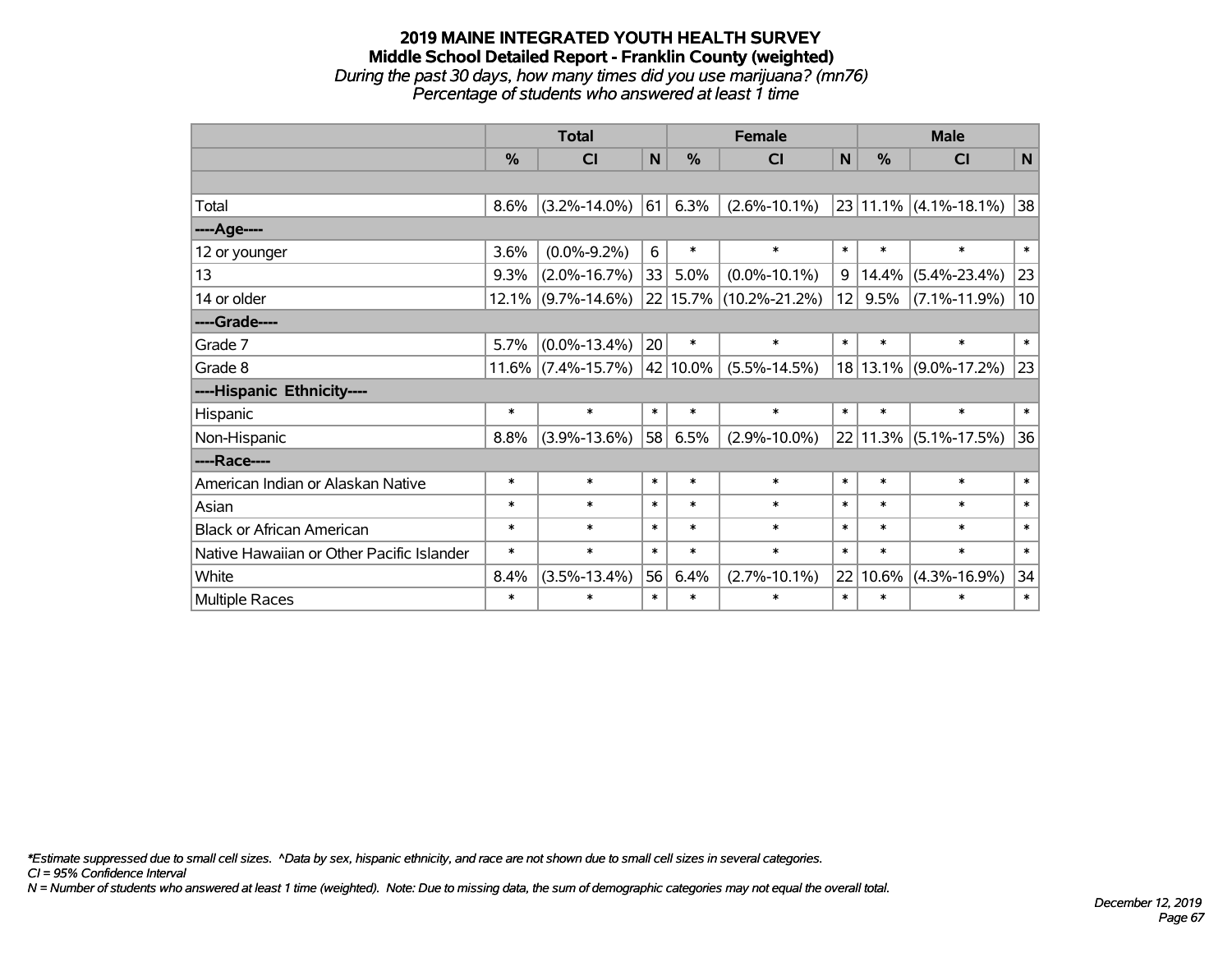# 2019 MAINE INTEGRATED YOUTH HEALTH SURVEY
## Middle School Detailed Report - Franklin County (weighted)
*During the past 30 days, how many times did you use marijuana? (mn76)*
*Percentage of students who answered at least 1 time*

| | Total | | | Female | | | Male | | |
|---|---|---|---|---|---|---|---|---|---|
| | % | CI | N | % | CI | N | % | CI | N |
| Total | 8.6% | (3.2%-14.0%) | 61 | 6.3% | (2.6%-10.1%) | 23 | 11.1% | (4.1%-18.1%) | 38 |
| ----Age---- | | | | | | | | | |
| 12 or younger | 3.6% | (0.0%-9.2%) | 6 | * | * | * | * | * | * |
| 13 | 9.3% | (2.0%-16.7%) | 33 | 5.0% | (0.0%-10.1%) | 9 | 14.4% | (5.4%-23.4%) | 23 |
| 14 or older | 12.1% | (9.7%-14.6%) | 22 | 15.7% | (10.2%-21.2%) | 12 | 9.5% | (7.1%-11.9%) | 10 |
| ----Grade---- | | | | | | | | | |
| Grade 7 | 5.7% | (0.0%-13.4%) | 20 | * | * | * | * | * | * |
| Grade 8 | 11.6% | (7.4%-15.7%) | 42 | 10.0% | (5.5%-14.5%) | 18 | 13.1% | (9.0%-17.2%) | 23 |
| ----Hispanic Ethnicity---- | | | | | | | | | |
| Hispanic | * | * | * | * | * | * | * | * | * |
| Non-Hispanic | 8.8% | (3.9%-13.6%) | 58 | 6.5% | (2.9%-10.0%) | 22 | 11.3% | (5.1%-17.5%) | 36 |
| ----Race---- | | | | | | | | | |
| American Indian or Alaskan Native | * | * | * | * | * | * | * | * | * |
| Asian | * | * | * | * | * | * | * | * | * |
| Black or African American | * | * | * | * | * | * | * | * | * |
| Native Hawaiian or Other Pacific Islander | * | * | * | * | * | * | * | * | * |
| White | 8.4% | (3.5%-13.4%) | 56 | 6.4% | (2.7%-10.1%) | 22 | 10.6% | (4.3%-16.9%) | 34 |
| Multiple Races | * | * | * | * | * | * | * | * | * |

*\*Estimate suppressed due to small cell sizes. ^Data by sex, hispanic ethnicity, and race are not shown due to small cell sizes in several categories.*
*CI = 95% Confidence Interval*
*N = Number of students who answered at least 1 time (weighted). Note: Due to missing data, the sum of demographic categories may not equal the overall total.*

*December 12, 2019*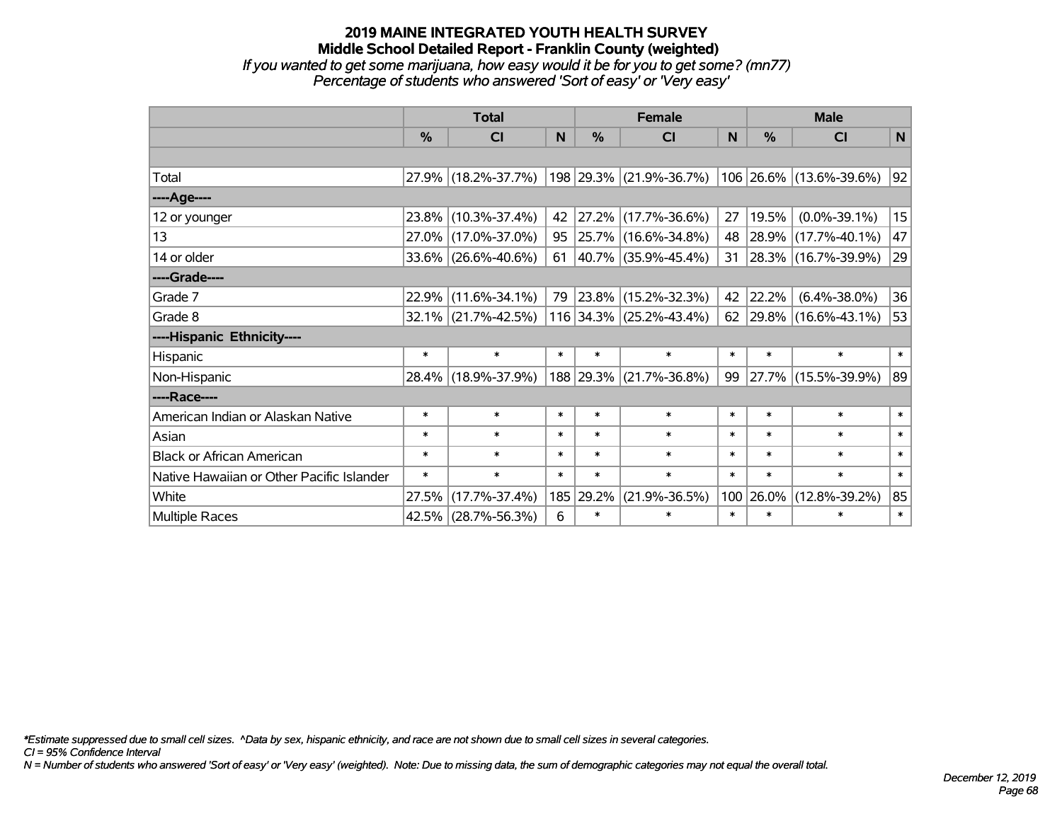# 2019 MAINE INTEGRATED YOUTH HEALTH SURVEY
## Middle School Detailed Report - Franklin County (weighted)
### *If you wanted to get some marijuana, how easy would it be for you to get some? (mn77)*
### *Percentage of students who answered 'Sort of easy' or 'Very easy'*

| | Total | | | Female | | | Male | | |
|---|---|---|---|---|---|---|---|---|---|
| | % | CI | N | % | CI | N | % | CI | N |
| | | | | | | | | | |
| Total | 27.9% | (18.2%-37.7%) | 198 | 29.3% | (21.9%-36.7%) | 106 | 26.6% | (13.6%-39.6%) | 92 |
| ----Age---- | | | | | | | | | |
| 12 or younger | 23.8% | (10.3%-37.4%) | 42 | 27.2% | (17.7%-36.6%) | 27 | 19.5% | (0.0%-39.1%) | 15 |
| 13 | 27.0% | (17.0%-37.0%) | 95 | 25.7% | (16.6%-34.8%) | 48 | 28.9% | (17.7%-40.1%) | 47 |
| 14 or older | 33.6% | (26.6%-40.6%) | 61 | 40.7% | (35.9%-45.4%) | 31 | 28.3% | (16.7%-39.9%) | 29 |
| ----Grade---- | | | | | | | | | |
| Grade 7 | 22.9% | (11.6%-34.1%) | 79 | 23.8% | (15.2%-32.3%) | 42 | 22.2% | (6.4%-38.0%) | 36 |
| Grade 8 | 32.1% | (21.7%-42.5%) | 116 | 34.3% | (25.2%-43.4%) | 62 | 29.8% | (16.6%-43.1%) | 53 |
| ----Hispanic Ethnicity---- | | | | | | | | | |
| Hispanic | * | * | * | * | * | * | * | * | * |
| Non-Hispanic | 28.4% | (18.9%-37.9%) | 188 | 29.3% | (21.7%-36.8%) | 99 | 27.7% | (15.5%-39.9%) | 89 |
| ----Race---- | | | | | | | | | |
| American Indian or Alaskan Native | * | * | * | * | * | * | * | * | * |
| Asian | * | * | * | * | * | * | * | * | * |
| Black or African American | * | * | * | * | * | * | * | * | * |
| Native Hawaiian or Other Pacific Islander | * | * | * | * | * | * | * | * | * |
| White | 27.5% | (17.7%-37.4%) | 185 | 29.2% | (21.9%-36.5%) | 100 | 26.0% | (12.8%-39.2%) | 85 |
| Multiple Races | 42.5% | (28.7%-56.3%) | 6 | * | * | * | * | * | * |

*\*Estimate suppressed due to small cell sizes. ^Data by sex, hispanic ethnicity, and race are not shown due to small cell sizes in several categories.*

*CI = 95% Confidence Interval*

*N = Number of students who answered 'Sort of easy' or 'Very easy' (weighted). Note: Due to missing data, the sum of demographic categories may not equal the overall total.*

*December 12, 2019*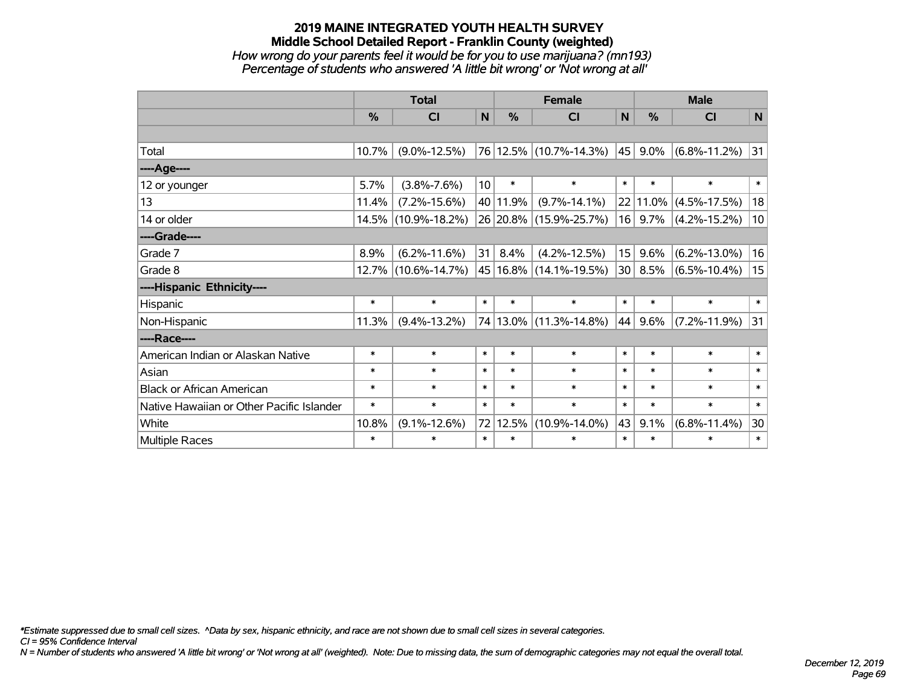# 2019 MAINE INTEGRATED YOUTH HEALTH SURVEY
## Middle School Detailed Report - Franklin County (weighted)
*How wrong do your parents feel it would be for you to use marijuana? (mn193)*
*Percentage of students who answered 'A little bit wrong' or 'Not wrong at all'*

| | Total | | | Female | | | Male | | |
|---|---|---|---|---|---|---|---|---|---|
| | % | CI | N | % | CI | N | % | CI | N |
| | | | | | | | | | |
| Total | 10.7% | (9.0%-12.5%) | 76 | 12.5% | (10.7%-14.3%) | 45 | 9.0% | (6.8%-11.2%) | 31 |
| ----Age---- | | | | | | | | | |
| 12 or younger | 5.7% | (3.8%-7.6%) | 10 | * | * | * | * | * | * |
| 13 | 11.4% | (7.2%-15.6%) | 40 | 11.9% | (9.7%-14.1%) | 22 | 11.0% | (4.5%-17.5%) | 18 |
| 14 or older | 14.5% | (10.9%-18.2%) | 26 | 20.8% | (15.9%-25.7%) | 16 | 9.7% | (4.2%-15.2%) | 10 |
| ----Grade---- | | | | | | | | | |
| Grade 7 | 8.9% | (6.2%-11.6%) | 31 | 8.4% | (4.2%-12.5%) | 15 | 9.6% | (6.2%-13.0%) | 16 |
| Grade 8 | 12.7% | (10.6%-14.7%) | 45 | 16.8% | (14.1%-19.5%) | 30 | 8.5% | (6.5%-10.4%) | 15 |
| ----Hispanic Ethnicity---- | | | | | | | | | |
| Hispanic | * | * | * | * | * | * | * | * | * |
| Non-Hispanic | 11.3% | (9.4%-13.2%) | 74 | 13.0% | (11.3%-14.8%) | 44 | 9.6% | (7.2%-11.9%) | 31 |
| ----Race---- | | | | | | | | | |
| American Indian or Alaskan Native | * | * | * | * | * | * | * | * | * |
| Asian | * | * | * | * | * | * | * | * | * |
| Black or African American | * | * | * | * | * | * | * | * | * |
| Native Hawaiian or Other Pacific Islander | * | * | * | * | * | * | * | * | * |
| White | 10.8% | (9.1%-12.6%) | 72 | 12.5% | (10.9%-14.0%) | 43 | 9.1% | (6.8%-11.4%) | 30 |
| Multiple Races | * | * | * | * | * | * | * | * | * |

*\*Estimate suppressed due to small cell sizes. ^Data by sex, hispanic ethnicity, and race are not shown due to small cell sizes in several categories.*
*CI = 95% Confidence Interval*
*N = Number of students who answered 'A little bit wrong' or 'Not wrong at all' (weighted). Note: Due to missing data, the sum of demographic categories may not equal the overall total.*

*December 12, 2019*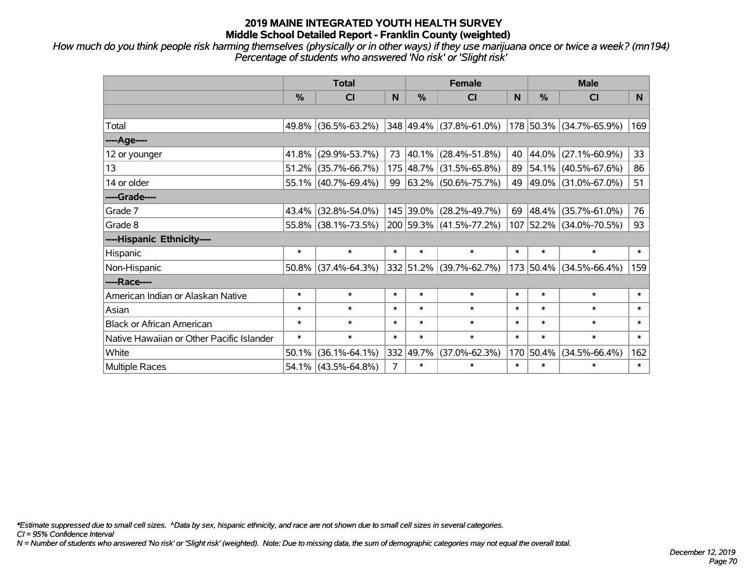# 2019 MAINE INTEGRATED YOUTH HEALTH SURVEY
## Middle School Detailed Report - Franklin County (weighted)

*How much do you think people risk harming themselves (physically or in other ways) if they use marijuana once or twice a week? (mn194)*
*Percentage of students who answered 'No risk' or 'Slight risk'*

| | Total | | | Female | | | Male | | |
|---|---|---|---|---|---|---|---|---|---|
| | % | CI | N | % | CI | N | % | CI | N |
| | | | | | | | | | |
| Total | 49.8% | (36.5%-63.2%) | 348 | 49.4% | (37.8%-61.0%) | 178 | 50.3% | (34.7%-65.9%) | 169 |
| ----Age---- | | | | | | | | | |
| 12 or younger | 41.8% | (29.9%-53.7%) | 73 | 40.1% | (28.4%-51.8%) | 40 | 44.0% | (27.1%-60.9%) | 33 |
| 13 | 51.2% | (35.7%-66.7%) | 175 | 48.7% | (31.5%-65.8%) | 89 | 54.1% | (40.5%-67.6%) | 86 |
| 14 or older | 55.1% | (40.7%-69.4%) | 99 | 63.2% | (50.6%-75.7%) | 49 | 49.0% | (31.0%-67.0%) | 51 |
| ----Grade---- | | | | | | | | | |
| Grade 7 | 43.4% | (32.8%-54.0%) | 145 | 39.0% | (28.2%-49.7%) | 69 | 48.4% | (35.7%-61.0%) | 76 |
| Grade 8 | 55.8% | (38.1%-73.5%) | 200 | 59.3% | (41.5%-77.2%) | 107 | 52.2% | (34.0%-70.5%) | 93 |
| ----Hispanic Ethnicity---- | | | | | | | | | |
| Hispanic | * | * | * | * | * | * | * | * | * |
| Non-Hispanic | 50.8% | (37.4%-64.3%) | 332 | 51.2% | (39.7%-62.7%) | 173 | 50.4% | (34.5%-66.4%) | 159 |
| ----Race---- | | | | | | | | | |
| American Indian or Alaskan Native | * | * | * | * | * | * | * | * | * |
| Asian | * | * | * | * | * | * | * | * | * |
| Black or African American | * | * | * | * | * | * | * | * | * |
| Native Hawaiian or Other Pacific Islander | * | * | * | * | * | * | * | * | * |
| White | 50.1% | (36.1%-64.1%) | 332 | 49.7% | (37.0%-62.3%) | 170 | 50.4% | (34.5%-66.4%) | 162 |
| Multiple Races | 54.1% | (43.5%-64.8%) | 7 | * | * | * | * | * | * |

*\*Estimate suppressed due to small cell sizes. ^Data by sex, hispanic ethnicity, and race are not shown due to small cell sizes in several categories.*
*CI = 95% Confidence Interval*
*N = Number of students who answered 'No risk' or 'Slight risk' (weighted). Note: Due to missing data, the sum of demographic categories may not equal the overall total.*

*December 12, 2019*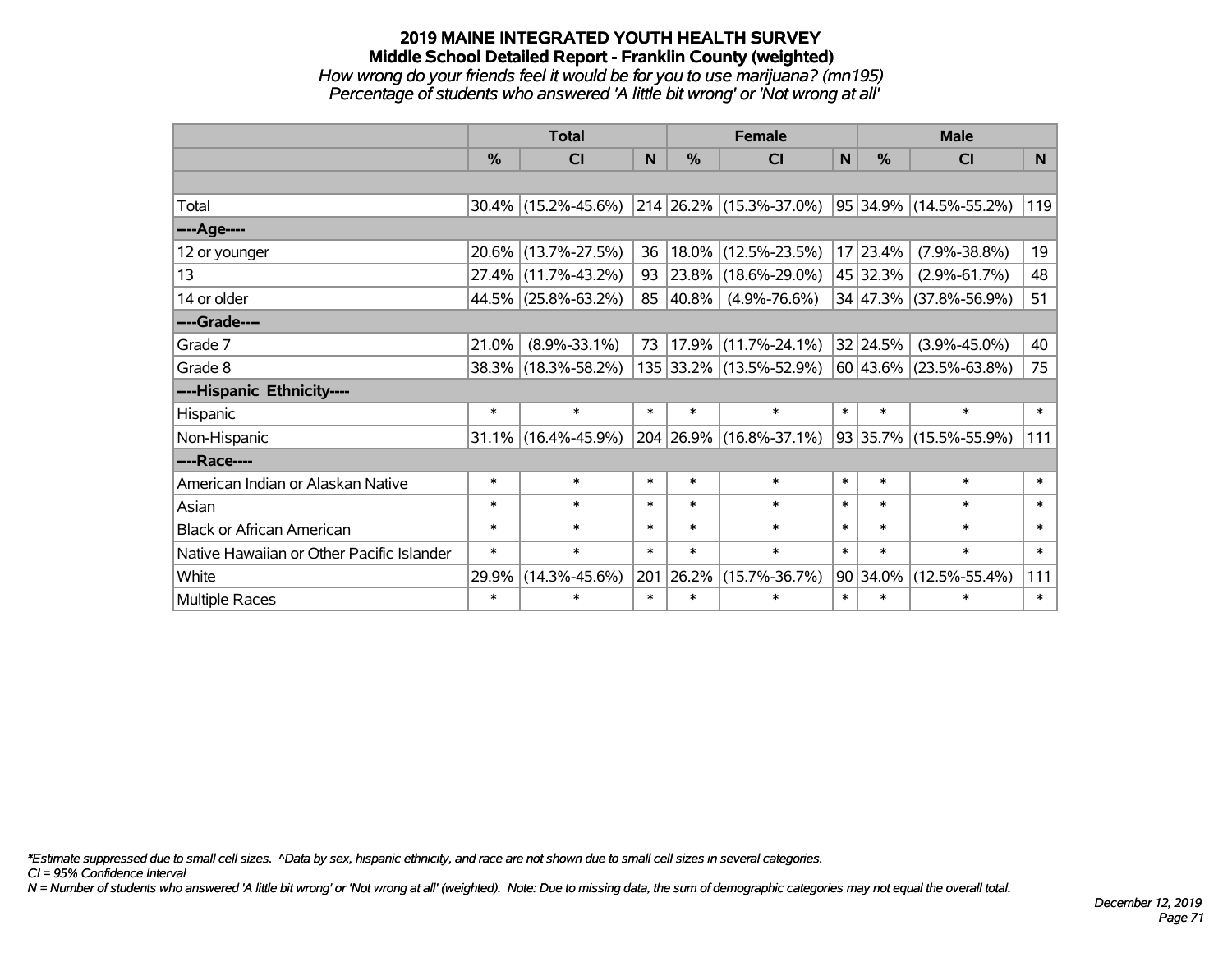# 2019 MAINE INTEGRATED YOUTH HEALTH SURVEY
## Middle School Detailed Report - Franklin County (weighted)

*How wrong do your friends feel it would be for you to use marijuana? (mn195)*
*Percentage of students who answered 'A little bit wrong' or 'Not wrong at all'*

| | Total | | | Female | | | Male | | |
|---|---|---|---|---|---|---|---|---|---|
| | % | CI | N | % | CI | N | % | CI | N |
| | | | | | | | | | |
| Total | 30.4% | (15.2%-45.6%) | 214 | 26.2% | (15.3%-37.0%) | 95 | 34.9% | (14.5%-55.2%) | 119 |
| ----Age---- | | | | | | | | | |
| 12 or younger | 20.6% | (13.7%-27.5%) | 36 | 18.0% | (12.5%-23.5%) | 17 | 23.4% | (7.9%-38.8%) | 19 |
| 13 | 27.4% | (11.7%-43.2%) | 93 | 23.8% | (18.6%-29.0%) | 45 | 32.3% | (2.9%-61.7%) | 48 |
| 14 or older | 44.5% | (25.8%-63.2%) | 85 | 40.8% | (4.9%-76.6%) | 34 | 47.3% | (37.8%-56.9%) | 51 |
| ----Grade---- | | | | | | | | | |
| Grade 7 | 21.0% | (8.9%-33.1%) | 73 | 17.9% | (11.7%-24.1%) | 32 | 24.5% | (3.9%-45.0%) | 40 |
| Grade 8 | 38.3% | (18.3%-58.2%) | 135 | 33.2% | (13.5%-52.9%) | 60 | 43.6% | (23.5%-63.8%) | 75 |
| ----Hispanic Ethnicity---- | | | | | | | | | |
| Hispanic | * | * | * | * | * | * | * | * | * |
| Non-Hispanic | 31.1% | (16.4%-45.9%) | 204 | 26.9% | (16.8%-37.1%) | 93 | 35.7% | (15.5%-55.9%) | 111 |
| ----Race---- | | | | | | | | | |
| American Indian or Alaskan Native | * | * | * | * | * | * | * | * | * |
| Asian | * | * | * | * | * | * | * | * | * |
| Black or African American | * | * | * | * | * | * | * | * | * |
| Native Hawaiian or Other Pacific Islander | * | * | * | * | * | * | * | * | * |
| White | 29.9% | (14.3%-45.6%) | 201 | 26.2% | (15.7%-36.7%) | 90 | 34.0% | (12.5%-55.4%) | 111 |
| Multiple Races | * | * | * | * | * | * | * | * | * |

*\*Estimate suppressed due to small cell sizes. ^Data by sex, hispanic ethnicity, and race are not shown due to small cell sizes in several categories.*
*CI = 95% Confidence Interval*
*N = Number of students who answered 'A little bit wrong' or 'Not wrong at all' (weighted). Note: Due to missing data, the sum of demographic categories may not equal the overall total.*

*December 12, 2019*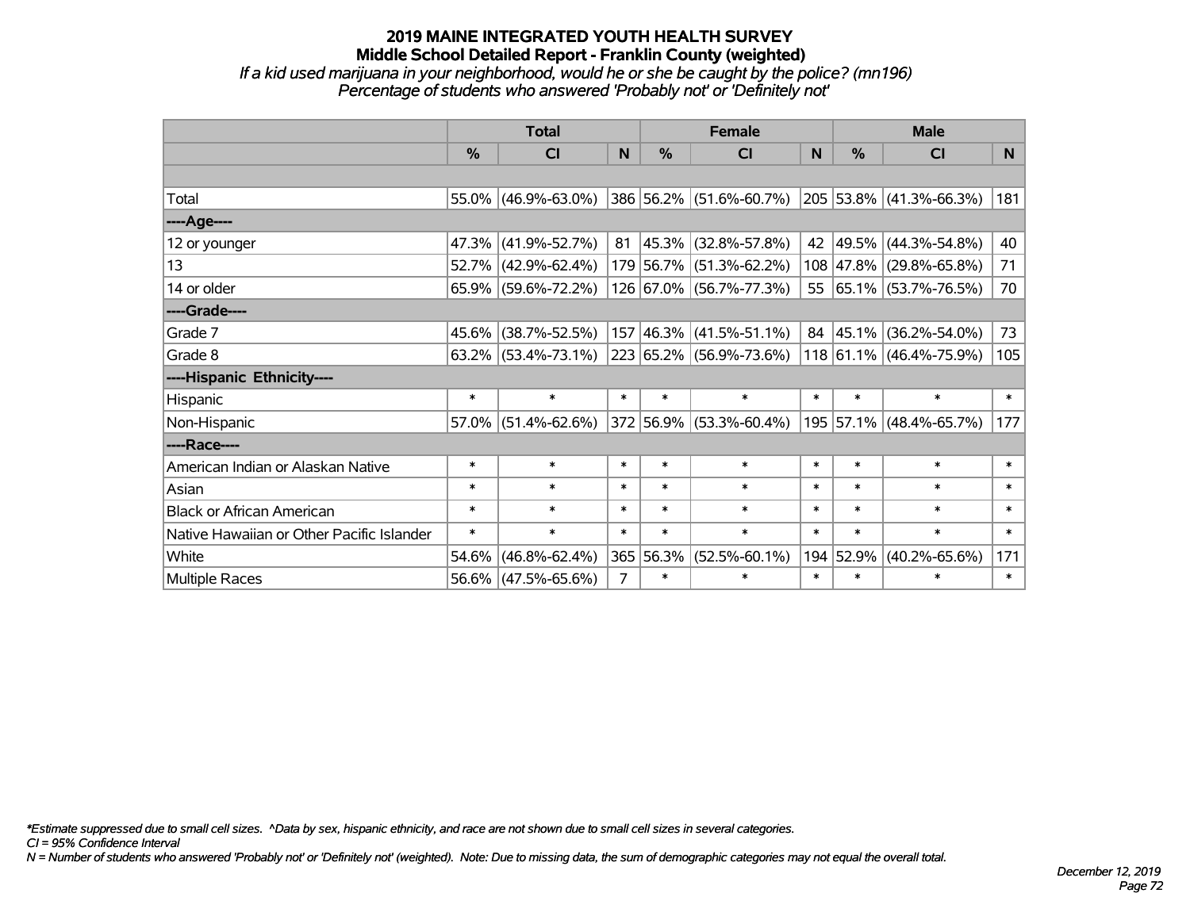# 2019 MAINE INTEGRATED YOUTH HEALTH SURVEY
## Middle School Detailed Report - Franklin County (weighted)
*If a kid used marijuana in your neighborhood, would he or she be caught by the police? (mn196)*
*Percentage of students who answered 'Probably not' or 'Definitely not'*

| | Total | | | Female | | | Male | | |
|---|---|---|---|---|---|---|---|---|---|
| | % | CI | N | % | CI | N | % | CI | N |
| Total | 55.0% | (46.9%-63.0%) | 386 | 56.2% | (51.6%-60.7%) | 205 | 53.8% | (41.3%-66.3%) | 181 |
| ----Age---- | | | | | | | | | |
| 12 or younger | 47.3% | (41.9%-52.7%) | 81 | 45.3% | (32.8%-57.8%) | 42 | 49.5% | (44.3%-54.8%) | 40 |
| 13 | 52.7% | (42.9%-62.4%) | 179 | 56.7% | (51.3%-62.2%) | 108 | 47.8% | (29.8%-65.8%) | 71 |
| 14 or older | 65.9% | (59.6%-72.2%) | 126 | 67.0% | (56.7%-77.3%) | 55 | 65.1% | (53.7%-76.5%) | 70 |
| ----Grade---- | | | | | | | | | |
| Grade 7 | 45.6% | (38.7%-52.5%) | 157 | 46.3% | (41.5%-51.1%) | 84 | 45.1% | (36.2%-54.0%) | 73 |
| Grade 8 | 63.2% | (53.4%-73.1%) | 223 | 65.2% | (56.9%-73.6%) | 118 | 61.1% | (46.4%-75.9%) | 105 |
| ----Hispanic Ethnicity---- | | | | | | | | | |
| Hispanic | * | * | * | * | * | * | * | * | * |
| Non-Hispanic | 57.0% | (51.4%-62.6%) | 372 | 56.9% | (53.3%-60.4%) | 195 | 57.1% | (48.4%-65.7%) | 177 |
| ----Race---- | | | | | | | | | |
| American Indian or Alaskan Native | * | * | * | * | * | * | * | * | * |
| Asian | * | * | * | * | * | * | * | * | * |
| Black or African American | * | * | * | * | * | * | * | * | * |
| Native Hawaiian or Other Pacific Islander | * | * | * | * | * | * | * | * | * |
| White | 54.6% | (46.8%-62.4%) | 365 | 56.3% | (52.5%-60.1%) | 194 | 52.9% | (40.2%-65.6%) | 171 |
| Multiple Races | 56.6% | (47.5%-65.6%) | 7 | * | * | * | * | * | * |

*Estimate suppressed due to small cell sizes. ^Data by sex, hispanic ethnicity, and race are not shown due to small cell sizes in several categories.

*CI = 95% Confidence Interval*

*N = Number of students who answered 'Probably not' or 'Definitely not' (weighted). Note: Due to missing data, the sum of demographic categories may not equal the overall total.*

*December 12, 2019*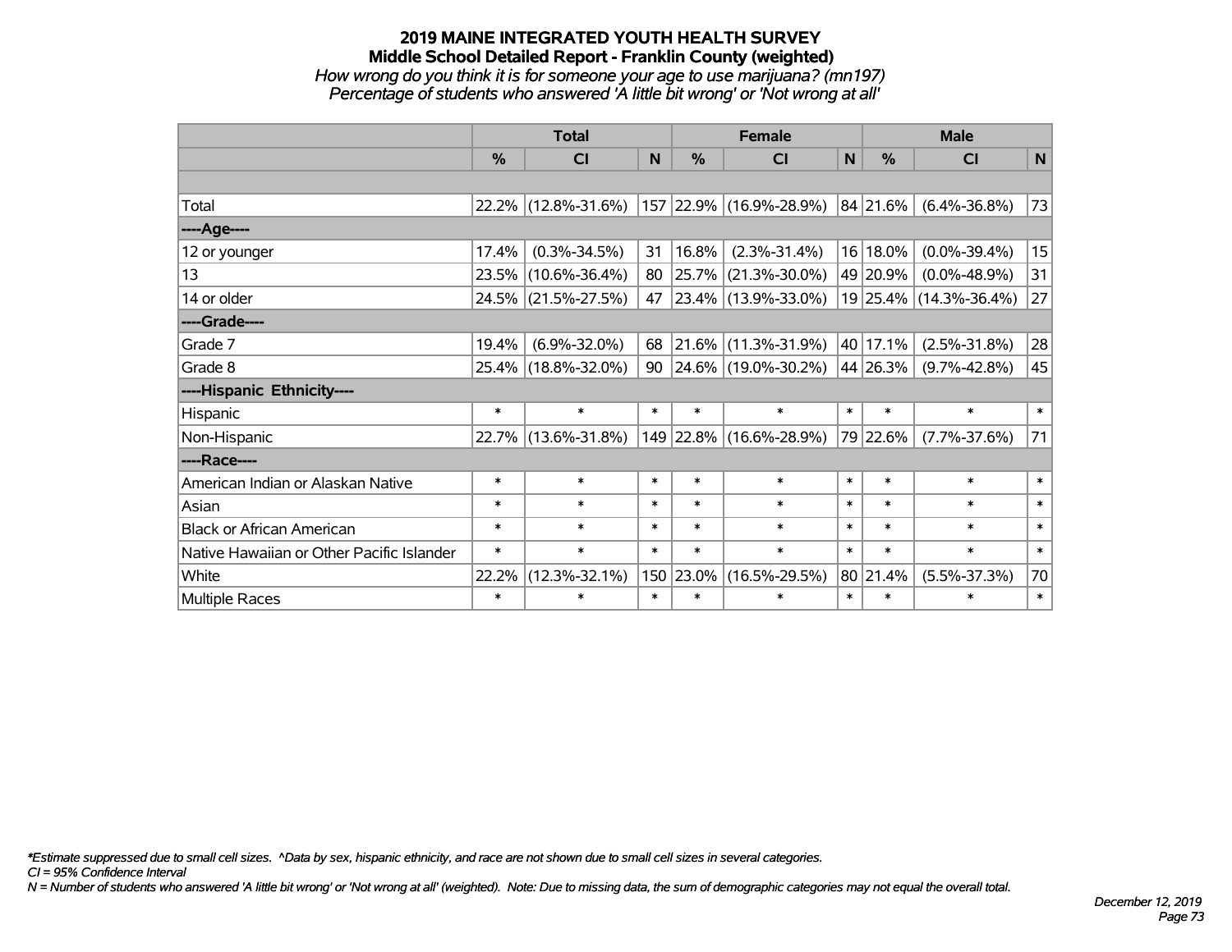# 2019 MAINE INTEGRATED YOUTH HEALTH SURVEY
## Middle School Detailed Report - Franklin County (weighted)

*How wrong do you think it is for someone your age to use marijuana? (mn197)*
*Percentage of students who answered 'A little bit wrong' or 'Not wrong at all'*

| | Total | | | Female | | | Male | | |
|---|---|---|---|---|---|---|---|---|---|
| | % | CI | N | % | CI | N | % | CI | N |
| | | | | | | | | | |
| Total | 22.2% | (12.8%-31.6%) | 157 | 22.9% | (16.9%-28.9%) | 84 | 21.6% | (6.4%-36.8%) | 73 |
| **----Age----** | | | | | | | | | |
| 12 or younger | 17.4% | (0.3%-34.5%) | 31 | 16.8% | (2.3%-31.4%) | 16 | 18.0% | (0.0%-39.4%) | 15 |
| 13 | 23.5% | (10.6%-36.4%) | 80 | 25.7% | (21.3%-30.0%) | 49 | 20.9% | (0.0%-48.9%) | 31 |
| 14 or older | 24.5% | (21.5%-27.5%) | 47 | 23.4% | (13.9%-33.0%) | 19 | 25.4% | (14.3%-36.4%) | 27 |
| **----Grade----** | | | | | | | | | |
| Grade 7 | 19.4% | (6.9%-32.0%) | 68 | 21.6% | (11.3%-31.9%) | 40 | 17.1% | (2.5%-31.8%) | 28 |
| Grade 8 | 25.4% | (18.8%-32.0%) | 90 | 24.6% | (19.0%-30.2%) | 44 | 26.3% | (9.7%-42.8%) | 45 |
| **----Hispanic Ethnicity----** | | | | | | | | | |
| Hispanic | * | * | * | * | * | * | * | * | * |
| Non-Hispanic | 22.7% | (13.6%-31.8%) | 149 | 22.8% | (16.6%-28.9%) | 79 | 22.6% | (7.7%-37.6%) | 71 |
| **----Race----** | | | | | | | | | |
| American Indian or Alaskan Native | * | * | * | * | * | * | * | * | * |
| Asian | * | * | * | * | * | * | * | * | * |
| Black or African American | * | * | * | * | * | * | * | * | * |
| Native Hawaiian or Other Pacific Islander | * | * | * | * | * | * | * | * | * |
| White | 22.2% | (12.3%-32.1%) | 150 | 23.0% | (16.5%-29.5%) | 80 | 21.4% | (5.5%-37.3%) | 70 |
| Multiple Races | * | * | * | * | * | * | * | * | * |

*\*Estimate suppressed due to small cell sizes. ^Data by sex, hispanic ethnicity, and race are not shown due to small cell sizes in several categories.*
*CI = 95% Confidence Interval*
*N = Number of students who answered 'A little bit wrong' or 'Not wrong at all' (weighted). Note: Due to missing data, the sum of demographic categories may not equal the overall total.*

*December 12, 2019*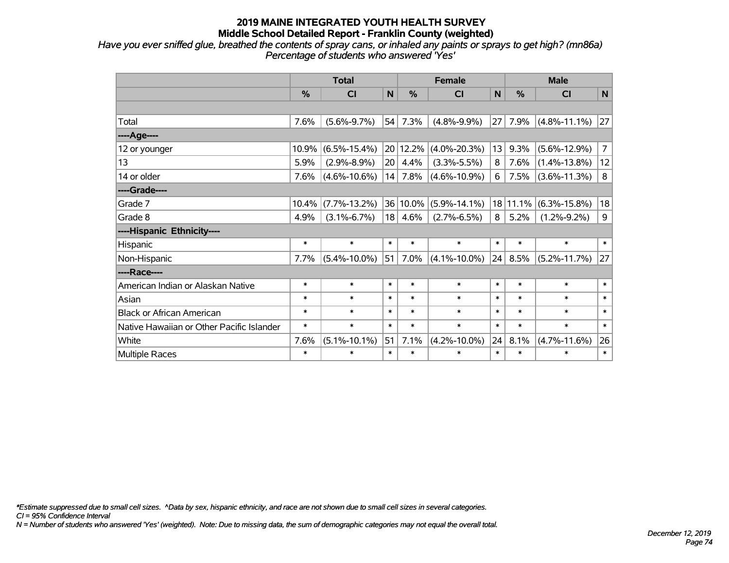# 2019 MAINE INTEGRATED YOUTH HEALTH SURVEY
## Middle School Detailed Report - Franklin County (weighted)

*Have you ever sniffed glue, breathed the contents of spray cans, or inhaled any paints or sprays to get high? (mn86a)*
*Percentage of students who answered 'Yes'*

| | Total | | | Female | | | Male | | |
|---|---|---|---|---|---|---|---|---|---|
| | % | CI | N | % | CI | N | % | CI | N |
| | | | | | | | | | |
| Total | 7.6% | (5.6%-9.7%) | 54 | 7.3% | (4.8%-9.9%) | 27 | 7.9% | (4.8%-11.1%) | 27 |
| ----Age---- | | | | | | | | | |
| 12 or younger | 10.9% | (6.5%-15.4%) | 20 | 12.2% | (4.0%-20.3%) | 13 | 9.3% | (5.6%-12.9%) | 7 |
| 13 | 5.9% | (2.9%-8.9%) | 20 | 4.4% | (3.3%-5.5%) | 8 | 7.6% | (1.4%-13.8%) | 12 |
| 14 or older | 7.6% | (4.6%-10.6%) | 14 | 7.8% | (4.6%-10.9%) | 6 | 7.5% | (3.6%-11.3%) | 8 |
| ----Grade---- | | | | | | | | | |
| Grade 7 | 10.4% | (7.7%-13.2%) | 36 | 10.0% | (5.9%-14.1%) | 18 | 11.1% | (6.3%-15.8%) | 18 |
| Grade 8 | 4.9% | (3.1%-6.7%) | 18 | 4.6% | (2.7%-6.5%) | 8 | 5.2% | (1.2%-9.2%) | 9 |
| ----Hispanic Ethnicity---- | | | | | | | | | |
| Hispanic | * | * | * | * | * | * | * | * | * |
| Non-Hispanic | 7.7% | (5.4%-10.0%) | 51 | 7.0% | (4.1%-10.0%) | 24 | 8.5% | (5.2%-11.7%) | 27 |
| ----Race---- | | | | | | | | | |
| American Indian or Alaskan Native | * | * | * | * | * | * | * | * | * |
| Asian | * | * | * | * | * | * | * | * | * |
| Black or African American | * | * | * | * | * | * | * | * | * |
| Native Hawaiian or Other Pacific Islander | * | * | * | * | * | * | * | * | * |
| White | 7.6% | (5.1%-10.1%) | 51 | 7.1% | (4.2%-10.0%) | 24 | 8.1% | (4.7%-11.6%) | 26 |
| Multiple Races | * | * | * | * | * | * | * | * | * |

*\*Estimate suppressed due to small cell sizes. ^Data by sex, hispanic ethnicity, and race are not shown due to small cell sizes in several categories.*
*CI = 95% Confidence Interval*
*N = Number of students who answered 'Yes' (weighted). Note: Due to missing data, the sum of demographic categories may not equal the overall total.*

*December 12, 2019*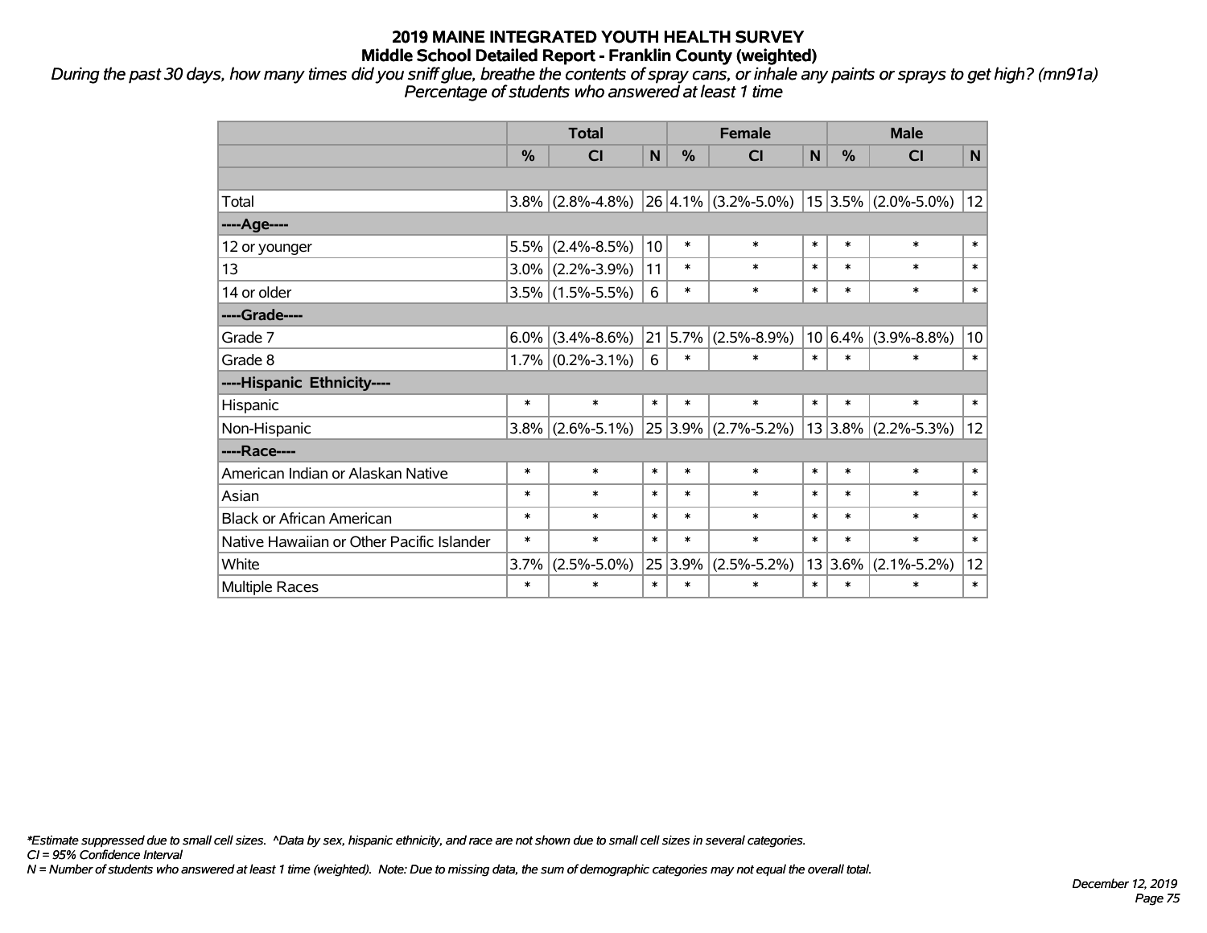# 2019 MAINE INTEGRATED YOUTH HEALTH SURVEY
## Middle School Detailed Report - Franklin County (weighted)

*During the past 30 days, how many times did you sniff glue, breathe the contents of spray cans, or inhale any paints or sprays to get high? (mn91a)*
*Percentage of students who answered at least 1 time*

| | Total | | | Female | | | Male | | |
|---|---|---|---|---|---|---|---|---|---|
| | % | CI | N | % | CI | N | % | CI | N |
| | | | | | | | | | |
| Total | 3.8% | (2.8%-4.8%) | 26 | 4.1% | (3.2%-5.0%) | 15 | 3.5% | (2.0%-5.0%) | 12 |
| ----Age---- | | | | | | | | | |
| 12 or younger | 5.5% | (2.4%-8.5%) | 10 | * | * | * | * | * | * |
| 13 | 3.0% | (2.2%-3.9%) | 11 | * | * | * | * | * | * |
| 14 or older | 3.5% | (1.5%-5.5%) | 6 | * | * | * | * | * | * |
| ----Grade---- | | | | | | | | | |
| Grade 7 | 6.0% | (3.4%-8.6%) | 21 | 5.7% | (2.5%-8.9%) | 10 | 6.4% | (3.9%-8.8%) | 10 |
| Grade 8 | 1.7% | (0.2%-3.1%) | 6 | * | * | * | * | * | * |
| ----Hispanic Ethnicity---- | | | | | | | | | |
| Hispanic | * | * | * | * | * | * | * | * | * |
| Non-Hispanic | 3.8% | (2.6%-5.1%) | 25 | 3.9% | (2.7%-5.2%) | 13 | 3.8% | (2.2%-5.3%) | 12 |
| ----Race---- | | | | | | | | | |
| American Indian or Alaskan Native | * | * | * | * | * | * | * | * | * |
| Asian | * | * | * | * | * | * | * | * | * |
| Black or African American | * | * | * | * | * | * | * | * | * |
| Native Hawaiian or Other Pacific Islander | * | * | * | * | * | * | * | * | * |
| White | 3.7% | (2.5%-5.0%) | 25 | 3.9% | (2.5%-5.2%) | 13 | 3.6% | (2.1%-5.2%) | 12 |
| Multiple Races | * | * | * | * | * | * | * | * | * |

*\*Estimate suppressed due to small cell sizes. ^Data by sex, hispanic ethnicity, and race are not shown due to small cell sizes in several categories.*
*CI = 95% Confidence Interval*
*N = Number of students who answered at least 1 time (weighted). Note: Due to missing data, the sum of demographic categories may not equal the overall total.*

*December 12, 2019*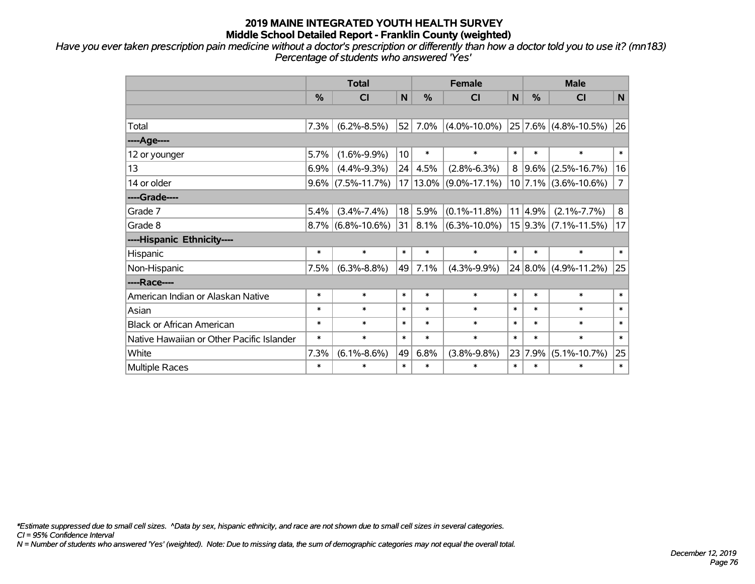# 2019 MAINE INTEGRATED YOUTH HEALTH SURVEY

## Middle School Detailed Report - Franklin County (weighted)

*Have you ever taken prescription pain medicine without a doctor's prescription or differently than how a doctor told you to use it? (mn183)*

*Percentage of students who answered 'Yes'*

| | Total | | | Female | | | Male | | |
|---|---|---|---|---|---|---|---|---|---|
| | % | CI | N | % | CI | N | % | CI | N |
| | | | | | | | | | |
| Total | 7.3% | (6.2%-8.5%) | 52 | 7.0% | (4.0%-10.0%) | 25 | 7.6% | (4.8%-10.5%) | 26 |
| ----Age---- | | | | | | | | | |
| 12 or younger | 5.7% | (1.6%-9.9%) | 10 | * | * | * | * | * | * |
| 13 | 6.9% | (4.4%-9.3%) | 24 | 4.5% | (2.8%-6.3%) | 8 | 9.6% | (2.5%-16.7%) | 16 |
| 14 or older | 9.6% | (7.5%-11.7%) | 17 | 13.0% | (9.0%-17.1%) | 10 | 7.1% | (3.6%-10.6%) | 7 |
| ----Grade---- | | | | | | | | | |
| Grade 7 | 5.4% | (3.4%-7.4%) | 18 | 5.9% | (0.1%-11.8%) | 11 | 4.9% | (2.1%-7.7%) | 8 |
| Grade 8 | 8.7% | (6.8%-10.6%) | 31 | 8.1% | (6.3%-10.0%) | 15 | 9.3% | (7.1%-11.5%) | 17 |
| ----Hispanic Ethnicity---- | | | | | | | | | |
| Hispanic | * | * | * | * | * | * | * | * | * |
| Non-Hispanic | 7.5% | (6.3%-8.8%) | 49 | 7.1% | (4.3%-9.9%) | 24 | 8.0% | (4.9%-11.2%) | 25 |
| ----Race---- | | | | | | | | | |
| American Indian or Alaskan Native | * | * | * | * | * | * | * | * | * |
| Asian | * | * | * | * | * | * | * | * | * |
| Black or African American | * | * | * | * | * | * | * | * | * |
| Native Hawaiian or Other Pacific Islander | * | * | * | * | * | * | * | * | * |
| White | 7.3% | (6.1%-8.6%) | 49 | 6.8% | (3.8%-9.8%) | 23 | 7.9% | (5.1%-10.7%) | 25 |
| Multiple Races | * | * | * | * | * | * | * | * | * |

*\*Estimate suppressed due to small cell sizes. ^Data by sex, hispanic ethnicity, and race are not shown due to small cell sizes in several categories.*

*CI = 95% Confidence Interval*

*N = Number of students who answered 'Yes' (weighted). Note: Due to missing data, the sum of demographic categories may not equal the overall total.*

*December 12, 2019*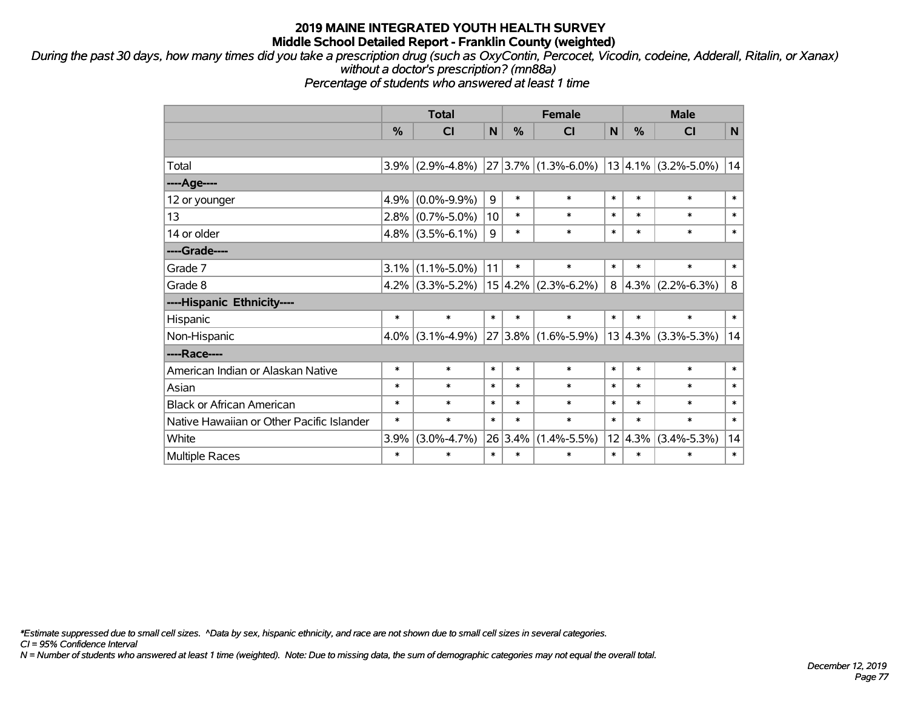# 2019 MAINE INTEGRATED YOUTH HEALTH SURVEY
## Middle School Detailed Report - Franklin County (weighted)

*During the past 30 days, how many times did you take a prescription drug (such as OxyContin, Percocet, Vicodin, codeine, Adderall, Ritalin, or Xanax) without a doctor's prescription? (mn88a)*
*Percentage of students who answered at least 1 time*

| | Total | | | Female | | | Male | | |
|---|---|---|---|---|---|---|---|---|---|
| | % | CI | N | % | CI | N | % | CI | N |
| | | | | | | | | | |
| Total | 3.9% | (2.9%-4.8%) | 27 | 3.7% | (1.3%-6.0%) | 13 | 4.1% | (3.2%-5.0%) | 14 |
| ----Age---- | | | | | | | | | |
| 12 or younger | 4.9% | (0.0%-9.9%) | 9 | * | * | * | * | * | * |
| 13 | 2.8% | (0.7%-5.0%) | 10 | * | * | * | * | * | * |
| 14 or older | 4.8% | (3.5%-6.1%) | 9 | * | * | * | * | * | * |
| ----Grade---- | | | | | | | | | |
| Grade 7 | 3.1% | (1.1%-5.0%) | 11 | * | * | * | * | * | * |
| Grade 8 | 4.2% | (3.3%-5.2%) | 15 | 4.2% | (2.3%-6.2%) | 8 | 4.3% | (2.2%-6.3%) | 8 |
| ----Hispanic Ethnicity---- | | | | | | | | | |
| Hispanic | * | * | * | * | * | * | * | * | * |
| Non-Hispanic | 4.0% | (3.1%-4.9%) | 27 | 3.8% | (1.6%-5.9%) | 13 | 4.3% | (3.3%-5.3%) | 14 |
| ----Race---- | | | | | | | | | |
| American Indian or Alaskan Native | * | * | * | * | * | * | * | * | * |
| Asian | * | * | * | * | * | * | * | * | * |
| Black or African American | * | * | * | * | * | * | * | * | * |
| Native Hawaiian or Other Pacific Islander | * | * | * | * | * | * | * | * | * |
| White | 3.9% | (3.0%-4.7%) | 26 | 3.4% | (1.4%-5.5%) | 12 | 4.3% | (3.4%-5.3%) | 14 |
| Multiple Races | * | * | * | * | * | * | * | * | * |

*\*Estimate suppressed due to small cell sizes. ^Data by sex, hispanic ethnicity, and race are not shown due to small cell sizes in several categories.*
*CI = 95% Confidence Interval*
*N = Number of students who answered at least 1 time (weighted). Note: Due to missing data, the sum of demographic categories may not equal the overall total.*

*December 12, 2019*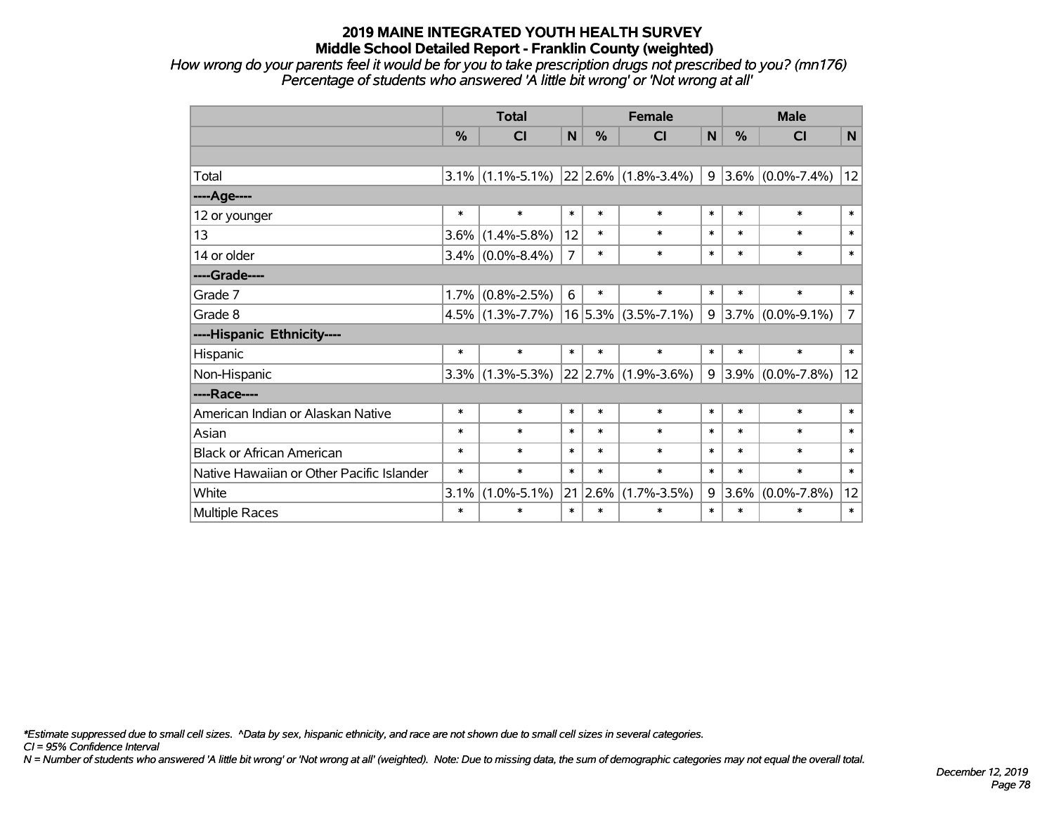# 2019 MAINE INTEGRATED YOUTH HEALTH SURVEY
## Middle School Detailed Report - Franklin County (weighted)

*How wrong do your parents feel it would be for you to take prescription drugs not prescribed to you? (mn176)*
*Percentage of students who answered 'A little bit wrong' or 'Not wrong at all'*

| | Total | | | Female | | | Male | | |
|---|---|---|---|---|---|---|---|---|---|
| | % | CI | N | % | CI | N | % | CI | N |
| | | | | | | | | | |
| Total | 3.1% | (1.1%-5.1%) | 22 | 2.6% | (1.8%-3.4%) | 9 | 3.6% | (0.0%-7.4%) | 12 |
| ----Age---- | | | | | | | | | |
| 12 or younger | * | * | * | * | * | * | * | * | * |
| 13 | 3.6% | (1.4%-5.8%) | 12 | * | * | * | * | * | * |
| 14 or older | 3.4% | (0.0%-8.4%) | 7 | * | * | * | * | * | * |
| ----Grade---- | | | | | | | | | |
| Grade 7 | 1.7% | (0.8%-2.5%) | 6 | * | * | * | * | * | * |
| Grade 8 | 4.5% | (1.3%-7.7%) | 16 | 5.3% | (3.5%-7.1%) | 9 | 3.7% | (0.0%-9.1%) | 7 |
| ----Hispanic Ethnicity---- | | | | | | | | | |
| Hispanic | * | * | * | * | * | * | * | * | * |
| Non-Hispanic | 3.3% | (1.3%-5.3%) | 22 | 2.7% | (1.9%-3.6%) | 9 | 3.9% | (0.0%-7.8%) | 12 |
| ----Race---- | | | | | | | | | |
| American Indian or Alaskan Native | * | * | * | * | * | * | * | * | * |
| Asian | * | * | * | * | * | * | * | * | * |
| Black or African American | * | * | * | * | * | * | * | * | * |
| Native Hawaiian or Other Pacific Islander | * | * | * | * | * | * | * | * | * |
| White | 3.1% | (1.0%-5.1%) | 21 | 2.6% | (1.7%-3.5%) | 9 | 3.6% | (0.0%-7.8%) | 12 |
| Multiple Races | * | * | * | * | * | * | * | * | * |

*\*Estimate suppressed due to small cell sizes. ^Data by sex, hispanic ethnicity, and race are not shown due to small cell sizes in several categories.*
*CI = 95% Confidence Interval*
*N = Number of students who answered 'A little bit wrong' or 'Not wrong at all' (weighted). Note: Due to missing data, the sum of demographic categories may not equal the overall total.*

*December 12, 2019*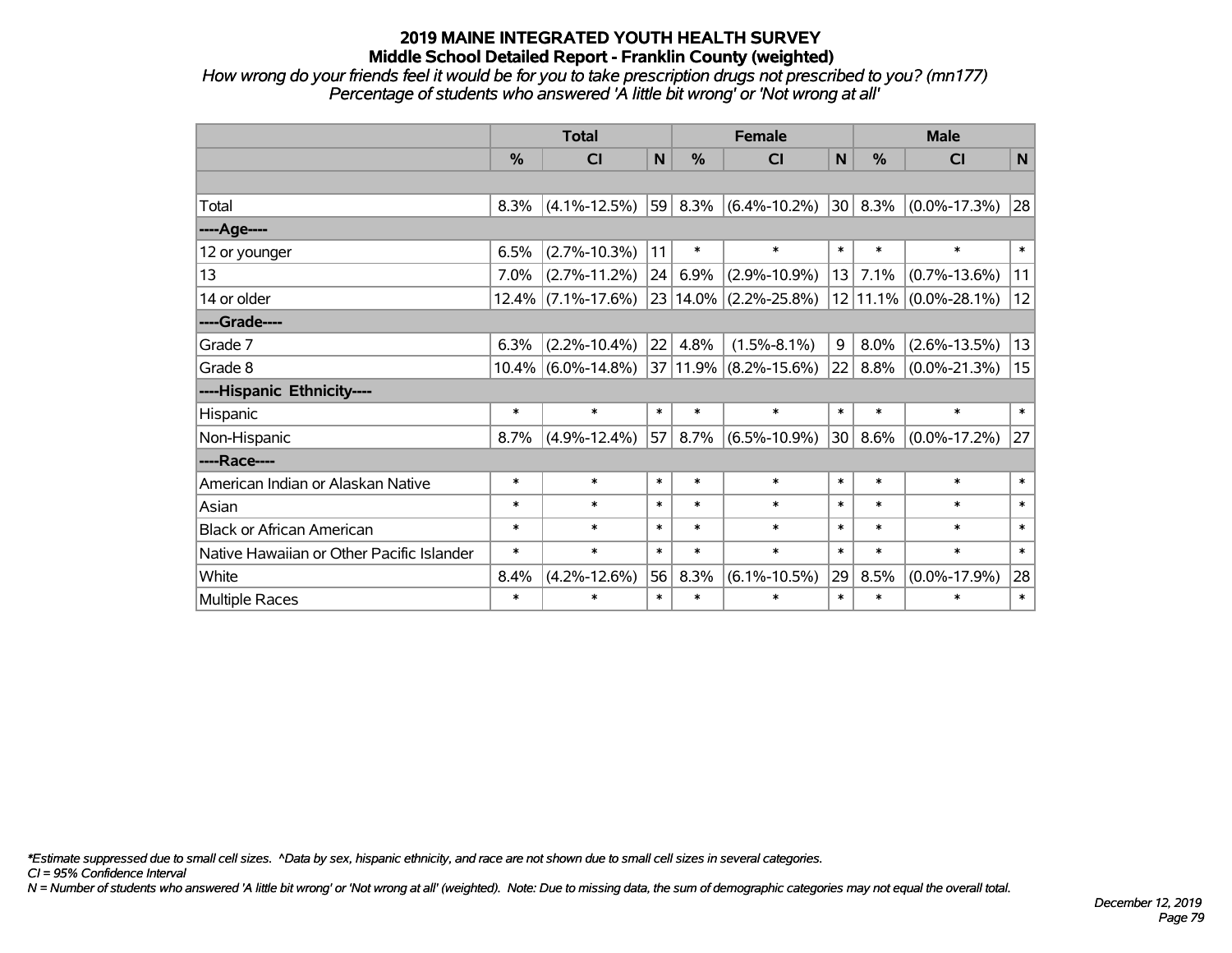# 2019 MAINE INTEGRATED YOUTH HEALTH SURVEY
## Middle School Detailed Report - Franklin County (weighted)

*How wrong do your friends feel it would be for you to take prescription drugs not prescribed to you? (mn177)*
*Percentage of students who answered 'A little bit wrong' or 'Not wrong at all'*

| | Total | | | Female | | | Male | | |
|---|---|---|---|---|---|---|---|---|---|
| | % | CI | N | % | CI | N | % | CI | N |
| Total | 8.3% | (4.1%-12.5%) | 59 | 8.3% | (6.4%-10.2%) | 30 | 8.3% | (0.0%-17.3%) | 28 |
| ----Age---- | | | | | | | | | |
| 12 or younger | 6.5% | (2.7%-10.3%) | 11 | * | * | * | * | * | * |
| 13 | 7.0% | (2.7%-11.2%) | 24 | 6.9% | (2.9%-10.9%) | 13 | 7.1% | (0.7%-13.6%) | 11 |
| 14 or older | 12.4% | (7.1%-17.6%) | 23 | 14.0% | (2.2%-25.8%) | 12 | 11.1% | (0.0%-28.1%) | 12 |
| ----Grade---- | | | | | | | | | |
| Grade 7 | 6.3% | (2.2%-10.4%) | 22 | 4.8% | (1.5%-8.1%) | 9 | 8.0% | (2.6%-13.5%) | 13 |
| Grade 8 | 10.4% | (6.0%-14.8%) | 37 | 11.9% | (8.2%-15.6%) | 22 | 8.8% | (0.0%-21.3%) | 15 |
| ----Hispanic Ethnicity---- | | | | | | | | | |
| Hispanic | * | * | * | * | * | * | * | * | * |
| Non-Hispanic | 8.7% | (4.9%-12.4%) | 57 | 8.7% | (6.5%-10.9%) | 30 | 8.6% | (0.0%-17.2%) | 27 |
| ----Race---- | | | | | | | | | |
| American Indian or Alaskan Native | * | * | * | * | * | * | * | * | * |
| Asian | * | * | * | * | * | * | * | * | * |
| Black or African American | * | * | * | * | * | * | * | * | * |
| Native Hawaiian or Other Pacific Islander | * | * | * | * | * | * | * | * | * |
| White | 8.4% | (4.2%-12.6%) | 56 | 8.3% | (6.1%-10.5%) | 29 | 8.5% | (0.0%-17.9%) | 28 |
| Multiple Races | * | * | * | * | * | * | * | * | * |

*\*Estimate suppressed due to small cell sizes. ^Data by sex, hispanic ethnicity, and race are not shown due to small cell sizes in several categories.*
*CI = 95% Confidence Interval*
*N = Number of students who answered 'A little bit wrong' or 'Not wrong at all' (weighted). Note: Due to missing data, the sum of demographic categories may not equal the overall total.*

*December 12, 2019*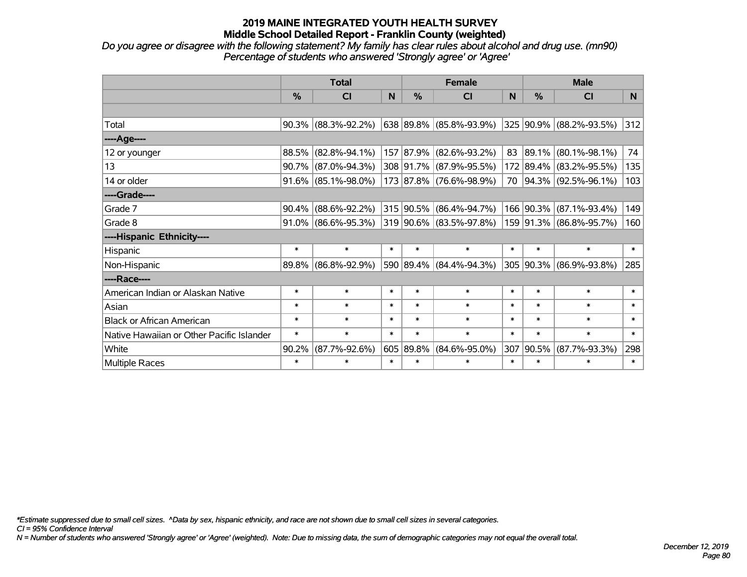# 2019 MAINE INTEGRATED YOUTH HEALTH SURVEY
## Middle School Detailed Report - Franklin County (weighted)

*Do you agree or disagree with the following statement? My family has clear rules about alcohol and drug use. (mn90)*
*Percentage of students who answered 'Strongly agree' or 'Agree'*

| | Total | | | Female | | | Male | | |
|---|---|---|---|---|---|---|---|---|---|
| | % | CI | N | % | CI | N | % | CI | N |
| Total | 90.3% | (88.3%-92.2%) | 638 | 89.8% | (85.8%-93.9%) | 325 | 90.9% | (88.2%-93.5%) | 312 |
| ----Age---- | | | | | | | | | |
| 12 or younger | 88.5% | (82.8%-94.1%) | 157 | 87.9% | (82.6%-93.2%) | 83 | 89.1% | (80.1%-98.1%) | 74 |
| 13 | 90.7% | (87.0%-94.3%) | 308 | 91.7% | (87.9%-95.5%) | 172 | 89.4% | (83.2%-95.5%) | 135 |
| 14 or older | 91.6% | (85.1%-98.0%) | 173 | 87.8% | (76.6%-98.9%) | 70 | 94.3% | (92.5%-96.1%) | 103 |
| ----Grade---- | | | | | | | | | |
| Grade 7 | 90.4% | (88.6%-92.2%) | 315 | 90.5% | (86.4%-94.7%) | 166 | 90.3% | (87.1%-93.4%) | 149 |
| Grade 8 | 91.0% | (86.6%-95.3%) | 319 | 90.6% | (83.5%-97.8%) | 159 | 91.3% | (86.8%-95.7%) | 160 |
| ----Hispanic Ethnicity---- | | | | | | | | | |
| Hispanic | * | * | * | * | * | * | * | * | * |
| Non-Hispanic | 89.8% | (86.8%-92.9%) | 590 | 89.4% | (84.4%-94.3%) | 305 | 90.3% | (86.9%-93.8%) | 285 |
| ----Race---- | | | | | | | | | |
| American Indian or Alaskan Native | * | * | * | * | * | * | * | * | * |
| Asian | * | * | * | * | * | * | * | * | * |
| Black or African American | * | * | * | * | * | * | * | * | * |
| Native Hawaiian or Other Pacific Islander | * | * | * | * | * | * | * | * | * |
| White | 90.2% | (87.7%-92.6%) | 605 | 89.8% | (84.6%-95.0%) | 307 | 90.5% | (87.7%-93.3%) | 298 |
| Multiple Races | * | * | * | * | * | * | * | * | * |

*Estimate suppressed due to small cell sizes. ^Data by sex, hispanic ethnicity, and race are not shown due to small cell sizes in several categories.*
*CI = 95% Confidence Interval*
*N = Number of students who answered 'Strongly agree' or 'Agree' (weighted). Note: Due to missing data, the sum of demographic categories may not equal the overall total.*

*December 12, 2019*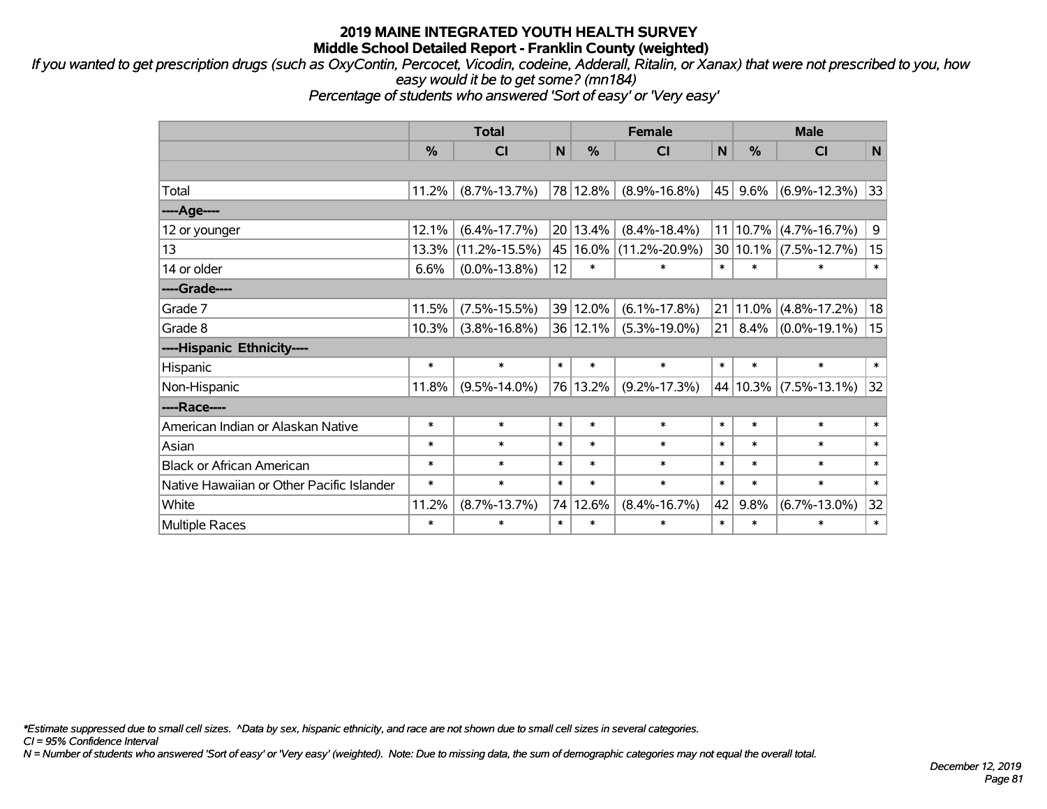# 2019 MAINE INTEGRATED YOUTH HEALTH SURVEY

## Middle School Detailed Report - Franklin County (weighted)

*If you wanted to get prescription drugs (such as OxyContin, Percocet, Vicodin, codeine, Adderall, Ritalin, or Xanax) that were not prescribed to you, how easy would it be to get some? (mn184)*

*Percentage of students who answered 'Sort of easy' or 'Very easy'*

| | Total | | | Female | | | Male | | |
|---|---|---|---|---|---|---|---|---|---|
| | % | CI | N | % | CI | N | % | CI | N |
| Total | 11.2% | (8.7%-13.7%) | 78 | 12.8% | (8.9%-16.8%) | 45 | 9.6% | (6.9%-12.3%) | 33 |
| ----Age---- | | | | | | | | | |
| 12 or younger | 12.1% | (6.4%-17.7%) | 20 | 13.4% | (8.4%-18.4%) | 11 | 10.7% | (4.7%-16.7%) | 9 |
| 13 | 13.3% | (11.2%-15.5%) | 45 | 16.0% | (11.2%-20.9%) | 30 | 10.1% | (7.5%-12.7%) | 15 |
| 14 or older | 6.6% | (0.0%-13.8%) | 12 | * | * | * | * | * | * |
| ----Grade---- | | | | | | | | | |
| Grade 7 | 11.5% | (7.5%-15.5%) | 39 | 12.0% | (6.1%-17.8%) | 21 | 11.0% | (4.8%-17.2%) | 18 |
| Grade 8 | 10.3% | (3.8%-16.8%) | 36 | 12.1% | (5.3%-19.0%) | 21 | 8.4% | (0.0%-19.1%) | 15 |
| ----Hispanic Ethnicity---- | | | | | | | | | |
| Hispanic | * | * | * | * | * | * | * | * | * |
| Non-Hispanic | 11.8% | (9.5%-14.0%) | 76 | 13.2% | (9.2%-17.3%) | 44 | 10.3% | (7.5%-13.1%) | 32 |
| ----Race---- | | | | | | | | | |
| American Indian or Alaskan Native | * | * | * | * | * | * | * | * | * |
| Asian | * | * | * | * | * | * | * | * | * |
| Black or African American | * | * | * | * | * | * | * | * | * |
| Native Hawaiian or Other Pacific Islander | * | * | * | * | * | * | * | * | * |
| White | 11.2% | (8.7%-13.7%) | 74 | 12.6% | (8.4%-16.7%) | 42 | 9.8% | (6.7%-13.0%) | 32 |
| Multiple Races | * | * | * | * | * | * | * | * | * |

*\*Estimate suppressed due to small cell sizes. ^Data by sex, hispanic ethnicity, and race are not shown due to small cell sizes in several categories.*

*CI = 95% Confidence Interval*

*N = Number of students who answered 'Sort of easy' or 'Very easy' (weighted). Note: Due to missing data, the sum of demographic categories may not equal the overall total.*

*December 12, 2019*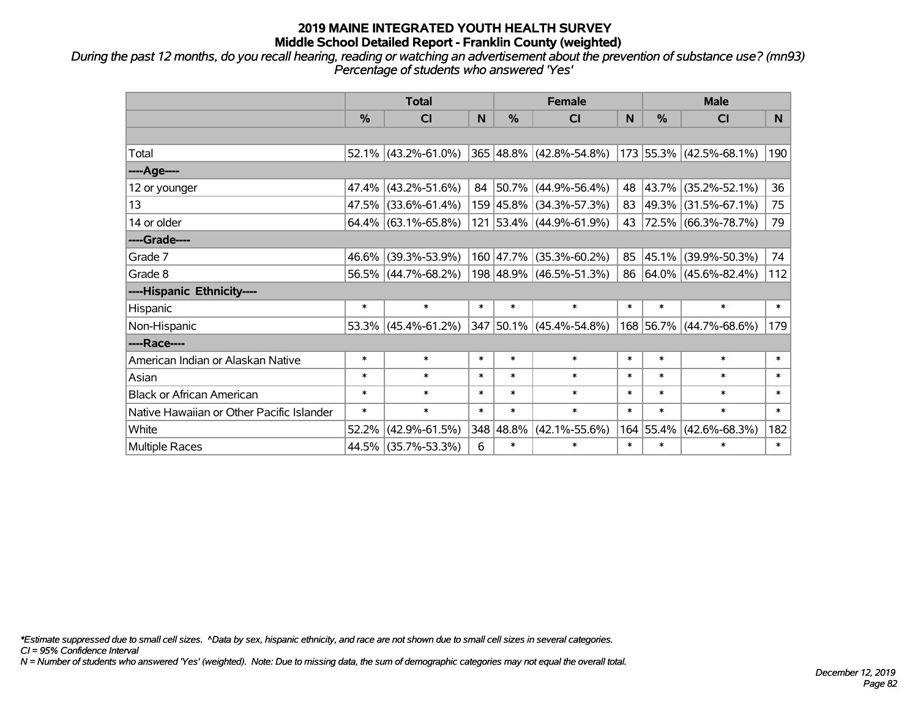# 2019 MAINE INTEGRATED YOUTH HEALTH SURVEY
## Middle School Detailed Report - Franklin County (weighted)

*During the past 12 months, do you recall hearing, reading or watching an advertisement about the prevention of substance use? (mn93)*
*Percentage of students who answered 'Yes'*

| | Total | | | Female | | | Male | | |
|---|---|---|---|---|---|---|---|---|---|
| | % | CI | N | % | CI | N | % | CI | N |
| | | | | | | | | | |
| Total | 52.1% | (43.2%-61.0%) | 365 | 48.8% | (42.8%-54.8%) | 173 | 55.3% | (42.5%-68.1%) | 190 |
| ----Age---- | | | | | | | | | |
| 12 or younger | 47.4% | (43.2%-51.6%) | 84 | 50.7% | (44.9%-56.4%) | 48 | 43.7% | (35.2%-52.1%) | 36 |
| 13 | 47.5% | (33.6%-61.4%) | 159 | 45.8% | (34.3%-57.3%) | 83 | 49.3% | (31.5%-67.1%) | 75 |
| 14 or older | 64.4% | (63.1%-65.8%) | 121 | 53.4% | (44.9%-61.9%) | 43 | 72.5% | (66.3%-78.7%) | 79 |
| ----Grade---- | | | | | | | | | |
| Grade 7 | 46.6% | (39.3%-53.9%) | 160 | 47.7% | (35.3%-60.2%) | 85 | 45.1% | (39.9%-50.3%) | 74 |
| Grade 8 | 56.5% | (44.7%-68.2%) | 198 | 48.9% | (46.5%-51.3%) | 86 | 64.0% | (45.6%-82.4%) | 112 |
| ----Hispanic Ethnicity---- | | | | | | | | | |
| Hispanic | * | * | * | * | * | * | * | * | * |
| Non-Hispanic | 53.3% | (45.4%-61.2%) | 347 | 50.1% | (45.4%-54.8%) | 168 | 56.7% | (44.7%-68.6%) | 179 |
| ----Race---- | | | | | | | | | |
| American Indian or Alaskan Native | * | * | * | * | * | * | * | * | * |
| Asian | * | * | * | * | * | * | * | * | * |
| Black or African American | * | * | * | * | * | * | * | * | * |
| Native Hawaiian or Other Pacific Islander | * | * | * | * | * | * | * | * | * |
| White | 52.2% | (42.9%-61.5%) | 348 | 48.8% | (42.1%-55.6%) | 164 | 55.4% | (42.6%-68.3%) | 182 |
| Multiple Races | 44.5% | (35.7%-53.3%) | 6 | * | * | * | * | * | * |

*Estimate suppressed due to small cell sizes. ^Data by sex, hispanic ethnicity, and race are not shown due to small cell sizes in several categories.*
*CI = 95% Confidence Interval*
*N = Number of students who answered 'Yes' (weighted). Note: Due to missing data, the sum of demographic categories may not equal the overall total.*

*December 12, 2019*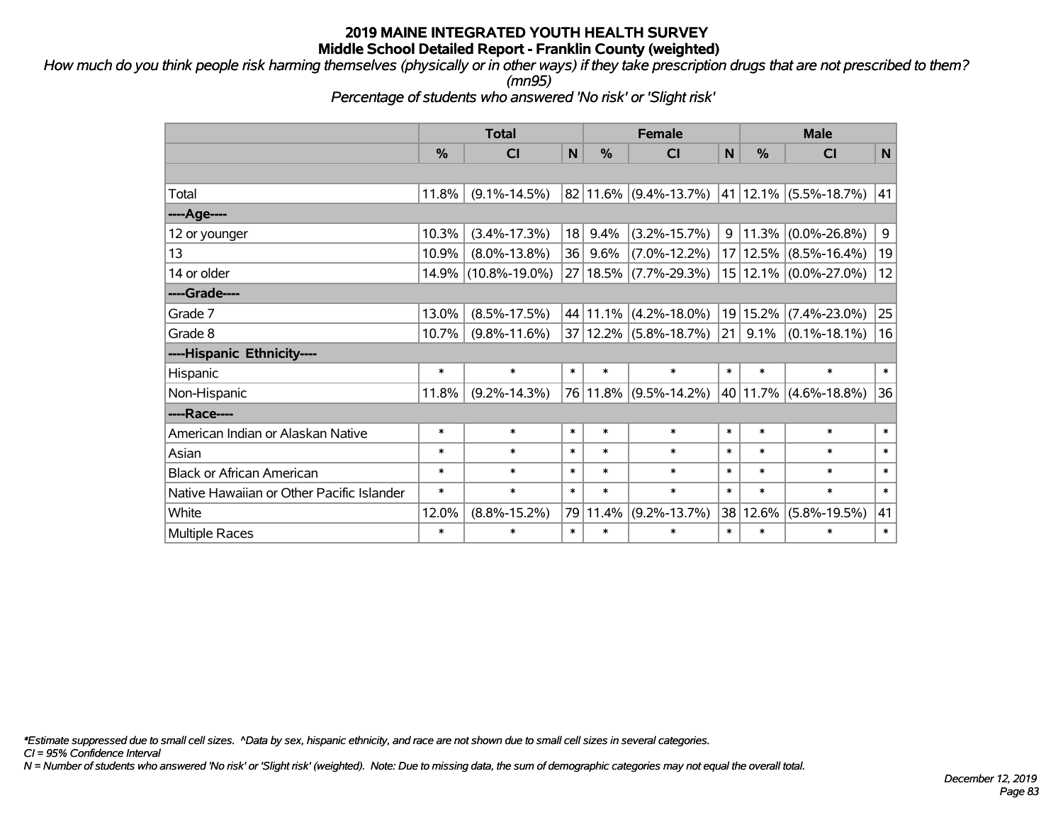# 2019 MAINE INTEGRATED YOUTH HEALTH SURVEY
## Middle School Detailed Report - Franklin County (weighted)

*How much do you think people risk harming themselves (physically or in other ways) if they take prescription drugs that are not prescribed to them? (mn95)*

*Percentage of students who answered 'No risk' or 'Slight risk'*

| | Total | | | Female | | | Male | | |
|---|---|---|---|---|---|---|---|---|---|
| | % | CI | N | % | CI | N | % | CI | N |
| Total | 11.8% | (9.1%-14.5%) | 82 | 11.6% | (9.4%-13.7%) | 41 | 12.1% | (5.5%-18.7%) | 41 |
| ----Age---- | | | | | | | | | |
| 12 or younger | 10.3% | (3.4%-17.3%) | 18 | 9.4% | (3.2%-15.7%) | 9 | 11.3% | (0.0%-26.8%) | 9 |
| 13 | 10.9% | (8.0%-13.8%) | 36 | 9.6% | (7.0%-12.2%) | 17 | 12.5% | (8.5%-16.4%) | 19 |
| 14 or older | 14.9% | (10.8%-19.0%) | 27 | 18.5% | (7.7%-29.3%) | 15 | 12.1% | (0.0%-27.0%) | 12 |
| ----Grade---- | | | | | | | | | |
| Grade 7 | 13.0% | (8.5%-17.5%) | 44 | 11.1% | (4.2%-18.0%) | 19 | 15.2% | (7.4%-23.0%) | 25 |
| Grade 8 | 10.7% | (9.8%-11.6%) | 37 | 12.2% | (5.8%-18.7%) | 21 | 9.1% | (0.1%-18.1%) | 16 |
| ----Hispanic Ethnicity---- | | | | | | | | | |
| Hispanic | * | * | * | * | * | * | * | * | * |
| Non-Hispanic | 11.8% | (9.2%-14.3%) | 76 | 11.8% | (9.5%-14.2%) | 40 | 11.7% | (4.6%-18.8%) | 36 |
| ----Race---- | | | | | | | | | |
| American Indian or Alaskan Native | * | * | * | * | * | * | * | * | * |
| Asian | * | * | * | * | * | * | * | * | * |
| Black or African American | * | * | * | * | * | * | * | * | * |
| Native Hawaiian or Other Pacific Islander | * | * | * | * | * | * | * | * | * |
| White | 12.0% | (8.8%-15.2%) | 79 | 11.4% | (9.2%-13.7%) | 38 | 12.6% | (5.8%-19.5%) | 41 |
| Multiple Races | * | * | * | * | * | * | * | * | * |

*\*Estimate suppressed due to small cell sizes. ^Data by sex, hispanic ethnicity, and race are not shown due to small cell sizes in several categories.*

*CI = 95% Confidence Interval*

*N = Number of students who answered 'No risk' or 'Slight risk' (weighted). Note: Due to missing data, the sum of demographic categories may not equal the overall total.*

*December 12, 2019*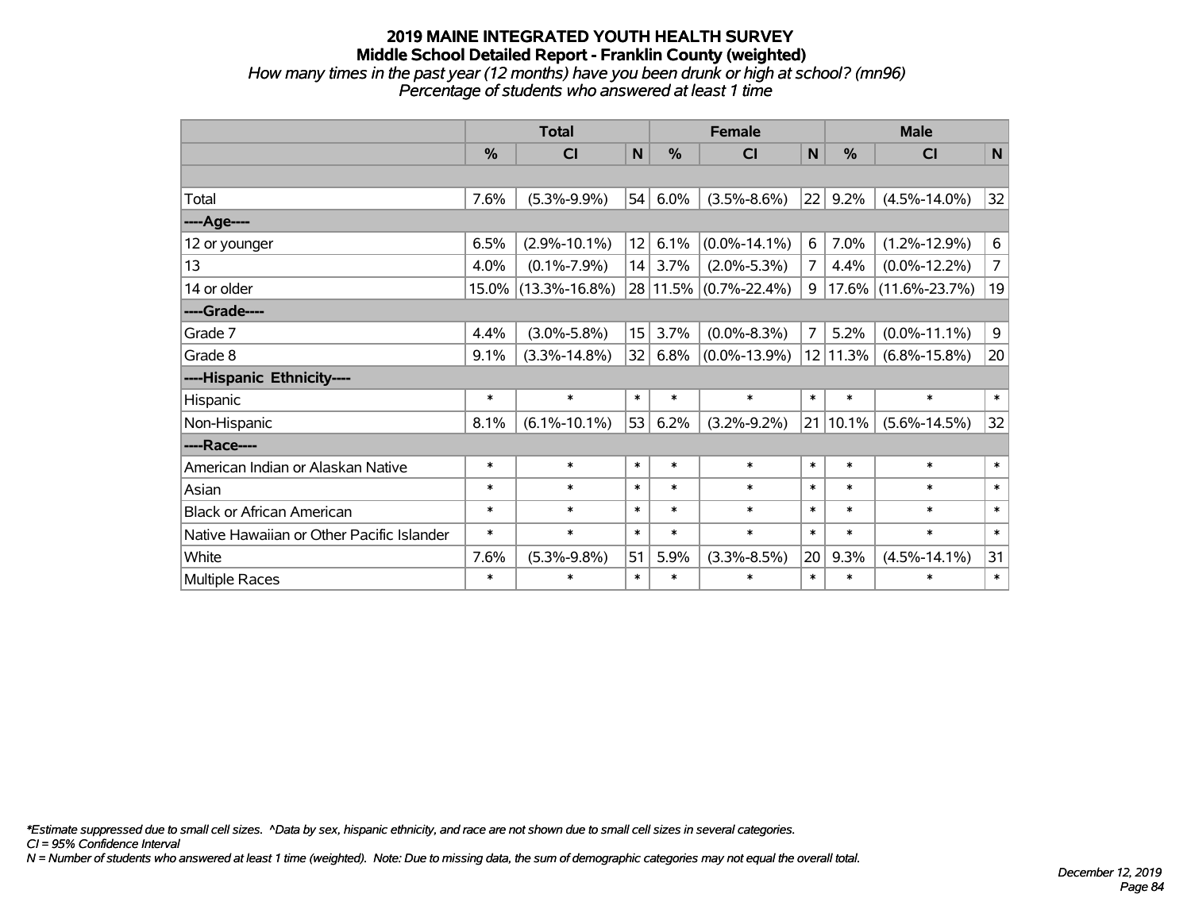# 2019 MAINE INTEGRATED YOUTH HEALTH SURVEY
## Middle School Detailed Report - Franklin County (weighted)
*How many times in the past year (12 months) have you been drunk or high at school? (mn96)*
*Percentage of students who answered at least 1 time*

| | Total | | | Female | | | Male | | |
|---|---|---|---|---|---|---|---|---|---|
| | % | CI | N | % | CI | N | % | CI | N |
| | | | | | | | | | |
| Total | 7.6% | (5.3%-9.9%) | 54 | 6.0% | (3.5%-8.6%) | 22 | 9.2% | (4.5%-14.0%) | 32 |
| ----Age---- | | | | | | | | | |
| 12 or younger | 6.5% | (2.9%-10.1%) | 12 | 6.1% | (0.0%-14.1%) | 6 | 7.0% | (1.2%-12.9%) | 6 |
| 13 | 4.0% | (0.1%-7.9%) | 14 | 3.7% | (2.0%-5.3%) | 7 | 4.4% | (0.0%-12.2%) | 7 |
| 14 or older | 15.0% | (13.3%-16.8%) | 28 | 11.5% | (0.7%-22.4%) | 9 | 17.6% | (11.6%-23.7%) | 19 |
| ----Grade---- | | | | | | | | | |
| Grade 7 | 4.4% | (3.0%-5.8%) | 15 | 3.7% | (0.0%-8.3%) | 7 | 5.2% | (0.0%-11.1%) | 9 |
| Grade 8 | 9.1% | (3.3%-14.8%) | 32 | 6.8% | (0.0%-13.9%) | 12 | 11.3% | (6.8%-15.8%) | 20 |
| ----Hispanic Ethnicity---- | | | | | | | | | |
| Hispanic | * | * | * | * | * | * | * | * | * |
| Non-Hispanic | 8.1% | (6.1%-10.1%) | 53 | 6.2% | (3.2%-9.2%) | 21 | 10.1% | (5.6%-14.5%) | 32 |
| ----Race---- | | | | | | | | | |
| American Indian or Alaskan Native | * | * | * | * | * | * | * | * | * |
| Asian | * | * | * | * | * | * | * | * | * |
| Black or African American | * | * | * | * | * | * | * | * | * |
| Native Hawaiian or Other Pacific Islander | * | * | * | * | * | * | * | * | * |
| White | 7.6% | (5.3%-9.8%) | 51 | 5.9% | (3.3%-8.5%) | 20 | 9.3% | (4.5%-14.1%) | 31 |
| Multiple Races | * | * | * | * | * | * | * | * | * |

*\*Estimate suppressed due to small cell sizes. ^Data by sex, hispanic ethnicity, and race are not shown due to small cell sizes in several categories.*
*CI = 95% Confidence Interval*
*N = Number of students who answered at least 1 time (weighted). Note: Due to missing data, the sum of demographic categories may not equal the overall total.*

*December 12, 2019*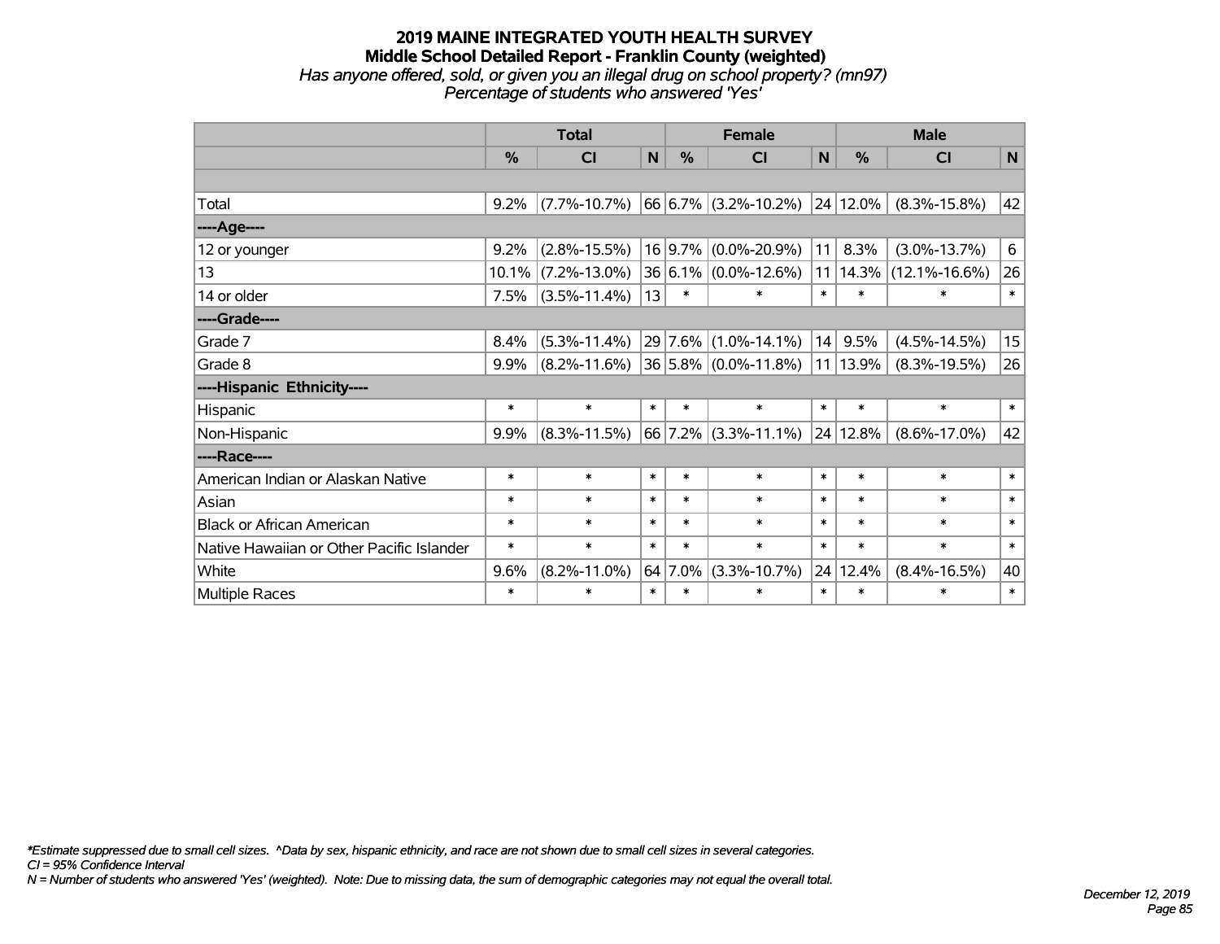# 2019 MAINE INTEGRATED YOUTH HEALTH SURVEY

## Middle School Detailed Report - Franklin County (weighted)

*Has anyone offered, sold, or given you an illegal drug on school property? (mn97)*
*Percentage of students who answered 'Yes'*

| | Total | | | Female | | | Male | | |
|---|---|---|---|---|---|---|---|---|---|
| | % | CI | N | % | CI | N | % | CI | N |
| | | | | | | | | | |
| Total | 9.2% | (7.7%-10.7%) | 66 | 6.7% | (3.2%-10.2%) | 24 | 12.0% | (8.3%-15.8%) | 42 |
| ----Age---- | | | | | | | | | |
| 12 or younger | 9.2% | (2.8%-15.5%) | 16 | 9.7% | (0.0%-20.9%) | 11 | 8.3% | (3.0%-13.7%) | 6 |
| 13 | 10.1% | (7.2%-13.0%) | 36 | 6.1% | (0.0%-12.6%) | 11 | 14.3% | (12.1%-16.6%) | 26 |
| 14 or older | 7.5% | (3.5%-11.4%) | 13 | * | * | * | * | * | * |
| ----Grade---- | | | | | | | | | |
| Grade 7 | 8.4% | (5.3%-11.4%) | 29 | 7.6% | (1.0%-14.1%) | 14 | 9.5% | (4.5%-14.5%) | 15 |
| Grade 8 | 9.9% | (8.2%-11.6%) | 36 | 5.8% | (0.0%-11.8%) | 11 | 13.9% | (8.3%-19.5%) | 26 |
| ----Hispanic Ethnicity---- | | | | | | | | | |
| Hispanic | * | * | * | * | * | * | * | * | * |
| Non-Hispanic | 9.9% | (8.3%-11.5%) | 66 | 7.2% | (3.3%-11.1%) | 24 | 12.8% | (8.6%-17.0%) | 42 |
| ----Race---- | | | | | | | | | |
| American Indian or Alaskan Native | * | * | * | * | * | * | * | * | * |
| Asian | * | * | * | * | * | * | * | * | * |
| Black or African American | * | * | * | * | * | * | * | * | * |
| Native Hawaiian or Other Pacific Islander | * | * | * | * | * | * | * | * | * |
| White | 9.6% | (8.2%-11.0%) | 64 | 7.0% | (3.3%-10.7%) | 24 | 12.4% | (8.4%-16.5%) | 40 |
| Multiple Races | * | * | * | * | * | * | * | * | * |

*\*Estimate suppressed due to small cell sizes. ^Data by sex, hispanic ethnicity, and race are not shown due to small cell sizes in several categories.*
*CI = 95% Confidence Interval*
*N = Number of students who answered 'Yes' (weighted). Note: Due to missing data, the sum of demographic categories may not equal the overall total.*

*December 12, 2019*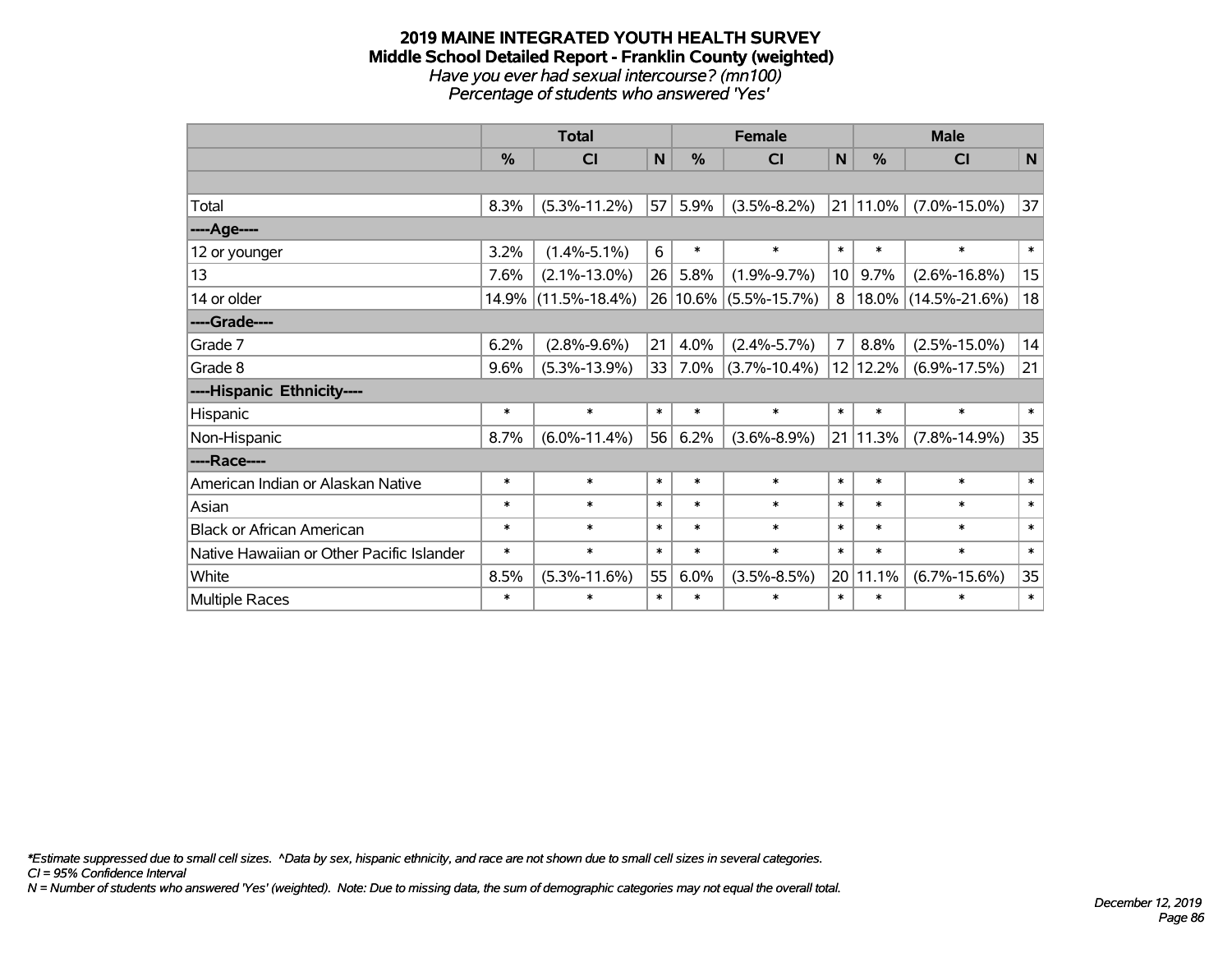# 2019 MAINE INTEGRATED YOUTH HEALTH SURVEY
## Middle School Detailed Report - Franklin County (weighted)
*Have you ever had sexual intercourse? (mn100)*
*Percentage of students who answered 'Yes'*

| | Total | | | Female | | | Male | | |
|---|---|---|---|---|---|---|---|---|---|
| | % | CI | N | % | CI | N | % | CI | N |
| Total | 8.3% | (5.3%-11.2%) | 57 | 5.9% | (3.5%-8.2%) | 21 | 11.0% | (7.0%-15.0%) | 37 |
| ----Age---- | | | | | | | | | |
| 12 or younger | 3.2% | (1.4%-5.1%) | 6 | * | * | * | * | * | * |
| 13 | 7.6% | (2.1%-13.0%) | 26 | 5.8% | (1.9%-9.7%) | 10 | 9.7% | (2.6%-16.8%) | 15 |
| 14 or older | 14.9% | (11.5%-18.4%) | 26 | 10.6% | (5.5%-15.7%) | 8 | 18.0% | (14.5%-21.6%) | 18 |
| ----Grade---- | | | | | | | | | |
| Grade 7 | 6.2% | (2.8%-9.6%) | 21 | 4.0% | (2.4%-5.7%) | 7 | 8.8% | (2.5%-15.0%) | 14 |
| Grade 8 | 9.6% | (5.3%-13.9%) | 33 | 7.0% | (3.7%-10.4%) | 12 | 12.2% | (6.9%-17.5%) | 21 |
| ----Hispanic Ethnicity---- | | | | | | | | | |
| Hispanic | * | * | * | * | * | * | * | * | * |
| Non-Hispanic | 8.7% | (6.0%-11.4%) | 56 | 6.2% | (3.6%-8.9%) | 21 | 11.3% | (7.8%-14.9%) | 35 |
| ----Race---- | | | | | | | | | |
| American Indian or Alaskan Native | * | * | * | * | * | * | * | * | * |
| Asian | * | * | * | * | * | * | * | * | * |
| Black or African American | * | * | * | * | * | * | * | * | * |
| Native Hawaiian or Other Pacific Islander | * | * | * | * | * | * | * | * | * |
| White | 8.5% | (5.3%-11.6%) | 55 | 6.0% | (3.5%-8.5%) | 20 | 11.1% | (6.7%-15.6%) | 35 |
| Multiple Races | * | * | * | * | * | * | * | * | * |

*\*Estimate suppressed due to small cell sizes. ^Data by sex, hispanic ethnicity, and race are not shown due to small cell sizes in several categories.*
*CI = 95% Confidence Interval*
*N = Number of students who answered 'Yes' (weighted). Note: Due to missing data, the sum of demographic categories may not equal the overall total.*

*December 12, 2019*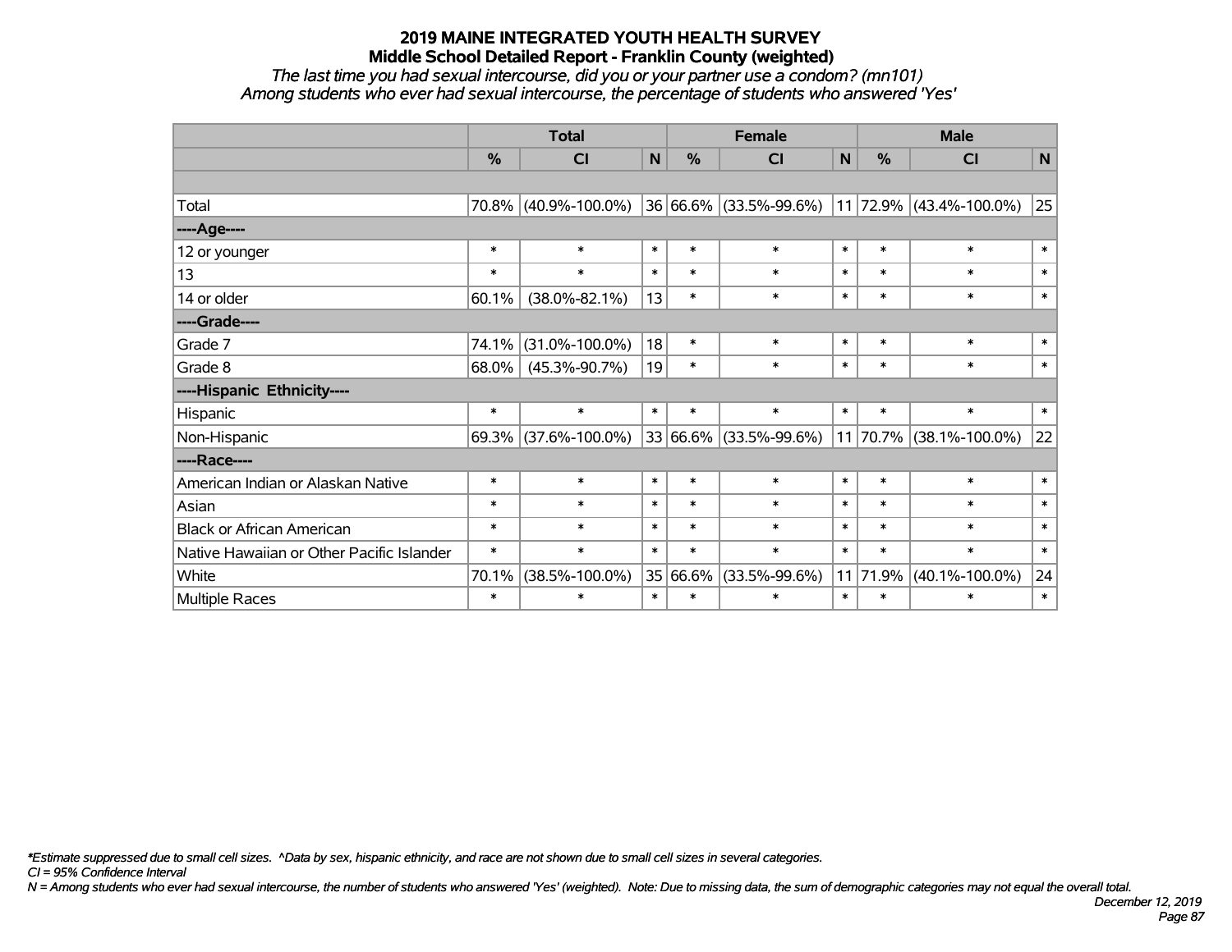# 2019 MAINE INTEGRATED YOUTH HEALTH SURVEY
## Middle School Detailed Report - Franklin County (weighted)
*The last time you had sexual intercourse, did you or your partner use a condom? (mn101)*
*Among students who ever had sexual intercourse, the percentage of students who answered 'Yes'*

| | Total | | | Female | | | Male | | |
|---|---|---|---|---|---|---|---|---|---|
| | % | CI | N | % | CI | N | % | CI | N |
| | | | | | | | | | |
| Total | 70.8% | (40.9%-100.0%) | 36 | 66.6% | (33.5%-99.6%) | 11 | 72.9% | (43.4%-100.0%) | 25 |
| ----Age---- | | | | | | | | | |
| 12 or younger | * | * | * | * | * | * | * | * | * |
| 13 | * | * | * | * | * | * | * | * | * |
| 14 or older | 60.1% | (38.0%-82.1%) | 13 | * | * | * | * | * | * |
| ----Grade---- | | | | | | | | | |
| Grade 7 | 74.1% | (31.0%-100.0%) | 18 | * | * | * | * | * | * |
| Grade 8 | 68.0% | (45.3%-90.7%) | 19 | * | * | * | * | * | * |
| ----Hispanic Ethnicity---- | | | | | | | | | |
| Hispanic | * | * | * | * | * | * | * | * | * |
| Non-Hispanic | 69.3% | (37.6%-100.0%) | 33 | 66.6% | (33.5%-99.6%) | 11 | 70.7% | (38.1%-100.0%) | 22 |
| ----Race---- | | | | | | | | | |
| American Indian or Alaskan Native | * | * | * | * | * | * | * | * | * |
| Asian | * | * | * | * | * | * | * | * | * |
| Black or African American | * | * | * | * | * | * | * | * | * |
| Native Hawaiian or Other Pacific Islander | * | * | * | * | * | * | * | * | * |
| White | 70.1% | (38.5%-100.0%) | 35 | 66.6% | (33.5%-99.6%) | 11 | 71.9% | (40.1%-100.0%) | 24 |
| Multiple Races | * | * | * | * | * | * | * | * | * |

*\*Estimate suppressed due to small cell sizes. ^Data by sex, hispanic ethnicity, and race are not shown due to small cell sizes in several categories.*

*CI = 95% Confidence Interval*

*N = Among students who ever had sexual intercourse, the number of students who answered 'Yes' (weighted). Note: Due to missing data, the sum of demographic categories may not equal the overall total.*

*December 12, 2019*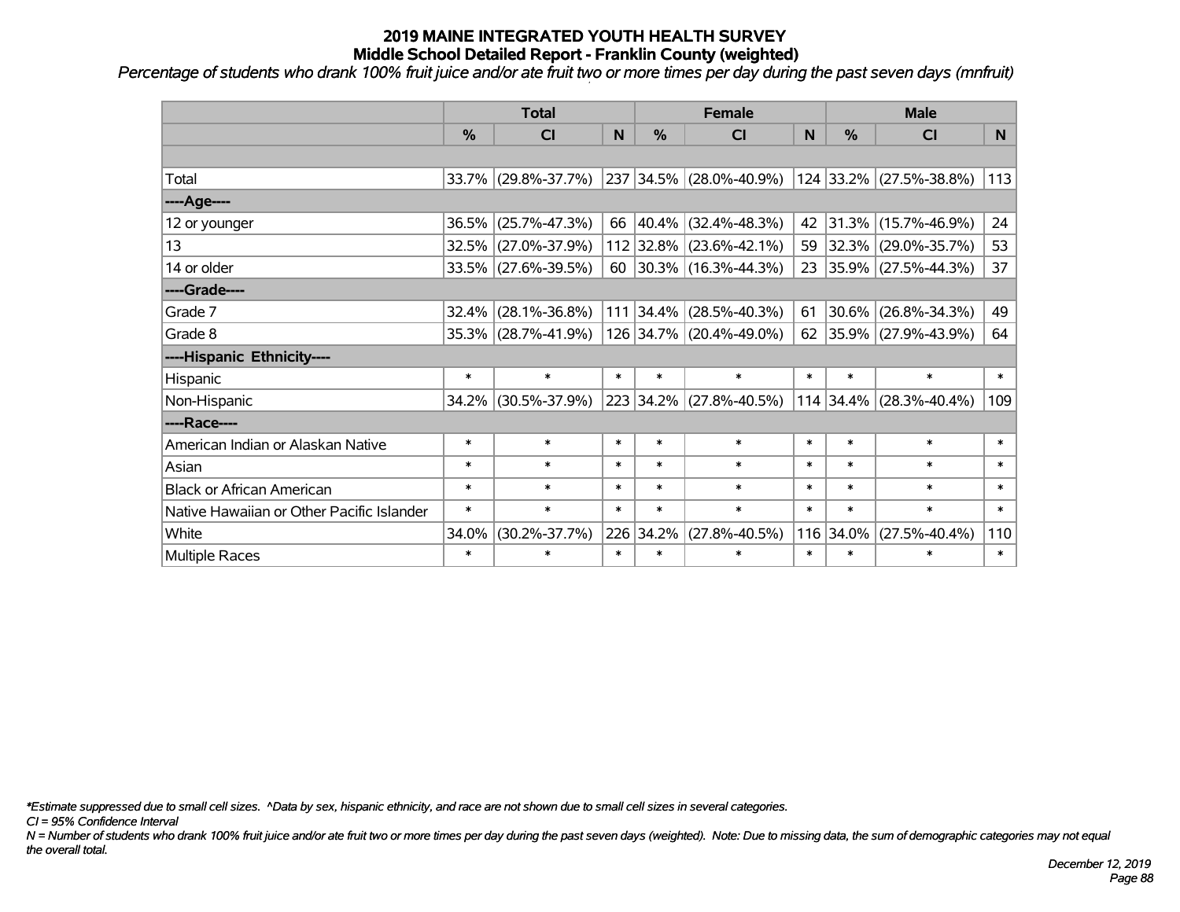# 2019 MAINE INTEGRATED YOUTH HEALTH SURVEY
## Middle School Detailed Report - Franklin County (weighted)

*Percentage of students who drank 100% fruit juice and/or ate fruit two or more times per day during the past seven days (mnfruit)*

| | Total | | | Female | | | Male | | |
|---|---|---|---|---|---|---|---|---|---|
| | % | CI | N | % | CI | N | % | CI | N |
| | | | | | | | | | |
| Total | 33.7% | (29.8%-37.7%) | 237 | 34.5% | (28.0%-40.9%) | 124 | 33.2% | (27.5%-38.8%) | 113 |
| ----Age---- | | | | | | | | | |
| 12 or younger | 36.5% | (25.7%-47.3%) | 66 | 40.4% | (32.4%-48.3%) | 42 | 31.3% | (15.7%-46.9%) | 24 |
| 13 | 32.5% | (27.0%-37.9%) | 112 | 32.8% | (23.6%-42.1%) | 59 | 32.3% | (29.0%-35.7%) | 53 |
| 14 or older | 33.5% | (27.6%-39.5%) | 60 | 30.3% | (16.3%-44.3%) | 23 | 35.9% | (27.5%-44.3%) | 37 |
| ----Grade---- | | | | | | | | | |
| Grade 7 | 32.4% | (28.1%-36.8%) | 111 | 34.4% | (28.5%-40.3%) | 61 | 30.6% | (26.8%-34.3%) | 49 |
| Grade 8 | 35.3% | (28.7%-41.9%) | 126 | 34.7% | (20.4%-49.0%) | 62 | 35.9% | (27.9%-43.9%) | 64 |
| ----Hispanic Ethnicity---- | | | | | | | | | |
| Hispanic | * | * | * | * | * | * | * | * | * |
| Non-Hispanic | 34.2% | (30.5%-37.9%) | 223 | 34.2% | (27.8%-40.5%) | 114 | 34.4% | (28.3%-40.4%) | 109 |
| ----Race---- | | | | | | | | | |
| American Indian or Alaskan Native | * | * | * | * | * | * | * | * | * |
| Asian | * | * | * | * | * | * | * | * | * |
| Black or African American | * | * | * | * | * | * | * | * | * |
| Native Hawaiian or Other Pacific Islander | * | * | * | * | * | * | * | * | * |
| White | 34.0% | (30.2%-37.7%) | 226 | 34.2% | (27.8%-40.5%) | 116 | 34.0% | (27.5%-40.4%) | 110 |
| Multiple Races | * | * | * | * | * | * | * | * | * |

*\*Estimate suppressed due to small cell sizes. ^Data by sex, hispanic ethnicity, and race are not shown due to small cell sizes in several categories.*

*CI = 95% Confidence Interval*

*N = Number of students who drank 100% fruit juice and/or ate fruit two or more times per day during the past seven days (weighted). Note: Due to missing data, the sum of demographic categories may not equal the overall total.*

*December 12, 2019*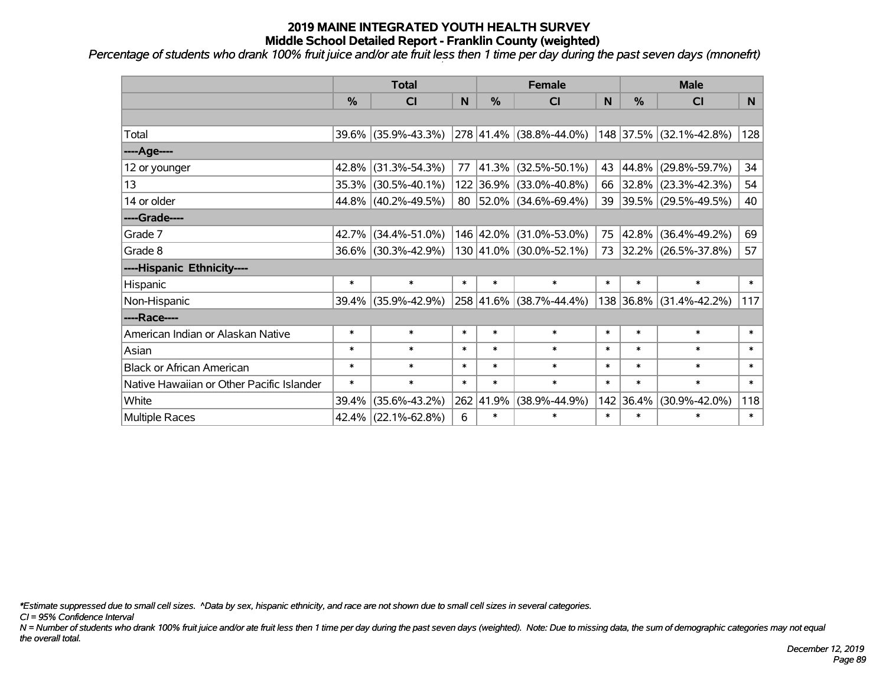# 2019 MAINE INTEGRATED YOUTH HEALTH SURVEY
## Middle School Detailed Report - Franklin County (weighted)

*Percentage of students who drank 100% fruit juice and/or ate fruit less then 1 time per day during the past seven days (mnonefrt)*

| | Total | | | Female | | | Male | | |
|---|---|---|---|---|---|---|---|---|---|
| | % | CI | N | % | CI | N | % | CI | N |
| | | | | | | | | | |
| Total | 39.6% | (35.9%-43.3%) | 278 | 41.4% | (38.8%-44.0%) | 148 | 37.5% | (32.1%-42.8%) | 128 |
| ----Age---- | | | | | | | | | |
| 12 or younger | 42.8% | (31.3%-54.3%) | 77 | 41.3% | (32.5%-50.1%) | 43 | 44.8% | (29.8%-59.7%) | 34 |
| 13 | 35.3% | (30.5%-40.1%) | 122 | 36.9% | (33.0%-40.8%) | 66 | 32.8% | (23.3%-42.3%) | 54 |
| 14 or older | 44.8% | (40.2%-49.5%) | 80 | 52.0% | (34.6%-69.4%) | 39 | 39.5% | (29.5%-49.5%) | 40 |
| ----Grade---- | | | | | | | | | |
| Grade 7 | 42.7% | (34.4%-51.0%) | 146 | 42.0% | (31.0%-53.0%) | 75 | 42.8% | (36.4%-49.2%) | 69 |
| Grade 8 | 36.6% | (30.3%-42.9%) | 130 | 41.0% | (30.0%-52.1%) | 73 | 32.2% | (26.5%-37.8%) | 57 |
| ----Hispanic Ethnicity---- | | | | | | | | | |
| Hispanic | * | * | * | * | * | * | * | * | * |
| Non-Hispanic | 39.4% | (35.9%-42.9%) | 258 | 41.6% | (38.7%-44.4%) | 138 | 36.8% | (31.4%-42.2%) | 117 |
| ----Race---- | | | | | | | | | |
| American Indian or Alaskan Native | * | * | * | * | * | * | * | * | * |
| Asian | * | * | * | * | * | * | * | * | * |
| Black or African American | * | * | * | * | * | * | * | * | * |
| Native Hawaiian or Other Pacific Islander | * | * | * | * | * | * | * | * | * |
| White | 39.4% | (35.6%-43.2%) | 262 | 41.9% | (38.9%-44.9%) | 142 | 36.4% | (30.9%-42.0%) | 118 |
| Multiple Races | 42.4% | (22.1%-62.8%) | 6 | * | * | * | * | * | * |

*\*Estimate suppressed due to small cell sizes. ^Data by sex, hispanic ethnicity, and race are not shown due to small cell sizes in several categories.*

*CI = 95% Confidence Interval*

*N = Number of students who drank 100% fruit juice and/or ate fruit less then 1 time per day during the past seven days (weighted). Note: Due to missing data, the sum of demographic categories may not equal the overall total.*

*December 12, 2019*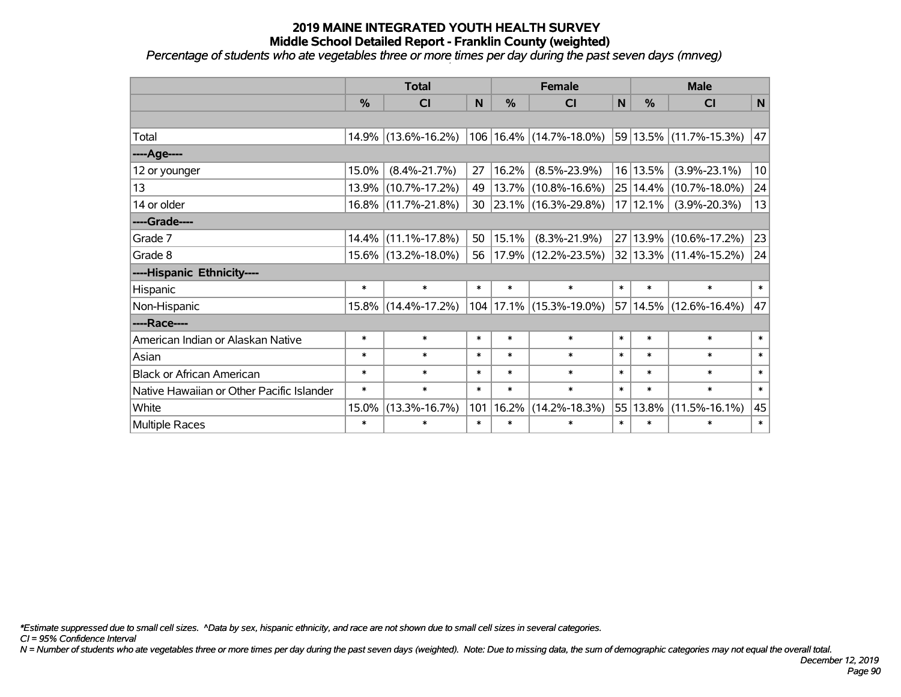# 2019 MAINE INTEGRATED YOUTH HEALTH SURVEY
## Middle School Detailed Report - Franklin County (weighted)
*Percentage of students who ate vegetables three or more times per day during the past seven days (mnveg)*

| | Total | | | Female | | | Male | | |
|---|---|---|---|---|---|---|---|---|---|
| | % | CI | N | % | CI | N | % | CI | N |
| | | | | | | | | | |
| Total | 14.9% | (13.6%-16.2%) | 106 | 16.4% | (14.7%-18.0%) | 59 | 13.5% | (11.7%-15.3%) | 47 |
| ----Age---- | | | | | | | | | |
| 12 or younger | 15.0% | (8.4%-21.7%) | 27 | 16.2% | (8.5%-23.9%) | 16 | 13.5% | (3.9%-23.1%) | 10 |
| 13 | 13.9% | (10.7%-17.2%) | 49 | 13.7% | (10.8%-16.6%) | 25 | 14.4% | (10.7%-18.0%) | 24 |
| 14 or older | 16.8% | (11.7%-21.8%) | 30 | 23.1% | (16.3%-29.8%) | 17 | 12.1% | (3.9%-20.3%) | 13 |
| ----Grade---- | | | | | | | | | |
| Grade 7 | 14.4% | (11.1%-17.8%) | 50 | 15.1% | (8.3%-21.9%) | 27 | 13.9% | (10.6%-17.2%) | 23 |
| Grade 8 | 15.6% | (13.2%-18.0%) | 56 | 17.9% | (12.2%-23.5%) | 32 | 13.3% | (11.4%-15.2%) | 24 |
| ----Hispanic Ethnicity---- | | | | | | | | | |
| Hispanic | * | * | * | * | * | * | * | * | * |
| Non-Hispanic | 15.8% | (14.4%-17.2%) | 104 | 17.1% | (15.3%-19.0%) | 57 | 14.5% | (12.6%-16.4%) | 47 |
| ----Race---- | | | | | | | | | |
| American Indian or Alaskan Native | * | * | * | * | * | * | * | * | * |
| Asian | * | * | * | * | * | * | * | * | * |
| Black or African American | * | * | * | * | * | * | * | * | * |
| Native Hawaiian or Other Pacific Islander | * | * | * | * | * | * | * | * | * |
| White | 15.0% | (13.3%-16.7%) | 101 | 16.2% | (14.2%-18.3%) | 55 | 13.8% | (11.5%-16.1%) | 45 |
| Multiple Races | * | * | * | * | * | * | * | * | * |

*\*Estimate suppressed due to small cell sizes. ^Data by sex, hispanic ethnicity, and race are not shown due to small cell sizes in several categories.*

*CI = 95% Confidence Interval*

*N = Number of students who ate vegetables three or more times per day during the past seven days (weighted). Note: Due to missing data, the sum of demographic categories may not equal the overall total.*

*December 12, 2019*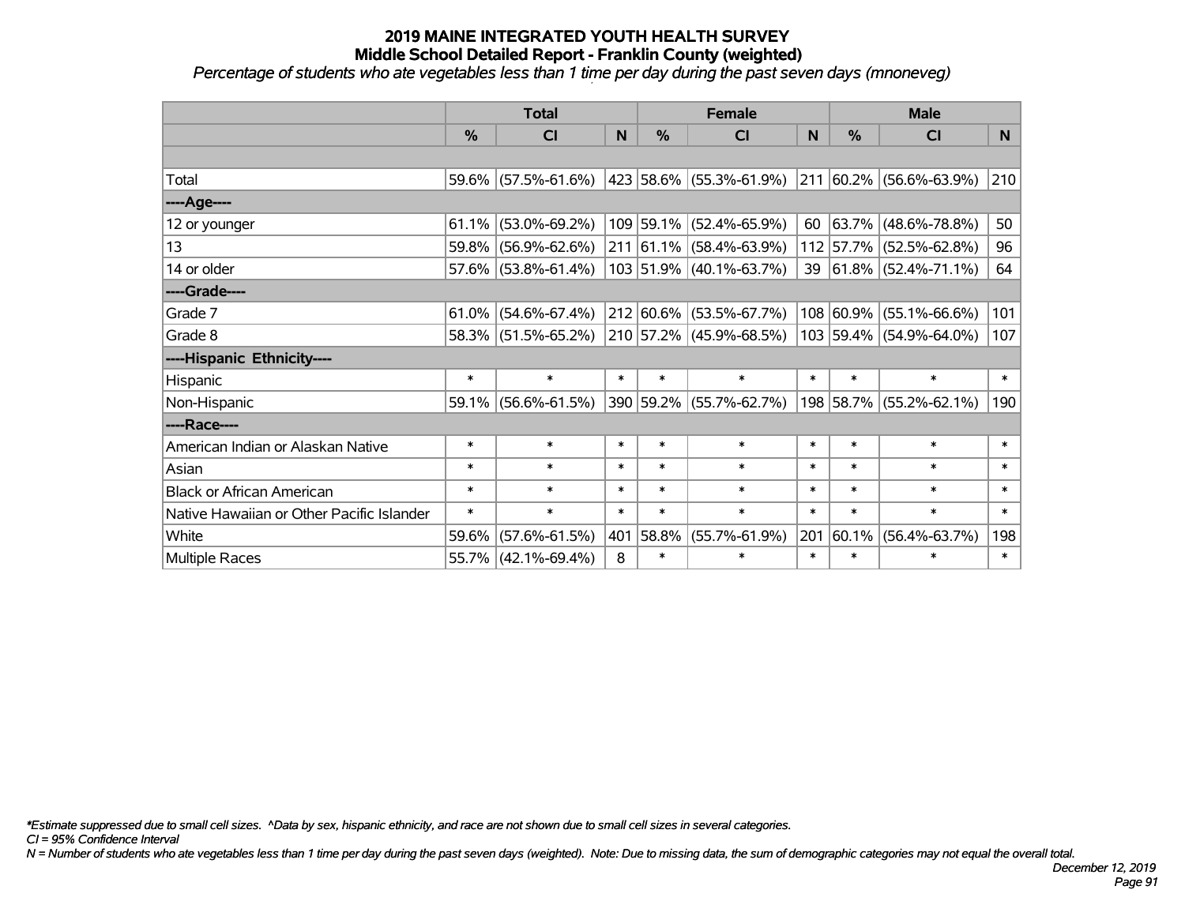# 2019 MAINE INTEGRATED YOUTH HEALTH SURVEY
## Middle School Detailed Report - Franklin County (weighted)
*Percentage of students who ate vegetables less than 1 time per day during the past seven days (mnoneveg)*

| | Total | | | Female | | | Male | | |
|---|---|---|---|---|---|---|---|---|---|
| | % | CI | N | % | CI | N | % | CI | N |
| | | | | | | | | | |
| Total | 59.6% | (57.5%-61.6%) | 423 | 58.6% | (55.3%-61.9%) | 211 | 60.2% | (56.6%-63.9%) | 210 |
| ----Age---- | | | | | | | | | |
| 12 or younger | 61.1% | (53.0%-69.2%) | 109 | 59.1% | (52.4%-65.9%) | 60 | 63.7% | (48.6%-78.8%) | 50 |
| 13 | 59.8% | (56.9%-62.6%) | 211 | 61.1% | (58.4%-63.9%) | 112 | 57.7% | (52.5%-62.8%) | 96 |
| 14 or older | 57.6% | (53.8%-61.4%) | 103 | 51.9% | (40.1%-63.7%) | 39 | 61.8% | (52.4%-71.1%) | 64 |
| ----Grade---- | | | | | | | | | |
| Grade 7 | 61.0% | (54.6%-67.4%) | 212 | 60.6% | (53.5%-67.7%) | 108 | 60.9% | (55.1%-66.6%) | 101 |
| Grade 8 | 58.3% | (51.5%-65.2%) | 210 | 57.2% | (45.9%-68.5%) | 103 | 59.4% | (54.9%-64.0%) | 107 |
| ----Hispanic Ethnicity---- | | | | | | | | | |
| Hispanic | * | * | * | * | * | * | * | * | * |
| Non-Hispanic | 59.1% | (56.6%-61.5%) | 390 | 59.2% | (55.7%-62.7%) | 198 | 58.7% | (55.2%-62.1%) | 190 |
| ----Race---- | | | | | | | | | |
| American Indian or Alaskan Native | * | * | * | * | * | * | * | * | * |
| Asian | * | * | * | * | * | * | * | * | * |
| Black or African American | * | * | * | * | * | * | * | * | * |
| Native Hawaiian or Other Pacific Islander | * | * | * | * | * | * | * | * | * |
| White | 59.6% | (57.6%-61.5%) | 401 | 58.8% | (55.7%-61.9%) | 201 | 60.1% | (56.4%-63.7%) | 198 |
| Multiple Races | 55.7% | (42.1%-69.4%) | 8 | * | * | * | * | * | * |

*\*Estimate suppressed due to small cell sizes. ^Data by sex, hispanic ethnicity, and race are not shown due to small cell sizes in several categories.*

*CI = 95% Confidence Interval*

*N = Number of students who ate vegetables less than 1 time per day during the past seven days (weighted). Note: Due to missing data, the sum of demographic categories may not equal the overall total.*

*December 12, 2019*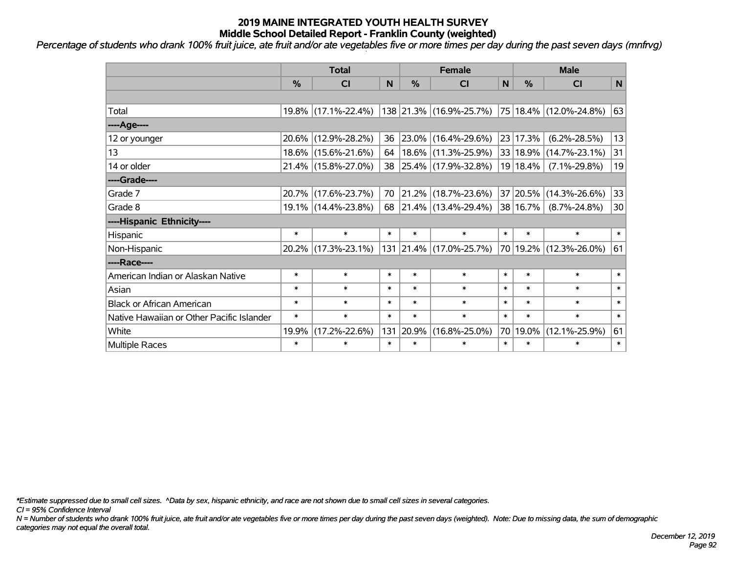# 2019 MAINE INTEGRATED YOUTH HEALTH SURVEY
## Middle School Detailed Report - Franklin County (weighted)

*Percentage of students who drank 100% fruit juice, ate fruit and/or ate vegetables five or more times per day during the past seven days (mnfrvg)*

| | Total | | | Female | | | Male | | |
|---|---|---|---|---|---|---|---|---|---|
| | % | CI | N | % | CI | N | % | CI | N |
| | | | | | | | | | |
| Total | 19.8% | (17.1%-22.4%) | 138 | 21.3% | (16.9%-25.7%) | 75 | 18.4% | (12.0%-24.8%) | 63 |
| ----Age---- | | | | | | | | | |
| 12 or younger | 20.6% | (12.9%-28.2%) | 36 | 23.0% | (16.4%-29.6%) | 23 | 17.3% | (6.2%-28.5%) | 13 |
| 13 | 18.6% | (15.6%-21.6%) | 64 | 18.6% | (11.3%-25.9%) | 33 | 18.9% | (14.7%-23.1%) | 31 |
| 14 or older | 21.4% | (15.8%-27.0%) | 38 | 25.4% | (17.9%-32.8%) | 19 | 18.4% | (7.1%-29.8%) | 19 |
| ----Grade---- | | | | | | | | | |
| Grade 7 | 20.7% | (17.6%-23.7%) | 70 | 21.2% | (18.7%-23.6%) | 37 | 20.5% | (14.3%-26.6%) | 33 |
| Grade 8 | 19.1% | (14.4%-23.8%) | 68 | 21.4% | (13.4%-29.4%) | 38 | 16.7% | (8.7%-24.8%) | 30 |
| ----Hispanic Ethnicity---- | | | | | | | | | |
| Hispanic | * | * | * | * | * | * | * | * | * |
| Non-Hispanic | 20.2% | (17.3%-23.1%) | 131 | 21.4% | (17.0%-25.7%) | 70 | 19.2% | (12.3%-26.0%) | 61 |
| ----Race---- | | | | | | | | | |
| American Indian or Alaskan Native | * | * | * | * | * | * | * | * | * |
| Asian | * | * | * | * | * | * | * | * | * |
| Black or African American | * | * | * | * | * | * | * | * | * |
| Native Hawaiian or Other Pacific Islander | * | * | * | * | * | * | * | * | * |
| White | 19.9% | (17.2%-22.6%) | 131 | 20.9% | (16.8%-25.0%) | 70 | 19.0% | (12.1%-25.9%) | 61 |
| Multiple Races | * | * | * | * | * | * | * | * | * |

*\*Estimate suppressed due to small cell sizes. ^Data by sex, hispanic ethnicity, and race are not shown due to small cell sizes in several categories.*

*CI = 95% Confidence Interval*

*N = Number of students who drank 100% fruit juice, ate fruit and/or ate vegetables five or more times per day during the past seven days (weighted). Note: Due to missing data, the sum of demographic categories may not equal the overall total.*

*December 12, 2019*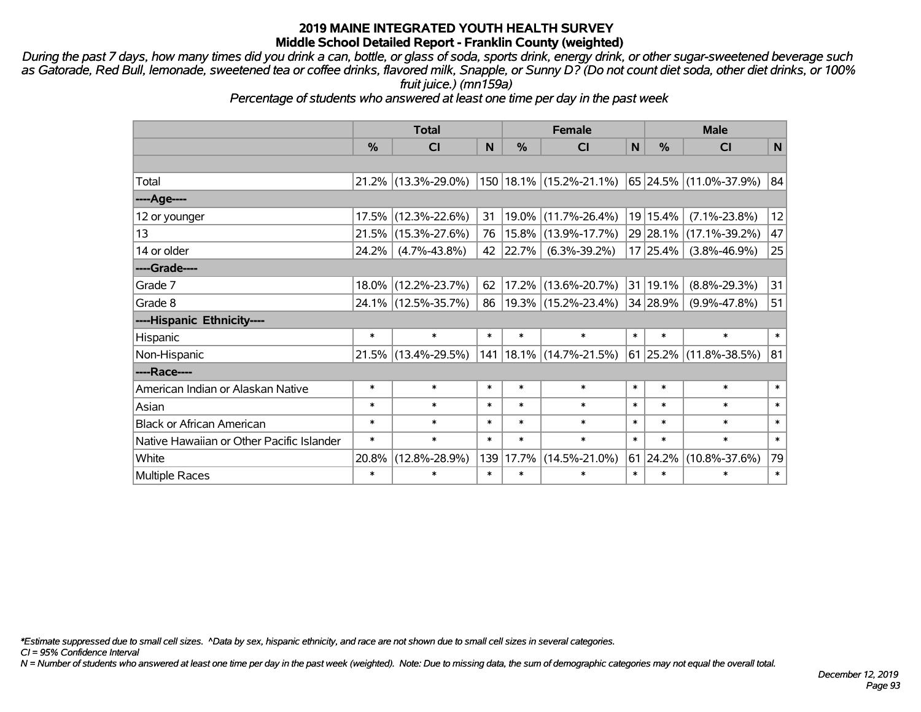# 2019 MAINE INTEGRATED YOUTH HEALTH SURVEY
## Middle School Detailed Report - Franklin County (weighted)

*During the past 7 days, how many times did you drink a can, bottle, or glass of soda, sports drink, energy drink, or other sugar-sweetened beverage such as Gatorade, Red Bull, lemonade, sweetened tea or coffee drinks, flavored milk, Snapple, or Sunny D? (Do not count diet soda, other diet drinks, or 100% fruit juice.) (mn159a)*

*Percentage of students who answered at least one time per day in the past week*

| | Total | | | Female | | | Male | | |
|---|---|---|---|---|---|---|---|---|---|
| | % | CI | N | % | CI | N | % | CI | N |
| Total | 21.2% | (13.3%-29.0%) | 150 | 18.1% | (15.2%-21.1%) | 65 | 24.5% | (11.0%-37.9%) | 84 |
| ----Age---- | | | | | | | | | |
| 12 or younger | 17.5% | (12.3%-22.6%) | 31 | 19.0% | (11.7%-26.4%) | 19 | 15.4% | (7.1%-23.8%) | 12 |
| 13 | 21.5% | (15.3%-27.6%) | 76 | 15.8% | (13.9%-17.7%) | 29 | 28.1% | (17.1%-39.2%) | 47 |
| 14 or older | 24.2% | (4.7%-43.8%) | 42 | 22.7% | (6.3%-39.2%) | 17 | 25.4% | (3.8%-46.9%) | 25 |
| ----Grade---- | | | | | | | | | |
| Grade 7 | 18.0% | (12.2%-23.7%) | 62 | 17.2% | (13.6%-20.7%) | 31 | 19.1% | (8.8%-29.3%) | 31 |
| Grade 8 | 24.1% | (12.5%-35.7%) | 86 | 19.3% | (15.2%-23.4%) | 34 | 28.9% | (9.9%-47.8%) | 51 |
| ----Hispanic Ethnicity---- | | | | | | | | | |
| Hispanic | * | * | * | * | * | * | * | * | * |
| Non-Hispanic | 21.5% | (13.4%-29.5%) | 141 | 18.1% | (14.7%-21.5%) | 61 | 25.2% | (11.8%-38.5%) | 81 |
| ----Race---- | | | | | | | | | |
| American Indian or Alaskan Native | * | * | * | * | * | * | * | * | * |
| Asian | * | * | * | * | * | * | * | * | * |
| Black or African American | * | * | * | * | * | * | * | * | * |
| Native Hawaiian or Other Pacific Islander | * | * | * | * | * | * | * | * | * |
| White | 20.8% | (12.8%-28.9%) | 139 | 17.7% | (14.5%-21.0%) | 61 | 24.2% | (10.8%-37.6%) | 79 |
| Multiple Races | * | * | * | * | * | * | * | * | * |

*\*Estimate suppressed due to small cell sizes. ^Data by sex, hispanic ethnicity, and race are not shown due to small cell sizes in several categories.*

*CI = 95% Confidence Interval*

*N = Number of students who answered at least one time per day in the past week (weighted). Note: Due to missing data, the sum of demographic categories may not equal the overall total.*

*December 12, 2019*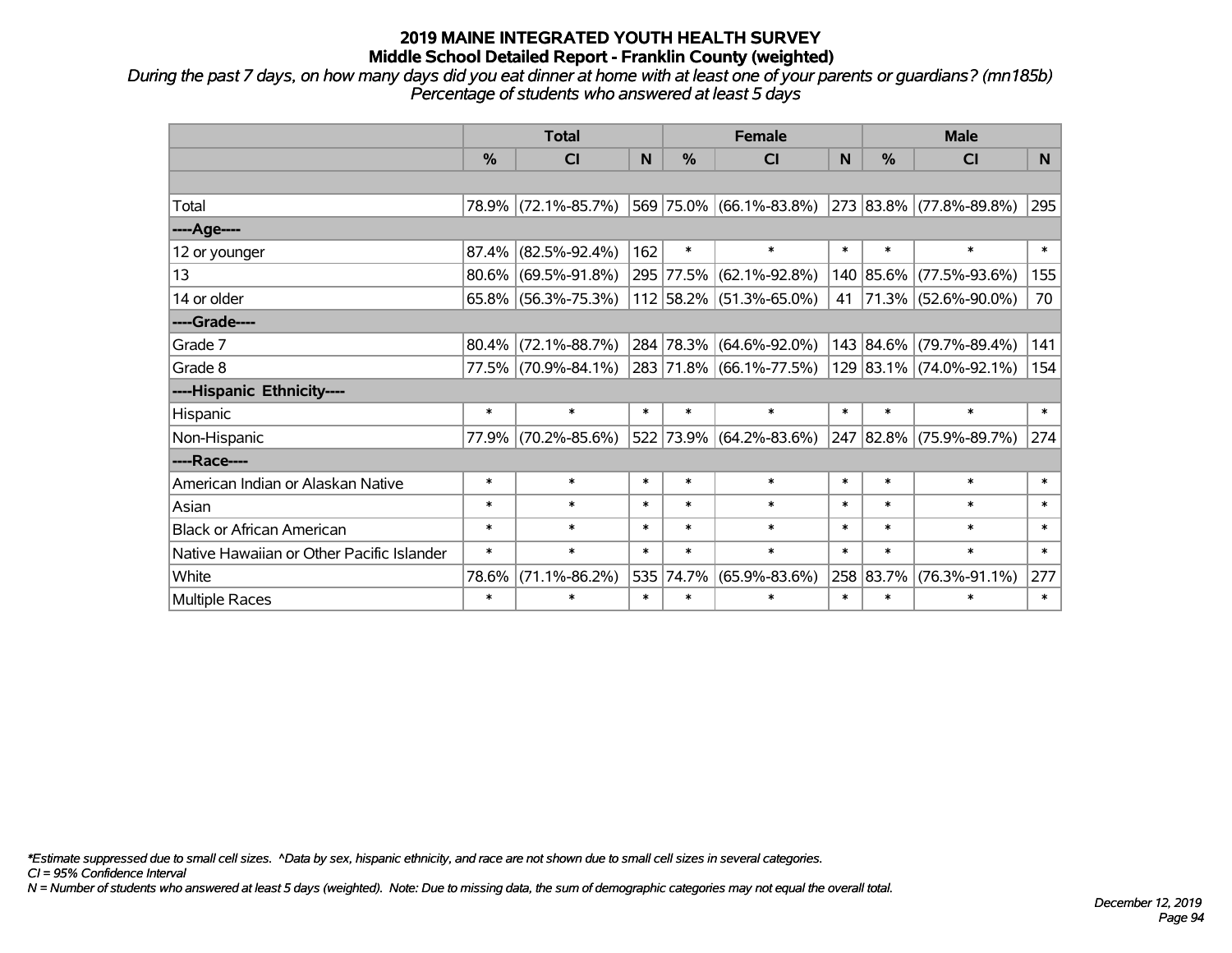# 2019 MAINE INTEGRATED YOUTH HEALTH SURVEY
## Middle School Detailed Report - Franklin County (weighted)

*During the past 7 days, on how many days did you eat dinner at home with at least one of your parents or guardians? (mn185b) Percentage of students who answered at least 5 days*

| | Total | | | Female | | | Male | | |
|---|---|---|---|---|---|---|---|---|---|
| | % | CI | N | % | CI | N | % | CI | N |
| Total | 78.9% | (72.1%-85.7%) | 569 | 75.0% | (66.1%-83.8%) | 273 | 83.8% | (77.8%-89.8%) | 295 |
| ----Age---- | | | | | | | | | |
| 12 or younger | 87.4% | (82.5%-92.4%) | 162 | * | * | * | * | * | * |
| 13 | 80.6% | (69.5%-91.8%) | 295 | 77.5% | (62.1%-92.8%) | 140 | 85.6% | (77.5%-93.6%) | 155 |
| 14 or older | 65.8% | (56.3%-75.3%) | 112 | 58.2% | (51.3%-65.0%) | 41 | 71.3% | (52.6%-90.0%) | 70 |
| ----Grade---- | | | | | | | | | |
| Grade 7 | 80.4% | (72.1%-88.7%) | 284 | 78.3% | (64.6%-92.0%) | 143 | 84.6% | (79.7%-89.4%) | 141 |
| Grade 8 | 77.5% | (70.9%-84.1%) | 283 | 71.8% | (66.1%-77.5%) | 129 | 83.1% | (74.0%-92.1%) | 154 |
| ----Hispanic Ethnicity---- | | | | | | | | | |
| Hispanic | * | * | * | * | * | * | * | * | * |
| Non-Hispanic | 77.9% | (70.2%-85.6%) | 522 | 73.9% | (64.2%-83.6%) | 247 | 82.8% | (75.9%-89.7%) | 274 |
| ----Race---- | | | | | | | | | |
| American Indian or Alaskan Native | * | * | * | * | * | * | * | * | * |
| Asian | * | * | * | * | * | * | * | * | * |
| Black or African American | * | * | * | * | * | * | * | * | * |
| Native Hawaiian or Other Pacific Islander | * | * | * | * | * | * | * | * | * |
| White | 78.6% | (71.1%-86.2%) | 535 | 74.7% | (65.9%-83.6%) | 258 | 83.7% | (76.3%-91.1%) | 277 |
| Multiple Races | * | * | * | * | * | * | * | * | * |

*Estimate suppressed due to small cell sizes. ^Data by sex, hispanic ethnicity, and race are not shown due to small cell sizes in several categories.
CI = 95% Confidence Interval
N = Number of students who answered at least 5 days (weighted). Note: Due to missing data, the sum of demographic categories may not equal the overall total.

December 12, 2019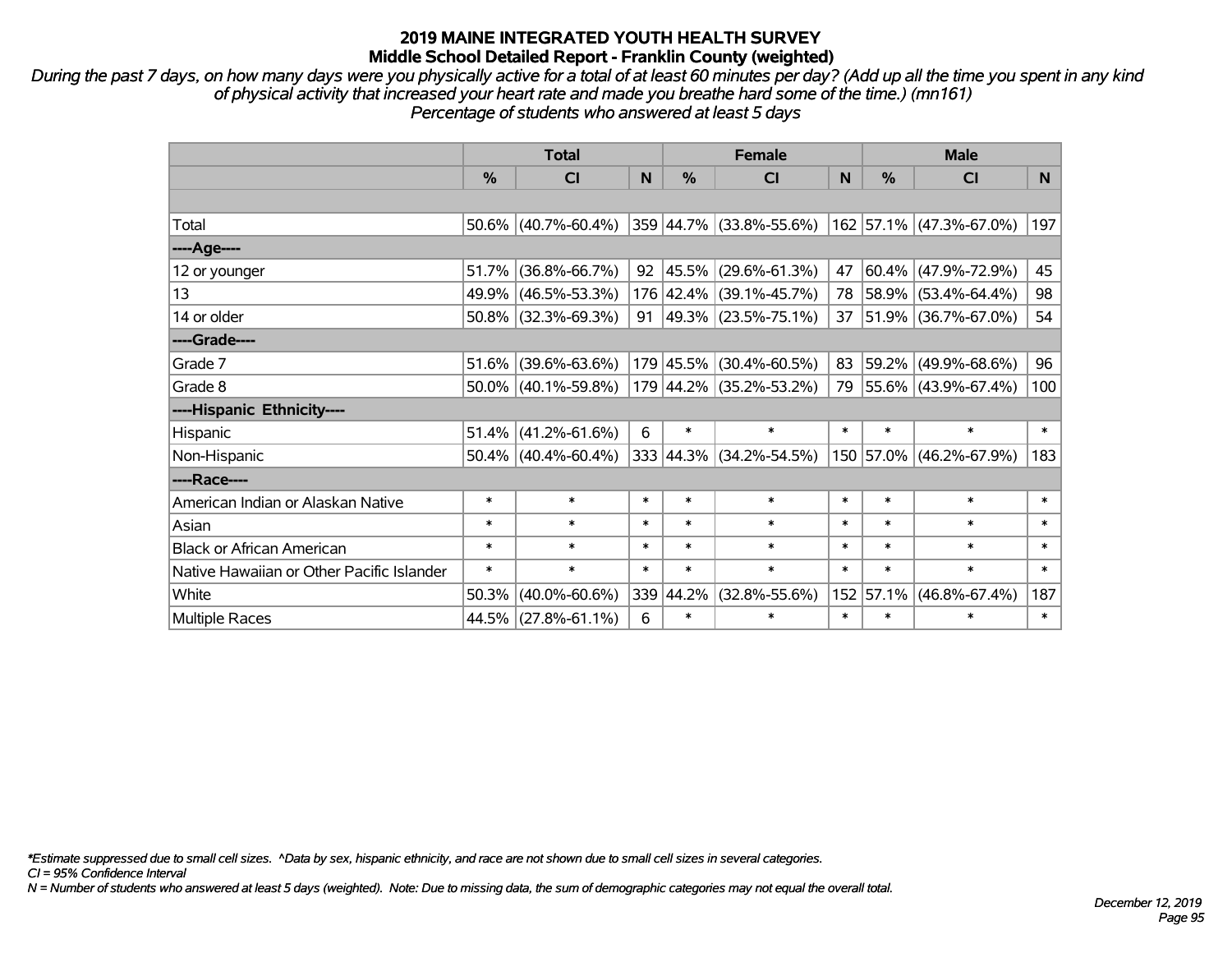# 2019 MAINE INTEGRATED YOUTH HEALTH SURVEY
## Middle School Detailed Report - Franklin County (weighted)

*During the past 7 days, on how many days were you physically active for a total of at least 60 minutes per day? (Add up all the time you spent in any kind of physical activity that increased your heart rate and made you breathe hard some of the time.) (mn161)*
*Percentage of students who answered at least 5 days*

| | Total | | | Female | | | Male | | |
|---|---|---|---|---|---|---|---|---|---|
| | % | CI | N | % | CI | N | % | CI | N |
| Total | 50.6% | (40.7%-60.4%) | 359 | 44.7% | (33.8%-55.6%) | 162 | 57.1% | (47.3%-67.0%) | 197 |
| ----Age---- | | | | | | | | | |
| 12 or younger | 51.7% | (36.8%-66.7%) | 92 | 45.5% | (29.6%-61.3%) | 47 | 60.4% | (47.9%-72.9%) | 45 |
| 13 | 49.9% | (46.5%-53.3%) | 176 | 42.4% | (39.1%-45.7%) | 78 | 58.9% | (53.4%-64.4%) | 98 |
| 14 or older | 50.8% | (32.3%-69.3%) | 91 | 49.3% | (23.5%-75.1%) | 37 | 51.9% | (36.7%-67.0%) | 54 |
| ----Grade---- | | | | | | | | | |
| Grade 7 | 51.6% | (39.6%-63.6%) | 179 | 45.5% | (30.4%-60.5%) | 83 | 59.2% | (49.9%-68.6%) | 96 |
| Grade 8 | 50.0% | (40.1%-59.8%) | 179 | 44.2% | (35.2%-53.2%) | 79 | 55.6% | (43.9%-67.4%) | 100 |
| ----Hispanic Ethnicity---- | | | | | | | | | |
| Hispanic | 51.4% | (41.2%-61.6%) | 6 | * | * | * | * | * | * |
| Non-Hispanic | 50.4% | (40.4%-60.4%) | 333 | 44.3% | (34.2%-54.5%) | 150 | 57.0% | (46.2%-67.9%) | 183 |
| ----Race---- | | | | | | | | | |
| American Indian or Alaskan Native | * | * | * | * | * | * | * | * | * |
| Asian | * | * | * | * | * | * | * | * | * |
| Black or African American | * | * | * | * | * | * | * | * | * |
| Native Hawaiian or Other Pacific Islander | * | * | * | * | * | * | * | * | * |
| White | 50.3% | (40.0%-60.6%) | 339 | 44.2% | (32.8%-55.6%) | 152 | 57.1% | (46.8%-67.4%) | 187 |
| Multiple Races | 44.5% | (27.8%-61.1%) | 6 | * | * | * | * | * | * |

*\*Estimate suppressed due to small cell sizes. ^Data by sex, hispanic ethnicity, and race are not shown due to small cell sizes in several categories.*
*CI = 95% Confidence Interval*
*N = Number of students who answered at least 5 days (weighted). Note: Due to missing data, the sum of demographic categories may not equal the overall total.*

*December 12, 2019*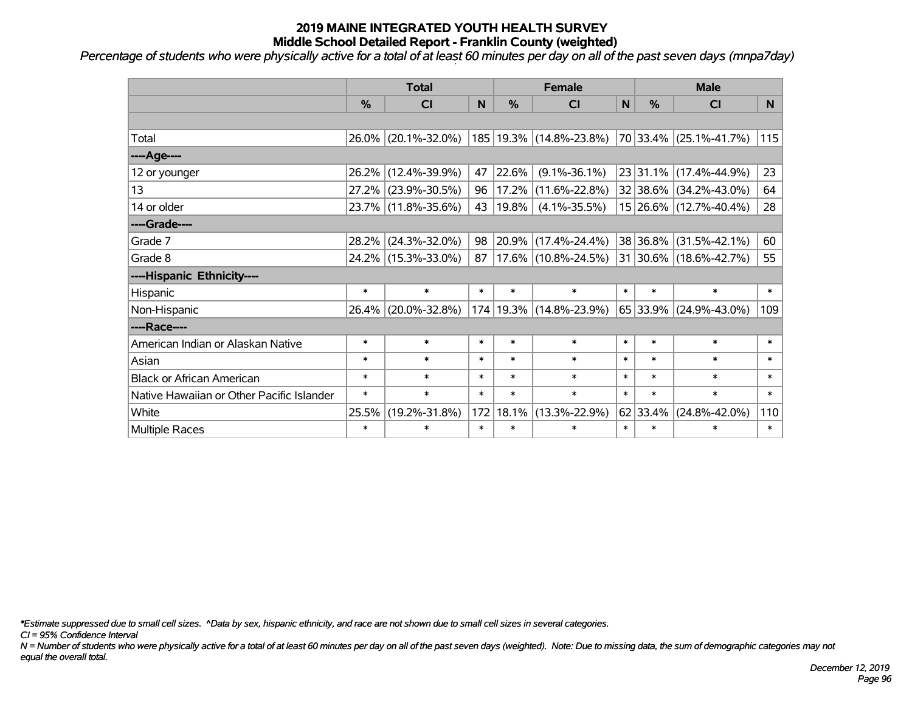# 2019 MAINE INTEGRATED YOUTH HEALTH SURVEY
## Middle School Detailed Report - Franklin County (weighted)

*Percentage of students who were physically active for a total of at least 60 minutes per day on all of the past seven days (mnpa7day)*

| | Total | | | Female | | | Male | | |
|---|---|---|---|---|---|---|---|---|---|
| | % | CI | N | % | CI | N | % | CI | N |
| | | | | | | | | | |
| Total | 26.0% | (20.1%-32.0%) | 185 | 19.3% | (14.8%-23.8%) | 70 | 33.4% | (25.1%-41.7%) | 115 |
| ----Age---- | | | | | | | | | |
| 12 or younger | 26.2% | (12.4%-39.9%) | 47 | 22.6% | (9.1%-36.1%) | 23 | 31.1% | (17.4%-44.9%) | 23 |
| 13 | 27.2% | (23.9%-30.5%) | 96 | 17.2% | (11.6%-22.8%) | 32 | 38.6% | (34.2%-43.0%) | 64 |
| 14 or older | 23.7% | (11.8%-35.6%) | 43 | 19.8% | (4.1%-35.5%) | 15 | 26.6% | (12.7%-40.4%) | 28 |
| ----Grade---- | | | | | | | | | |
| Grade 7 | 28.2% | (24.3%-32.0%) | 98 | 20.9% | (17.4%-24.4%) | 38 | 36.8% | (31.5%-42.1%) | 60 |
| Grade 8 | 24.2% | (15.3%-33.0%) | 87 | 17.6% | (10.8%-24.5%) | 31 | 30.6% | (18.6%-42.7%) | 55 |
| ----Hispanic Ethnicity---- | | | | | | | | | |
| Hispanic | * | * | * | * | * | * | * | * | * |
| Non-Hispanic | 26.4% | (20.0%-32.8%) | 174 | 19.3% | (14.8%-23.9%) | 65 | 33.9% | (24.9%-43.0%) | 109 |
| ----Race---- | | | | | | | | | |
| American Indian or Alaskan Native | * | * | * | * | * | * | * | * | * |
| Asian | * | * | * | * | * | * | * | * | * |
| Black or African American | * | * | * | * | * | * | * | * | * |
| Native Hawaiian or Other Pacific Islander | * | * | * | * | * | * | * | * | * |
| White | 25.5% | (19.2%-31.8%) | 172 | 18.1% | (13.3%-22.9%) | 62 | 33.4% | (24.8%-42.0%) | 110 |
| Multiple Races | * | * | * | * | * | * | * | * | * |

*\*Estimate suppressed due to small cell sizes. ^Data by sex, hispanic ethnicity, and race are not shown due to small cell sizes in several categories.*

*CI = 95% Confidence Interval*

*N = Number of students who were physically active for a total of at least 60 minutes per day on all of the past seven days (weighted). Note: Due to missing data, the sum of demographic categories may not equal the overall total.*

*December 12, 2019*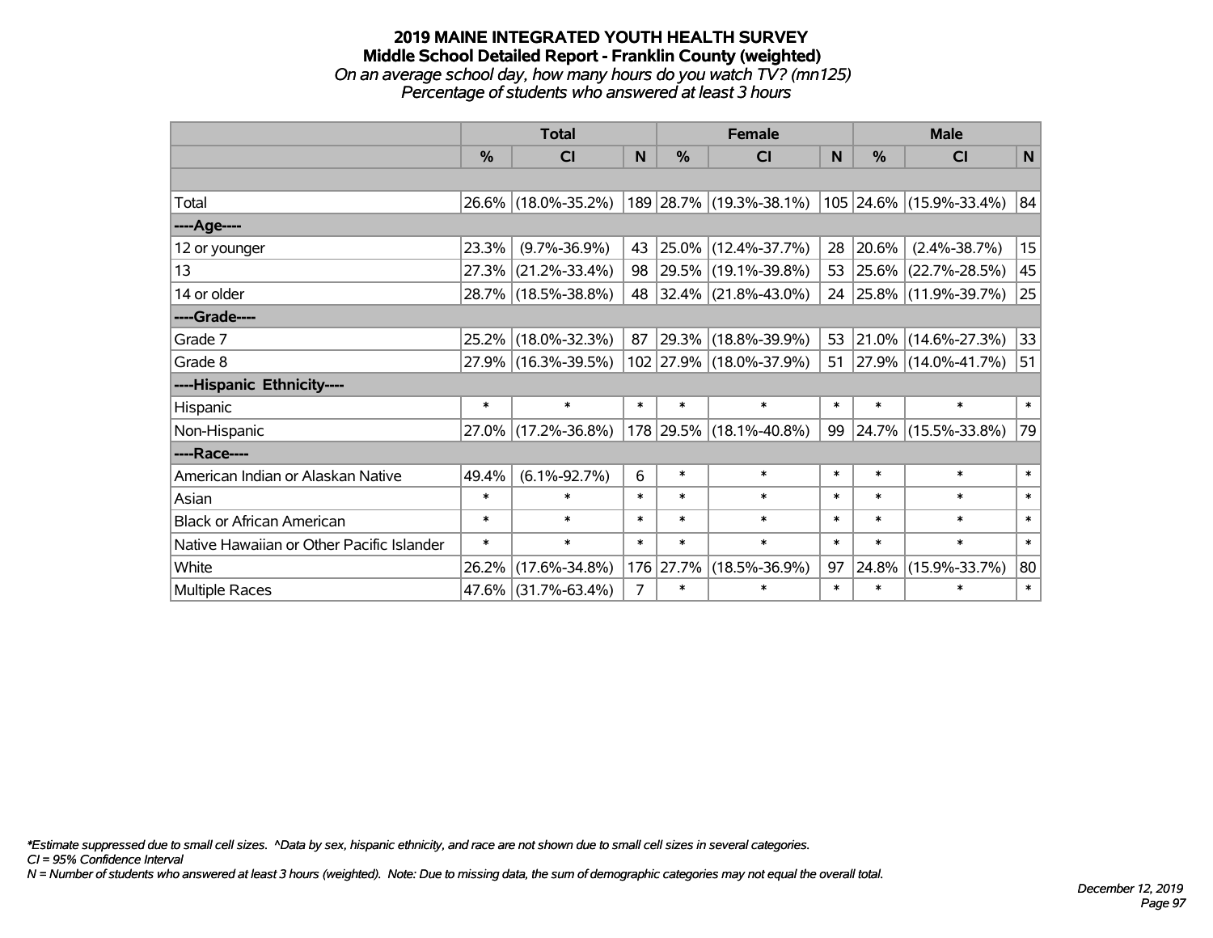# 2019 MAINE INTEGRATED YOUTH HEALTH SURVEY
## Middle School Detailed Report - Franklin County (weighted)
*On an average school day, how many hours do you watch TV? (mn125)*
*Percentage of students who answered at least 3 hours*

| | Total | | | Female | | | Male | | |
|---|---|---|---|---|---|---|---|---|---|
| | % | CI | N | % | CI | N | % | CI | N |
| Total | 26.6% | (18.0%-35.2%) | 189 | 28.7% | (19.3%-38.1%) | 105 | 24.6% | (15.9%-33.4%) | 84 |
| ----Age---- | | | | | | | | | |
| 12 or younger | 23.3% | (9.7%-36.9%) | 43 | 25.0% | (12.4%-37.7%) | 28 | 20.6% | (2.4%-38.7%) | 15 |
| 13 | 27.3% | (21.2%-33.4%) | 98 | 29.5% | (19.1%-39.8%) | 53 | 25.6% | (22.7%-28.5%) | 45 |
| 14 or older | 28.7% | (18.5%-38.8%) | 48 | 32.4% | (21.8%-43.0%) | 24 | 25.8% | (11.9%-39.7%) | 25 |
| ----Grade---- | | | | | | | | | |
| Grade 7 | 25.2% | (18.0%-32.3%) | 87 | 29.3% | (18.8%-39.9%) | 53 | 21.0% | (14.6%-27.3%) | 33 |
| Grade 8 | 27.9% | (16.3%-39.5%) | 102 | 27.9% | (18.0%-37.9%) | 51 | 27.9% | (14.0%-41.7%) | 51 |
| ----Hispanic Ethnicity---- | | | | | | | | | |
| Hispanic | * | * | * | * | * | * | * | * | * |
| Non-Hispanic | 27.0% | (17.2%-36.8%) | 178 | 29.5% | (18.1%-40.8%) | 99 | 24.7% | (15.5%-33.8%) | 79 |
| ----Race---- | | | | | | | | | |
| American Indian or Alaskan Native | 49.4% | (6.1%-92.7%) | 6 | * | * | * | * | * | * |
| Asian | * | * | * | * | * | * | * | * | * |
| Black or African American | * | * | * | * | * | * | * | * | * |
| Native Hawaiian or Other Pacific Islander | * | * | * | * | * | * | * | * | * |
| White | 26.2% | (17.6%-34.8%) | 176 | 27.7% | (18.5%-36.9%) | 97 | 24.8% | (15.9%-33.7%) | 80 |
| Multiple Races | 47.6% | (31.7%-63.4%) | 7 | * | * | * | * | * | * |

*\*Estimate suppressed due to small cell sizes. ^Data by sex, hispanic ethnicity, and race are not shown due to small cell sizes in several categories.*
*CI = 95% Confidence Interval*
*N = Number of students who answered at least 3 hours (weighted). Note: Due to missing data, the sum of demographic categories may not equal the overall total.*

*December 12, 2019*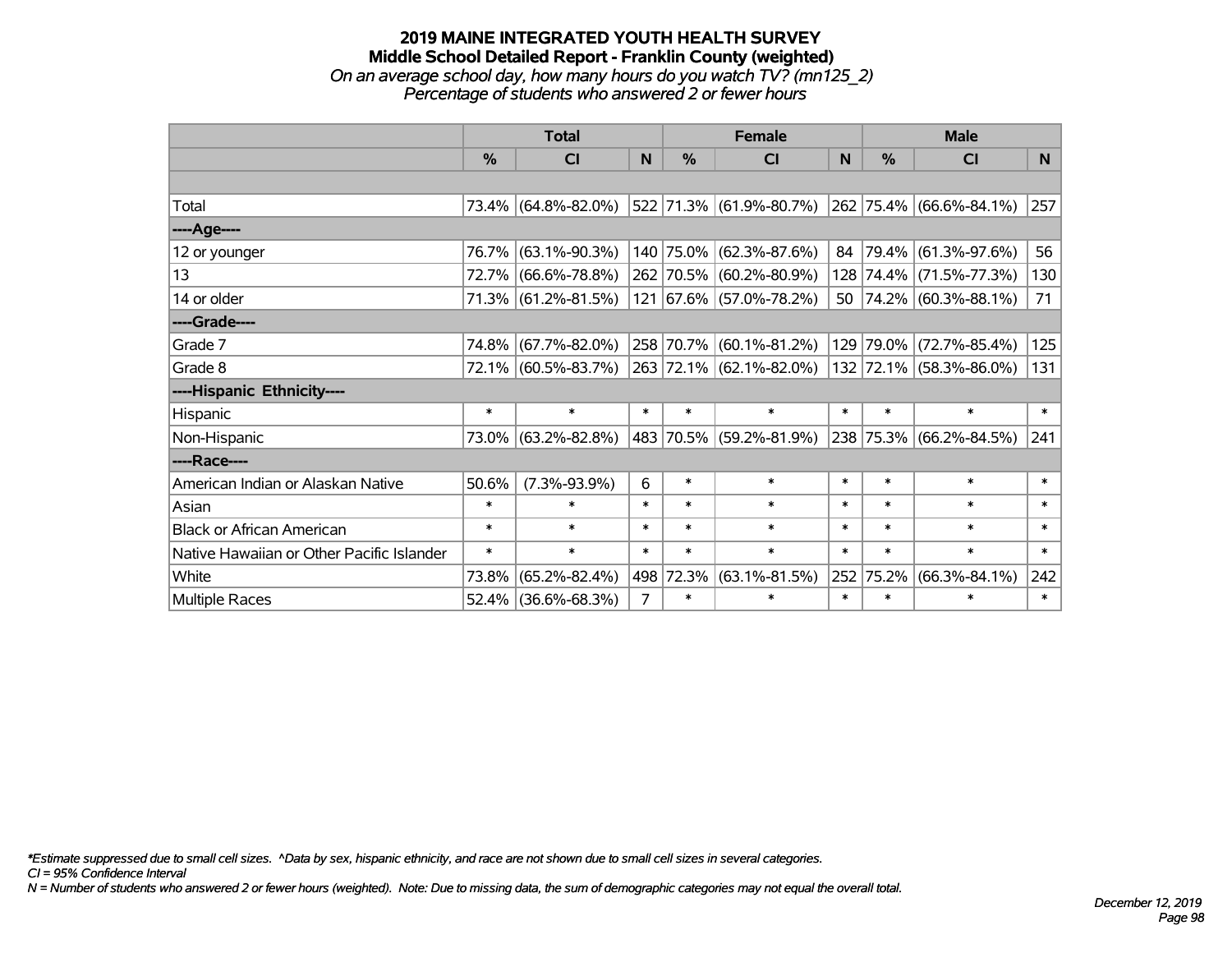# 2019 MAINE INTEGRATED YOUTH HEALTH SURVEY

## Middle School Detailed Report - Franklin County (weighted)

*On an average school day, how many hours do you watch TV? (mn125_2)*

*Percentage of students who answered 2 or fewer hours*

| | Total | | | Female | | | Male | | |
|---|---|---|---|---|---|---|---|---|---|
| | % | CI | N | % | CI | N | % | CI | N |
| | | | | | | | | | |
| Total | 73.4% | (64.8%-82.0%) | 522 | 71.3% | (61.9%-80.7%) | 262 | 75.4% | (66.6%-84.1%) | 257 |
| ----Age---- | | | | | | | | | |
| 12 or younger | 76.7% | (63.1%-90.3%) | 140 | 75.0% | (62.3%-87.6%) | 84 | 79.4% | (61.3%-97.6%) | 56 |
| 13 | 72.7% | (66.6%-78.8%) | 262 | 70.5% | (60.2%-80.9%) | 128 | 74.4% | (71.5%-77.3%) | 130 |
| 14 or older | 71.3% | (61.2%-81.5%) | 121 | 67.6% | (57.0%-78.2%) | 50 | 74.2% | (60.3%-88.1%) | 71 |
| ----Grade---- | | | | | | | | | |
| Grade 7 | 74.8% | (67.7%-82.0%) | 258 | 70.7% | (60.1%-81.2%) | 129 | 79.0% | (72.7%-85.4%) | 125 |
| Grade 8 | 72.1% | (60.5%-83.7%) | 263 | 72.1% | (62.1%-82.0%) | 132 | 72.1% | (58.3%-86.0%) | 131 |
| ----Hispanic Ethnicity---- | | | | | | | | | |
| Hispanic | * | * | * | * | * | * | * | * | * |
| Non-Hispanic | 73.0% | (63.2%-82.8%) | 483 | 70.5% | (59.2%-81.9%) | 238 | 75.3% | (66.2%-84.5%) | 241 |
| ----Race---- | | | | | | | | | |
| American Indian or Alaskan Native | 50.6% | (7.3%-93.9%) | 6 | * | * | * | * | * | * |
| Asian | * | * | * | * | * | * | * | * | * |
| Black or African American | * | * | * | * | * | * | * | * | * |
| Native Hawaiian or Other Pacific Islander | * | * | * | * | * | * | * | * | * |
| White | 73.8% | (65.2%-82.4%) | 498 | 72.3% | (63.1%-81.5%) | 252 | 75.2% | (66.3%-84.1%) | 242 |
| Multiple Races | 52.4% | (36.6%-68.3%) | 7 | * | * | * | * | * | * |

*\*Estimate suppressed due to small cell sizes. ^Data by sex, hispanic ethnicity, and race are not shown due to small cell sizes in several categories.*

*CI = 95% Confidence Interval*

*N = Number of students who answered 2 or fewer hours (weighted). Note: Due to missing data, the sum of demographic categories may not equal the overall total.*

*December 12, 2019*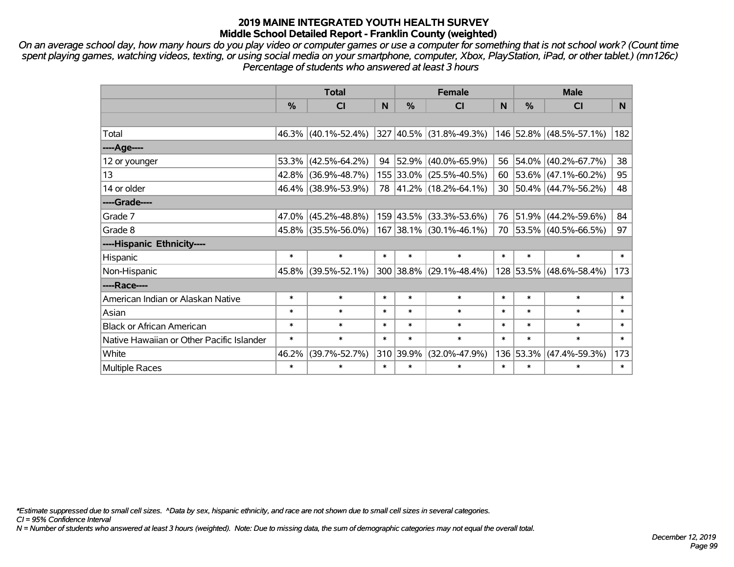# 2019 MAINE INTEGRATED YOUTH HEALTH SURVEY
## Middle School Detailed Report - Franklin County (weighted)

*On an average school day, how many hours do you play video or computer games or use a computer for something that is not school work? (Count time spent playing games, watching videos, texting, or using social media on your smartphone, computer, Xbox, PlayStation, iPad, or other tablet.) (mn126c) Percentage of students who answered at least 3 hours*

| | Total | | | Female | | | Male | | |
|---|---|---|---|---|---|---|---|---|---|
| | % | CI | N | % | CI | N | % | CI | N |
| Total | 46.3% | (40.1%-52.4%) | 327 | 40.5% | (31.8%-49.3%) | 146 | 52.8% | (48.5%-57.1%) | 182 |
| ----Age---- | | | | | | | | | |
| 12 or younger | 53.3% | (42.5%-64.2%) | 94 | 52.9% | (40.0%-65.9%) | 56 | 54.0% | (40.2%-67.7%) | 38 |
| 13 | 42.8% | (36.9%-48.7%) | 155 | 33.0% | (25.5%-40.5%) | 60 | 53.6% | (47.1%-60.2%) | 95 |
| 14 or older | 46.4% | (38.9%-53.9%) | 78 | 41.2% | (18.2%-64.1%) | 30 | 50.4% | (44.7%-56.2%) | 48 |
| ----Grade---- | | | | | | | | | |
| Grade 7 | 47.0% | (45.2%-48.8%) | 159 | 43.5% | (33.3%-53.6%) | 76 | 51.9% | (44.2%-59.6%) | 84 |
| Grade 8 | 45.8% | (35.5%-56.0%) | 167 | 38.1% | (30.1%-46.1%) | 70 | 53.5% | (40.5%-66.5%) | 97 |
| ----Hispanic Ethnicity---- | | | | | | | | | |
| Hispanic | * | * | * | * | * | * | * | * | * |
| Non-Hispanic | 45.8% | (39.5%-52.1%) | 300 | 38.8% | (29.1%-48.4%) | 128 | 53.5% | (48.6%-58.4%) | 173 |
| ----Race---- | | | | | | | | | |
| American Indian or Alaskan Native | * | * | * | * | * | * | * | * | * |
| Asian | * | * | * | * | * | * | * | * | * |
| Black or African American | * | * | * | * | * | * | * | * | * |
| Native Hawaiian or Other Pacific Islander | * | * | * | * | * | * | * | * | * |
| White | 46.2% | (39.7%-52.7%) | 310 | 39.9% | (32.0%-47.9%) | 136 | 53.3% | (47.4%-59.3%) | 173 |
| Multiple Races | * | * | * | * | * | * | * | * | * |

*\*Estimate suppressed due to small cell sizes. ^Data by sex, hispanic ethnicity, and race are not shown due to small cell sizes in several categories.*
*CI = 95% Confidence Interval*
*N = Number of students who answered at least 3 hours (weighted). Note: Due to missing data, the sum of demographic categories may not equal the overall total.*

*December 12, 2019*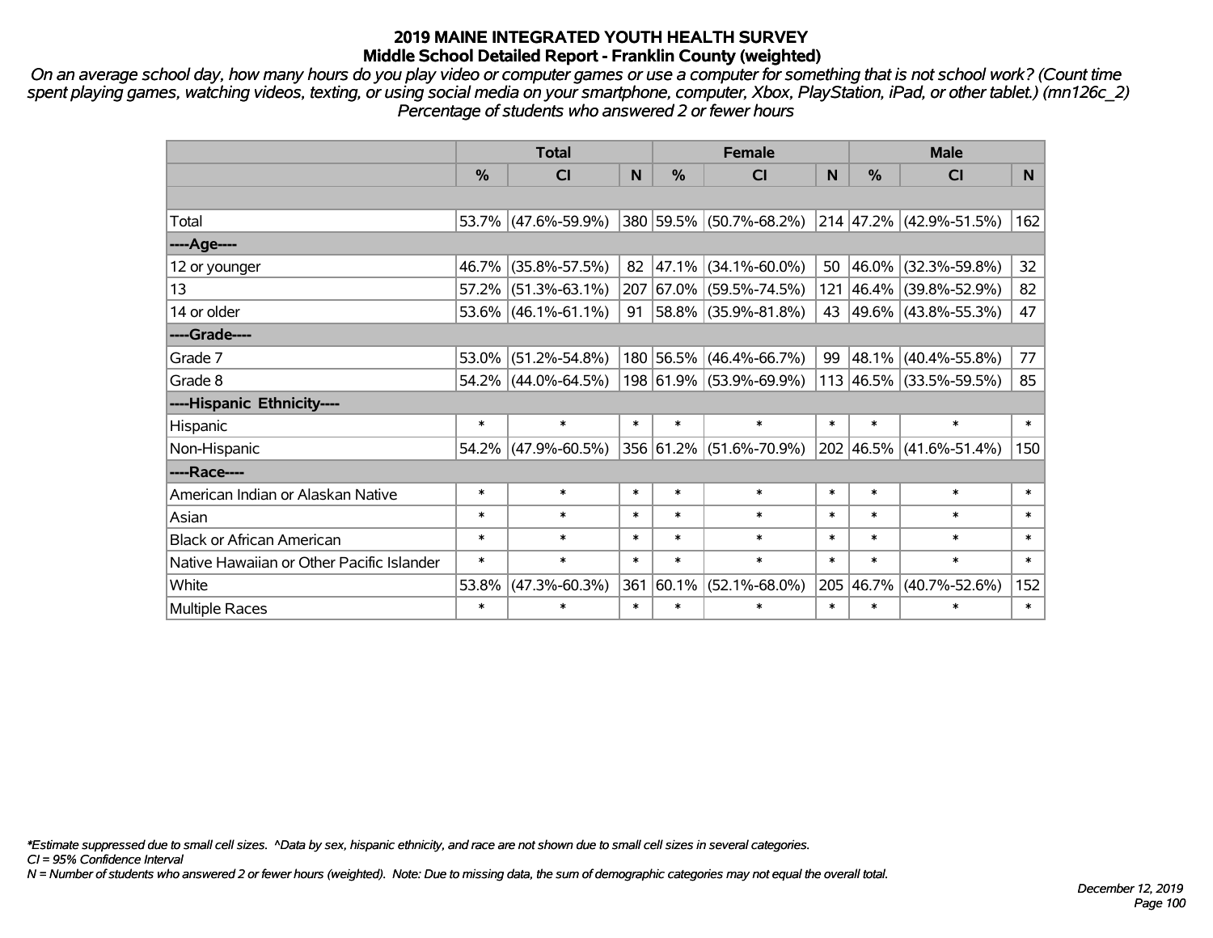# 2019 MAINE INTEGRATED YOUTH HEALTH SURVEY
## Middle School Detailed Report - Franklin County (weighted)

*On an average school day, how many hours do you play video or computer games or use a computer for something that is not school work? (Count time spent playing games, watching videos, texting, or using social media on your smartphone, computer, Xbox, PlayStation, iPad, or other tablet.) (mn126c_2) Percentage of students who answered 2 or fewer hours*

| | Total | | | Female | | | Male | | |
|---|---|---|---|---|---|---|---|---|---|
| | % | CI | N | % | CI | N | % | CI | N |
| Total | 53.7% | (47.6%-59.9%) | 380 | 59.5% | (50.7%-68.2%) | 214 | 47.2% | (42.9%-51.5%) | 162 |
| ----Age---- | | | | | | | | | |
| 12 or younger | 46.7% | (35.8%-57.5%) | 82 | 47.1% | (34.1%-60.0%) | 50 | 46.0% | (32.3%-59.8%) | 32 |
| 13 | 57.2% | (51.3%-63.1%) | 207 | 67.0% | (59.5%-74.5%) | 121 | 46.4% | (39.8%-52.9%) | 82 |
| 14 or older | 53.6% | (46.1%-61.1%) | 91 | 58.8% | (35.9%-81.8%) | 43 | 49.6% | (43.8%-55.3%) | 47 |
| ----Grade---- | | | | | | | | | |
| Grade 7 | 53.0% | (51.2%-54.8%) | 180 | 56.5% | (46.4%-66.7%) | 99 | 48.1% | (40.4%-55.8%) | 77 |
| Grade 8 | 54.2% | (44.0%-64.5%) | 198 | 61.9% | (53.9%-69.9%) | 113 | 46.5% | (33.5%-59.5%) | 85 |
| ----Hispanic Ethnicity---- | | | | | | | | | |
| Hispanic | * | * | * | * | * | * | * | * | * |
| Non-Hispanic | 54.2% | (47.9%-60.5%) | 356 | 61.2% | (51.6%-70.9%) | 202 | 46.5% | (41.6%-51.4%) | 150 |
| ----Race---- | | | | | | | | | |
| American Indian or Alaskan Native | * | * | * | * | * | * | * | * | * |
| Asian | * | * | * | * | * | * | * | * | * |
| Black or African American | * | * | * | * | * | * | * | * | * |
| Native Hawaiian or Other Pacific Islander | * | * | * | * | * | * | * | * | * |
| White | 53.8% | (47.3%-60.3%) | 361 | 60.1% | (52.1%-68.0%) | 205 | 46.7% | (40.7%-52.6%) | 152 |
| Multiple Races | * | * | * | * | * | * | * | * | * |

*\*Estimate suppressed due to small cell sizes. ^Data by sex, hispanic ethnicity, and race are not shown due to small cell sizes in several categories.*
*CI = 95% Confidence Interval*
*N = Number of students who answered 2 or fewer hours (weighted). Note: Due to missing data, the sum of demographic categories may not equal the overall total.*

*December 12, 2019*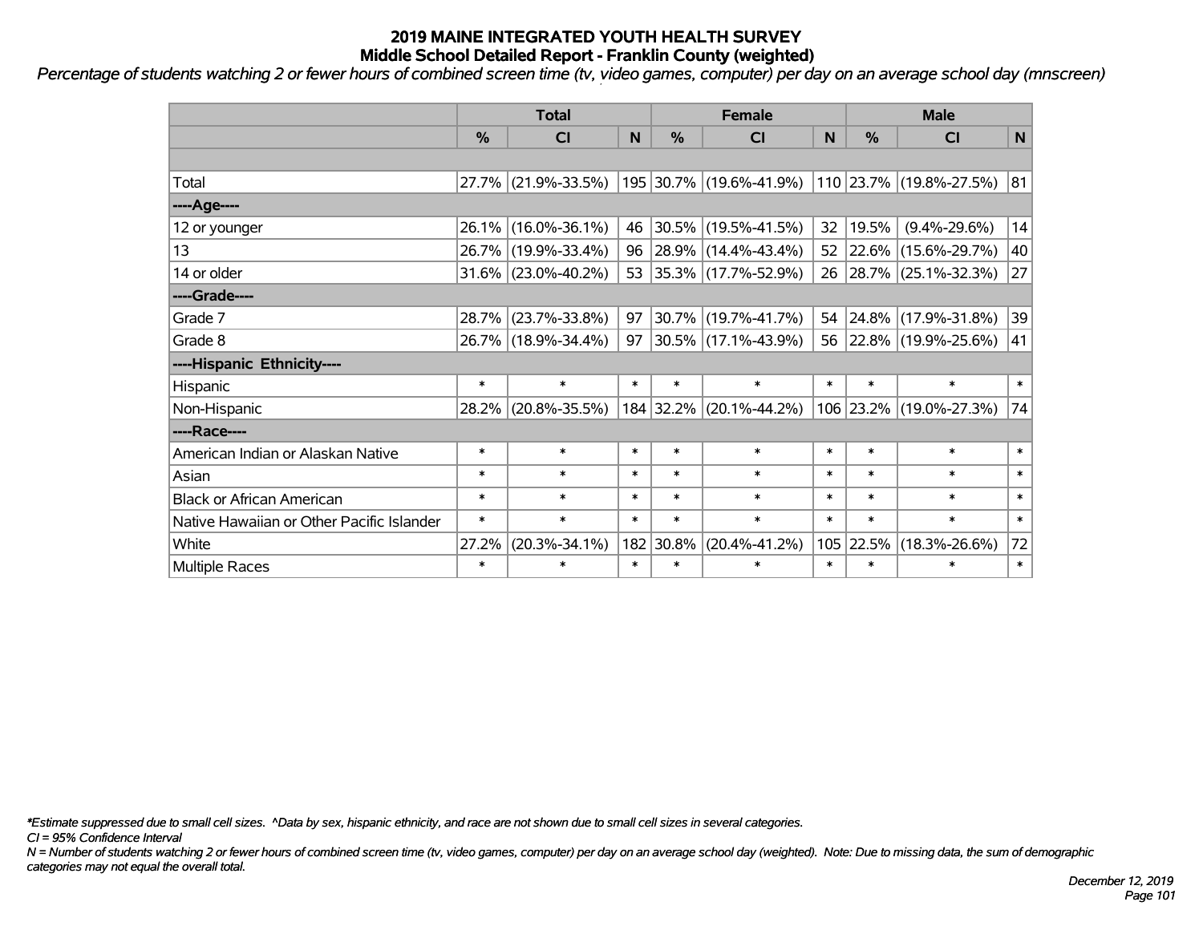# 2019 MAINE INTEGRATED YOUTH HEALTH SURVEY
## Middle School Detailed Report - Franklin County (weighted)

*Percentage of students watching 2 or fewer hours of combined screen time (tv, video games, computer) per day on an average school day (mnscreen)*

| | Total | | | Female | | | Male | | |
|---|---|---|---|---|---|---|---|---|---|
| | % | CI | N | % | CI | N | % | CI | N |
| | | | | | | | | | |
| Total | 27.7% | (21.9%-33.5%) | 195 | 30.7% | (19.6%-41.9%) | 110 | 23.7% | (19.8%-27.5%) | 81 |
| ----Age---- | | | | | | | | | |
| 12 or younger | 26.1% | (16.0%-36.1%) | 46 | 30.5% | (19.5%-41.5%) | 32 | 19.5% | (9.4%-29.6%) | 14 |
| 13 | 26.7% | (19.9%-33.4%) | 96 | 28.9% | (14.4%-43.4%) | 52 | 22.6% | (15.6%-29.7%) | 40 |
| 14 or older | 31.6% | (23.0%-40.2%) | 53 | 35.3% | (17.7%-52.9%) | 26 | 28.7% | (25.1%-32.3%) | 27 |
| ----Grade---- | | | | | | | | | |
| Grade 7 | 28.7% | (23.7%-33.8%) | 97 | 30.7% | (19.7%-41.7%) | 54 | 24.8% | (17.9%-31.8%) | 39 |
| Grade 8 | 26.7% | (18.9%-34.4%) | 97 | 30.5% | (17.1%-43.9%) | 56 | 22.8% | (19.9%-25.6%) | 41 |
| ----Hispanic Ethnicity---- | | | | | | | | | |
| Hispanic | * | * | * | * | * | * | * | * | * |
| Non-Hispanic | 28.2% | (20.8%-35.5%) | 184 | 32.2% | (20.1%-44.2%) | 106 | 23.2% | (19.0%-27.3%) | 74 |
| ----Race---- | | | | | | | | | |
| American Indian or Alaskan Native | * | * | * | * | * | * | * | * | * |
| Asian | * | * | * | * | * | * | * | * | * |
| Black or African American | * | * | * | * | * | * | * | * | * |
| Native Hawaiian or Other Pacific Islander | * | * | * | * | * | * | * | * | * |
| White | 27.2% | (20.3%-34.1%) | 182 | 30.8% | (20.4%-41.2%) | 105 | 22.5% | (18.3%-26.6%) | 72 |
| Multiple Races | * | * | * | * | * | * | * | * | * |

*Estimate suppressed due to small cell sizes. ^Data by sex, hispanic ethnicity, and race are not shown due to small cell sizes in several categories.

CI = 95% Confidence Interval

N = Number of students watching 2 or fewer hours of combined screen time (tv, video games, computer) per day on an average school day (weighted). Note: Due to missing data, the sum of demographic categories may not equal the overall total.

December 12, 2019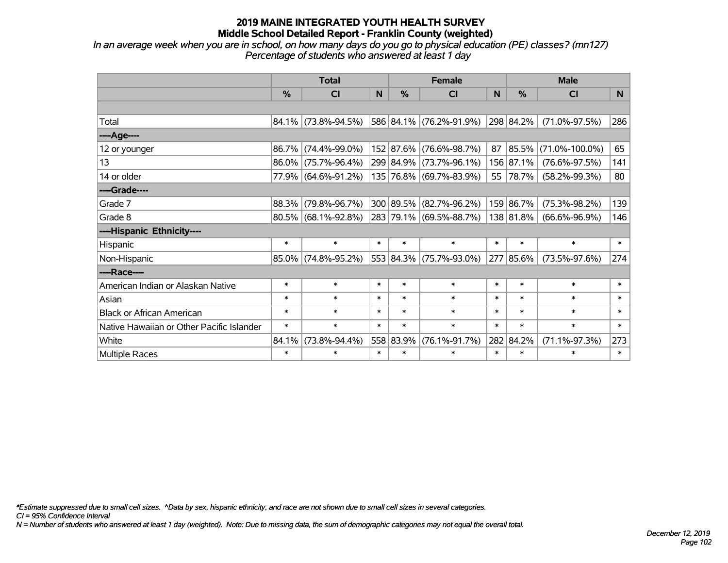# 2019 MAINE INTEGRATED YOUTH HEALTH SURVEY
## Middle School Detailed Report - Franklin County (weighted)

*In an average week when you are in school, on how many days do you go to physical education (PE) classes? (mn127)*
*Percentage of students who answered at least 1 day*

| | Total | | | Female | | | Male | | |
|---|---|---|---|---|---|---|---|---|---|
| | % | CI | N | % | CI | N | % | CI | N |
| Total | 84.1% | (73.8%-94.5%) | 586 | 84.1% | (76.2%-91.9%) | 298 | 84.2% | (71.0%-97.5%) | 286 |
| ----Age---- | | | | | | | | | |
| 12 or younger | 86.7% | (74.4%-99.0%) | 152 | 87.6% | (76.6%-98.7%) | 87 | 85.5% | (71.0%-100.0%) | 65 |
| 13 | 86.0% | (75.7%-96.4%) | 299 | 84.9% | (73.7%-96.1%) | 156 | 87.1% | (76.6%-97.5%) | 141 |
| 14 or older | 77.9% | (64.6%-91.2%) | 135 | 76.8% | (69.7%-83.9%) | 55 | 78.7% | (58.2%-99.3%) | 80 |
| ----Grade---- | | | | | | | | | |
| Grade 7 | 88.3% | (79.8%-96.7%) | 300 | 89.5% | (82.7%-96.2%) | 159 | 86.7% | (75.3%-98.2%) | 139 |
| Grade 8 | 80.5% | (68.1%-92.8%) | 283 | 79.1% | (69.5%-88.7%) | 138 | 81.8% | (66.6%-96.9%) | 146 |
| ----Hispanic Ethnicity---- | | | | | | | | | |
| Hispanic | * | * | * | * | * | * | * | * | * |
| Non-Hispanic | 85.0% | (74.8%-95.2%) | 553 | 84.3% | (75.7%-93.0%) | 277 | 85.6% | (73.5%-97.6%) | 274 |
| ----Race---- | | | | | | | | | |
| American Indian or Alaskan Native | * | * | * | * | * | * | * | * | * |
| Asian | * | * | * | * | * | * | * | * | * |
| Black or African American | * | * | * | * | * | * | * | * | * |
| Native Hawaiian or Other Pacific Islander | * | * | * | * | * | * | * | * | * |
| White | 84.1% | (73.8%-94.4%) | 558 | 83.9% | (76.1%-91.7%) | 282 | 84.2% | (71.1%-97.3%) | 273 |
| Multiple Races | * | * | * | * | * | * | * | * | * |

*\*Estimate suppressed due to small cell sizes. ^Data by sex, hispanic ethnicity, and race are not shown due to small cell sizes in several categories.*
*CI = 95% Confidence Interval*
*N = Number of students who answered at least 1 day (weighted). Note: Due to missing data, the sum of demographic categories may not equal the overall total.*

*December 12, 2019*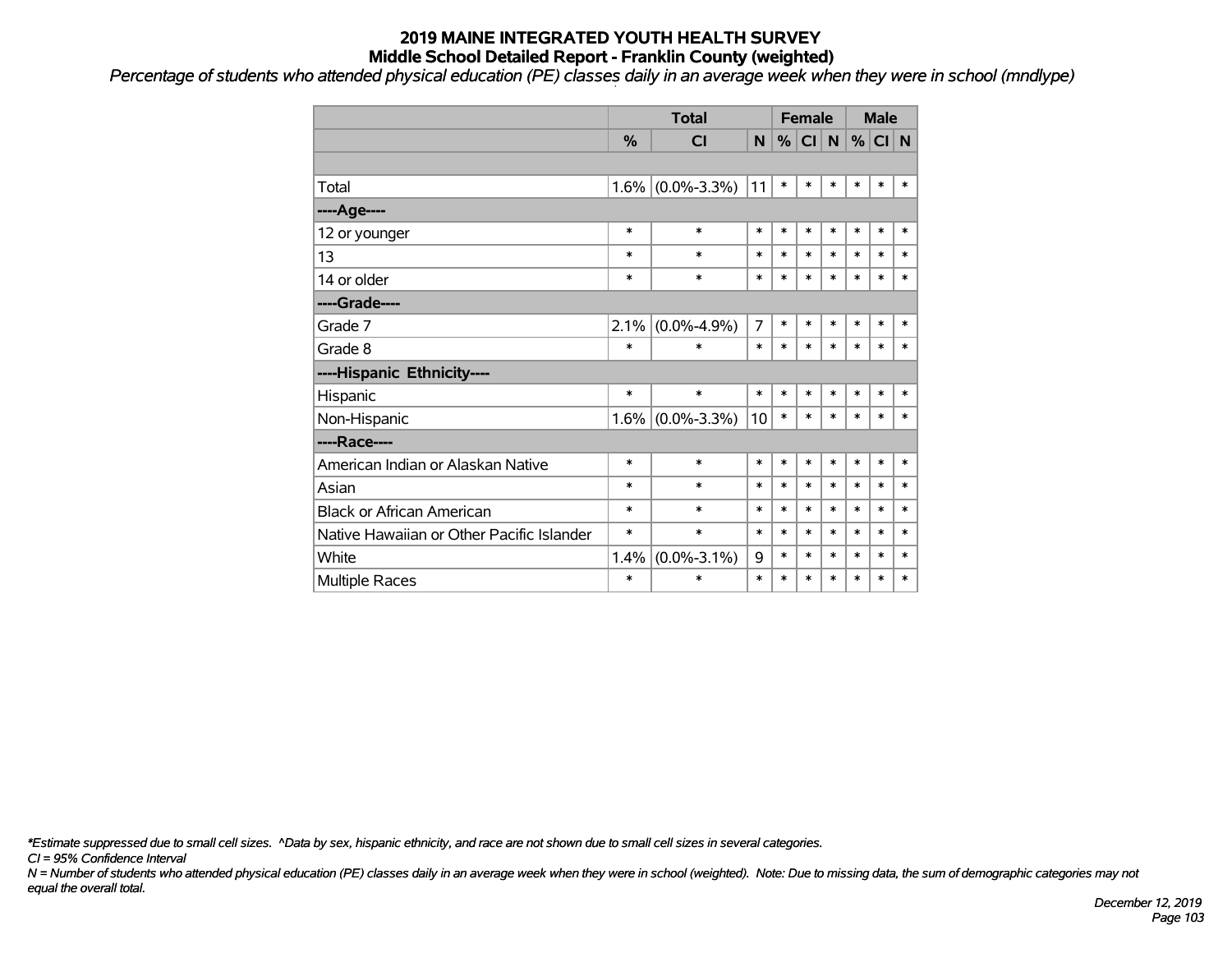# 2019 MAINE INTEGRATED YOUTH HEALTH SURVEY
## Middle School Detailed Report - Franklin County (weighted)

*Percentage of students who attended physical education (PE) classes daily in an average week when they were in school (mndlype)*

| | Total | | | Female | | | Male | | |
|---|---|---|---|---|---|---|---|---|---|
| | % | CI | N | % | CI | N | % | CI | N |
| | | | | | | | | | |
| Total | 1.6% | (0.0%-3.3%) | 11 | * | * | * | * | * | * |
| ----Age---- | | | | | | | | | |
| 12 or younger | * | * | * | * | * | * | * | * | * |
| 13 | * | * | * | * | * | * | * | * | * |
| 14 or older | * | * | * | * | * | * | * | * | * |
| ----Grade---- | | | | | | | | | |
| Grade 7 | 2.1% | (0.0%-4.9%) | 7 | * | * | * | * | * | * |
| Grade 8 | * | * | * | * | * | * | * | * | * |
| ----Hispanic Ethnicity---- | | | | | | | | | |
| Hispanic | * | * | * | * | * | * | * | * | * |
| Non-Hispanic | 1.6% | (0.0%-3.3%) | 10 | * | * | * | * | * | * |
| ----Race---- | | | | | | | | | |
| American Indian or Alaskan Native | * | * | * | * | * | * | * | * | * |
| Asian | * | * | * | * | * | * | * | * | * |
| Black or African American | * | * | * | * | * | * | * | * | * |
| Native Hawaiian or Other Pacific Islander | * | * | * | * | * | * | * | * | * |
| White | 1.4% | (0.0%-3.1%) | 9 | * | * | * | * | * | * |
| Multiple Races | * | * | * | * | * | * | * | * | * |

*\*Estimate suppressed due to small cell sizes. ^Data by sex, hispanic ethnicity, and race are not shown due to small cell sizes in several categories.*

*CI = 95% Confidence Interval*

*N = Number of students who attended physical education (PE) classes daily in an average week when they were in school (weighted). Note: Due to missing data, the sum of demographic categories may not equal the overall total.*

*December 12, 2019*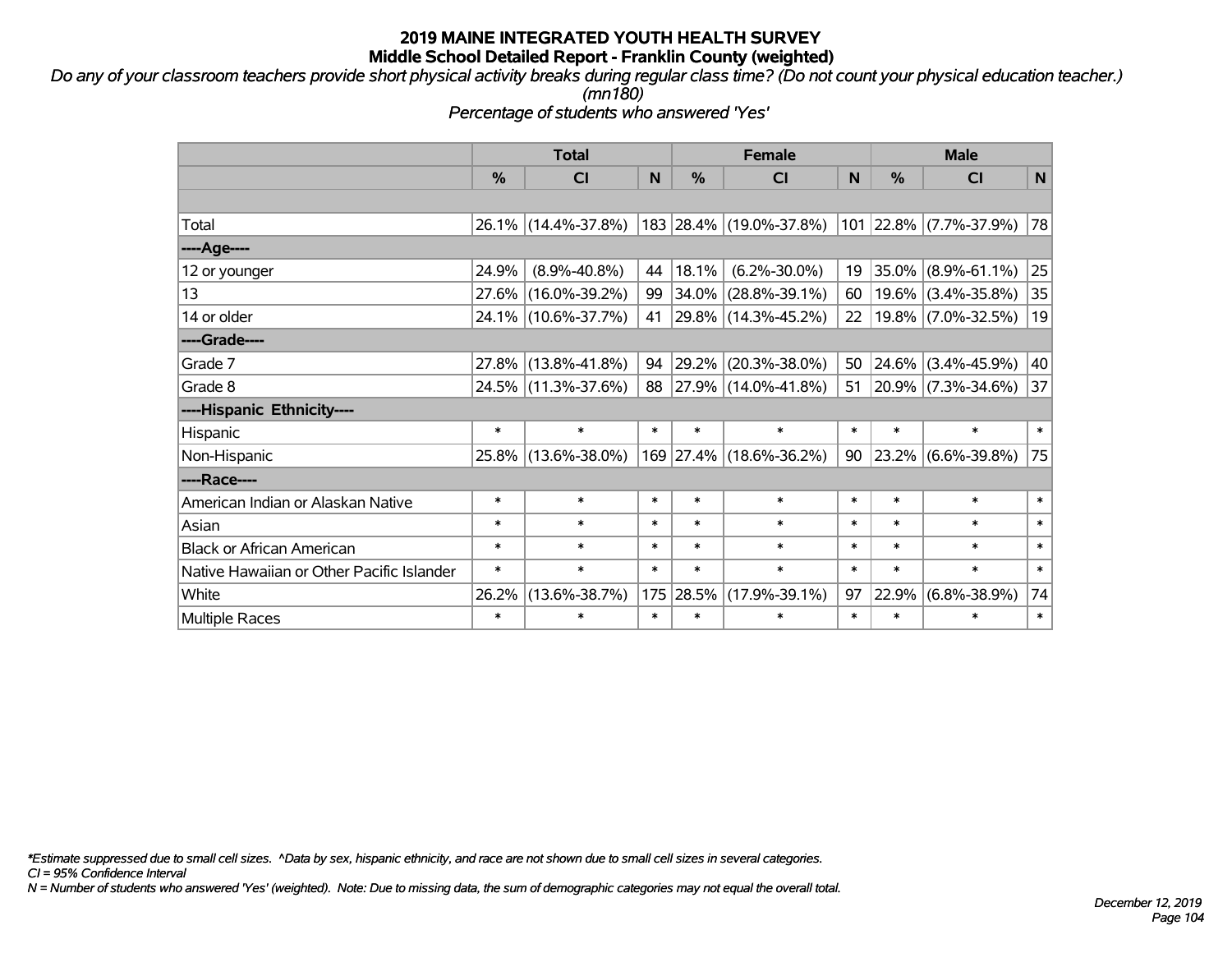# 2019 MAINE INTEGRATED YOUTH HEALTH SURVEY
## Middle School Detailed Report - Franklin County (weighted)

*Do any of your classroom teachers provide short physical activity breaks during regular class time? (Do not count your physical education teacher.) (mn180)*

*Percentage of students who answered 'Yes'*

| | Total | | | Female | | | Male | | |
|---|---|---|---|---|---|---|---|---|---|
| | % | CI | N | % | CI | N | % | CI | N |
| Total | 26.1% | (14.4%-37.8%) | 183 | 28.4% | (19.0%-37.8%) | 101 | 22.8% | (7.7%-37.9%) | 78 |
| ----Age---- | | | | | | | | | |
| 12 or younger | 24.9% | (8.9%-40.8%) | 44 | 18.1% | (6.2%-30.0%) | 19 | 35.0% | (8.9%-61.1%) | 25 |
| 13 | 27.6% | (16.0%-39.2%) | 99 | 34.0% | (28.8%-39.1%) | 60 | 19.6% | (3.4%-35.8%) | 35 |
| 14 or older | 24.1% | (10.6%-37.7%) | 41 | 29.8% | (14.3%-45.2%) | 22 | 19.8% | (7.0%-32.5%) | 19 |
| ----Grade---- | | | | | | | | | |
| Grade 7 | 27.8% | (13.8%-41.8%) | 94 | 29.2% | (20.3%-38.0%) | 50 | 24.6% | (3.4%-45.9%) | 40 |
| Grade 8 | 24.5% | (11.3%-37.6%) | 88 | 27.9% | (14.0%-41.8%) | 51 | 20.9% | (7.3%-34.6%) | 37 |
| ----Hispanic Ethnicity---- | | | | | | | | | |
| Hispanic | * | * | * | * | * | * | * | * | * |
| Non-Hispanic | 25.8% | (13.6%-38.0%) | 169 | 27.4% | (18.6%-36.2%) | 90 | 23.2% | (6.6%-39.8%) | 75 |
| ----Race---- | | | | | | | | | |
| American Indian or Alaskan Native | * | * | * | * | * | * | * | * | * |
| Asian | * | * | * | * | * | * | * | * | * |
| Black or African American | * | * | * | * | * | * | * | * | * |
| Native Hawaiian or Other Pacific Islander | * | * | * | * | * | * | * | * | * |
| White | 26.2% | (13.6%-38.7%) | 175 | 28.5% | (17.9%-39.1%) | 97 | 22.9% | (6.8%-38.9%) | 74 |
| Multiple Races | * | * | * | * | * | * | * | * | * |

*\*Estimate suppressed due to small cell sizes. ^Data by sex, hispanic ethnicity, and race are not shown due to small cell sizes in several categories.*

*CI = 95% Confidence Interval*

*N = Number of students who answered 'Yes' (weighted). Note: Due to missing data, the sum of demographic categories may not equal the overall total.*

*December 12, 2019*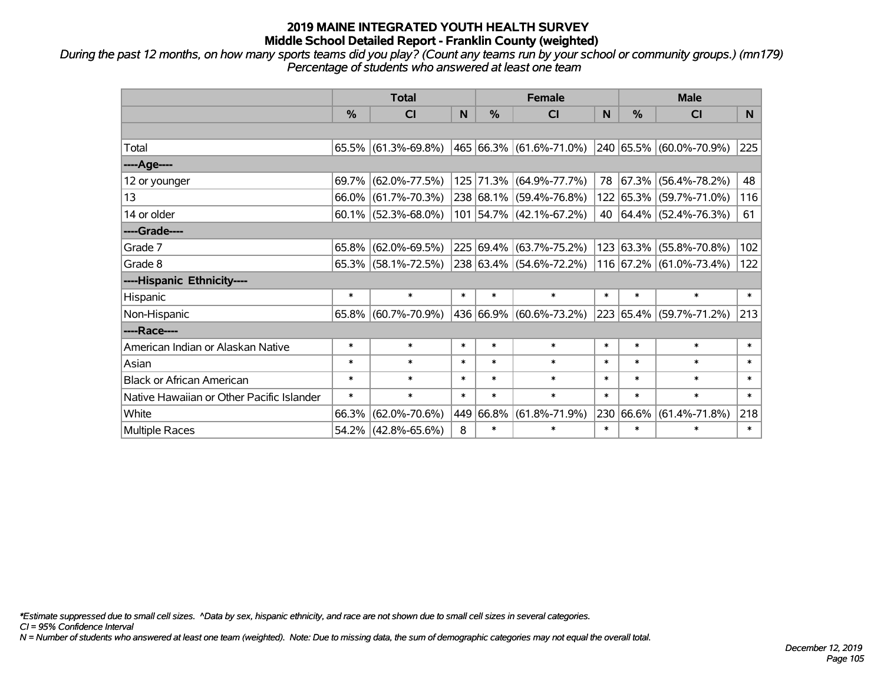# 2019 MAINE INTEGRATED YOUTH HEALTH SURVEY
## Middle School Detailed Report - Franklin County (weighted)

*During the past 12 months, on how many sports teams did you play? (Count any teams run by your school or community groups.) (mn179)*
*Percentage of students who answered at least one team*

| | Total | | | Female | | | Male | | |
|---|---|---|---|---|---|---|---|---|---|
| | % | CI | N | % | CI | N | % | CI | N |
| | | | | | | | | | |
| Total | 65.5% | (61.3%-69.8%) | 465 | 66.3% | (61.6%-71.0%) | 240 | 65.5% | (60.0%-70.9%) | 225 |
| ----Age---- | | | | | | | | | |
| 12 or younger | 69.7% | (62.0%-77.5%) | 125 | 71.3% | (64.9%-77.7%) | 78 | 67.3% | (56.4%-78.2%) | 48 |
| 13 | 66.0% | (61.7%-70.3%) | 238 | 68.1% | (59.4%-76.8%) | 122 | 65.3% | (59.7%-71.0%) | 116 |
| 14 or older | 60.1% | (52.3%-68.0%) | 101 | 54.7% | (42.1%-67.2%) | 40 | 64.4% | (52.4%-76.3%) | 61 |
| ----Grade---- | | | | | | | | | |
| Grade 7 | 65.8% | (62.0%-69.5%) | 225 | 69.4% | (63.7%-75.2%) | 123 | 63.3% | (55.8%-70.8%) | 102 |
| Grade 8 | 65.3% | (58.1%-72.5%) | 238 | 63.4% | (54.6%-72.2%) | 116 | 67.2% | (61.0%-73.4%) | 122 |
| ----Hispanic Ethnicity---- | | | | | | | | | |
| Hispanic | * | * | * | * | * | * | * | * | * |
| Non-Hispanic | 65.8% | (60.7%-70.9%) | 436 | 66.9% | (60.6%-73.2%) | 223 | 65.4% | (59.7%-71.2%) | 213 |
| ----Race---- | | | | | | | | | |
| American Indian or Alaskan Native | * | * | * | * | * | * | * | * | * |
| Asian | * | * | * | * | * | * | * | * | * |
| Black or African American | * | * | * | * | * | * | * | * | * |
| Native Hawaiian or Other Pacific Islander | * | * | * | * | * | * | * | * | * |
| White | 66.3% | (62.0%-70.6%) | 449 | 66.8% | (61.8%-71.9%) | 230 | 66.6% | (61.4%-71.8%) | 218 |
| Multiple Races | 54.2% | (42.8%-65.6%) | 8 | * | * | * | * | * | * |

*\*Estimate suppressed due to small cell sizes. ^Data by sex, hispanic ethnicity, and race are not shown due to small cell sizes in several categories.*
*CI = 95% Confidence Interval*
*N = Number of students who answered at least one team (weighted). Note: Due to missing data, the sum of demographic categories may not equal the overall total.*

*December 12, 2019*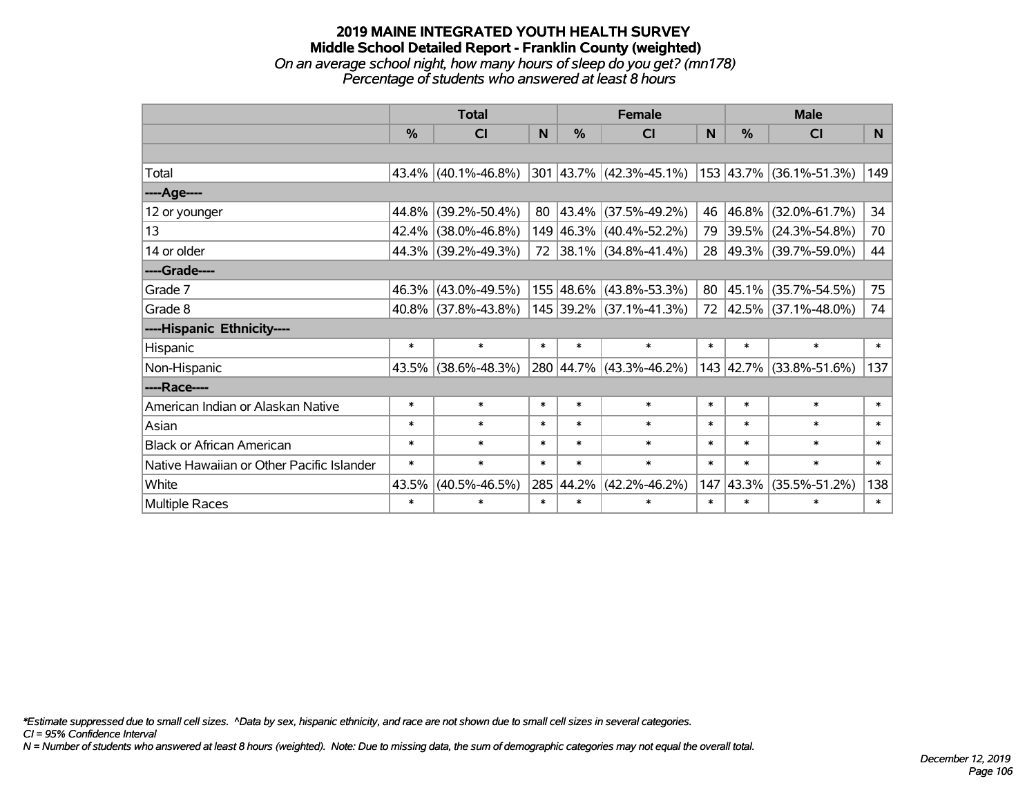# 2019 MAINE INTEGRATED YOUTH HEALTH SURVEY

## Middle School Detailed Report - Franklin County (weighted)

*On an average school night, how many hours of sleep do you get? (mn178)*

*Percentage of students who answered at least 8 hours*

| | Total | | | Female | | | Male | | |
|---|---|---|---|---|---|---|---|---|---|
| | % | CI | N | % | CI | N | % | CI | N |
| | | | | | | | | | |
| Total | 43.4% | (40.1%-46.8%) | 301 | 43.7% | (42.3%-45.1%) | 153 | 43.7% | (36.1%-51.3%) | 149 |
| ----Age---- | | | | | | | | | |
| 12 or younger | 44.8% | (39.2%-50.4%) | 80 | 43.4% | (37.5%-49.2%) | 46 | 46.8% | (32.0%-61.7%) | 34 |
| 13 | 42.4% | (38.0%-46.8%) | 149 | 46.3% | (40.4%-52.2%) | 79 | 39.5% | (24.3%-54.8%) | 70 |
| 14 or older | 44.3% | (39.2%-49.3%) | 72 | 38.1% | (34.8%-41.4%) | 28 | 49.3% | (39.7%-59.0%) | 44 |
| ----Grade---- | | | | | | | | | |
| Grade 7 | 46.3% | (43.0%-49.5%) | 155 | 48.6% | (43.8%-53.3%) | 80 | 45.1% | (35.7%-54.5%) | 75 |
| Grade 8 | 40.8% | (37.8%-43.8%) | 145 | 39.2% | (37.1%-41.3%) | 72 | 42.5% | (37.1%-48.0%) | 74 |
| ----Hispanic Ethnicity---- | | | | | | | | | |
| Hispanic | * | * | * | * | * | * | * | * | * |
| Non-Hispanic | 43.5% | (38.6%-48.3%) | 280 | 44.7% | (43.3%-46.2%) | 143 | 42.7% | (33.8%-51.6%) | 137 |
| ----Race---- | | | | | | | | | |
| American Indian or Alaskan Native | * | * | * | * | * | * | * | * | * |
| Asian | * | * | * | * | * | * | * | * | * |
| Black or African American | * | * | * | * | * | * | * | * | * |
| Native Hawaiian or Other Pacific Islander | * | * | * | * | * | * | * | * | * |
| White | 43.5% | (40.5%-46.5%) | 285 | 44.2% | (42.2%-46.2%) | 147 | 43.3% | (35.5%-51.2%) | 138 |
| Multiple Races | * | * | * | * | * | * | * | * | * |

*\*Estimate suppressed due to small cell sizes. ^Data by sex, hispanic ethnicity, and race are not shown due to small cell sizes in several categories.*

*CI = 95% Confidence Interval*

*N = Number of students who answered at least 8 hours (weighted). Note: Due to missing data, the sum of demographic categories may not equal the overall total.*

*December 12, 2019*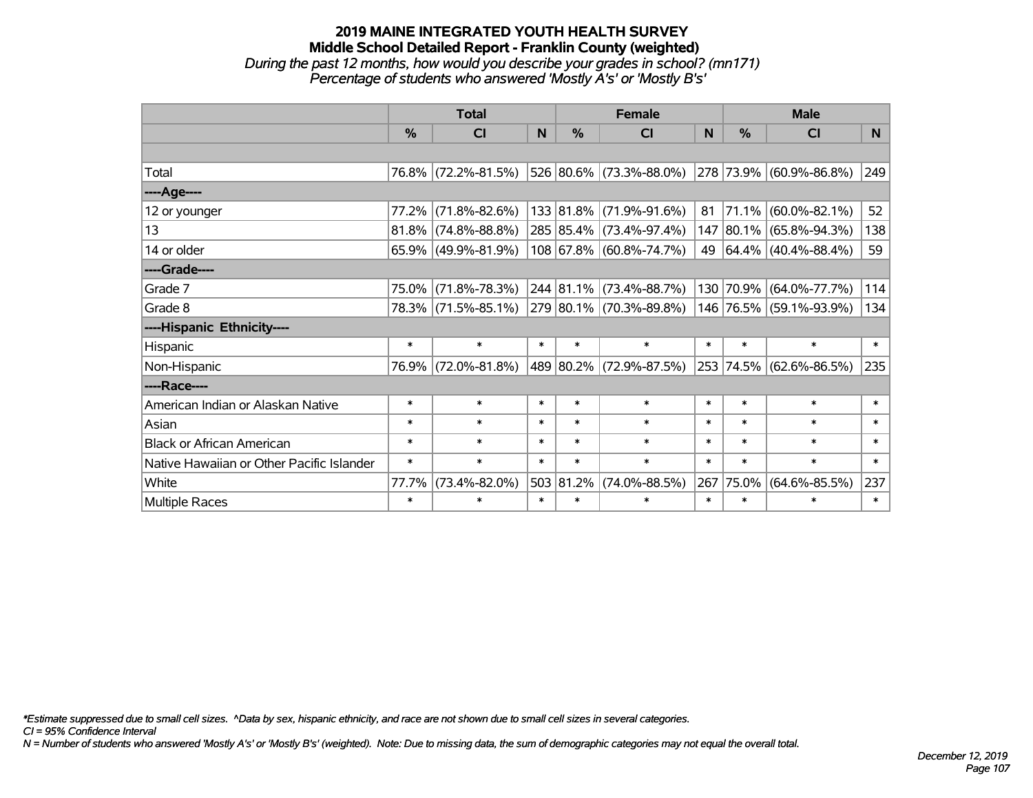# 2019 MAINE INTEGRATED YOUTH HEALTH SURVEY

## Middle School Detailed Report - Franklin County (weighted)

*During the past 12 months, how would you describe your grades in school? (mn171)*

*Percentage of students who answered 'Mostly A's' or 'Mostly B's'*

| | Total | | | Female | | | Male | | |
|---|---|---|---|---|---|---|---|---|---|
| | % | CI | N | % | CI | N | % | CI | N |
| | | | | | | | | | |
| Total | 76.8% | (72.2%-81.5%) | 526 | 80.6% | (73.3%-88.0%) | 278 | 73.9% | (60.9%-86.8%) | 249 |
| ----Age---- | | | | | | | | | |
| 12 or younger | 77.2% | (71.8%-82.6%) | 133 | 81.8% | (71.9%-91.6%) | 81 | 71.1% | (60.0%-82.1%) | 52 |
| 13 | 81.8% | (74.8%-88.8%) | 285 | 85.4% | (73.4%-97.4%) | 147 | 80.1% | (65.8%-94.3%) | 138 |
| 14 or older | 65.9% | (49.9%-81.9%) | 108 | 67.8% | (60.8%-74.7%) | 49 | 64.4% | (40.4%-88.4%) | 59 |
| ----Grade---- | | | | | | | | | |
| Grade 7 | 75.0% | (71.8%-78.3%) | 244 | 81.1% | (73.4%-88.7%) | 130 | 70.9% | (64.0%-77.7%) | 114 |
| Grade 8 | 78.3% | (71.5%-85.1%) | 279 | 80.1% | (70.3%-89.8%) | 146 | 76.5% | (59.1%-93.9%) | 134 |
| ----Hispanic Ethnicity---- | | | | | | | | | |
| Hispanic | * | * | * | * | * | * | * | * | * |
| Non-Hispanic | 76.9% | (72.0%-81.8%) | 489 | 80.2% | (72.9%-87.5%) | 253 | 74.5% | (62.6%-86.5%) | 235 |
| ----Race---- | | | | | | | | | |
| American Indian or Alaskan Native | * | * | * | * | * | * | * | * | * |
| Asian | * | * | * | * | * | * | * | * | * |
| Black or African American | * | * | * | * | * | * | * | * | * |
| Native Hawaiian or Other Pacific Islander | * | * | * | * | * | * | * | * | * |
| White | 77.7% | (73.4%-82.0%) | 503 | 81.2% | (74.0%-88.5%) | 267 | 75.0% | (64.6%-85.5%) | 237 |
| Multiple Races | * | * | * | * | * | * | * | * | * |

*\*Estimate suppressed due to small cell sizes. ^Data by sex, hispanic ethnicity, and race are not shown due to small cell sizes in several categories.*

*CI = 95% Confidence Interval*

*N = Number of students who answered 'Mostly A's' or 'Mostly B's' (weighted). Note: Due to missing data, the sum of demographic categories may not equal the overall total.*

*December 12, 2019*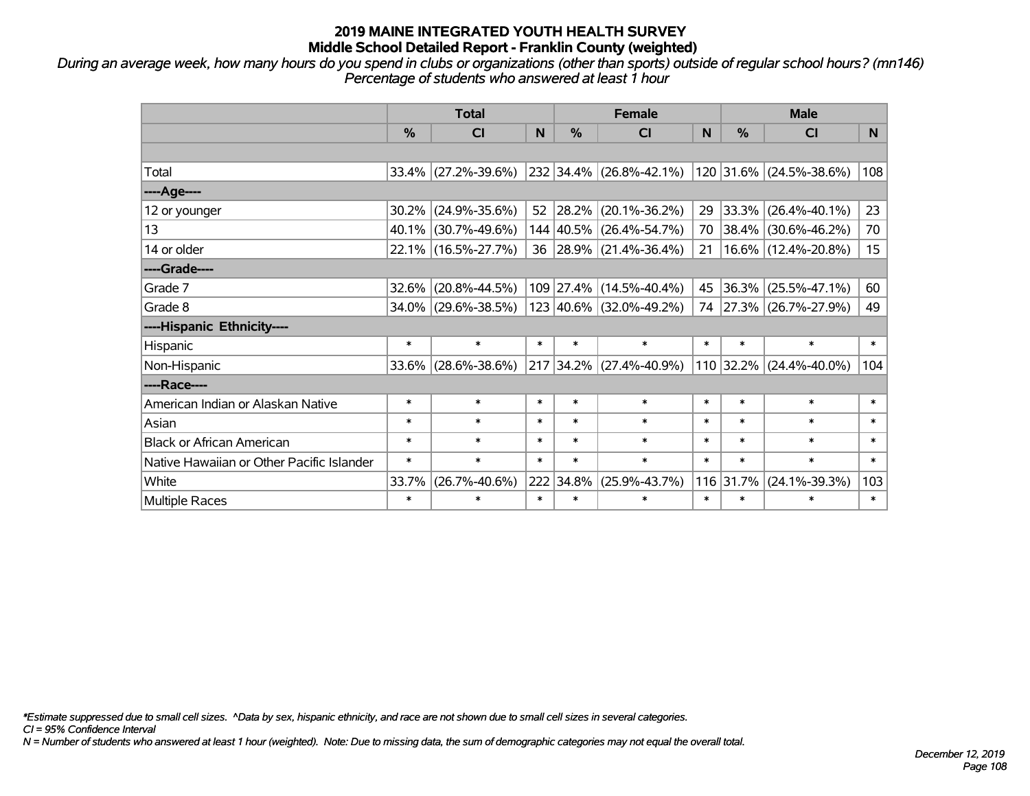# 2019 MAINE INTEGRATED YOUTH HEALTH SURVEY
## Middle School Detailed Report - Franklin County (weighted)

*During an average week, how many hours do you spend in clubs or organizations (other than sports) outside of regular school hours? (mn146)*
*Percentage of students who answered at least 1 hour*

| | Total | | | Female | | | Male | | |
|---|---|---|---|---|---|---|---|---|---|
| | % | CI | N | % | CI | N | % | CI | N |
| Total | 33.4% | (27.2%-39.6%) | 232 | 34.4% | (26.8%-42.1%) | 120 | 31.6% | (24.5%-38.6%) | 108 |
| ----Age---- | | | | | | | | | |
| 12 or younger | 30.2% | (24.9%-35.6%) | 52 | 28.2% | (20.1%-36.2%) | 29 | 33.3% | (26.4%-40.1%) | 23 |
| 13 | 40.1% | (30.7%-49.6%) | 144 | 40.5% | (26.4%-54.7%) | 70 | 38.4% | (30.6%-46.2%) | 70 |
| 14 or older | 22.1% | (16.5%-27.7%) | 36 | 28.9% | (21.4%-36.4%) | 21 | 16.6% | (12.4%-20.8%) | 15 |
| ----Grade---- | | | | | | | | | |
| Grade 7 | 32.6% | (20.8%-44.5%) | 109 | 27.4% | (14.5%-40.4%) | 45 | 36.3% | (25.5%-47.1%) | 60 |
| Grade 8 | 34.0% | (29.6%-38.5%) | 123 | 40.6% | (32.0%-49.2%) | 74 | 27.3% | (26.7%-27.9%) | 49 |
| ----Hispanic Ethnicity---- | | | | | | | | | |
| Hispanic | * | * | * | * | * | * | * | * | * |
| Non-Hispanic | 33.6% | (28.6%-38.6%) | 217 | 34.2% | (27.4%-40.9%) | 110 | 32.2% | (24.4%-40.0%) | 104 |
| ----Race---- | | | | | | | | | |
| American Indian or Alaskan Native | * | * | * | * | * | * | * | * | * |
| Asian | * | * | * | * | * | * | * | * | * |
| Black or African American | * | * | * | * | * | * | * | * | * |
| Native Hawaiian or Other Pacific Islander | * | * | * | * | * | * | * | * | * |
| White | 33.7% | (26.7%-40.6%) | 222 | 34.8% | (25.9%-43.7%) | 116 | 31.7% | (24.1%-39.3%) | 103 |
| Multiple Races | * | * | * | * | * | * | * | * | * |

*\*Estimate suppressed due to small cell sizes. ^Data by sex, hispanic ethnicity, and race are not shown due to small cell sizes in several categories.*
*CI = 95% Confidence Interval*
*N = Number of students who answered at least 1 hour (weighted). Note: Due to missing data, the sum of demographic categories may not equal the overall total.*

*December 12, 2019*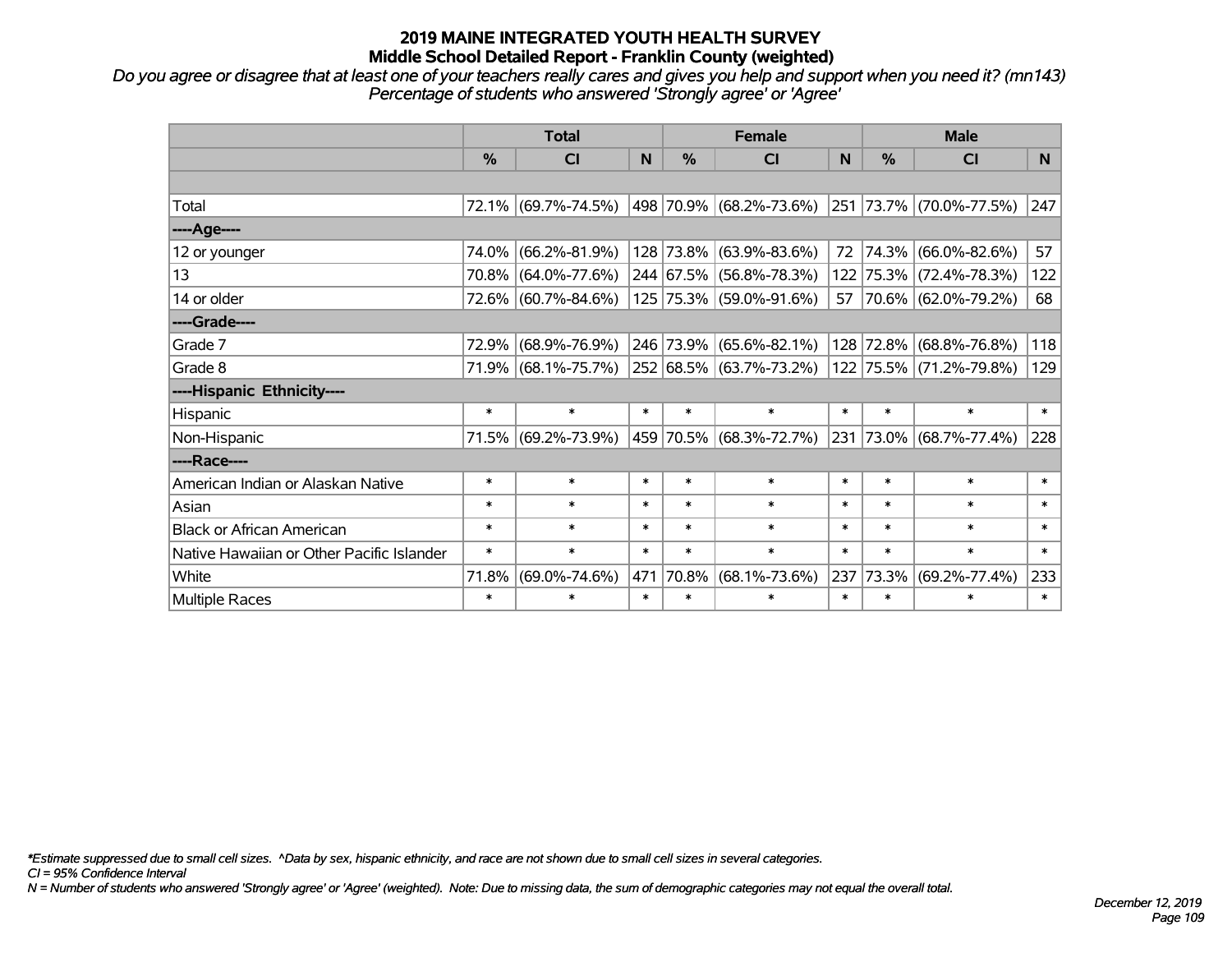# 2019 MAINE INTEGRATED YOUTH HEALTH SURVEY
## Middle School Detailed Report - Franklin County (weighted)

*Do you agree or disagree that at least one of your teachers really cares and gives you help and support when you need it? (mn143)*
*Percentage of students who answered 'Strongly agree' or 'Agree'*

| | Total | | | Female | | | Male | | |
|---|---|---|---|---|---|---|---|---|---|
| | % | CI | N | % | CI | N | % | CI | N |
| Total | 72.1% | (69.7%-74.5%) | 498 | 70.9% | (68.2%-73.6%) | 251 | 73.7% | (70.0%-77.5%) | 247 |
| ----Age---- | | | | | | | | | |
| 12 or younger | 74.0% | (66.2%-81.9%) | 128 | 73.8% | (63.9%-83.6%) | 72 | 74.3% | (66.0%-82.6%) | 57 |
| 13 | 70.8% | (64.0%-77.6%) | 244 | 67.5% | (56.8%-78.3%) | 122 | 75.3% | (72.4%-78.3%) | 122 |
| 14 or older | 72.6% | (60.7%-84.6%) | 125 | 75.3% | (59.0%-91.6%) | 57 | 70.6% | (62.0%-79.2%) | 68 |
| ----Grade---- | | | | | | | | | |
| Grade 7 | 72.9% | (68.9%-76.9%) | 246 | 73.9% | (65.6%-82.1%) | 128 | 72.8% | (68.8%-76.8%) | 118 |
| Grade 8 | 71.9% | (68.1%-75.7%) | 252 | 68.5% | (63.7%-73.2%) | 122 | 75.5% | (71.2%-79.8%) | 129 |
| ----Hispanic Ethnicity---- | | | | | | | | | |
| Hispanic | * | * | * | * | * | * | * | * | * |
| Non-Hispanic | 71.5% | (69.2%-73.9%) | 459 | 70.5% | (68.3%-72.7%) | 231 | 73.0% | (68.7%-77.4%) | 228 |
| ----Race---- | | | | | | | | | |
| American Indian or Alaskan Native | * | * | * | * | * | * | * | * | * |
| Asian | * | * | * | * | * | * | * | * | * |
| Black or African American | * | * | * | * | * | * | * | * | * |
| Native Hawaiian or Other Pacific Islander | * | * | * | * | * | * | * | * | * |
| White | 71.8% | (69.0%-74.6%) | 471 | 70.8% | (68.1%-73.6%) | 237 | 73.3% | (69.2%-77.4%) | 233 |
| Multiple Races | * | * | * | * | * | * | * | * | * |

*\*Estimate suppressed due to small cell sizes. ^Data by sex, hispanic ethnicity, and race are not shown due to small cell sizes in several categories.*
*CI = 95% Confidence Interval*
*N = Number of students who answered 'Strongly agree' or 'Agree' (weighted). Note: Due to missing data, the sum of demographic categories may not equal the overall total.*

*December 12, 2019*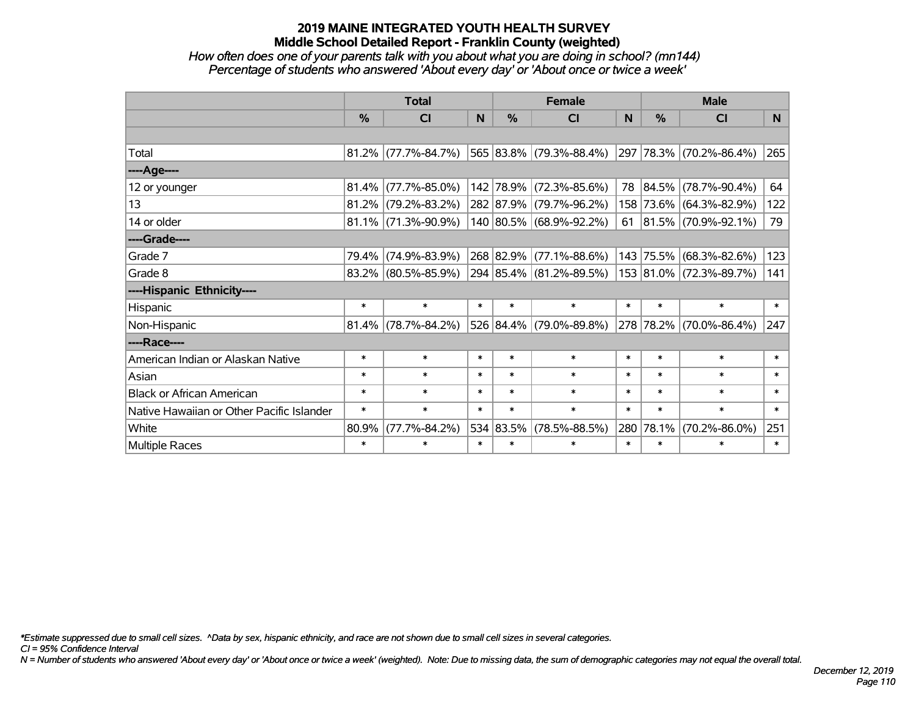# 2019 MAINE INTEGRATED YOUTH HEALTH SURVEY
## Middle School Detailed Report - Franklin County (weighted)

*How often does one of your parents talk with you about what you are doing in school? (mn144)*
*Percentage of students who answered 'About every day' or 'About once or twice a week'*

| | Total | | | Female | | | Male | | |
|---|---|---|---|---|---|---|---|---|---|
| | % | CI | N | % | CI | N | % | CI | N |
| | | | | | | | | | |
| Total | 81.2% | (77.7%-84.7%) | 565 | 83.8% | (79.3%-88.4%) | 297 | 78.3% | (70.2%-86.4%) | 265 |
| ----Age---- | | | | | | | | | |
| 12 or younger | 81.4% | (77.7%-85.0%) | 142 | 78.9% | (72.3%-85.6%) | 78 | 84.5% | (78.7%-90.4%) | 64 |
| 13 | 81.2% | (79.2%-83.2%) | 282 | 87.9% | (79.7%-96.2%) | 158 | 73.6% | (64.3%-82.9%) | 122 |
| 14 or older | 81.1% | (71.3%-90.9%) | 140 | 80.5% | (68.9%-92.2%) | 61 | 81.5% | (70.9%-92.1%) | 79 |
| ----Grade---- | | | | | | | | | |
| Grade 7 | 79.4% | (74.9%-83.9%) | 268 | 82.9% | (77.1%-88.6%) | 143 | 75.5% | (68.3%-82.6%) | 123 |
| Grade 8 | 83.2% | (80.5%-85.9%) | 294 | 85.4% | (81.2%-89.5%) | 153 | 81.0% | (72.3%-89.7%) | 141 |
| ----Hispanic Ethnicity---- | | | | | | | | | |
| Hispanic | * | * | * | * | * | * | * | * | * |
| Non-Hispanic | 81.4% | (78.7%-84.2%) | 526 | 84.4% | (79.0%-89.8%) | 278 | 78.2% | (70.0%-86.4%) | 247 |
| ----Race---- | | | | | | | | | |
| American Indian or Alaskan Native | * | * | * | * | * | * | * | * | * |
| Asian | * | * | * | * | * | * | * | * | * |
| Black or African American | * | * | * | * | * | * | * | * | * |
| Native Hawaiian or Other Pacific Islander | * | * | * | * | * | * | * | * | * |
| White | 80.9% | (77.7%-84.2%) | 534 | 83.5% | (78.5%-88.5%) | 280 | 78.1% | (70.2%-86.0%) | 251 |
| Multiple Races | * | * | * | * | * | * | * | * | * |

*\*Estimate suppressed due to small cell sizes. ^Data by sex, hispanic ethnicity, and race are not shown due to small cell sizes in several categories.*

*CI = 95% Confidence Interval*

*N = Number of students who answered 'About every day' or 'About once or twice a week' (weighted). Note: Due to missing data, the sum of demographic categories may not equal the overall total.*

*December 12, 2019*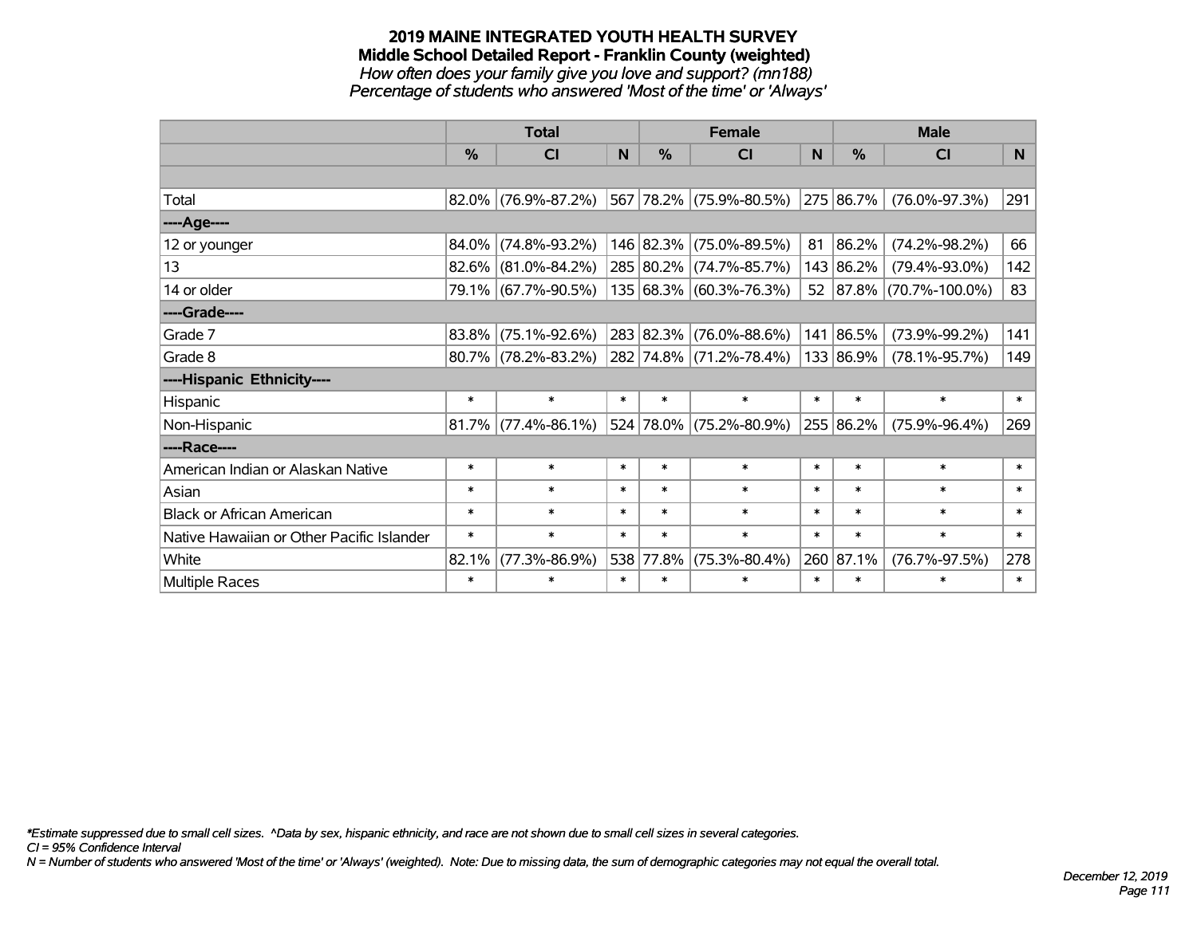# 2019 MAINE INTEGRATED YOUTH HEALTH SURVEY
## Middle School Detailed Report - Franklin County (weighted)
*How often does your family give you love and support? (mn188)*
*Percentage of students who answered 'Most of the time' or 'Always'*

| | Total | | | Female | | | Male | | |
|---|---|---|---|---|---|---|---|---|---|
| | % | CI | N | % | CI | N | % | CI | N |
| | | | | | | | | | |
| Total | 82.0% | (76.9%-87.2%) | 567 | 78.2% | (75.9%-80.5%) | 275 | 86.7% | (76.0%-97.3%) | 291 |
| ----Age---- | | | | | | | | | |
| 12 or younger | 84.0% | (74.8%-93.2%) | 146 | 82.3% | (75.0%-89.5%) | 81 | 86.2% | (74.2%-98.2%) | 66 |
| 13 | 82.6% | (81.0%-84.2%) | 285 | 80.2% | (74.7%-85.7%) | 143 | 86.2% | (79.4%-93.0%) | 142 |
| 14 or older | 79.1% | (67.7%-90.5%) | 135 | 68.3% | (60.3%-76.3%) | 52 | 87.8% | (70.7%-100.0%) | 83 |
| ----Grade---- | | | | | | | | | |
| Grade 7 | 83.8% | (75.1%-92.6%) | 283 | 82.3% | (76.0%-88.6%) | 141 | 86.5% | (73.9%-99.2%) | 141 |
| Grade 8 | 80.7% | (78.2%-83.2%) | 282 | 74.8% | (71.2%-78.4%) | 133 | 86.9% | (78.1%-95.7%) | 149 |
| ----Hispanic Ethnicity---- | | | | | | | | | |
| Hispanic | * | * | * | * | * | * | * | * | * |
| Non-Hispanic | 81.7% | (77.4%-86.1%) | 524 | 78.0% | (75.2%-80.9%) | 255 | 86.2% | (75.9%-96.4%) | 269 |
| ----Race---- | | | | | | | | | |
| American Indian or Alaskan Native | * | * | * | * | * | * | * | * | * |
| Asian | * | * | * | * | * | * | * | * | * |
| Black or African American | * | * | * | * | * | * | * | * | * |
| Native Hawaiian or Other Pacific Islander | * | * | * | * | * | * | * | * | * |
| White | 82.1% | (77.3%-86.9%) | 538 | 77.8% | (75.3%-80.4%) | 260 | 87.1% | (76.7%-97.5%) | 278 |
| Multiple Races | * | * | * | * | * | * | * | * | * |

*\*Estimate suppressed due to small cell sizes. ^Data by sex, hispanic ethnicity, and race are not shown due to small cell sizes in several categories.*
*CI = 95% Confidence Interval*
*N = Number of students who answered 'Most of the time' or 'Always' (weighted). Note: Due to missing data, the sum of demographic categories may not equal the overall total.*

*December 12, 2019*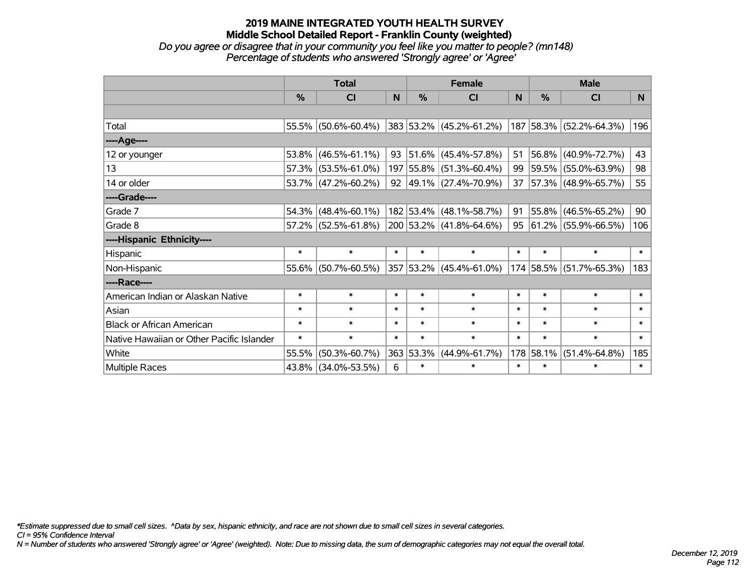# 2019 MAINE INTEGRATED YOUTH HEALTH SURVEY
## Middle School Detailed Report - Franklin County (weighted)
*Do you agree or disagree that in your community you feel like you matter to people? (mn148)*
*Percentage of students who answered 'Strongly agree' or 'Agree'*

| | Total | | | Female | | | Male | | |
|---|---|---|---|---|---|---|---|---|---|
| | % | CI | N | % | CI | N | % | CI | N |
| | | | | | | | | | |
| Total | 55.5% | (50.6%-60.4%) | 383 | 53.2% | (45.2%-61.2%) | 187 | 58.3% | (52.2%-64.3%) | 196 |
| ----Age---- | | | | | | | | | |
| 12 or younger | 53.8% | (46.5%-61.1%) | 93 | 51.6% | (45.4%-57.8%) | 51 | 56.8% | (40.9%-72.7%) | 43 |
| 13 | 57.3% | (53.5%-61.0%) | 197 | 55.8% | (51.3%-60.4%) | 99 | 59.5% | (55.0%-63.9%) | 98 |
| 14 or older | 53.7% | (47.2%-60.2%) | 92 | 49.1% | (27.4%-70.9%) | 37 | 57.3% | (48.9%-65.7%) | 55 |
| ----Grade---- | | | | | | | | | |
| Grade 7 | 54.3% | (48.4%-60.1%) | 182 | 53.4% | (48.1%-58.7%) | 91 | 55.8% | (46.5%-65.2%) | 90 |
| Grade 8 | 57.2% | (52.5%-61.8%) | 200 | 53.2% | (41.8%-64.6%) | 95 | 61.2% | (55.9%-66.5%) | 106 |
| ----Hispanic Ethnicity---- | | | | | | | | | |
| Hispanic | * | * | * | * | * | * | * | * | * |
| Non-Hispanic | 55.6% | (50.7%-60.5%) | 357 | 53.2% | (45.4%-61.0%) | 174 | 58.5% | (51.7%-65.3%) | 183 |
| ----Race---- | | | | | | | | | |
| American Indian or Alaskan Native | * | * | * | * | * | * | * | * | * |
| Asian | * | * | * | * | * | * | * | * | * |
| Black or African American | * | * | * | * | * | * | * | * | * |
| Native Hawaiian or Other Pacific Islander | * | * | * | * | * | * | * | * | * |
| White | 55.5% | (50.3%-60.7%) | 363 | 53.3% | (44.9%-61.7%) | 178 | 58.1% | (51.4%-64.8%) | 185 |
| Multiple Races | 43.8% | (34.0%-53.5%) | 6 | * | * | * | * | * | * |

*Estimate suppressed due to small cell sizes. ^Data by sex, hispanic ethnicity, and race are not shown due to small cell sizes in several categories.*
*CI = 95% Confidence Interval*
*N = Number of students who answered 'Strongly agree' or 'Agree' (weighted). Note: Due to missing data, the sum of demographic categories may not equal the overall total.*

*December 12, 2019*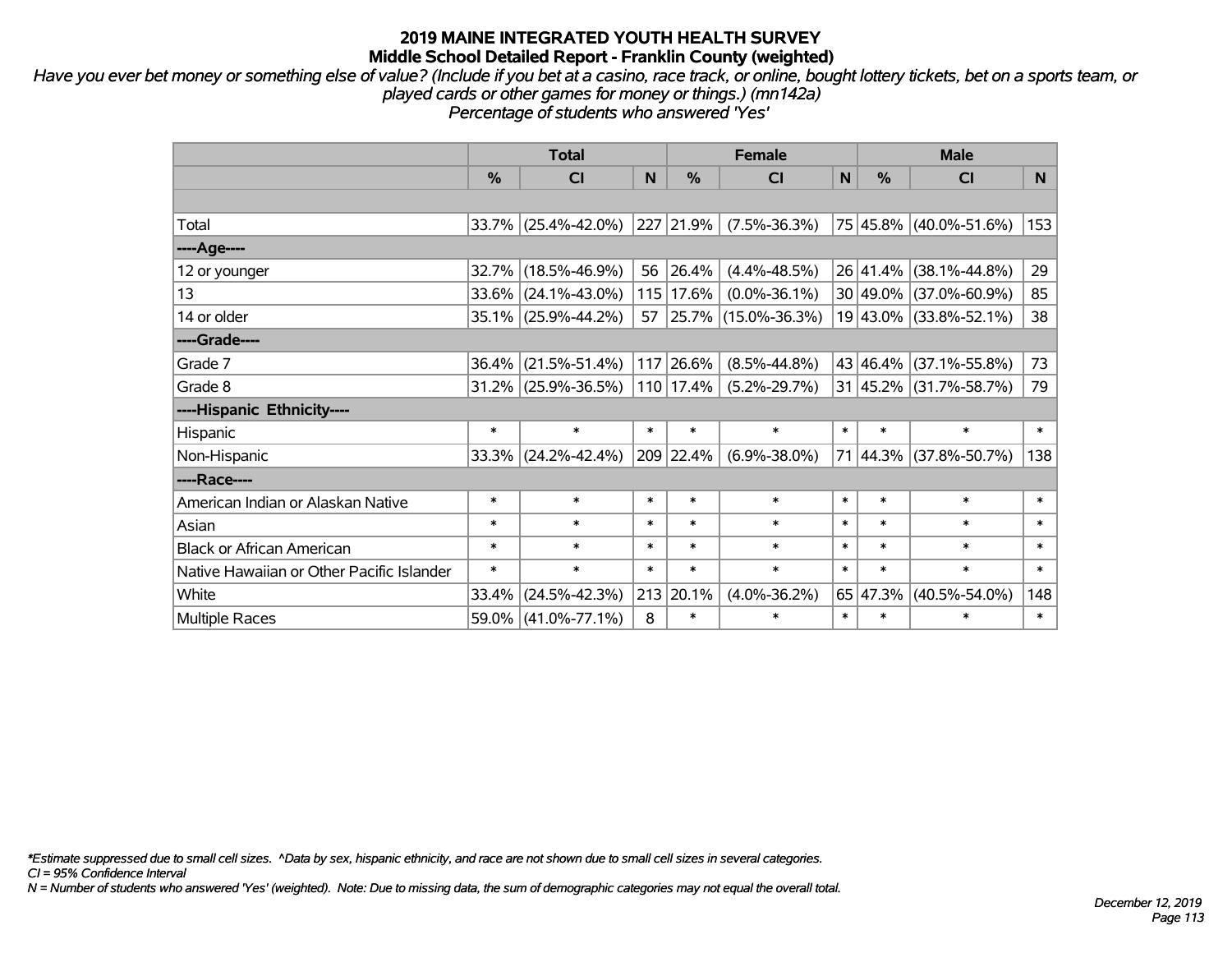# 2019 MAINE INTEGRATED YOUTH HEALTH SURVEY
## Middle School Detailed Report - Franklin County (weighted)

*Have you ever bet money or something else of value? (Include if you bet at a casino, race track, or online, bought lottery tickets, bet on a sports team, or played cards or other games for money or things.) (mn142a)*
*Percentage of students who answered 'Yes'*

| | Total | | | Female | | | Male | | |
|---|---|---|---|---|---|---|---|---|---|
| | % | CI | N | % | CI | N | % | CI | N |
| | | | | | | | | | |
| Total | 33.7% | (25.4%-42.0%) | 227 | 21.9% | (7.5%-36.3%) | 75 | 45.8% | (40.0%-51.6%) | 153 |
| ----Age---- | | | | | | | | | |
| 12 or younger | 32.7% | (18.5%-46.9%) | 56 | 26.4% | (4.4%-48.5%) | 26 | 41.4% | (38.1%-44.8%) | 29 |
| 13 | 33.6% | (24.1%-43.0%) | 115 | 17.6% | (0.0%-36.1%) | 30 | 49.0% | (37.0%-60.9%) | 85 |
| 14 or older | 35.1% | (25.9%-44.2%) | 57 | 25.7% | (15.0%-36.3%) | 19 | 43.0% | (33.8%-52.1%) | 38 |
| ----Grade---- | | | | | | | | | |
| Grade 7 | 36.4% | (21.5%-51.4%) | 117 | 26.6% | (8.5%-44.8%) | 43 | 46.4% | (37.1%-55.8%) | 73 |
| Grade 8 | 31.2% | (25.9%-36.5%) | 110 | 17.4% | (5.2%-29.7%) | 31 | 45.2% | (31.7%-58.7%) | 79 |
| ----Hispanic Ethnicity---- | | | | | | | | | |
| Hispanic | * | * | * | * | * | * | * | * | * |
| Non-Hispanic | 33.3% | (24.2%-42.4%) | 209 | 22.4% | (6.9%-38.0%) | 71 | 44.3% | (37.8%-50.7%) | 138 |
| ----Race---- | | | | | | | | | |
| American Indian or Alaskan Native | * | * | * | * | * | * | * | * | * |
| Asian | * | * | * | * | * | * | * | * | * |
| Black or African American | * | * | * | * | * | * | * | * | * |
| Native Hawaiian or Other Pacific Islander | * | * | * | * | * | * | * | * | * |
| White | 33.4% | (24.5%-42.3%) | 213 | 20.1% | (4.0%-36.2%) | 65 | 47.3% | (40.5%-54.0%) | 148 |
| Multiple Races | 59.0% | (41.0%-77.1%) | 8 | * | * | * | * | * | * |

*\*Estimate suppressed due to small cell sizes. ^Data by sex, hispanic ethnicity, and race are not shown due to small cell sizes in several categories.*
*CI = 95% Confidence Interval*
*N = Number of students who answered 'Yes' (weighted). Note: Due to missing data, the sum of demographic categories may not equal the overall total.*

*December 12, 2019*